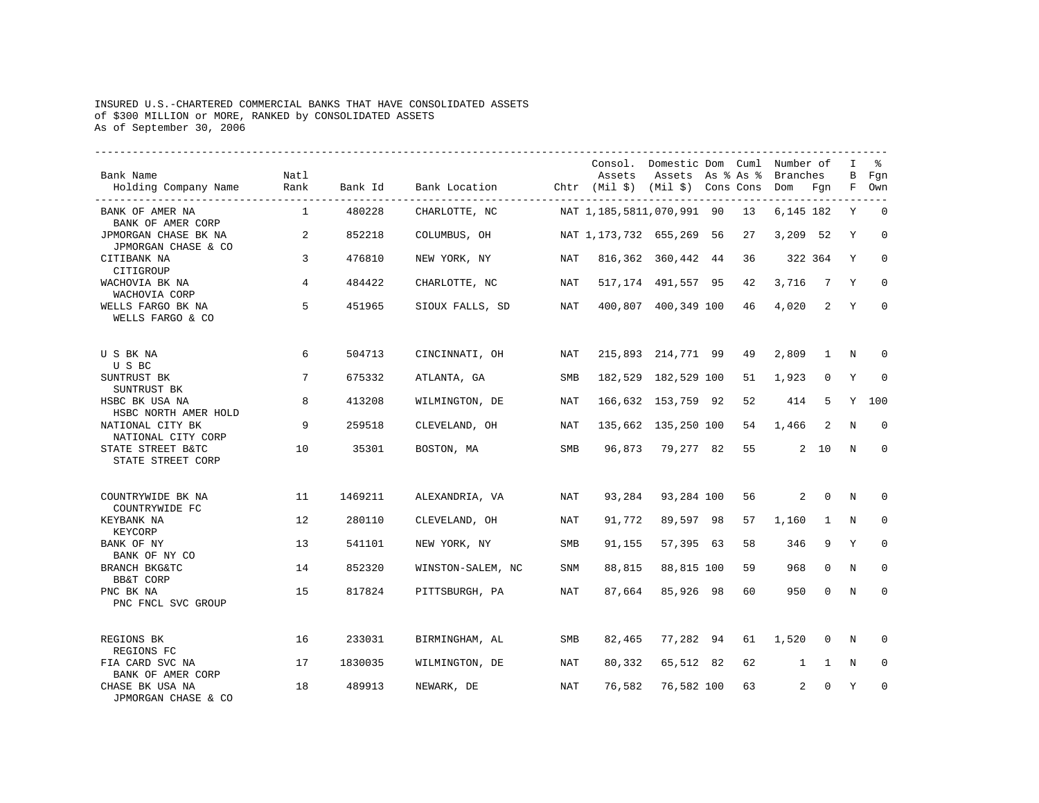INSURED U.S.-CHARTERED COMMERCIAL BANKS THAT HAVE CONSOLIDATED ASSETS
of $300 MILLION or MORE, RANKED by CONSOLIDATED ASSETS
As of September 30, 2006

| Bank Name<br>Holding Company Name | Natl Rank | Bank Id | Bank Location | Chtr | Consol. Assets (Mil $) | Domestic Assets (Mil $) | Dom As % Cons | Cuml As % Cons | Number of Branches Dom | Number of Branches Fgn | IBF | % Fgn Own |
|---|---|---|---|---|---|---|---|---|---|---|---|---|
| BANK OF AMER NA<br>BANK OF AMER CORP | 1 | 480228 | CHARLOTTE, NC | NAT | 1,185,581 | 1,070,991 | 90 | 13 | 6,145 | 182 | Y | 0 |
| JPMORGAN CHASE BK NA<br>JPMORGAN CHASE & CO | 2 | 852218 | COLUMBUS, OH | NAT | 1,173,732 | 655,269 | 56 | 27 | 3,209 | 52 | Y | 0 |
| CITIBANK NA<br>CITIGROUP | 3 | 476810 | NEW YORK, NY | NAT | 816,362 | 360,442 | 44 | 36 | 322 | 364 | Y | 0 |
| WACHOVIA BK NA<br>WACHOVIA CORP | 4 | 484422 | CHARLOTTE, NC | NAT | 517,174 | 491,557 | 95 | 42 | 3,716 | 7 | Y | 0 |
| WELLS FARGO BK NA<br>WELLS FARGO & CO | 5 | 451965 | SIOUX FALLS, SD | NAT | 400,807 | 400,349 | 100 | 46 | 4,020 | 2 | Y | 0 |
| U S BK NA<br>U S BC | 6 | 504713 | CINCINNATI, OH | NAT | 215,893 | 214,771 | 99 | 49 | 2,809 | 1 | N | 0 |
| SUNTRUST BK<br>SUNTRUST BK | 7 | 675332 | ATLANTA, GA | SMB | 182,529 | 182,529 | 100 | 51 | 1,923 | 0 | Y | 0 |
| HSBC BK USA NA<br>HSBC NORTH AMER HOLD | 8 | 413208 | WILMINGTON, DE | NAT | 166,632 | 153,759 | 92 | 52 | 414 | 5 | Y | 100 |
| NATIONAL CITY BK<br>NATIONAL CITY CORP | 9 | 259518 | CLEVELAND, OH | NAT | 135,662 | 135,250 | 100 | 54 | 1,466 | 2 | N | 0 |
| STATE STREET B&TC<br>STATE STREET CORP | 10 | 35301 | BOSTON, MA | SMB | 96,873 | 79,277 | 82 | 55 | 2 | 10 | N | 0 |
| COUNTRYWIDE BK NA<br>COUNTRYWIDE FC | 11 | 1469211 | ALEXANDRIA, VA | NAT | 93,284 | 93,284 | 100 | 56 | 2 | 0 | N | 0 |
| KEYBANK NA<br>KEYCORP | 12 | 280110 | CLEVELAND, OH | NAT | 91,772 | 89,597 | 98 | 57 | 1,160 | 1 | N | 0 |
| BANK OF NY<br>BANK OF NY CO | 13 | 541101 | NEW YORK, NY | SMB | 91,155 | 57,395 | 63 | 58 | 346 | 9 | Y | 0 |
| BRANCH BKG&TC<br>BB&T CORP | 14 | 852320 | WINSTON-SALEM, NC | SNM | 88,815 | 88,815 | 100 | 59 | 968 | 0 | N | 0 |
| PNC BK NA<br>PNC FNCL SVC GROUP | 15 | 817824 | PITTSBURGH, PA | NAT | 87,664 | 85,926 | 98 | 60 | 950 | 0 | N | 0 |
| REGIONS BK<br>REGIONS FC | 16 | 233031 | BIRMINGHAM, AL | SMB | 82,465 | 77,282 | 94 | 61 | 1,520 | 0 | N | 0 |
| FIA CARD SVC NA<br>BANK OF AMER CORP | 17 | 1830035 | WILMINGTON, DE | NAT | 80,332 | 65,512 | 82 | 62 | 1 | 1 | N | 0 |
| CHASE BK USA NA<br>JPMORGAN CHASE & CO | 18 | 489913 | NEWARK, DE | NAT | 76,582 | 76,582 | 100 | 63 | 2 | 0 | Y | 0 |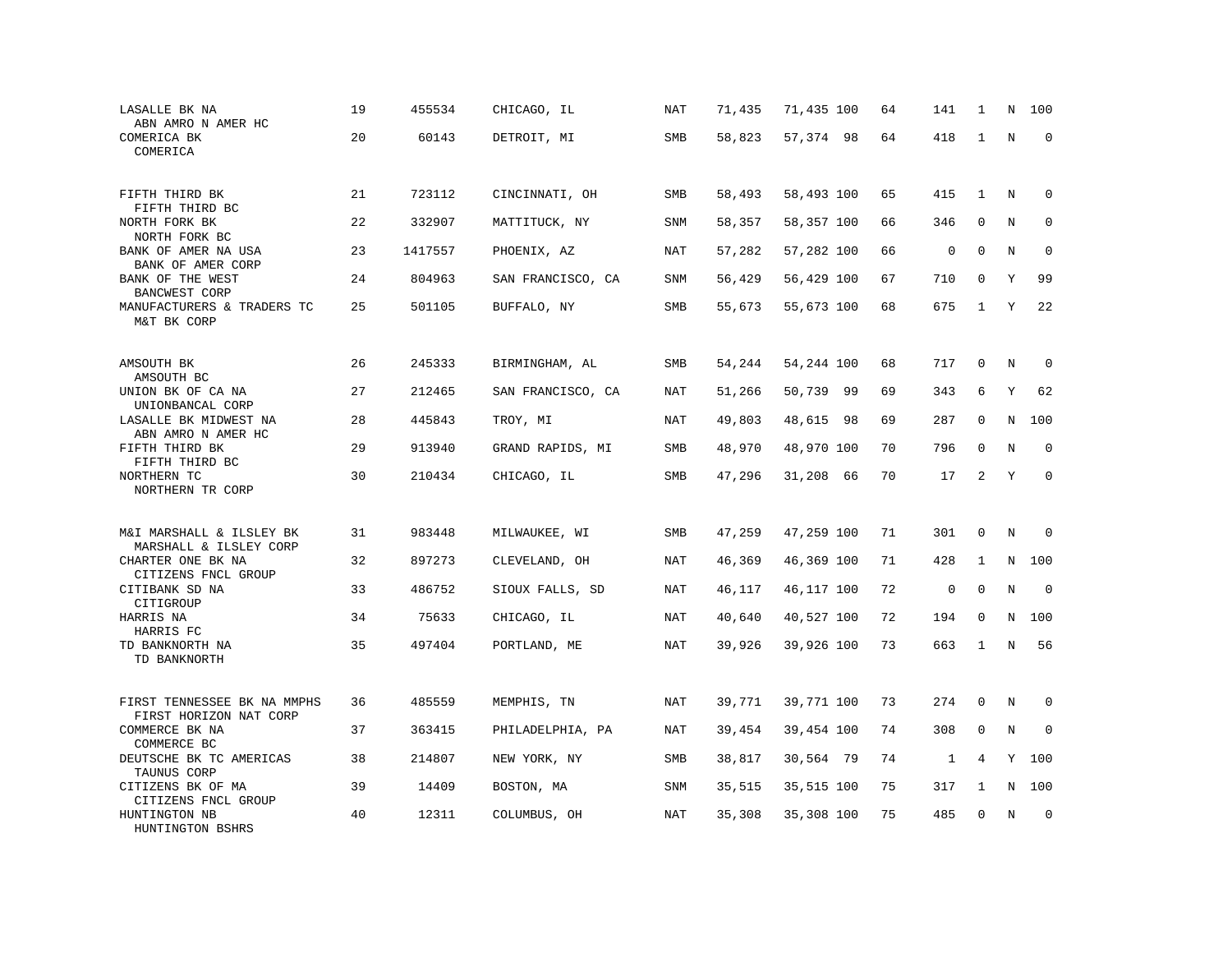| | | | | | | | | | | | | |
|---|---|---|---|---|---|---|---|---|---|---|---|---|
| LASALLE BK NA<br>ABN AMRO N AMER HC | 19 | 455534 | CHICAGO, IL | NAT | 71,435 | 71,435 | 100 | 64 | 141 | 1 | N | 100 |
| COMERICA BK<br>COMERICA | 20 | 60143 | DETROIT, MI | SMB | 58,823 | 57,374 | 98 | 64 | 418 | 1 | N | 0 |
| FIFTH THIRD BK<br>FIFTH THIRD BC | 21 | 723112 | CINCINNATI, OH | SMB | 58,493 | 58,493 | 100 | 65 | 415 | 1 | N | 0 |
| NORTH FORK BK<br>NORTH FORK BC | 22 | 332907 | MATTITUCK, NY | SNM | 58,357 | 58,357 | 100 | 66 | 346 | 0 | N | 0 |
| BANK OF AMER NA USA<br>BANK OF AMER CORP | 23 | 1417557 | PHOENIX, AZ | NAT | 57,282 | 57,282 | 100 | 66 | 0 | 0 | N | 0 |
| BANK OF THE WEST<br>BANCWEST CORP | 24 | 804963 | SAN FRANCISCO, CA | SNM | 56,429 | 56,429 | 100 | 67 | 710 | 0 | Y | 99 |
| MANUFACTURERS & TRADERS TC<br>M&T BK CORP | 25 | 501105 | BUFFALO, NY | SMB | 55,673 | 55,673 | 100 | 68 | 675 | 1 | Y | 22 |
| AMSOUTH BK<br>AMSOUTH BC | 26 | 245333 | BIRMINGHAM, AL | SMB | 54,244 | 54,244 | 100 | 68 | 717 | 0 | N | 0 |
| UNION BK OF CA NA<br>UNIONBANCAL CORP | 27 | 212465 | SAN FRANCISCO, CA | NAT | 51,266 | 50,739 | 99 | 69 | 343 | 6 | Y | 62 |
| LASALLE BK MIDWEST NA<br>ABN AMRO N AMER HC | 28 | 445843 | TROY, MI | NAT | 49,803 | 48,615 | 98 | 69 | 287 | 0 | N | 100 |
| FIFTH THIRD BK<br>FIFTH THIRD BC | 29 | 913940 | GRAND RAPIDS, MI | SMB | 48,970 | 48,970 | 100 | 70 | 796 | 0 | N | 0 |
| NORTHERN TC<br>NORTHERN TR CORP | 30 | 210434 | CHICAGO, IL | SMB | 47,296 | 31,208 | 66 | 70 | 17 | 2 | Y | 0 |
| M&I MARSHALL & ILSLEY BK<br>MARSHALL & ILSLEY CORP | 31 | 983448 | MILWAUKEE, WI | SMB | 47,259 | 47,259 | 100 | 71 | 301 | 0 | N | 0 |
| CHARTER ONE BK NA<br>CITIZENS FNCL GROUP | 32 | 897273 | CLEVELAND, OH | NAT | 46,369 | 46,369 | 100 | 71 | 428 | 1 | N | 100 |
| CITIBANK SD NA<br>CITIGROUP | 33 | 486752 | SIOUX FALLS, SD | NAT | 46,117 | 46,117 | 100 | 72 | 0 | 0 | N | 0 |
| HARRIS NA<br>HARRIS FC | 34 | 75633 | CHICAGO, IL | NAT | 40,640 | 40,527 | 100 | 72 | 194 | 0 | N | 100 |
| TD BANKNORTH NA<br>TD BANKNORTH | 35 | 497404 | PORTLAND, ME | NAT | 39,926 | 39,926 | 100 | 73 | 663 | 1 | N | 56 |
| FIRST TENNESSEE BK NA MMPHS<br>FIRST HORIZON NAT CORP | 36 | 485559 | MEMPHIS, TN | NAT | 39,771 | 39,771 | 100 | 73 | 274 | 0 | N | 0 |
| COMMERCE BK NA<br>COMMERCE BC | 37 | 363415 | PHILADELPHIA, PA | NAT | 39,454 | 39,454 | 100 | 74 | 308 | 0 | N | 0 |
| DEUTSCHE BK TC AMERICAS<br>TAUNUS CORP | 38 | 214807 | NEW YORK, NY | SMB | 38,817 | 30,564 | 79 | 74 | 1 | 4 | Y | 100 |
| CITIZENS BK OF MA<br>CITIZENS FNCL GROUP | 39 | 14409 | BOSTON, MA | SNM | 35,515 | 35,515 | 100 | 75 | 317 | 1 | N | 100 |
| HUNTINGTON NB<br>HUNTINGTON BSHRS | 40 | 12311 | COLUMBUS, OH | NAT | 35,308 | 35,308 | 100 | 75 | 485 | 0 | N | 0 |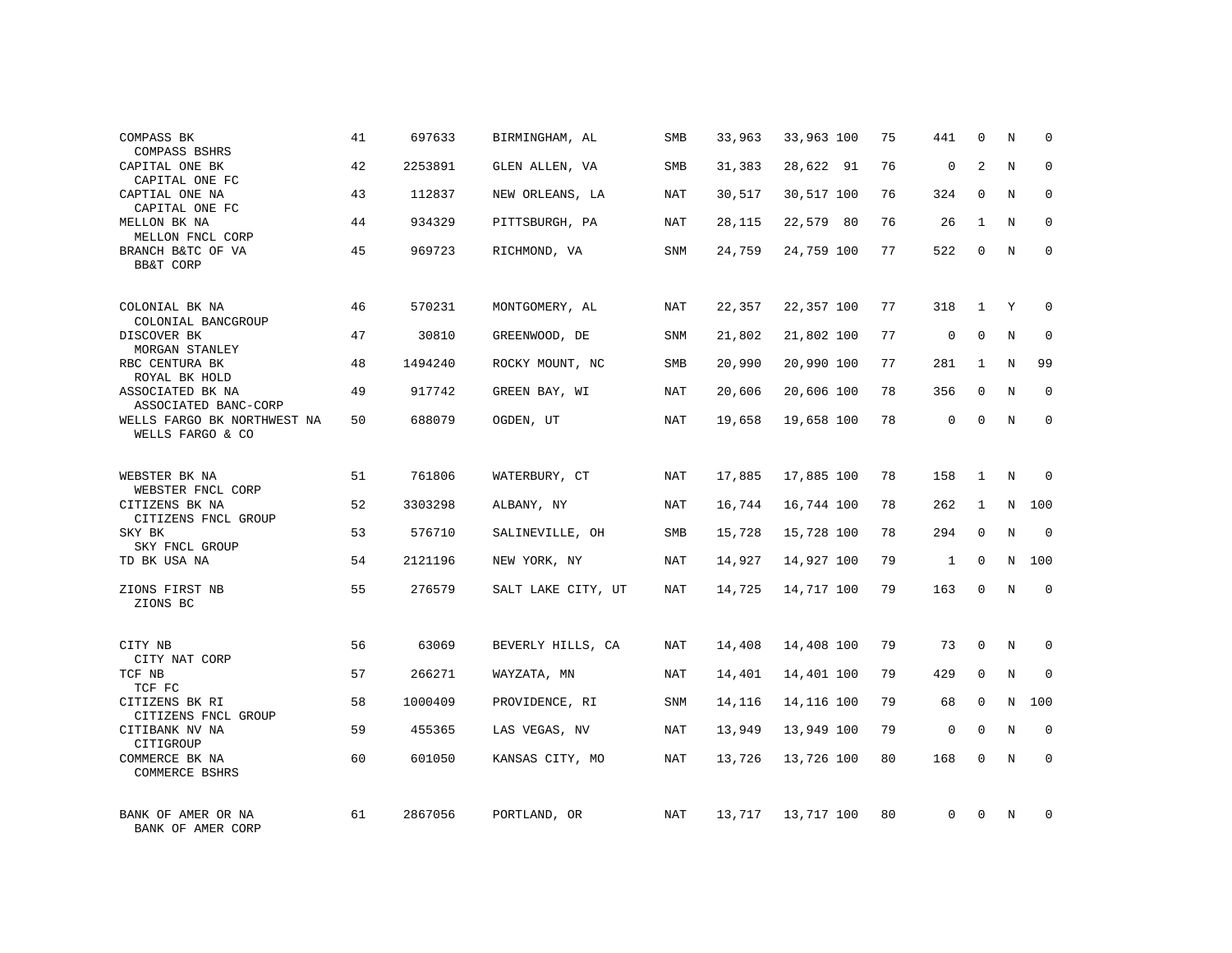| | | | | | | | | | | | | |
|---|---|---|---|---|---|---|---|---|---|---|---|---|
| COMPASS BK<br>COMPASS BSHRS | 41 | 697633 | BIRMINGHAM, AL | SMB | 33,963 | 33,963 | 100 | 75 | 441 | 0 | N | 0 |
| CAPITAL ONE BK<br>CAPITAL ONE FC | 42 | 2253891 | GLEN ALLEN, VA | SMB | 31,383 | 28,622 | 91 | 76 | 0 | 2 | N | 0 |
| CAPTIAL ONE NA<br>CAPITAL ONE FC | 43 | 112837 | NEW ORLEANS, LA | NAT | 30,517 | 30,517 | 100 | 76 | 324 | 0 | N | 0 |
| MELLON BK NA<br>MELLON FNCL CORP | 44 | 934329 | PITTSBURGH, PA | NAT | 28,115 | 22,579 | 80 | 76 | 26 | 1 | N | 0 |
| BRANCH B&TC OF VA<br>BB&T CORP | 45 | 969723 | RICHMOND, VA | SNM | 24,759 | 24,759 | 100 | 77 | 522 | 0 | N | 0 |
| COLONIAL BK NA<br>COLONIAL BANCGROUP | 46 | 570231 | MONTGOMERY, AL | NAT | 22,357 | 22,357 | 100 | 77 | 318 | 1 | Y | 0 |
| DISCOVER BK<br>MORGAN STANLEY | 47 | 30810 | GREENWOOD, DE | SNM | 21,802 | 21,802 | 100 | 77 | 0 | 0 | N | 0 |
| RBC CENTURA BK<br>ROYAL BK HOLD | 48 | 1494240 | ROCKY MOUNT, NC | SMB | 20,990 | 20,990 | 100 | 77 | 281 | 1 | N | 99 |
| ASSOCIATED BK NA<br>ASSOCIATED BANC-CORP | 49 | 917742 | GREEN BAY, WI | NAT | 20,606 | 20,606 | 100 | 78 | 356 | 0 | N | 0 |
| WELLS FARGO BK NORTHWEST NA<br>WELLS FARGO & CO | 50 | 688079 | OGDEN, UT | NAT | 19,658 | 19,658 | 100 | 78 | 0 | 0 | N | 0 |
| WEBSTER BK NA<br>WEBSTER FNCL CORP | 51 | 761806 | WATERBURY, CT | NAT | 17,885 | 17,885 | 100 | 78 | 158 | 1 | N | 0 |
| CITIZENS BK NA<br>CITIZENS FNCL GROUP | 52 | 3303298 | ALBANY, NY | NAT | 16,744 | 16,744 | 100 | 78 | 262 | 1 | N | 100 |
| SKY BK<br>SKY FNCL GROUP | 53 | 576710 | SALINEVILLE, OH | SMB | 15,728 | 15,728 | 100 | 78 | 294 | 0 | N | 0 |
| TD BK USA NA | 54 | 2121196 | NEW YORK, NY | NAT | 14,927 | 14,927 | 100 | 79 | 1 | 0 | N | 100 |
| ZIONS FIRST NB<br>ZIONS BC | 55 | 276579 | SALT LAKE CITY, UT | NAT | 14,725 | 14,717 | 100 | 79 | 163 | 0 | N | 0 |
| CITY NB<br>CITY NAT CORP | 56 | 63069 | BEVERLY HILLS, CA | NAT | 14,408 | 14,408 | 100 | 79 | 73 | 0 | N | 0 |
| TCF NB<br>TCF FC | 57 | 266271 | WAYZATA, MN | NAT | 14,401 | 14,401 | 100 | 79 | 429 | 0 | N | 0 |
| CITIZENS BK RI<br>CITIZENS FNCL GROUP | 58 | 1000409 | PROVIDENCE, RI | SNM | 14,116 | 14,116 | 100 | 79 | 68 | 0 | N | 100 |
| CITIBANK NV NA<br>CITIGROUP | 59 | 455365 | LAS VEGAS, NV | NAT | 13,949 | 13,949 | 100 | 79 | 0 | 0 | N | 0 |
| COMMERCE BK NA<br>COMMERCE BSHRS | 60 | 601050 | KANSAS CITY, MO | NAT | 13,726 | 13,726 | 100 | 80 | 168 | 0 | N | 0 |
| BANK OF AMER OR NA<br>BANK OF AMER CORP | 61 | 2867056 | PORTLAND, OR | NAT | 13,717 | 13,717 | 100 | 80 | 0 | 0 | N | 0 |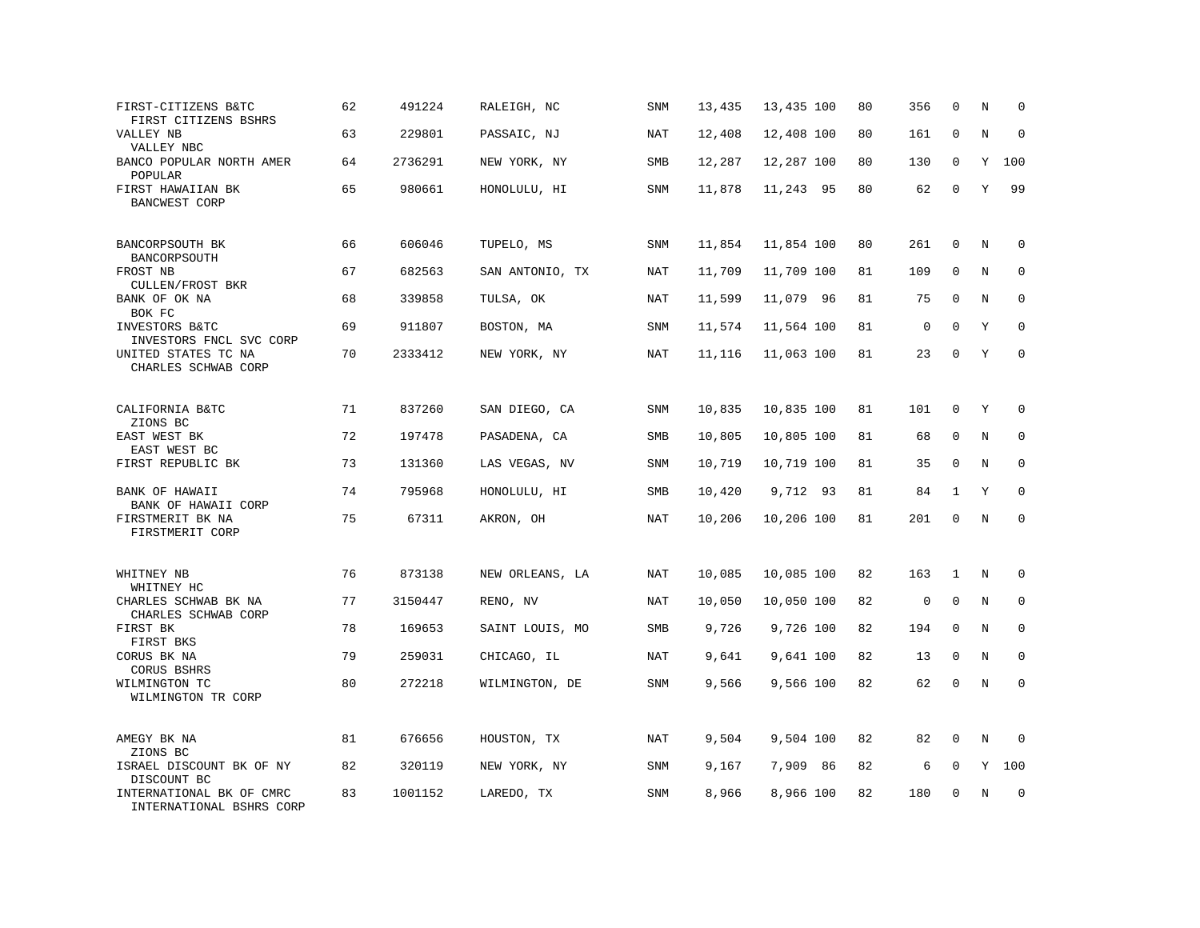| | | | | | | | | | | | | |
|---|---|---|---|---|---|---|---|---|---|---|---|---|
| FIRST-CITIZENS B&TC<br>FIRST CITIZENS BSHRS | 62 | 491224 | RALEIGH, NC | SNM | 13,435 | 13,435 | 100 | 80 | 356 | 0 | N | 0 |
| VALLEY NB<br>VALLEY NBC | 63 | 229801 | PASSAIC, NJ | NAT | 12,408 | 12,408 | 100 | 80 | 161 | 0 | N | 0 |
| BANCO POPULAR NORTH AMER<br>POPULAR | 64 | 2736291 | NEW YORK, NY | SMB | 12,287 | 12,287 | 100 | 80 | 130 | 0 | Y | 100 |
| FIRST HAWAIIAN BK<br>BANCWEST CORP | 65 | 980661 | HONOLULU, HI | SNM | 11,878 | 11,243 | 95 | 80 | 62 | 0 | Y | 99 |
| BANCORPSOUTH BK<br>BANCORPSOUTH | 66 | 606046 | TUPELO, MS | SNM | 11,854 | 11,854 | 100 | 80 | 261 | 0 | N | 0 |
| FROST NB<br>CULLEN/FROST BKR | 67 | 682563 | SAN ANTONIO, TX | NAT | 11,709 | 11,709 | 100 | 81 | 109 | 0 | N | 0 |
| BANK OF OK NA<br>BOK FC | 68 | 339858 | TULSA, OK | NAT | 11,599 | 11,079 | 96 | 81 | 75 | 0 | N | 0 |
| INVESTORS B&TC<br>INVESTORS FNCL SVC CORP | 69 | 911807 | BOSTON, MA | SNM | 11,574 | 11,564 | 100 | 81 | 0 | 0 | Y | 0 |
| UNITED STATES TC NA<br>CHARLES SCHWAB CORP | 70 | 2333412 | NEW YORK, NY | NAT | 11,116 | 11,063 | 100 | 81 | 23 | 0 | Y | 0 |
| CALIFORNIA B&TC<br>ZIONS BC | 71 | 837260 | SAN DIEGO, CA | SNM | 10,835 | 10,835 | 100 | 81 | 101 | 0 | Y | 0 |
| EAST WEST BK<br>EAST WEST BC | 72 | 197478 | PASADENA, CA | SMB | 10,805 | 10,805 | 100 | 81 | 68 | 0 | N | 0 |
| FIRST REPUBLIC BK | 73 | 131360 | LAS VEGAS, NV | SNM | 10,719 | 10,719 | 100 | 81 | 35 | 0 | N | 0 |
| BANK OF HAWAII<br>BANK OF HAWAII CORP | 74 | 795968 | HONOLULU, HI | SMB | 10,420 | 9,712 | 93 | 81 | 84 | 1 | Y | 0 |
| FIRSTMERIT BK NA<br>FIRSTMERIT CORP | 75 | 67311 | AKRON, OH | NAT | 10,206 | 10,206 | 100 | 81 | 201 | 0 | N | 0 |
| WHITNEY NB<br>WHITNEY HC | 76 | 873138 | NEW ORLEANS, LA | NAT | 10,085 | 10,085 | 100 | 82 | 163 | 1 | N | 0 |
| CHARLES SCHWAB BK NA<br>CHARLES SCHWAB CORP | 77 | 3150447 | RENO, NV | NAT | 10,050 | 10,050 | 100 | 82 | 0 | 0 | N | 0 |
| FIRST BK<br>FIRST BKS | 78 | 169653 | SAINT LOUIS, MO | SMB | 9,726 | 9,726 | 100 | 82 | 194 | 0 | N | 0 |
| CORUS BK NA<br>CORUS BSHRS | 79 | 259031 | CHICAGO, IL | NAT | 9,641 | 9,641 | 100 | 82 | 13 | 0 | N | 0 |
| WILMINGTON TC<br>WILMINGTON TR CORP | 80 | 272218 | WILMINGTON, DE | SNM | 9,566 | 9,566 | 100 | 82 | 62 | 0 | N | 0 |
| AMEGY BK NA<br>ZIONS BC | 81 | 676656 | HOUSTON, TX | NAT | 9,504 | 9,504 | 100 | 82 | 82 | 0 | N | 0 |
| ISRAEL DISCOUNT BK OF NY<br>DISCOUNT BC | 82 | 320119 | NEW YORK, NY | SNM | 9,167 | 7,909 | 86 | 82 | 6 | 0 | Y | 100 |
| INTERNATIONAL BK OF CMRC<br>INTERNATIONAL BSHRS CORP | 83 | 1001152 | LAREDO, TX | SNM | 8,966 | 8,966 | 100 | 82 | 180 | 0 | N | 0 |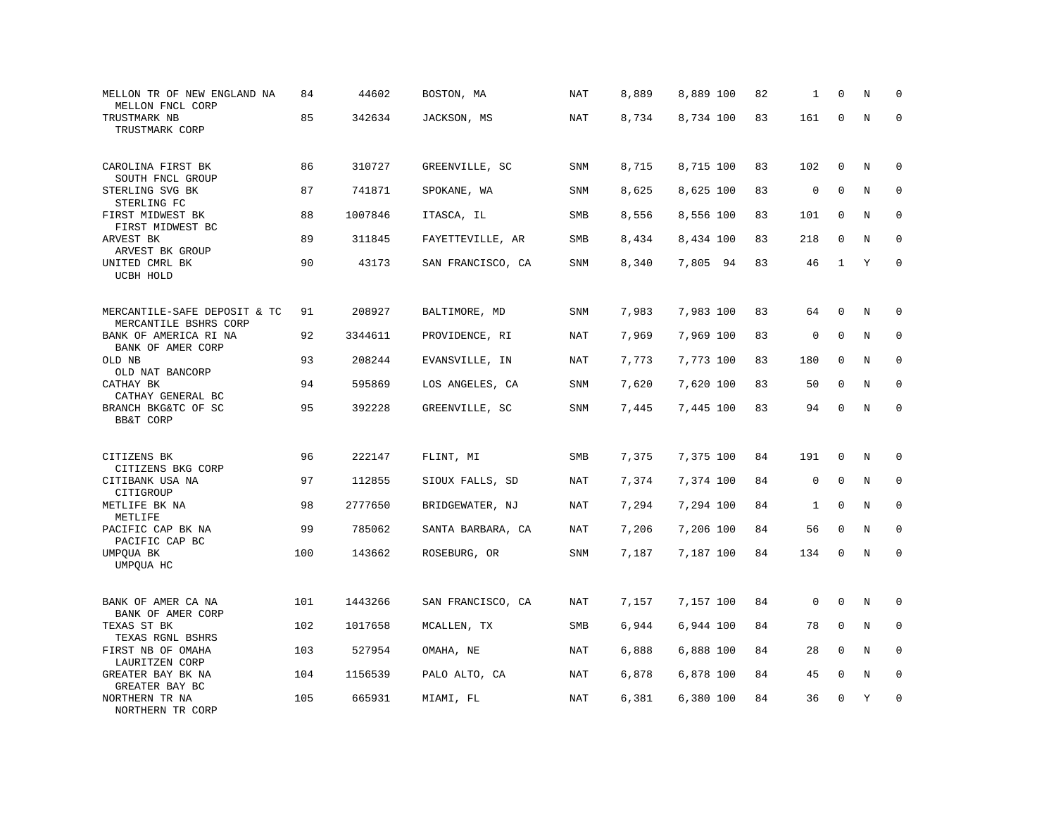| | | | | | | | | | | | | |
|---|---|---|---|---|---|---|---|---|---|---|---|---|
| MELLON TR OF NEW ENGLAND NA<br>MELLON FNCL CORP | 84 | 44602 | BOSTON, MA | NAT | 8,889 | 8,889 | 100 | 82 | 1 | 0 | N | 0 |
| TRUSTMARK NB<br>TRUSTMARK CORP | 85 | 342634 | JACKSON, MS | NAT | 8,734 | 8,734 | 100 | 83 | 161 | 0 | N | 0 |
| CAROLINA FIRST BK<br>SOUTH FNCL GROUP | 86 | 310727 | GREENVILLE, SC | SNM | 8,715 | 8,715 | 100 | 83 | 102 | 0 | N | 0 |
| STERLING SVG BK<br>STERLING FC | 87 | 741871 | SPOKANE, WA | SNM | 8,625 | 8,625 | 100 | 83 | 0 | 0 | N | 0 |
| FIRST MIDWEST BK<br>FIRST MIDWEST BC | 88 | 1007846 | ITASCA, IL | SMB | 8,556 | 8,556 | 100 | 83 | 101 | 0 | N | 0 |
| ARVEST BK<br>ARVEST BK GROUP | 89 | 311845 | FAYETTEVILLE, AR | SMB | 8,434 | 8,434 | 100 | 83 | 218 | 0 | N | 0 |
| UNITED CMRL BK<br>UCBH HOLD | 90 | 43173 | SAN FRANCISCO, CA | SNM | 8,340 | 7,805 | 94 | 83 | 46 | 1 | Y | 0 |
| MERCANTILE-SAFE DEPOSIT & TC<br>MERCANTILE BSHRS CORP | 91 | 208927 | BALTIMORE, MD | SNM | 7,983 | 7,983 | 100 | 83 | 64 | 0 | N | 0 |
| BANK OF AMERICA RI NA<br>BANK OF AMER CORP | 92 | 3344611 | PROVIDENCE, RI | NAT | 7,969 | 7,969 | 100 | 83 | 0 | 0 | N | 0 |
| OLD NB<br>OLD NAT BANCORP | 93 | 208244 | EVANSVILLE, IN | NAT | 7,773 | 7,773 | 100 | 83 | 180 | 0 | N | 0 |
| CATHAY BK<br>CATHAY GENERAL BC | 94 | 595869 | LOS ANGELES, CA | SNM | 7,620 | 7,620 | 100 | 83 | 50 | 0 | N | 0 |
| BRANCH BKG&TC OF SC<br>BB&T CORP | 95 | 392228 | GREENVILLE, SC | SNM | 7,445 | 7,445 | 100 | 83 | 94 | 0 | N | 0 |
| CITIZENS BK<br>CITIZENS BKG CORP | 96 | 222147 | FLINT, MI | SMB | 7,375 | 7,375 | 100 | 84 | 191 | 0 | N | 0 |
| CITIBANK USA NA<br>CITIGROUP | 97 | 112855 | SIOUX FALLS, SD | NAT | 7,374 | 7,374 | 100 | 84 | 0 | 0 | N | 0 |
| METLIFE BK NA<br>METLIFE | 98 | 2777650 | BRIDGEWATER, NJ | NAT | 7,294 | 7,294 | 100 | 84 | 1 | 0 | N | 0 |
| PACIFIC CAP BK NA<br>PACIFIC CAP BC | 99 | 785062 | SANTA BARBARA, CA | NAT | 7,206 | 7,206 | 100 | 84 | 56 | 0 | N | 0 |
| UMPQUA BK<br>UMPQUA HC | 100 | 143662 | ROSEBURG, OR | SNM | 7,187 | 7,187 | 100 | 84 | 134 | 0 | N | 0 |
| BANK OF AMER CA NA<br>BANK OF AMER CORP | 101 | 1443266 | SAN FRANCISCO, CA | NAT | 7,157 | 7,157 | 100 | 84 | 0 | 0 | N | 0 |
| TEXAS ST BK<br>TEXAS RGNL BSHRS | 102 | 1017658 | MCALLEN, TX | SMB | 6,944 | 6,944 | 100 | 84 | 78 | 0 | N | 0 |
| FIRST NB OF OMAHA<br>LAURITZEN CORP | 103 | 527954 | OMAHA, NE | NAT | 6,888 | 6,888 | 100 | 84 | 28 | 0 | N | 0 |
| GREATER BAY BK NA<br>GREATER BAY BC | 104 | 1156539 | PALO ALTO, CA | NAT | 6,878 | 6,878 | 100 | 84 | 45 | 0 | N | 0 |
| NORTHERN TR NA<br>NORTHERN TR CORP | 105 | 665931 | MIAMI, FL | NAT | 6,381 | 6,380 | 100 | 84 | 36 | 0 | Y | 0 |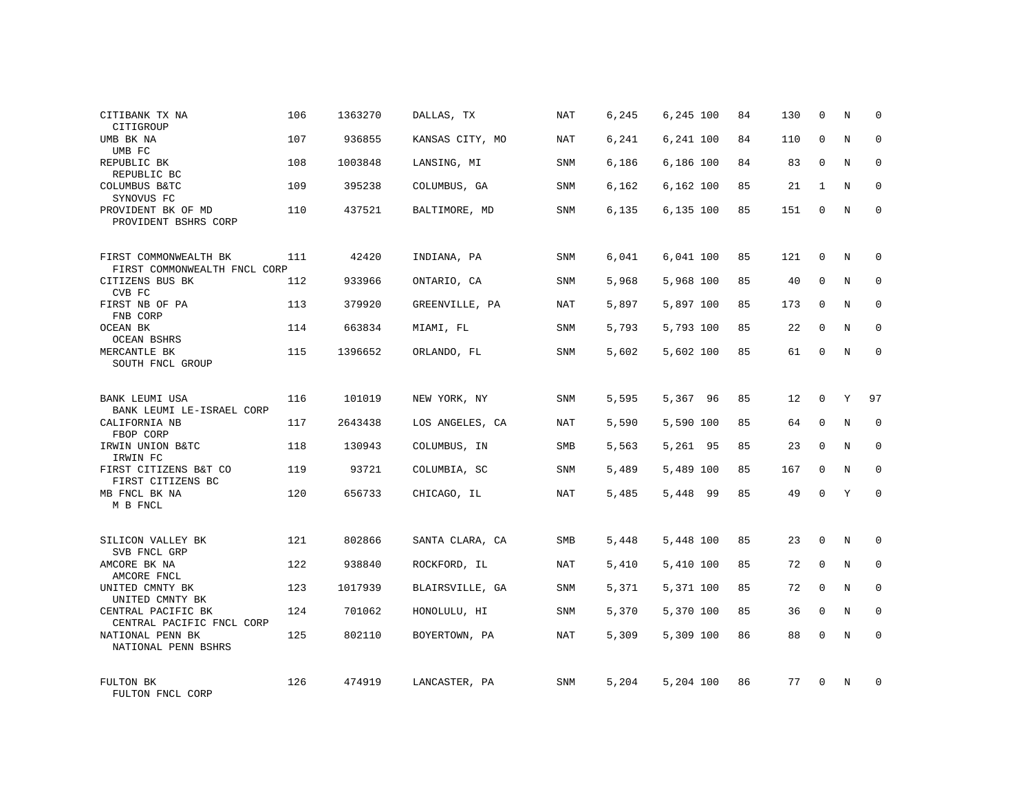| Bank / Holding Company | Rank | ID | Location | Type | Col5 | Col6 | Col7 | Col8 | Col9 | Col10 | Col11 | Col12 |
|---|---|---|---|---|---|---|---|---|---|---|---|---|
| CITIBANK TX NA<br>CITIGROUP | 106 | 1363270 | DALLAS, TX | NAT | 6,245 | 6,245 | 100 | 84 | 130 | 0 | N | 0 |
| UMB BK NA<br>UMB FC | 107 | 936855 | KANSAS CITY, MO | NAT | 6,241 | 6,241 | 100 | 84 | 110 | 0 | N | 0 |
| REPUBLIC BK<br>REPUBLIC BC | 108 | 1003848 | LANSING, MI | SNM | 6,186 | 6,186 | 100 | 84 | 83 | 0 | N | 0 |
| COLUMBUS B&TC<br>SYNOVUS FC | 109 | 395238 | COLUMBUS, GA | SNM | 6,162 | 6,162 | 100 | 85 | 21 | 1 | N | 0 |
| PROVIDENT BK OF MD<br>PROVIDENT BSHRS CORP | 110 | 437521 | BALTIMORE, MD | SNM | 6,135 | 6,135 | 100 | 85 | 151 | 0 | N | 0 |
| FIRST COMMONWEALTH BK<br>FIRST COMMONWEALTH FNCL CORP | 111 | 42420 | INDIANA, PA | SNM | 6,041 | 6,041 | 100 | 85 | 121 | 0 | N | 0 |
| CITIZENS BUS BK<br>CVB FC | 112 | 933966 | ONTARIO, CA | SNM | 5,968 | 5,968 | 100 | 85 | 40 | 0 | N | 0 |
| FIRST NB OF PA<br>FNB CORP | 113 | 379920 | GREENVILLE, PA | NAT | 5,897 | 5,897 | 100 | 85 | 173 | 0 | N | 0 |
| OCEAN BK<br>OCEAN BSHRS | 114 | 663834 | MIAMI, FL | SNM | 5,793 | 5,793 | 100 | 85 | 22 | 0 | N | 0 |
| MERCANTLE BK<br>SOUTH FNCL GROUP | 115 | 1396652 | ORLANDO, FL | SNM | 5,602 | 5,602 | 100 | 85 | 61 | 0 | N | 0 |
| BANK LEUMI USA<br>BANK LEUMI LE-ISRAEL CORP | 116 | 101019 | NEW YORK, NY | SNM | 5,595 | 5,367 | 96 | 85 | 12 | 0 | Y | 97 |
| CALIFORNIA NB<br>FBOP CORP | 117 | 2643438 | LOS ANGELES, CA | NAT | 5,590 | 5,590 | 100 | 85 | 64 | 0 | N | 0 |
| IRWIN UNION B&TC<br>IRWIN FC | 118 | 130943 | COLUMBUS, IN | SMB | 5,563 | 5,261 | 95 | 85 | 23 | 0 | N | 0 |
| FIRST CITIZENS B&T CO<br>FIRST CITIZENS BC | 119 | 93721 | COLUMBIA, SC | SNM | 5,489 | 5,489 | 100 | 85 | 167 | 0 | N | 0 |
| MB FNCL BK NA<br>M B FNCL | 120 | 656733 | CHICAGO, IL | NAT | 5,485 | 5,448 | 99 | 85 | 49 | 0 | Y | 0 |
| SILICON VALLEY BK<br>SVB FNCL GRP | 121 | 802866 | SANTA CLARA, CA | SMB | 5,448 | 5,448 | 100 | 85 | 23 | 0 | N | 0 |
| AMCORE BK NA<br>AMCORE FNCL | 122 | 938840 | ROCKFORD, IL | NAT | 5,410 | 5,410 | 100 | 85 | 72 | 0 | N | 0 |
| UNITED CMNTY BK<br>UNITED CMNTY BK | 123 | 1017939 | BLAIRSVILLE, GA | SNM | 5,371 | 5,371 | 100 | 85 | 72 | 0 | N | 0 |
| CENTRAL PACIFIC BK<br>CENTRAL PACIFIC FNCL CORP | 124 | 701062 | HONOLULU, HI | SNM | 5,370 | 5,370 | 100 | 85 | 36 | 0 | N | 0 |
| NATIONAL PENN BK<br>NATIONAL PENN BSHRS | 125 | 802110 | BOYERTOWN, PA | NAT | 5,309 | 5,309 | 100 | 86 | 88 | 0 | N | 0 |
| FULTON BK<br>FULTON FNCL CORP | 126 | 474919 | LANCASTER, PA | SNM | 5,204 | 5,204 | 100 | 86 | 77 | 0 | N | 0 |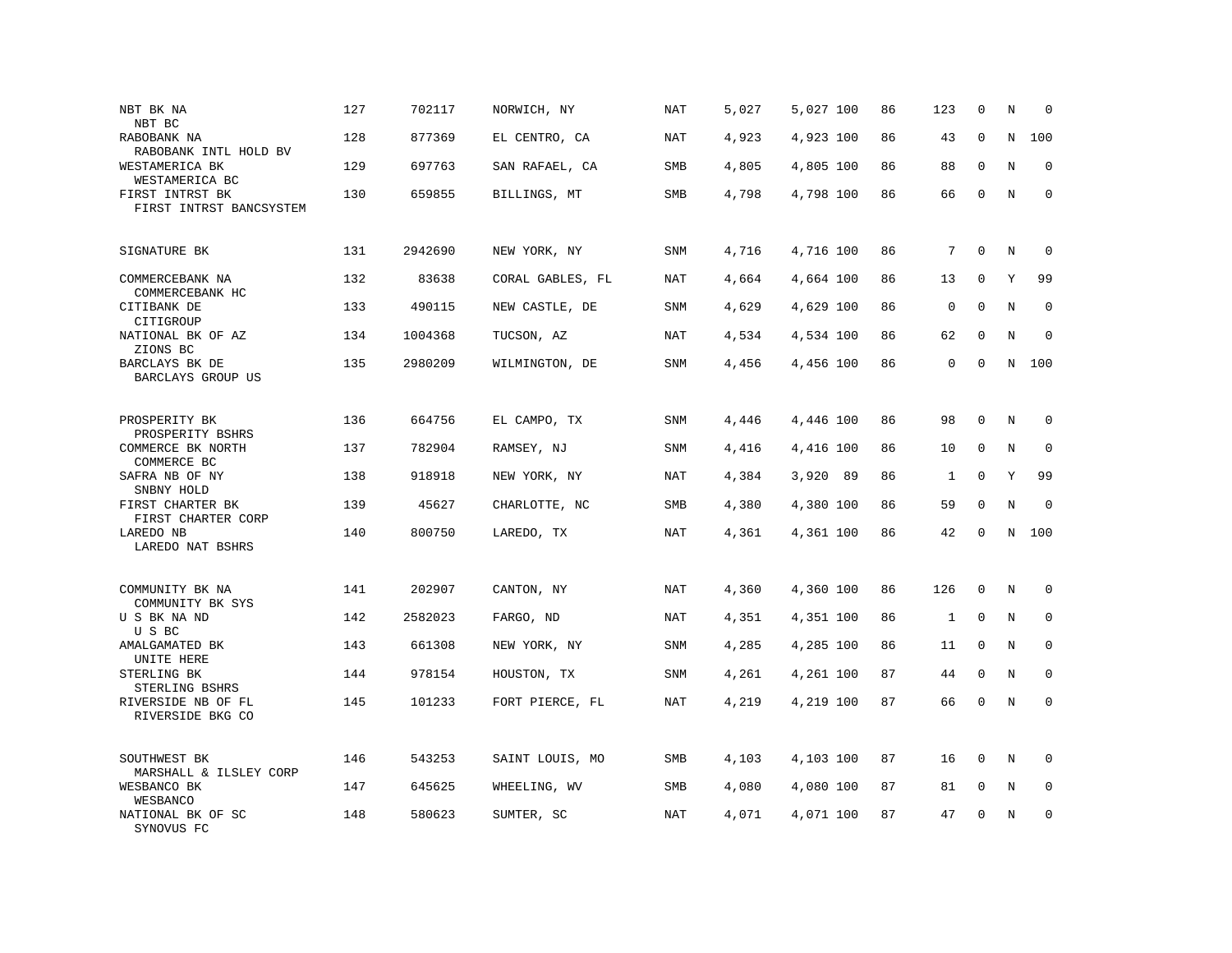| | | | | | | | | | | | | |
|---|---|---|---|---|---|---|---|---|---|---|---|---|
| NBT BK NA<br>NBT BC | 127 | 702117 | NORWICH, NY | NAT | 5,027 | 5,027 | 100 | 86 | 123 | 0 | N | 0 |
| RABOBANK NA<br>RABOBANK INTL HOLD BV | 128 | 877369 | EL CENTRO, CA | NAT | 4,923 | 4,923 | 100 | 86 | 43 | 0 | N | 100 |
| WESTAMERICA BK<br>WESTAMERICA BC | 129 | 697763 | SAN RAFAEL, CA | SMB | 4,805 | 4,805 | 100 | 86 | 88 | 0 | N | 0 |
| FIRST INTRST BK<br>FIRST INTRST BANCSYSTEM | 130 | 659855 | BILLINGS, MT | SMB | 4,798 | 4,798 | 100 | 86 | 66 | 0 | N | 0 |
| SIGNATURE BK | 131 | 2942690 | NEW YORK, NY | SNM | 4,716 | 4,716 | 100 | 86 | 7 | 0 | N | 0 |
| COMMERCEBANK NA<br>COMMERCEBANK HC | 132 | 83638 | CORAL GABLES, FL | NAT | 4,664 | 4,664 | 100 | 86 | 13 | 0 | Y | 99 |
| CITIBANK DE<br>CITIGROUP | 133 | 490115 | NEW CASTLE, DE | SNM | 4,629 | 4,629 | 100 | 86 | 0 | 0 | N | 0 |
| NATIONAL BK OF AZ<br>ZIONS BC | 134 | 1004368 | TUCSON, AZ | NAT | 4,534 | 4,534 | 100 | 86 | 62 | 0 | N | 0 |
| BARCLAYS BK DE<br>BARCLAYS GROUP US | 135 | 2980209 | WILMINGTON, DE | SNM | 4,456 | 4,456 | 100 | 86 | 0 | 0 | N | 100 |
| PROSPERITY BK<br>PROSPERITY BSHRS | 136 | 664756 | EL CAMPO, TX | SNM | 4,446 | 4,446 | 100 | 86 | 98 | 0 | N | 0 |
| COMMERCE BK NORTH<br>COMMERCE BC | 137 | 782904 | RAMSEY, NJ | SNM | 4,416 | 4,416 | 100 | 86 | 10 | 0 | N | 0 |
| SAFRA NB OF NY<br>SNBNY HOLD | 138 | 918918 | NEW YORK, NY | NAT | 4,384 | 3,920 | 89 | 86 | 1 | 0 | Y | 99 |
| FIRST CHARTER BK<br>FIRST CHARTER CORP | 139 | 45627 | CHARLOTTE, NC | SMB | 4,380 | 4,380 | 100 | 86 | 59 | 0 | N | 0 |
| LAREDO NB<br>LAREDO NAT BSHRS | 140 | 800750 | LAREDO, TX | NAT | 4,361 | 4,361 | 100 | 86 | 42 | 0 | N | 100 |
| COMMUNITY BK NA<br>COMMUNITY BK SYS | 141 | 202907 | CANTON, NY | NAT | 4,360 | 4,360 | 100 | 86 | 126 | 0 | N | 0 |
| U S BK NA ND<br>U S BC | 142 | 2582023 | FARGO, ND | NAT | 4,351 | 4,351 | 100 | 86 | 1 | 0 | N | 0 |
| AMALGAMATED BK<br>UNITE HERE | 143 | 661308 | NEW YORK, NY | SNM | 4,285 | 4,285 | 100 | 86 | 11 | 0 | N | 0 |
| STERLING BK<br>STERLING BSHRS | 144 | 978154 | HOUSTON, TX | SNM | 4,261 | 4,261 | 100 | 87 | 44 | 0 | N | 0 |
| RIVERSIDE NB OF FL<br>RIVERSIDE BKG CO | 145 | 101233 | FORT PIERCE, FL | NAT | 4,219 | 4,219 | 100 | 87 | 66 | 0 | N | 0 |
| SOUTHWEST BK<br>MARSHALL & ILSLEY CORP | 146 | 543253 | SAINT LOUIS, MO | SMB | 4,103 | 4,103 | 100 | 87 | 16 | 0 | N | 0 |
| WESBANCO BK<br>WESBANCO | 147 | 645625 | WHEELING, WV | SMB | 4,080 | 4,080 | 100 | 87 | 81 | 0 | N | 0 |
| NATIONAL BK OF SC<br>SYNOVUS FC | 148 | 580623 | SUMTER, SC | NAT | 4,071 | 4,071 | 100 | 87 | 47 | 0 | N | 0 |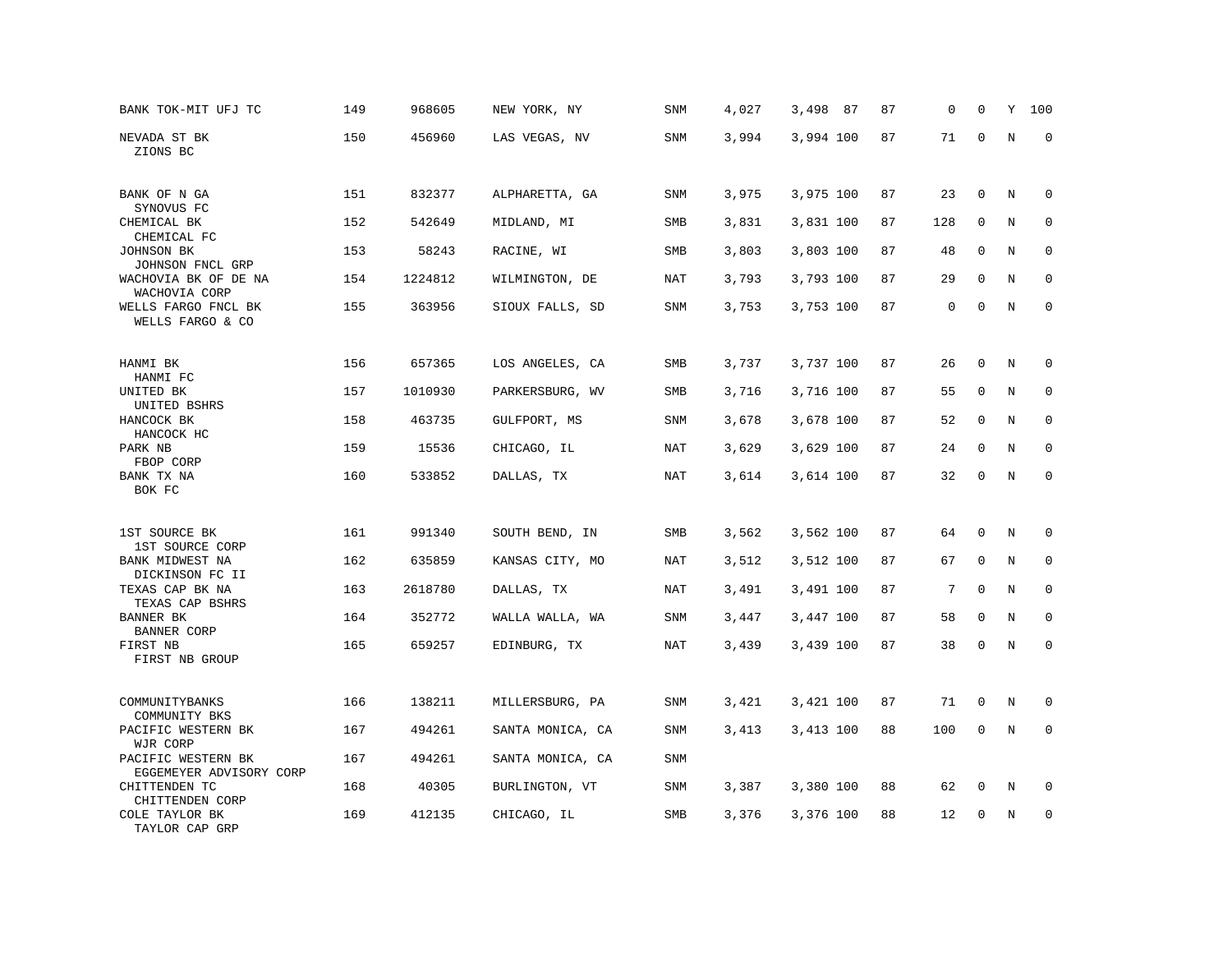| | | | | | | | | | | | | |
|---|---|---|---|---|---|---|---|---|---|---|---|---|
| BANK TOK-MIT UFJ TC | 149 | 968605 | NEW YORK, NY | SNM | 4,027 | 3,498 | 87 | 87 | 0 | 0 | Y | 100 |
| NEVADA ST BK<br>ZIONS BC | 150 | 456960 | LAS VEGAS, NV | SNM | 3,994 | 3,994 | 100 | 87 | 71 | 0 | N | 0 |
| BANK OF N GA<br>SYNOVUS FC | 151 | 832377 | ALPHARETTA, GA | SNM | 3,975 | 3,975 | 100 | 87 | 23 | 0 | N | 0 |
| CHEMICAL BK<br>CHEMICAL FC | 152 | 542649 | MIDLAND, MI | SMB | 3,831 | 3,831 | 100 | 87 | 128 | 0 | N | 0 |
| JOHNSON BK<br>JOHNSON FNCL GRP | 153 | 58243 | RACINE, WI | SMB | 3,803 | 3,803 | 100 | 87 | 48 | 0 | N | 0 |
| WACHOVIA BK OF DE NA<br>WACHOVIA CORP | 154 | 1224812 | WILMINGTON, DE | NAT | 3,793 | 3,793 | 100 | 87 | 29 | 0 | N | 0 |
| WELLS FARGO FNCL BK<br>WELLS FARGO & CO | 155 | 363956 | SIOUX FALLS, SD | SNM | 3,753 | 3,753 | 100 | 87 | 0 | 0 | N | 0 |
| HANMI BK<br>HANMI FC | 156 | 657365 | LOS ANGELES, CA | SMB | 3,737 | 3,737 | 100 | 87 | 26 | 0 | N | 0 |
| UNITED BK<br>UNITED BSHRS | 157 | 1010930 | PARKERSBURG, WV | SMB | 3,716 | 3,716 | 100 | 87 | 55 | 0 | N | 0 |
| HANCOCK BK<br>HANCOCK HC | 158 | 463735 | GULFPORT, MS | SNM | 3,678 | 3,678 | 100 | 87 | 52 | 0 | N | 0 |
| PARK NB<br>FBOP CORP | 159 | 15536 | CHICAGO, IL | NAT | 3,629 | 3,629 | 100 | 87 | 24 | 0 | N | 0 |
| BANK TX NA<br>BOK FC | 160 | 533852 | DALLAS, TX | NAT | 3,614 | 3,614 | 100 | 87 | 32 | 0 | N | 0 |
| 1ST SOURCE BK<br>1ST SOURCE CORP | 161 | 991340 | SOUTH BEND, IN | SMB | 3,562 | 3,562 | 100 | 87 | 64 | 0 | N | 0 |
| BANK MIDWEST NA<br>DICKINSON FC II | 162 | 635859 | KANSAS CITY, MO | NAT | 3,512 | 3,512 | 100 | 87 | 67 | 0 | N | 0 |
| TEXAS CAP BK NA<br>TEXAS CAP BSHRS | 163 | 2618780 | DALLAS, TX | NAT | 3,491 | 3,491 | 100 | 87 | 7 | 0 | N | 0 |
| BANNER BK<br>BANNER CORP | 164 | 352772 | WALLA WALLA, WA | SNM | 3,447 | 3,447 | 100 | 87 | 58 | 0 | N | 0 |
| FIRST NB<br>FIRST NB GROUP | 165 | 659257 | EDINBURG, TX | NAT | 3,439 | 3,439 | 100 | 87 | 38 | 0 | N | 0 |
| COMMUNITYBANKS<br>COMMUNITY BKS | 166 | 138211 | MILLERSBURG, PA | SNM | 3,421 | 3,421 | 100 | 87 | 71 | 0 | N | 0 |
| PACIFIC WESTERN BK<br>WJR CORP | 167 | 494261 | SANTA MONICA, CA | SNM | 3,413 | 3,413 | 100 | 88 | 100 | 0 | N | 0 |
| PACIFIC WESTERN BK<br>EGGEMEYER ADVISORY CORP | 167 | 494261 | SANTA MONICA, CA | SNM | | | | | | | | |
| CHITTENDEN TC<br>CHITTENDEN CORP | 168 | 40305 | BURLINGTON, VT | SNM | 3,387 | 3,380 | 100 | 88 | 62 | 0 | N | 0 |
| COLE TAYLOR BK<br>TAYLOR CAP GRP | 169 | 412135 | CHICAGO, IL | SMB | 3,376 | 3,376 | 100 | 88 | 12 | 0 | N | 0 |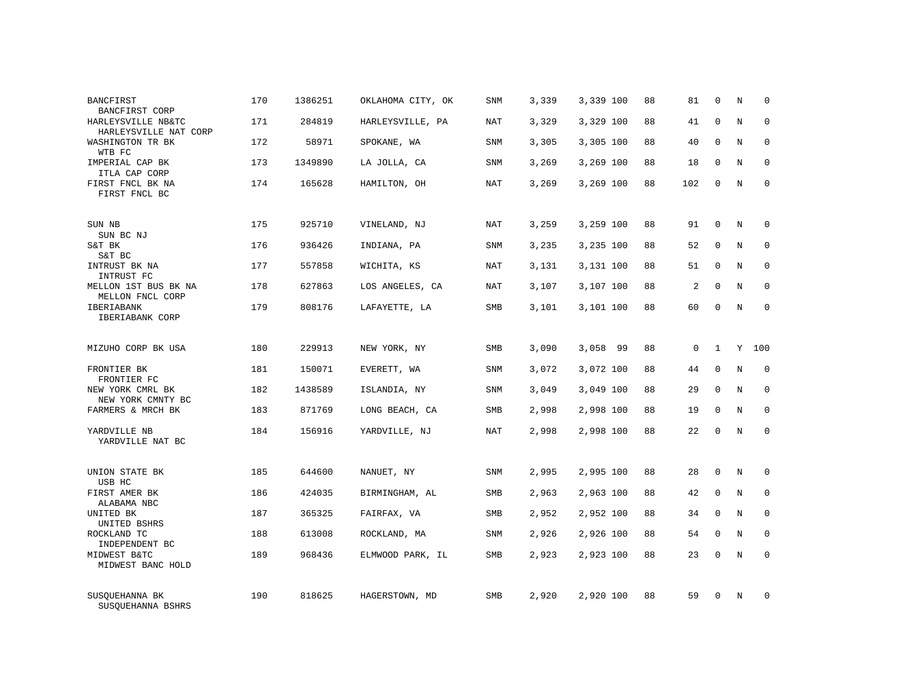| | | | | | | | | | | | | |
|---|---|---|---|---|---|---|---|---|---|---|---|---|
| BANCFIRST<br>BANCFIRST CORP | 170 | 1386251 | OKLAHOMA CITY, OK | SNM | 3,339 | 3,339 | 100 | 88 | 81 | 0 | N | 0 |
| HARLEYSVILLE NB&TC<br>HARLEYSVILLE NAT CORP | 171 | 284819 | HARLEYSVILLE, PA | NAT | 3,329 | 3,329 | 100 | 88 | 41 | 0 | N | 0 |
| WASHINGTON TR BK<br>WTB FC | 172 | 58971 | SPOKANE, WA | SNM | 3,305 | 3,305 | 100 | 88 | 40 | 0 | N | 0 |
| IMPERIAL CAP BK<br>ITLA CAP CORP | 173 | 1349890 | LA JOLLA, CA | SNM | 3,269 | 3,269 | 100 | 88 | 18 | 0 | N | 0 |
| FIRST FNCL BK NA<br>FIRST FNCL BC | 174 | 165628 | HAMILTON, OH | NAT | 3,269 | 3,269 | 100 | 88 | 102 | 0 | N | 0 |
| SUN NB<br>SUN BC NJ | 175 | 925710 | VINELAND, NJ | NAT | 3,259 | 3,259 | 100 | 88 | 91 | 0 | N | 0 |
| S&T BK<br>S&T BC | 176 | 936426 | INDIANA, PA | SNM | 3,235 | 3,235 | 100 | 88 | 52 | 0 | N | 0 |
| INTRUST BK NA<br>INTRUST FC | 177 | 557858 | WICHITA, KS | NAT | 3,131 | 3,131 | 100 | 88 | 51 | 0 | N | 0 |
| MELLON 1ST BUS BK NA<br>MELLON FNCL CORP | 178 | 627863 | LOS ANGELES, CA | NAT | 3,107 | 3,107 | 100 | 88 | 2 | 0 | N | 0 |
| IBERIABANK<br>IBERIABANK CORP | 179 | 808176 | LAFAYETTE, LA | SMB | 3,101 | 3,101 | 100 | 88 | 60 | 0 | N | 0 |
| MIZUHO CORP BK USA | 180 | 229913 | NEW YORK, NY | SMB | 3,090 | 3,058 | 99 | 88 | 0 | 1 | Y | 100 |
| FRONTIER BK<br>FRONTIER FC | 181 | 150071 | EVERETT, WA | SNM | 3,072 | 3,072 | 100 | 88 | 44 | 0 | N | 0 |
| NEW YORK CMRL BK<br>NEW YORK CMNTY BC | 182 | 1438589 | ISLANDIA, NY | SNM | 3,049 | 3,049 | 100 | 88 | 29 | 0 | N | 0 |
| FARMERS & MRCH BK | 183 | 871769 | LONG BEACH, CA | SMB | 2,998 | 2,998 | 100 | 88 | 19 | 0 | N | 0 |
| YARDVILLE NB<br>YARDVILLE NAT BC | 184 | 156916 | YARDVILLE, NJ | NAT | 2,998 | 2,998 | 100 | 88 | 22 | 0 | N | 0 |
| UNION STATE BK<br>USB HC | 185 | 644600 | NANUET, NY | SNM | 2,995 | 2,995 | 100 | 88 | 28 | 0 | N | 0 |
| FIRST AMER BK<br>ALABAMA NBC | 186 | 424035 | BIRMINGHAM, AL | SMB | 2,963 | 2,963 | 100 | 88 | 42 | 0 | N | 0 |
| UNITED BK<br>UNITED BSHRS | 187 | 365325 | FAIRFAX, VA | SMB | 2,952 | 2,952 | 100 | 88 | 34 | 0 | N | 0 |
| ROCKLAND TC<br>INDEPENDENT BC | 188 | 613008 | ROCKLAND, MA | SNM | 2,926 | 2,926 | 100 | 88 | 54 | 0 | N | 0 |
| MIDWEST B&TC<br>MIDWEST BANC HOLD | 189 | 968436 | ELMWOOD PARK, IL | SMB | 2,923 | 2,923 | 100 | 88 | 23 | 0 | N | 0 |
| SUSQUEHANNA BK<br>SUSQUEHANNA BSHRS | 190 | 818625 | HAGERSTOWN, MD | SMB | 2,920 | 2,920 | 100 | 88 | 59 | 0 | N | 0 |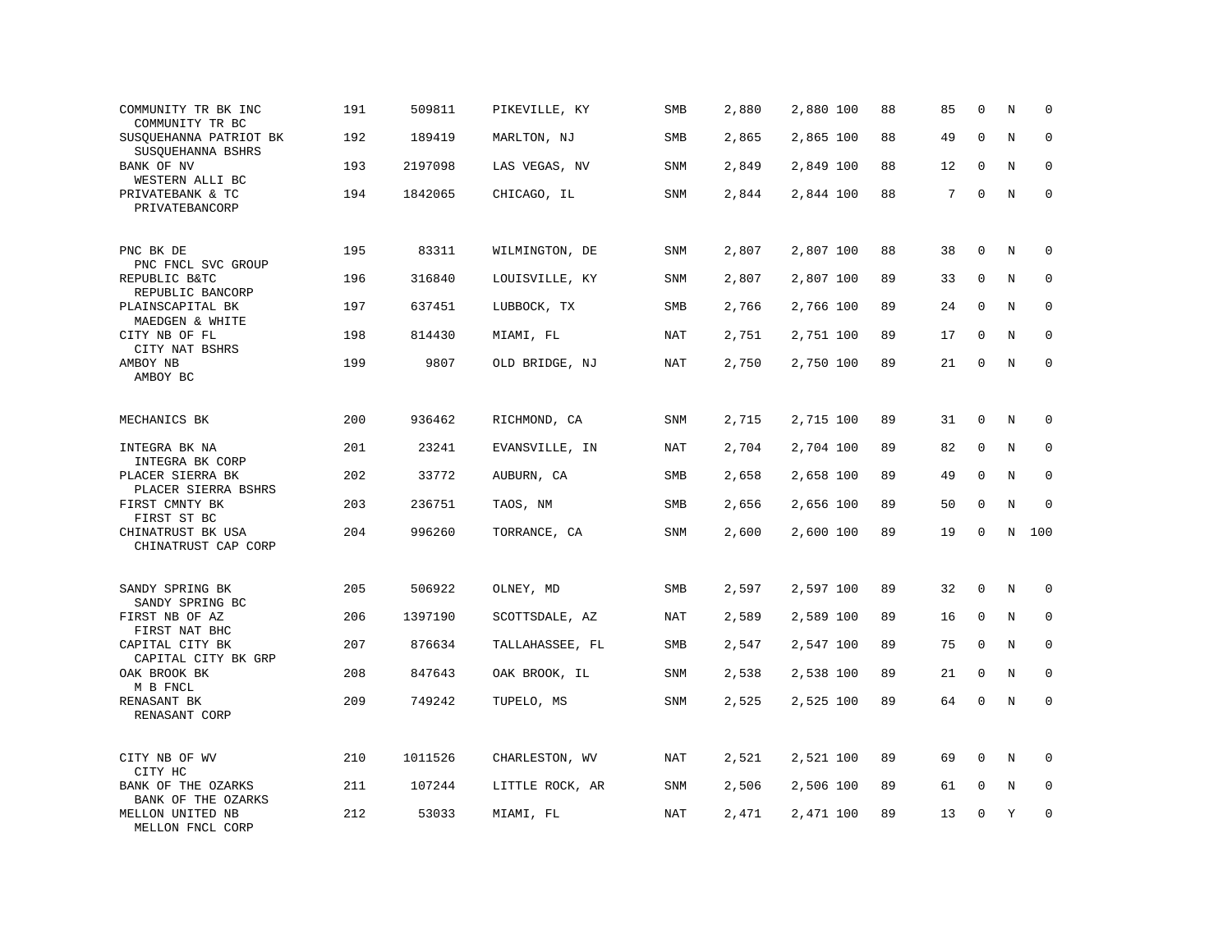| | | | | | | | | | | | | |
|---|---|---|---|---|---|---|---|---|---|---|---|---|
| COMMUNITY TR BK INC<br>COMMUNITY TR BC | 191 | 509811 | PIKEVILLE, KY | SMB | 2,880 | 2,880 | 100 | 88 | 85 | 0 | N | 0 |
| SUSQUEHANNA PATRIOT BK<br>SUSQUEHANNA BSHRS | 192 | 189419 | MARLTON, NJ | SMB | 2,865 | 2,865 | 100 | 88 | 49 | 0 | N | 0 |
| BANK OF NV<br>WESTERN ALLI BC | 193 | 2197098 | LAS VEGAS, NV | SNM | 2,849 | 2,849 | 100 | 88 | 12 | 0 | N | 0 |
| PRIVATEBANK & TC<br>PRIVATEBANCORP | 194 | 1842065 | CHICAGO, IL | SNM | 2,844 | 2,844 | 100 | 88 | 7 | 0 | N | 0 |
| PNC BK DE<br>PNC FNCL SVC GROUP | 195 | 83311 | WILMINGTON, DE | SNM | 2,807 | 2,807 | 100 | 88 | 38 | 0 | N | 0 |
| REPUBLIC B&TC<br>REPUBLIC BANCORP | 196 | 316840 | LOUISVILLE, KY | SNM | 2,807 | 2,807 | 100 | 89 | 33 | 0 | N | 0 |
| PLAINSCAPITAL BK<br>MAEDGEN & WHITE | 197 | 637451 | LUBBOCK, TX | SMB | 2,766 | 2,766 | 100 | 89 | 24 | 0 | N | 0 |
| CITY NB OF FL<br>CITY NAT BSHRS | 198 | 814430 | MIAMI, FL | NAT | 2,751 | 2,751 | 100 | 89 | 17 | 0 | N | 0 |
| AMBOY NB<br>AMBOY BC | 199 | 9807 | OLD BRIDGE, NJ | NAT | 2,750 | 2,750 | 100 | 89 | 21 | 0 | N | 0 |
| MECHANICS BK | 200 | 936462 | RICHMOND, CA | SNM | 2,715 | 2,715 | 100 | 89 | 31 | 0 | N | 0 |
| INTEGRA BK NA<br>INTEGRA BK CORP | 201 | 23241 | EVANSVILLE, IN | NAT | 2,704 | 2,704 | 100 | 89 | 82 | 0 | N | 0 |
| PLACER SIERRA BK<br>PLACER SIERRA BSHRS | 202 | 33772 | AUBURN, CA | SMB | 2,658 | 2,658 | 100 | 89 | 49 | 0 | N | 0 |
| FIRST CMNTY BK<br>FIRST ST BC | 203 | 236751 | TAOS, NM | SMB | 2,656 | 2,656 | 100 | 89 | 50 | 0 | N | 0 |
| CHINATRUST BK USA<br>CHINATRUST CAP CORP | 204 | 996260 | TORRANCE, CA | SNM | 2,600 | 2,600 | 100 | 89 | 19 | 0 | N | 100 |
| SANDY SPRING BK<br>SANDY SPRING BC | 205 | 506922 | OLNEY, MD | SMB | 2,597 | 2,597 | 100 | 89 | 32 | 0 | N | 0 |
| FIRST NB OF AZ<br>FIRST NAT BHC | 206 | 1397190 | SCOTTSDALE, AZ | NAT | 2,589 | 2,589 | 100 | 89 | 16 | 0 | N | 0 |
| CAPITAL CITY BK<br>CAPITAL CITY BK GRP | 207 | 876634 | TALLAHASSEE, FL | SMB | 2,547 | 2,547 | 100 | 89 | 75 | 0 | N | 0 |
| OAK BROOK BK<br>M B FNCL | 208 | 847643 | OAK BROOK, IL | SNM | 2,538 | 2,538 | 100 | 89 | 21 | 0 | N | 0 |
| RENASANT BK<br>RENASANT CORP | 209 | 749242 | TUPELO, MS | SNM | 2,525 | 2,525 | 100 | 89 | 64 | 0 | N | 0 |
| CITY NB OF WV<br>CITY HC | 210 | 1011526 | CHARLESTON, WV | NAT | 2,521 | 2,521 | 100 | 89 | 69 | 0 | N | 0 |
| BANK OF THE OZARKS<br>BANK OF THE OZARKS | 211 | 107244 | LITTLE ROCK, AR | SNM | 2,506 | 2,506 | 100 | 89 | 61 | 0 | N | 0 |
| MELLON UNITED NB<br>MELLON FNCL CORP | 212 | 53033 | MIAMI, FL | NAT | 2,471 | 2,471 | 100 | 89 | 13 | 0 | Y | 0 |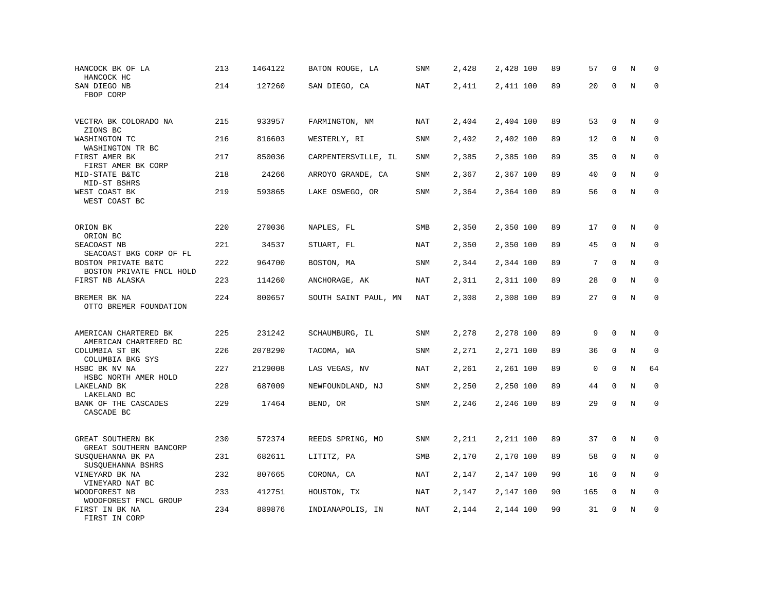| | | | | | | | | | | | |
|---|---|---|---|---|---|---|---|---|---|---|---|
| HANCOCK BK OF LA<br>HANCOCK HC | 213 | 1464122 | BATON ROUGE, LA | SNM | 2,428 | 2,428 | 100 | 89 | 57 | 0 | N | 0 |
| SAN DIEGO NB<br>FBOP CORP | 214 | 127260 | SAN DIEGO, CA | NAT | 2,411 | 2,411 | 100 | 89 | 20 | 0 | N | 0 |
| VECTRA BK COLORADO NA<br>ZIONS BC | 215 | 933957 | FARMINGTON, NM | NAT | 2,404 | 2,404 | 100 | 89 | 53 | 0 | N | 0 |
| WASHINGTON TC<br>WASHINGTON TR BC | 216 | 816603 | WESTERLY, RI | SNM | 2,402 | 2,402 | 100 | 89 | 12 | 0 | N | 0 |
| FIRST AMER BK<br>FIRST AMER BK CORP | 217 | 850036 | CARPENTERSVILLE, IL | SNM | 2,385 | 2,385 | 100 | 89 | 35 | 0 | N | 0 |
| MID-STATE B&TC<br>MID-ST BSHRS | 218 | 24266 | ARROYO GRANDE, CA | SNM | 2,367 | 2,367 | 100 | 89 | 40 | 0 | N | 0 |
| WEST COAST BK<br>WEST COAST BC | 219 | 593865 | LAKE OSWEGO, OR | SNM | 2,364 | 2,364 | 100 | 89 | 56 | 0 | N | 0 |
| ORION BK<br>ORION BC | 220 | 270036 | NAPLES, FL | SMB | 2,350 | 2,350 | 100 | 89 | 17 | 0 | N | 0 |
| SEACOAST NB<br>SEACOAST BKG CORP OF FL | 221 | 34537 | STUART, FL | NAT | 2,350 | 2,350 | 100 | 89 | 45 | 0 | N | 0 |
| BOSTON PRIVATE B&TC<br>BOSTON PRIVATE FNCL HOLD | 222 | 964700 | BOSTON, MA | SNM | 2,344 | 2,344 | 100 | 89 | 7 | 0 | N | 0 |
| FIRST NB ALASKA | 223 | 114260 | ANCHORAGE, AK | NAT | 2,311 | 2,311 | 100 | 89 | 28 | 0 | N | 0 |
| BREMER BK NA<br>OTTO BREMER FOUNDATION | 224 | 800657 | SOUTH SAINT PAUL, MN | NAT | 2,308 | 2,308 | 100 | 89 | 27 | 0 | N | 0 |
| AMERICAN CHARTERED BK<br>AMERICAN CHARTERED BC | 225 | 231242 | SCHAUMBURG, IL | SNM | 2,278 | 2,278 | 100 | 89 | 9 | 0 | N | 0 |
| COLUMBIA ST BK<br>COLUMBIA BKG SYS | 226 | 2078290 | TACOMA, WA | SNM | 2,271 | 2,271 | 100 | 89 | 36 | 0 | N | 0 |
| HSBC BK NV NA<br>HSBC NORTH AMER HOLD | 227 | 2129008 | LAS VEGAS, NV | NAT | 2,261 | 2,261 | 100 | 89 | 0 | 0 | N | 64 |
| LAKELAND BK<br>LAKELAND BC | 228 | 687009 | NEWFOUNDLAND, NJ | SNM | 2,250 | 2,250 | 100 | 89 | 44 | 0 | N | 0 |
| BANK OF THE CASCADES<br>CASCADE BC | 229 | 17464 | BEND, OR | SNM | 2,246 | 2,246 | 100 | 89 | 29 | 0 | N | 0 |
| GREAT SOUTHERN BK<br>GREAT SOUTHERN BANCORP | 230 | 572374 | REEDS SPRING, MO | SNM | 2,211 | 2,211 | 100 | 89 | 37 | 0 | N | 0 |
| SUSQUEHANNA BK PA<br>SUSQUEHANNA BSHRS | 231 | 682611 | LITITZ, PA | SMB | 2,170 | 2,170 | 100 | 89 | 58 | 0 | N | 0 |
| VINEYARD BK NA<br>VINEYARD NAT BC | 232 | 807665 | CORONA, CA | NAT | 2,147 | 2,147 | 100 | 90 | 16 | 0 | N | 0 |
| WOODFOREST NB<br>WOODFOREST FNCL GROUP | 233 | 412751 | HOUSTON, TX | NAT | 2,147 | 2,147 | 100 | 90 | 165 | 0 | N | 0 |
| FIRST IN BK NA<br>FIRST IN CORP | 234 | 889876 | INDIANAPOLIS, IN | NAT | 2,144 | 2,144 | 100 | 90 | 31 | 0 | N | 0 |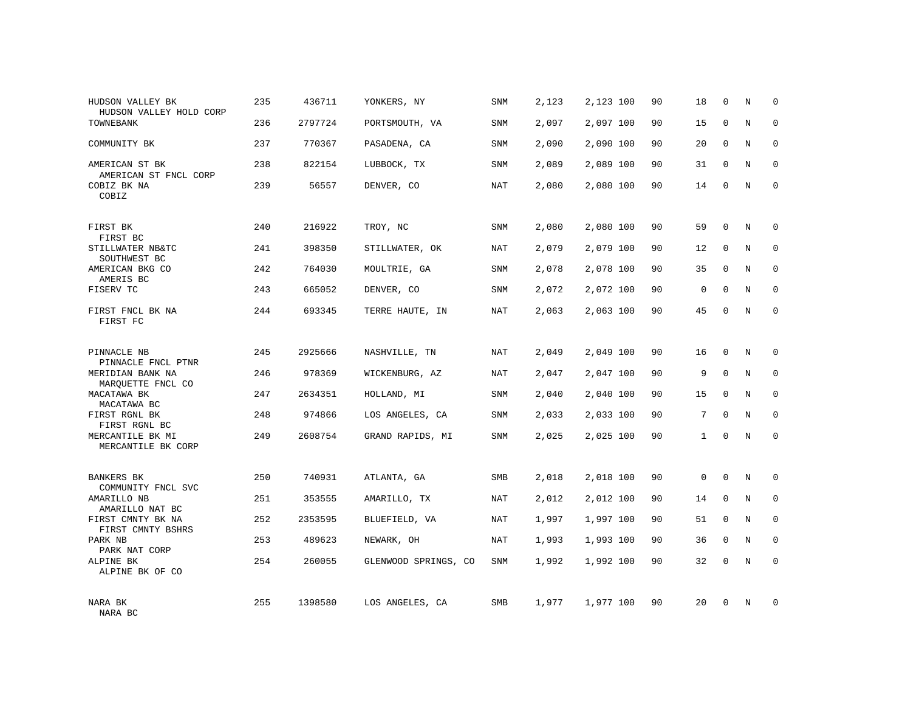| | | | | | | | | | | | | |
|---|---|---|---|---|---|---|---|---|---|---|---|---|
| HUDSON VALLEY BK<br>HUDSON VALLEY HOLD CORP | 235 | 436711 | YONKERS, NY | SNM | 2,123 | 2,123 | 100 | 90 | 18 | 0 | N | 0 |
| TOWNEBANK | 236 | 2797724 | PORTSMOUTH, VA | SNM | 2,097 | 2,097 | 100 | 90 | 15 | 0 | N | 0 |
| COMMUNITY BK | 237 | 770367 | PASADENA, CA | SNM | 2,090 | 2,090 | 100 | 90 | 20 | 0 | N | 0 |
| AMERICAN ST BK<br>AMERICAN ST FNCL CORP | 238 | 822154 | LUBBOCK, TX | SNM | 2,089 | 2,089 | 100 | 90 | 31 | 0 | N | 0 |
| COBIZ BK NA<br>COBIZ | 239 | 56557 | DENVER, CO | NAT | 2,080 | 2,080 | 100 | 90 | 14 | 0 | N | 0 |
| FIRST BK<br>FIRST BC | 240 | 216922 | TROY, NC | SNM | 2,080 | 2,080 | 100 | 90 | 59 | 0 | N | 0 |
| STILLWATER NB&TC<br>SOUTHWEST BC | 241 | 398350 | STILLWATER, OK | NAT | 2,079 | 2,079 | 100 | 90 | 12 | 0 | N | 0 |
| AMERICAN BKG CO<br>AMERIS BC | 242 | 764030 | MOULTRIE, GA | SNM | 2,078 | 2,078 | 100 | 90 | 35 | 0 | N | 0 |
| FISERV TC | 243 | 665052 | DENVER, CO | SNM | 2,072 | 2,072 | 100 | 90 | 0 | 0 | N | 0 |
| FIRST FNCL BK NA<br>FIRST FC | 244 | 693345 | TERRE HAUTE, IN | NAT | 2,063 | 2,063 | 100 | 90 | 45 | 0 | N | 0 |
| PINNACLE NB<br>PINNACLE FNCL PTNR | 245 | 2925666 | NASHVILLE, TN | NAT | 2,049 | 2,049 | 100 | 90 | 16 | 0 | N | 0 |
| MERIDIAN BANK NA<br>MARQUETTE FNCL CO | 246 | 978369 | WICKENBURG, AZ | NAT | 2,047 | 2,047 | 100 | 90 | 9 | 0 | N | 0 |
| MACATAWA BK<br>MACATAWA BC | 247 | 2634351 | HOLLAND, MI | SNM | 2,040 | 2,040 | 100 | 90 | 15 | 0 | N | 0 |
| FIRST RGNL BK<br>FIRST RGNL BC | 248 | 974866 | LOS ANGELES, CA | SNM | 2,033 | 2,033 | 100 | 90 | 7 | 0 | N | 0 |
| MERCANTILE BK MI<br>MERCANTILE BK CORP | 249 | 2608754 | GRAND RAPIDS, MI | SNM | 2,025 | 2,025 | 100 | 90 | 1 | 0 | N | 0 |
| BANKERS BK<br>COMMUNITY FNCL SVC | 250 | 740931 | ATLANTA, GA | SMB | 2,018 | 2,018 | 100 | 90 | 0 | 0 | N | 0 |
| AMARILLO NB<br>AMARILLO NAT BC | 251 | 353555 | AMARILLO, TX | NAT | 2,012 | 2,012 | 100 | 90 | 14 | 0 | N | 0 |
| FIRST CMNTY BK NA<br>FIRST CMNTY BSHRS | 252 | 2353595 | BLUEFIELD, VA | NAT | 1,997 | 1,997 | 100 | 90 | 51 | 0 | N | 0 |
| PARK NB<br>PARK NAT CORP | 253 | 489623 | NEWARK, OH | NAT | 1,993 | 1,993 | 100 | 90 | 36 | 0 | N | 0 |
| ALPINE BK<br>ALPINE BK OF CO | 254 | 260055 | GLENWOOD SPRINGS, CO | SNM | 1,992 | 1,992 | 100 | 90 | 32 | 0 | N | 0 |
| NARA BK<br>NARA BC | 255 | 1398580 | LOS ANGELES, CA | SMB | 1,977 | 1,977 | 100 | 90 | 20 | 0 | N | 0 |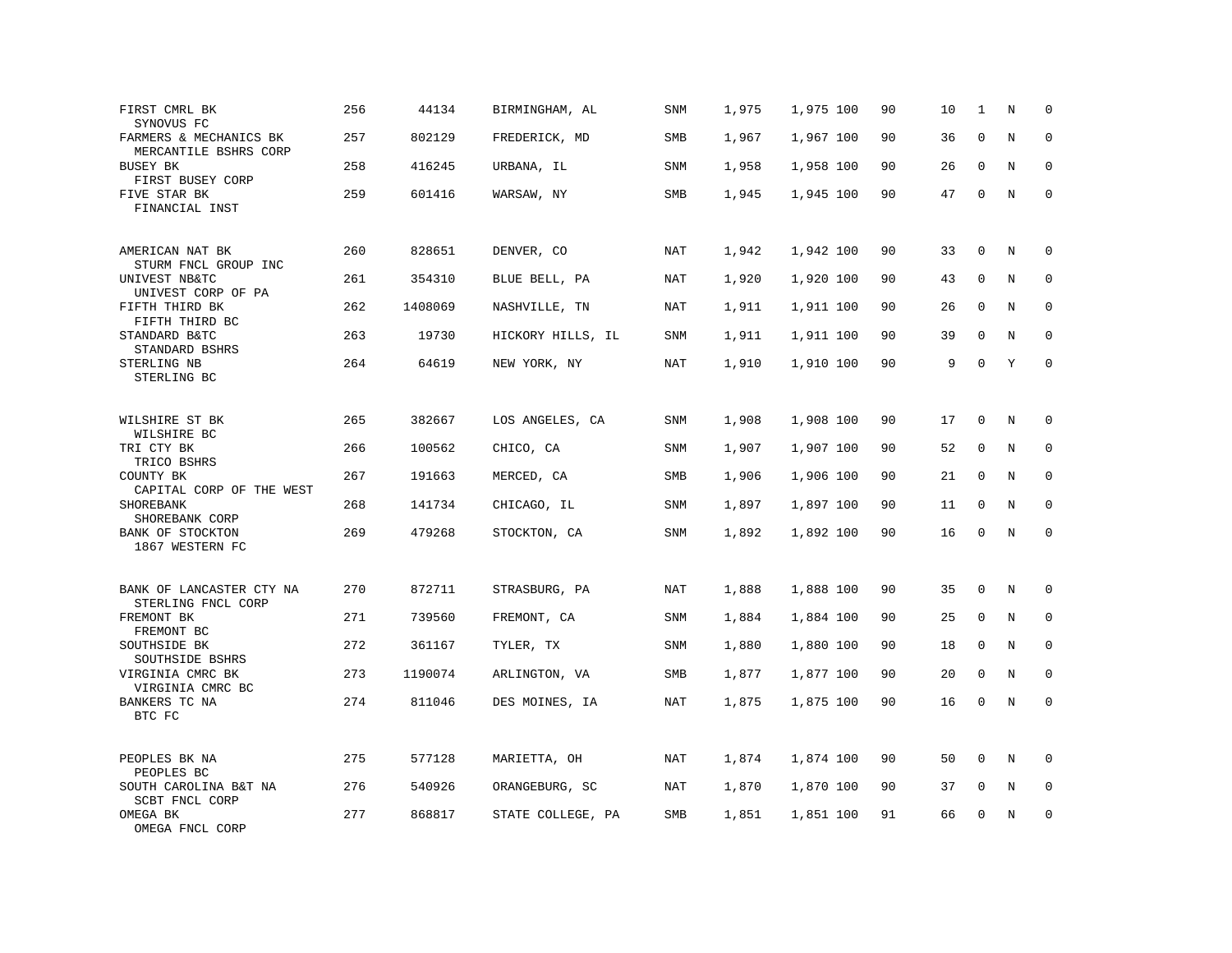| | | | | | | | | | | | | |
|---|---|---|---|---|---|---|---|---|---|---|---|---|
| FIRST CMRL BK<br>SYNOVUS FC | 256 | 44134 | BIRMINGHAM, AL | SNM | 1,975 | 1,975 | 100 | 90 | 10 | 1 | N | 0 |
| FARMERS & MECHANICS BK<br>MERCANTILE BSHRS CORP | 257 | 802129 | FREDERICK, MD | SMB | 1,967 | 1,967 | 100 | 90 | 36 | 0 | N | 0 |
| BUSEY BK<br>FIRST BUSEY CORP | 258 | 416245 | URBANA, IL | SNM | 1,958 | 1,958 | 100 | 90 | 26 | 0 | N | 0 |
| FIVE STAR BK<br>FINANCIAL INST | 259 | 601416 | WARSAW, NY | SMB | 1,945 | 1,945 | 100 | 90 | 47 | 0 | N | 0 |
| AMERICAN NAT BK<br>STURM FNCL GROUP INC | 260 | 828651 | DENVER, CO | NAT | 1,942 | 1,942 | 100 | 90 | 33 | 0 | N | 0 |
| UNIVEST NB&TC<br>UNIVEST CORP OF PA | 261 | 354310 | BLUE BELL, PA | NAT | 1,920 | 1,920 | 100 | 90 | 43 | 0 | N | 0 |
| FIFTH THIRD BK<br>FIFTH THIRD BC | 262 | 1408069 | NASHVILLE, TN | NAT | 1,911 | 1,911 | 100 | 90 | 26 | 0 | N | 0 |
| STANDARD B&TC<br>STANDARD BSHRS | 263 | 19730 | HICKORY HILLS, IL | SNM | 1,911 | 1,911 | 100 | 90 | 39 | 0 | N | 0 |
| STERLING NB<br>STERLING BC | 264 | 64619 | NEW YORK, NY | NAT | 1,910 | 1,910 | 100 | 90 | 9 | 0 | Y | 0 |
| WILSHIRE ST BK<br>WILSHIRE BC | 265 | 382667 | LOS ANGELES, CA | SNM | 1,908 | 1,908 | 100 | 90 | 17 | 0 | N | 0 |
| TRI CTY BK<br>TRICO BSHRS | 266 | 100562 | CHICO, CA | SNM | 1,907 | 1,907 | 100 | 90 | 52 | 0 | N | 0 |
| COUNTY BK<br>CAPITAL CORP OF THE WEST | 267 | 191663 | MERCED, CA | SMB | 1,906 | 1,906 | 100 | 90 | 21 | 0 | N | 0 |
| SHOREBANK<br>SHOREBANK CORP | 268 | 141734 | CHICAGO, IL | SNM | 1,897 | 1,897 | 100 | 90 | 11 | 0 | N | 0 |
| BANK OF STOCKTON<br>1867 WESTERN FC | 269 | 479268 | STOCKTON, CA | SNM | 1,892 | 1,892 | 100 | 90 | 16 | 0 | N | 0 |
| BANK OF LANCASTER CTY NA<br>STERLING FNCL CORP | 270 | 872711 | STRASBURG, PA | NAT | 1,888 | 1,888 | 100 | 90 | 35 | 0 | N | 0 |
| FREMONT BK<br>FREMONT BC | 271 | 739560 | FREMONT, CA | SNM | 1,884 | 1,884 | 100 | 90 | 25 | 0 | N | 0 |
| SOUTHSIDE BK<br>SOUTHSIDE BSHRS | 272 | 361167 | TYLER, TX | SNM | 1,880 | 1,880 | 100 | 90 | 18 | 0 | N | 0 |
| VIRGINIA CMRC BK<br>VIRGINIA CMRC BC | 273 | 1190074 | ARLINGTON, VA | SMB | 1,877 | 1,877 | 100 | 90 | 20 | 0 | N | 0 |
| BANKERS TC NA<br>BTC FC | 274 | 811046 | DES MOINES, IA | NAT | 1,875 | 1,875 | 100 | 90 | 16 | 0 | N | 0 |
| PEOPLES BK NA<br>PEOPLES BC | 275 | 577128 | MARIETTA, OH | NAT | 1,874 | 1,874 | 100 | 90 | 50 | 0 | N | 0 |
| SOUTH CAROLINA B&T NA<br>SCBT FNCL CORP | 276 | 540926 | ORANGEBURG, SC | NAT | 1,870 | 1,870 | 100 | 90 | 37 | 0 | N | 0 |
| OMEGA BK<br>OMEGA FNCL CORP | 277 | 868817 | STATE COLLEGE, PA | SMB | 1,851 | 1,851 | 100 | 91 | 66 | 0 | N | 0 |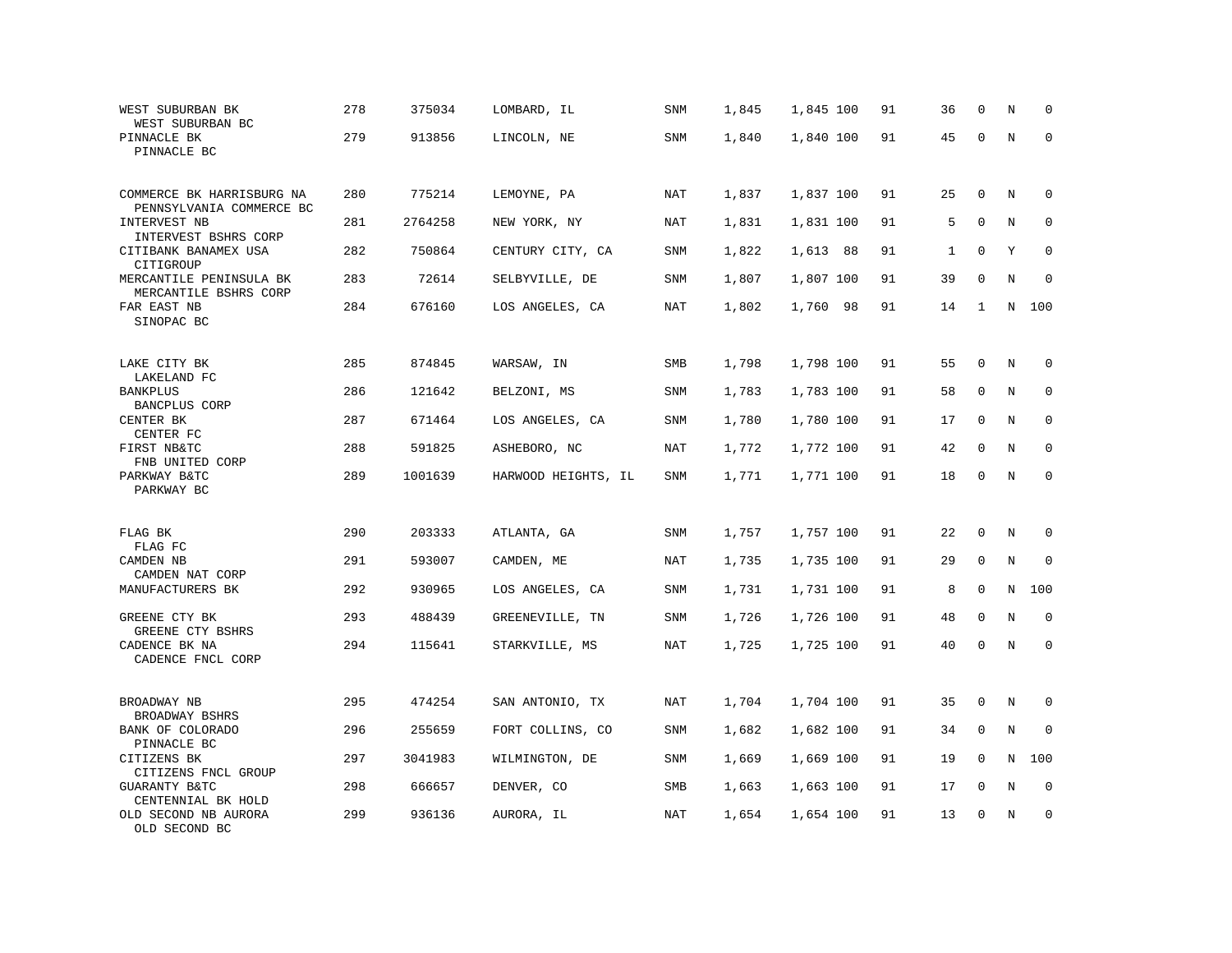| | | | | | | | | | | | | |
|---|---|---|---|---|---|---|---|---|---|---|---|---|
| WEST SUBURBAN BK<br>WEST SUBURBAN BC | 278 | 375034 | LOMBARD, IL | SNM | 1,845 | 1,845 | 100 | 91 | 36 | 0 | N | 0 |
| PINNACLE BK<br>PINNACLE BC | 279 | 913856 | LINCOLN, NE | SNM | 1,840 | 1,840 | 100 | 91 | 45 | 0 | N | 0 |
| COMMERCE BK HARRISBURG NA<br>PENNSYLVANIA COMMERCE BC | 280 | 775214 | LEMOYNE, PA | NAT | 1,837 | 1,837 | 100 | 91 | 25 | 0 | N | 0 |
| INTERVEST NB<br>INTERVEST BSHRS CORP | 281 | 2764258 | NEW YORK, NY | NAT | 1,831 | 1,831 | 100 | 91 | 5 | 0 | N | 0 |
| CITIBANK BANAMEX USA<br>CITIGROUP | 282 | 750864 | CENTURY CITY, CA | SNM | 1,822 | 1,613 | 88 | 91 | 1 | 0 | Y | 0 |
| MERCANTILE PENINSULA BK<br>MERCANTILE BSHRS CORP | 283 | 72614 | SELBYVILLE, DE | SNM | 1,807 | 1,807 | 100 | 91 | 39 | 0 | N | 0 |
| FAR EAST NB<br>SINOPAC BC | 284 | 676160 | LOS ANGELES, CA | NAT | 1,802 | 1,760 | 98 | 91 | 14 | 1 | N | 100 |
| LAKE CITY BK<br>LAKELAND FC | 285 | 874845 | WARSAW, IN | SMB | 1,798 | 1,798 | 100 | 91 | 55 | 0 | N | 0 |
| BANKPLUS<br>BANCPLUS CORP | 286 | 121642 | BELZONI, MS | SNM | 1,783 | 1,783 | 100 | 91 | 58 | 0 | N | 0 |
| CENTER BK<br>CENTER FC | 287 | 671464 | LOS ANGELES, CA | SNM | 1,780 | 1,780 | 100 | 91 | 17 | 0 | N | 0 |
| FIRST NB&TC<br>FNB UNITED CORP | 288 | 591825 | ASHEBORO, NC | NAT | 1,772 | 1,772 | 100 | 91 | 42 | 0 | N | 0 |
| PARKWAY B&TC<br>PARKWAY BC | 289 | 1001639 | HARWOOD HEIGHTS, IL | SNM | 1,771 | 1,771 | 100 | 91 | 18 | 0 | N | 0 |
| FLAG BK<br>FLAG FC | 290 | 203333 | ATLANTA, GA | SNM | 1,757 | 1,757 | 100 | 91 | 22 | 0 | N | 0 |
| CAMDEN NB<br>CAMDEN NAT CORP | 291 | 593007 | CAMDEN, ME | NAT | 1,735 | 1,735 | 100 | 91 | 29 | 0 | N | 0 |
| MANUFACTURERS BK | 292 | 930965 | LOS ANGELES, CA | SNM | 1,731 | 1,731 | 100 | 91 | 8 | 0 | N | 100 |
| GREENE CTY BK<br>GREENE CTY BSHRS | 293 | 488439 | GREENEVILLE, TN | SNM | 1,726 | 1,726 | 100 | 91 | 48 | 0 | N | 0 |
| CADENCE BK NA<br>CADENCE FNCL CORP | 294 | 115641 | STARKVILLE, MS | NAT | 1,725 | 1,725 | 100 | 91 | 40 | 0 | N | 0 |
| BROADWAY NB<br>BROADWAY BSHRS | 295 | 474254 | SAN ANTONIO, TX | NAT | 1,704 | 1,704 | 100 | 91 | 35 | 0 | N | 0 |
| BANK OF COLORADO<br>PINNACLE BC | 296 | 255659 | FORT COLLINS, CO | SNM | 1,682 | 1,682 | 100 | 91 | 34 | 0 | N | 0 |
| CITIZENS BK<br>CITIZENS FNCL GROUP | 297 | 3041983 | WILMINGTON, DE | SNM | 1,669 | 1,669 | 100 | 91 | 19 | 0 | N | 100 |
| GUARANTY B&TC<br>CENTENNIAL BK HOLD | 298 | 666657 | DENVER, CO | SMB | 1,663 | 1,663 | 100 | 91 | 17 | 0 | N | 0 |
| OLD SECOND NB AURORA<br>OLD SECOND BC | 299 | 936136 | AURORA, IL | NAT | 1,654 | 1,654 | 100 | 91 | 13 | 0 | N | 0 |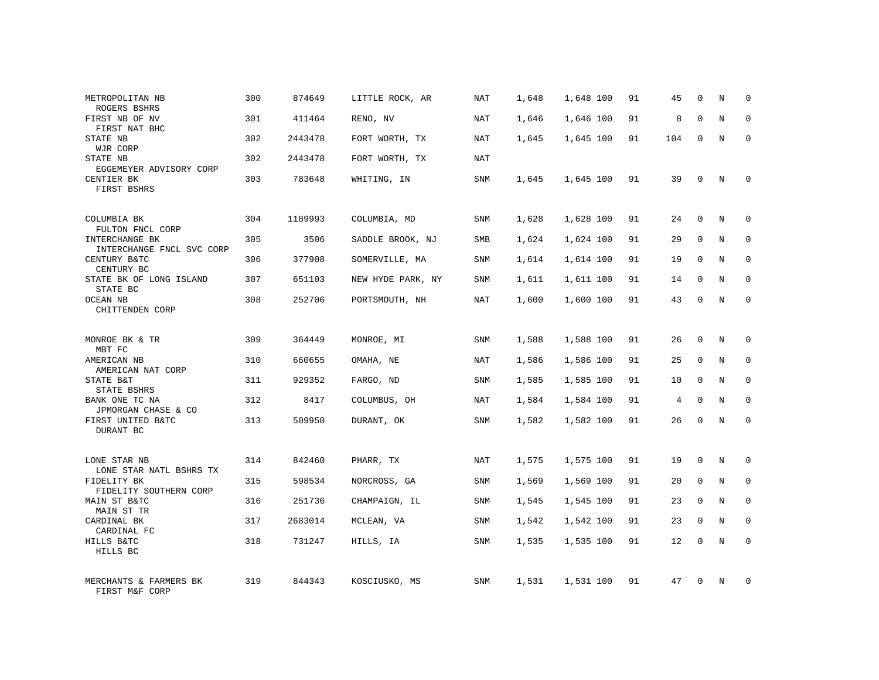| | | | | | | | | | | | | |
|---|---|---|---|---|---|---|---|---|---|---|---|---|
| METROPOLITAN NB<br>ROGERS BSHRS | 300 | 874649 | LITTLE ROCK, AR | NAT | 1,648 | 1,648 | 100 | 91 | 45 | 0 | N | 0 |
| FIRST NB OF NV<br>FIRST NAT BHC | 301 | 411464 | RENO, NV | NAT | 1,646 | 1,646 | 100 | 91 | 8 | 0 | N | 0 |
| STATE NB<br>WJR CORP | 302 | 2443478 | FORT WORTH, TX | NAT | 1,645 | 1,645 | 100 | 91 | 104 | 0 | N | 0 |
| STATE NB<br>EGGEMEYER ADVISORY CORP | 302 | 2443478 | FORT WORTH, TX | NAT | | | | | | | | |
| CENTIER BK<br>FIRST BSHRS | 303 | 783648 | WHITING, IN | SNM | 1,645 | 1,645 | 100 | 91 | 39 | 0 | N | 0 |
| COLUMBIA BK<br>FULTON FNCL CORP | 304 | 1189993 | COLUMBIA, MD | SNM | 1,628 | 1,628 | 100 | 91 | 24 | 0 | N | 0 |
| INTERCHANGE BK<br>INTERCHANGE FNCL SVC CORP | 305 | 3506 | SADDLE BROOK, NJ | SMB | 1,624 | 1,624 | 100 | 91 | 29 | 0 | N | 0 |
| CENTURY B&TC<br>CENTURY BC | 306 | 377908 | SOMERVILLE, MA | SNM | 1,614 | 1,614 | 100 | 91 | 19 | 0 | N | 0 |
| STATE BK OF LONG ISLAND<br>STATE BC | 307 | 651103 | NEW HYDE PARK, NY | SNM | 1,611 | 1,611 | 100 | 91 | 14 | 0 | N | 0 |
| OCEAN NB<br>CHITTENDEN CORP | 308 | 252706 | PORTSMOUTH, NH | NAT | 1,600 | 1,600 | 100 | 91 | 43 | 0 | N | 0 |
| MONROE BK & TR<br>MBT FC | 309 | 364449 | MONROE, MI | SNM | 1,588 | 1,588 | 100 | 91 | 26 | 0 | N | 0 |
| AMERICAN NB<br>AMERICAN NAT CORP | 310 | 660655 | OMAHA, NE | NAT | 1,586 | 1,586 | 100 | 91 | 25 | 0 | N | 0 |
| STATE B&T<br>STATE BSHRS | 311 | 929352 | FARGO, ND | SNM | 1,585 | 1,585 | 100 | 91 | 10 | 0 | N | 0 |
| BANK ONE TC NA<br>JPMORGAN CHASE & CO | 312 | 8417 | COLUMBUS, OH | NAT | 1,584 | 1,584 | 100 | 91 | 4 | 0 | N | 0 |
| FIRST UNITED B&TC<br>DURANT BC | 313 | 509950 | DURANT, OK | SNM | 1,582 | 1,582 | 100 | 91 | 26 | 0 | N | 0 |
| LONE STAR NB<br>LONE STAR NATL BSHRS TX | 314 | 842460 | PHARR, TX | NAT | 1,575 | 1,575 | 100 | 91 | 19 | 0 | N | 0 |
| FIDELITY BK<br>FIDELITY SOUTHERN CORP | 315 | 598534 | NORCROSS, GA | SNM | 1,569 | 1,569 | 100 | 91 | 20 | 0 | N | 0 |
| MAIN ST B&TC<br>MAIN ST TR | 316 | 251736 | CHAMPAIGN, IL | SNM | 1,545 | 1,545 | 100 | 91 | 23 | 0 | N | 0 |
| CARDINAL BK<br>CARDINAL FC | 317 | 2683014 | MCLEAN, VA | SNM | 1,542 | 1,542 | 100 | 91 | 23 | 0 | N | 0 |
| HILLS B&TC<br>HILLS BC | 318 | 731247 | HILLS, IA | SNM | 1,535 | 1,535 | 100 | 91 | 12 | 0 | N | 0 |
| MERCHANTS & FARMERS BK<br>FIRST M&F CORP | 319 | 844343 | KOSCIUSKO, MS | SNM | 1,531 | 1,531 | 100 | 91 | 47 | 0 | N | 0 |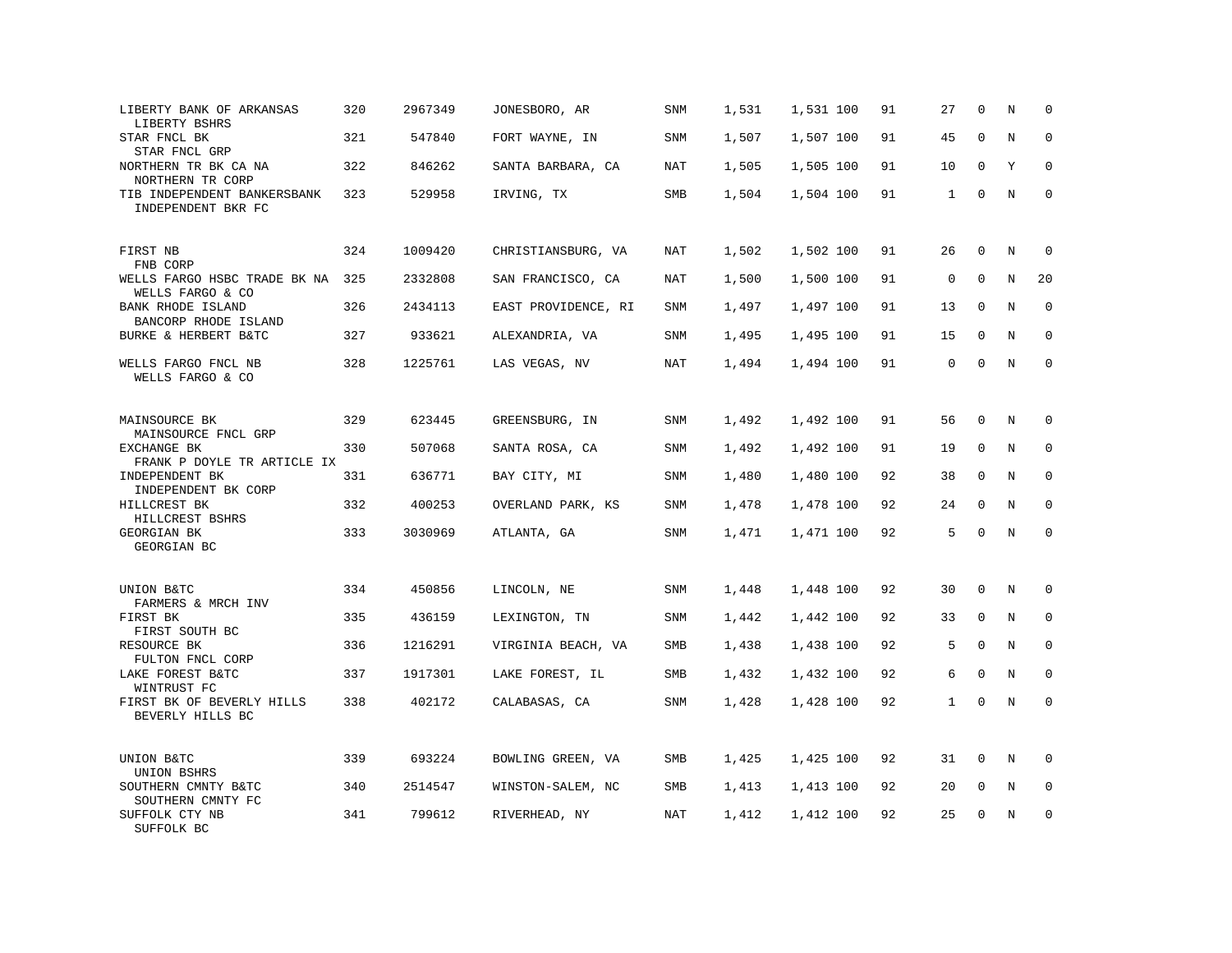| | | | | | | | | | | | | |
|---|---|---|---|---|---|---|---|---|---|---|---|---|
| LIBERTY BANK OF ARKANSAS<br>LIBERTY BSHRS | 320 | 2967349 | JONESBORO, AR | SNM | 1,531 | 1,531 | 100 | 91 | 27 | 0 | N | 0 |
| STAR FNCL BK<br>STAR FNCL GRP | 321 | 547840 | FORT WAYNE, IN | SNM | 1,507 | 1,507 | 100 | 91 | 45 | 0 | N | 0 |
| NORTHERN TR BK CA NA<br>NORTHERN TR CORP | 322 | 846262 | SANTA BARBARA, CA | NAT | 1,505 | 1,505 | 100 | 91 | 10 | 0 | Y | 0 |
| TIB INDEPENDENT BANKERSBANK<br>INDEPENDENT BKR FC | 323 | 529958 | IRVING, TX | SMB | 1,504 | 1,504 | 100 | 91 | 1 | 0 | N | 0 |
| FIRST NB<br>FNB CORP | 324 | 1009420 | CHRISTIANSBURG, VA | NAT | 1,502 | 1,502 | 100 | 91 | 26 | 0 | N | 0 |
| WELLS FARGO HSBC TRADE BK NA<br>WELLS FARGO & CO | 325 | 2332808 | SAN FRANCISCO, CA | NAT | 1,500 | 1,500 | 100 | 91 | 0 | 0 | N | 20 |
| BANK RHODE ISLAND<br>BANCORP RHODE ISLAND | 326 | 2434113 | EAST PROVIDENCE, RI | SNM | 1,497 | 1,497 | 100 | 91 | 13 | 0 | N | 0 |
| BURKE & HERBERT B&TC | 327 | 933621 | ALEXANDRIA, VA | SNM | 1,495 | 1,495 | 100 | 91 | 15 | 0 | N | 0 |
| WELLS FARGO FNCL NB<br>WELLS FARGO & CO | 328 | 1225761 | LAS VEGAS, NV | NAT | 1,494 | 1,494 | 100 | 91 | 0 | 0 | N | 0 |
| MAINSOURCE BK<br>MAINSOURCE FNCL GRP | 329 | 623445 | GREENSBURG, IN | SNM | 1,492 | 1,492 | 100 | 91 | 56 | 0 | N | 0 |
| EXCHANGE BK<br>FRANK P DOYLE TR ARTICLE IX | 330 | 507068 | SANTA ROSA, CA | SNM | 1,492 | 1,492 | 100 | 91 | 19 | 0 | N | 0 |
| INDEPENDENT BK<br>INDEPENDENT BK CORP | 331 | 636771 | BAY CITY, MI | SNM | 1,480 | 1,480 | 100 | 92 | 38 | 0 | N | 0 |
| HILLCREST BK<br>HILLCREST BSHRS | 332 | 400253 | OVERLAND PARK, KS | SNM | 1,478 | 1,478 | 100 | 92 | 24 | 0 | N | 0 |
| GEORGIAN BK<br>GEORGIAN BC | 333 | 3030969 | ATLANTA, GA | SNM | 1,471 | 1,471 | 100 | 92 | 5 | 0 | N | 0 |
| UNION B&TC<br>FARMERS & MRCH INV | 334 | 450856 | LINCOLN, NE | SNM | 1,448 | 1,448 | 100 | 92 | 30 | 0 | N | 0 |
| FIRST BK<br>FIRST SOUTH BC | 335 | 436159 | LEXINGTON, TN | SNM | 1,442 | 1,442 | 100 | 92 | 33 | 0 | N | 0 |
| RESOURCE BK<br>FULTON FNCL CORP | 336 | 1216291 | VIRGINIA BEACH, VA | SMB | 1,438 | 1,438 | 100 | 92 | 5 | 0 | N | 0 |
| LAKE FOREST B&TC<br>WINTRUST FC | 337 | 1917301 | LAKE FOREST, IL | SMB | 1,432 | 1,432 | 100 | 92 | 6 | 0 | N | 0 |
| FIRST BK OF BEVERLY HILLS<br>BEVERLY HILLS BC | 338 | 402172 | CALABASAS, CA | SNM | 1,428 | 1,428 | 100 | 92 | 1 | 0 | N | 0 |
| UNION B&TC<br>UNION BSHRS | 339 | 693224 | BOWLING GREEN, VA | SMB | 1,425 | 1,425 | 100 | 92 | 31 | 0 | N | 0 |
| SOUTHERN CMNTY B&TC<br>SOUTHERN CMNTY FC | 340 | 2514547 | WINSTON-SALEM, NC | SMB | 1,413 | 1,413 | 100 | 92 | 20 | 0 | N | 0 |
| SUFFOLK CTY NB<br>SUFFOLK BC | 341 | 799612 | RIVERHEAD, NY | NAT | 1,412 | 1,412 | 100 | 92 | 25 | 0 | N | 0 |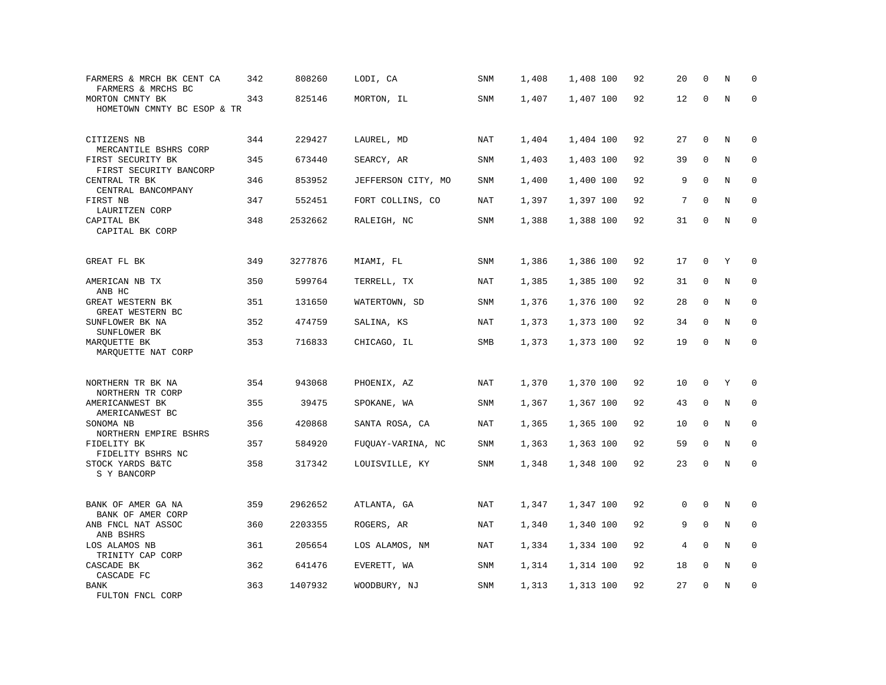| | | | | | | | | | | | | |
|---|---|---|---|---|---|---|---|---|---|---|---|---|
| FARMERS & MRCH BK CENT CA<br>FARMERS & MRCHS BC | 342 | 808260 | LODI, CA | SNM | 1,408 | 1,408 | 100 | 92 | 20 | 0 | N | 0 |
| MORTON CMNTY BK<br>HOMETOWN CMNTY BC ESOP & TR | 343 | 825146 | MORTON, IL | SNM | 1,407 | 1,407 | 100 | 92 | 12 | 0 | N | 0 |
| CITIZENS NB<br>MERCANTILE BSHRS CORP | 344 | 229427 | LAUREL, MD | NAT | 1,404 | 1,404 | 100 | 92 | 27 | 0 | N | 0 |
| FIRST SECURITY BK<br>FIRST SECURITY BANCORP | 345 | 673440 | SEARCY, AR | SNM | 1,403 | 1,403 | 100 | 92 | 39 | 0 | N | 0 |
| CENTRAL TR BK<br>CENTRAL BANCOMPANY | 346 | 853952 | JEFFERSON CITY, MO | SNM | 1,400 | 1,400 | 100 | 92 | 9 | 0 | N | 0 |
| FIRST NB<br>LAURITZEN CORP | 347 | 552451 | FORT COLLINS, CO | NAT | 1,397 | 1,397 | 100 | 92 | 7 | 0 | N | 0 |
| CAPITAL BK<br>CAPITAL BK CORP | 348 | 2532662 | RALEIGH, NC | SNM | 1,388 | 1,388 | 100 | 92 | 31 | 0 | N | 0 |
| GREAT FL BK | 349 | 3277876 | MIAMI, FL | SNM | 1,386 | 1,386 | 100 | 92 | 17 | 0 | Y | 0 |
| AMERICAN NB TX<br>ANB HC | 350 | 599764 | TERRELL, TX | NAT | 1,385 | 1,385 | 100 | 92 | 31 | 0 | N | 0 |
| GREAT WESTERN BK<br>GREAT WESTERN BC | 351 | 131650 | WATERTOWN, SD | SNM | 1,376 | 1,376 | 100 | 92 | 28 | 0 | N | 0 |
| SUNFLOWER BK NA<br>SUNFLOWER BK | 352 | 474759 | SALINA, KS | NAT | 1,373 | 1,373 | 100 | 92 | 34 | 0 | N | 0 |
| MARQUETTE BK<br>MARQUETTE NAT CORP | 353 | 716833 | CHICAGO, IL | SMB | 1,373 | 1,373 | 100 | 92 | 19 | 0 | N | 0 |
| NORTHERN TR BK NA<br>NORTHERN TR CORP | 354 | 943068 | PHOENIX, AZ | NAT | 1,370 | 1,370 | 100 | 92 | 10 | 0 | Y | 0 |
| AMERICANWEST BK<br>AMERICANWEST BC | 355 | 39475 | SPOKANE, WA | SNM | 1,367 | 1,367 | 100 | 92 | 43 | 0 | N | 0 |
| SONOMA NB<br>NORTHERN EMPIRE BSHRS | 356 | 420868 | SANTA ROSA, CA | NAT | 1,365 | 1,365 | 100 | 92 | 10 | 0 | N | 0 |
| FIDELITY BK<br>FIDELITY BSHRS NC | 357 | 584920 | FUQUAY-VARINA, NC | SNM | 1,363 | 1,363 | 100 | 92 | 59 | 0 | N | 0 |
| STOCK YARDS B&TC<br>S Y BANCORP | 358 | 317342 | LOUISVILLE, KY | SNM | 1,348 | 1,348 | 100 | 92 | 23 | 0 | N | 0 |
| BANK OF AMER GA NA<br>BANK OF AMER CORP | 359 | 2962652 | ATLANTA, GA | NAT | 1,347 | 1,347 | 100 | 92 | 0 | 0 | N | 0 |
| ANB FNCL NAT ASSOC<br>ANB BSHRS | 360 | 2203355 | ROGERS, AR | NAT | 1,340 | 1,340 | 100 | 92 | 9 | 0 | N | 0 |
| LOS ALAMOS NB<br>TRINITY CAP CORP | 361 | 205654 | LOS ALAMOS, NM | NAT | 1,334 | 1,334 | 100 | 92 | 4 | 0 | N | 0 |
| CASCADE BK<br>CASCADE FC | 362 | 641476 | EVERETT, WA | SNM | 1,314 | 1,314 | 100 | 92 | 18 | 0 | N | 0 |
| BANK<br>FULTON FNCL CORP | 363 | 1407932 | WOODBURY, NJ | SNM | 1,313 | 1,313 | 100 | 92 | 27 | 0 | N | 0 |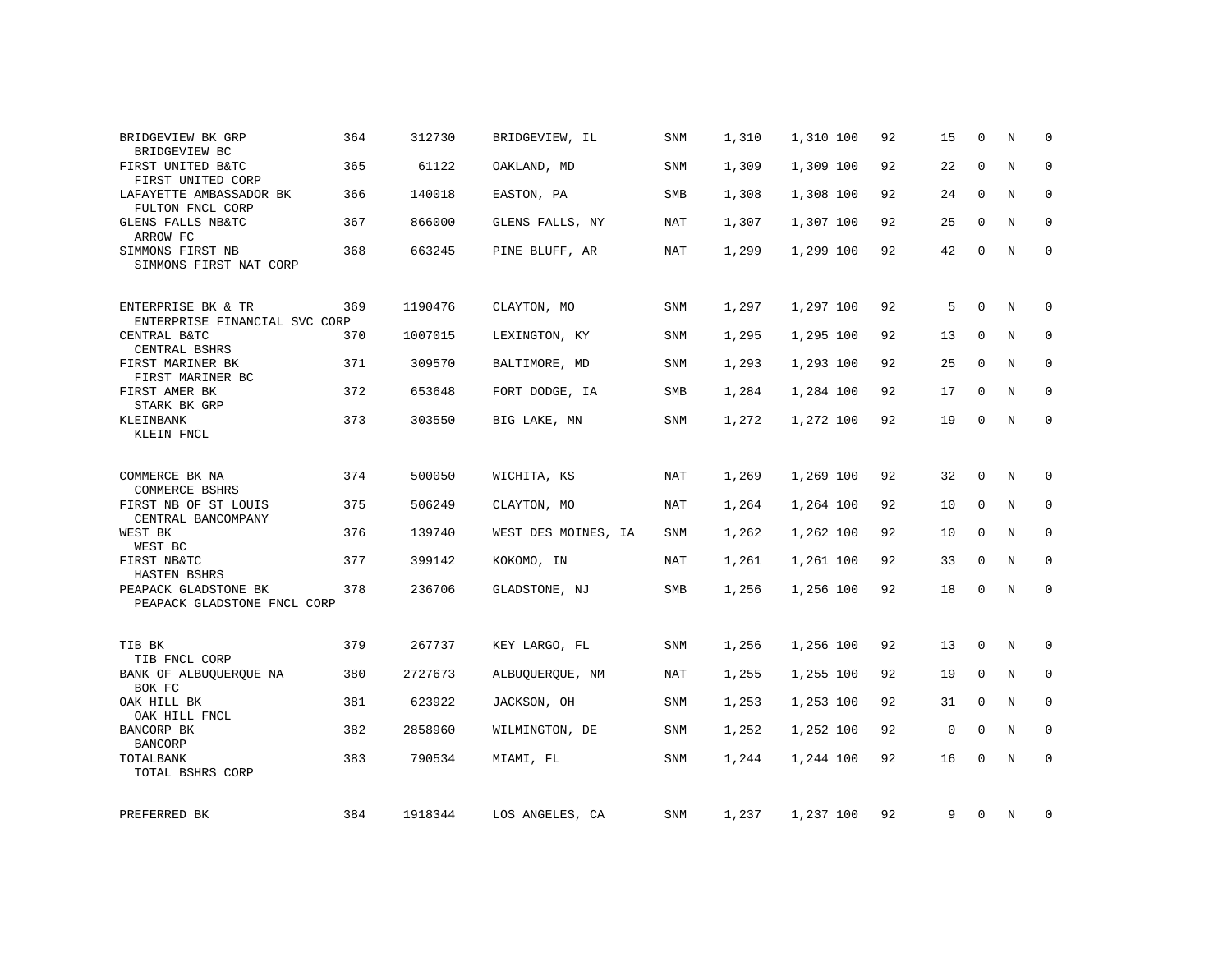| | | | | | | | | | | | | |
|---|---|---|---|---|---|---|---|---|---|---|---|---|
| BRIDGEVIEW BK GRP<br>BRIDGEVIEW BC | 364 | 312730 | BRIDGEVIEW, IL | SNM | 1,310 | 1,310 | 100 | 92 | 15 | 0 | N | 0 |
| FIRST UNITED B&TC<br>FIRST UNITED CORP | 365 | 61122 | OAKLAND, MD | SNM | 1,309 | 1,309 | 100 | 92 | 22 | 0 | N | 0 |
| LAFAYETTE AMBASSADOR BK<br>FULTON FNCL CORP | 366 | 140018 | EASTON, PA | SMB | 1,308 | 1,308 | 100 | 92 | 24 | 0 | N | 0 |
| GLENS FALLS NB&TC<br>ARROW FC | 367 | 866000 | GLENS FALLS, NY | NAT | 1,307 | 1,307 | 100 | 92 | 25 | 0 | N | 0 |
| SIMMONS FIRST NB<br>SIMMONS FIRST NAT CORP | 368 | 663245 | PINE BLUFF, AR | NAT | 1,299 | 1,299 | 100 | 92 | 42 | 0 | N | 0 |
| ENTERPRISE BK & TR<br>ENTERPRISE FINANCIAL SVC CORP | 369 | 1190476 | CLAYTON, MO | SNM | 1,297 | 1,297 | 100 | 92 | 5 | 0 | N | 0 |
| CENTRAL B&TC<br>CENTRAL BSHRS | 370 | 1007015 | LEXINGTON, KY | SNM | 1,295 | 1,295 | 100 | 92 | 13 | 0 | N | 0 |
| FIRST MARINER BK<br>FIRST MARINER BC | 371 | 309570 | BALTIMORE, MD | SNM | 1,293 | 1,293 | 100 | 92 | 25 | 0 | N | 0 |
| FIRST AMER BK<br>STARK BK GRP | 372 | 653648 | FORT DODGE, IA | SMB | 1,284 | 1,284 | 100 | 92 | 17 | 0 | N | 0 |
| KLEINBANK<br>KLEIN FNCL | 373 | 303550 | BIG LAKE, MN | SNM | 1,272 | 1,272 | 100 | 92 | 19 | 0 | N | 0 |
| COMMERCE BK NA<br>COMMERCE BSHRS | 374 | 500050 | WICHITA, KS | NAT | 1,269 | 1,269 | 100 | 92 | 32 | 0 | N | 0 |
| FIRST NB OF ST LOUIS<br>CENTRAL BANCOMPANY | 375 | 506249 | CLAYTON, MO | NAT | 1,264 | 1,264 | 100 | 92 | 10 | 0 | N | 0 |
| WEST BK<br>WEST BC | 376 | 139740 | WEST DES MOINES, IA | SNM | 1,262 | 1,262 | 100 | 92 | 10 | 0 | N | 0 |
| FIRST NB&TC<br>HASTEN BSHRS | 377 | 399142 | KOKOMO, IN | NAT | 1,261 | 1,261 | 100 | 92 | 33 | 0 | N | 0 |
| PEAPACK GLADSTONE BK<br>PEAPACK GLADSTONE FNCL CORP | 378 | 236706 | GLADSTONE, NJ | SMB | 1,256 | 1,256 | 100 | 92 | 18 | 0 | N | 0 |
| TIB BK<br>TIB FNCL CORP | 379 | 267737 | KEY LARGO, FL | SNM | 1,256 | 1,256 | 100 | 92 | 13 | 0 | N | 0 |
| BANK OF ALBUQUERQUE NA<br>BOK FC | 380 | 2727673 | ALBUQUERQUE, NM | NAT | 1,255 | 1,255 | 100 | 92 | 19 | 0 | N | 0 |
| OAK HILL BK<br>OAK HILL FNCL | 381 | 623922 | JACKSON, OH | SNM | 1,253 | 1,253 | 100 | 92 | 31 | 0 | N | 0 |
| BANCORP BK<br>BANCORP | 382 | 2858960 | WILMINGTON, DE | SNM | 1,252 | 1,252 | 100 | 92 | 0 | 0 | N | 0 |
| TOTALBANK<br>TOTAL BSHRS CORP | 383 | 790534 | MIAMI, FL | SNM | 1,244 | 1,244 | 100 | 92 | 16 | 0 | N | 0 |
| PREFERRED BK | 384 | 1918344 | LOS ANGELES, CA | SNM | 1,237 | 1,237 | 100 | 92 | 9 | 0 | N | 0 |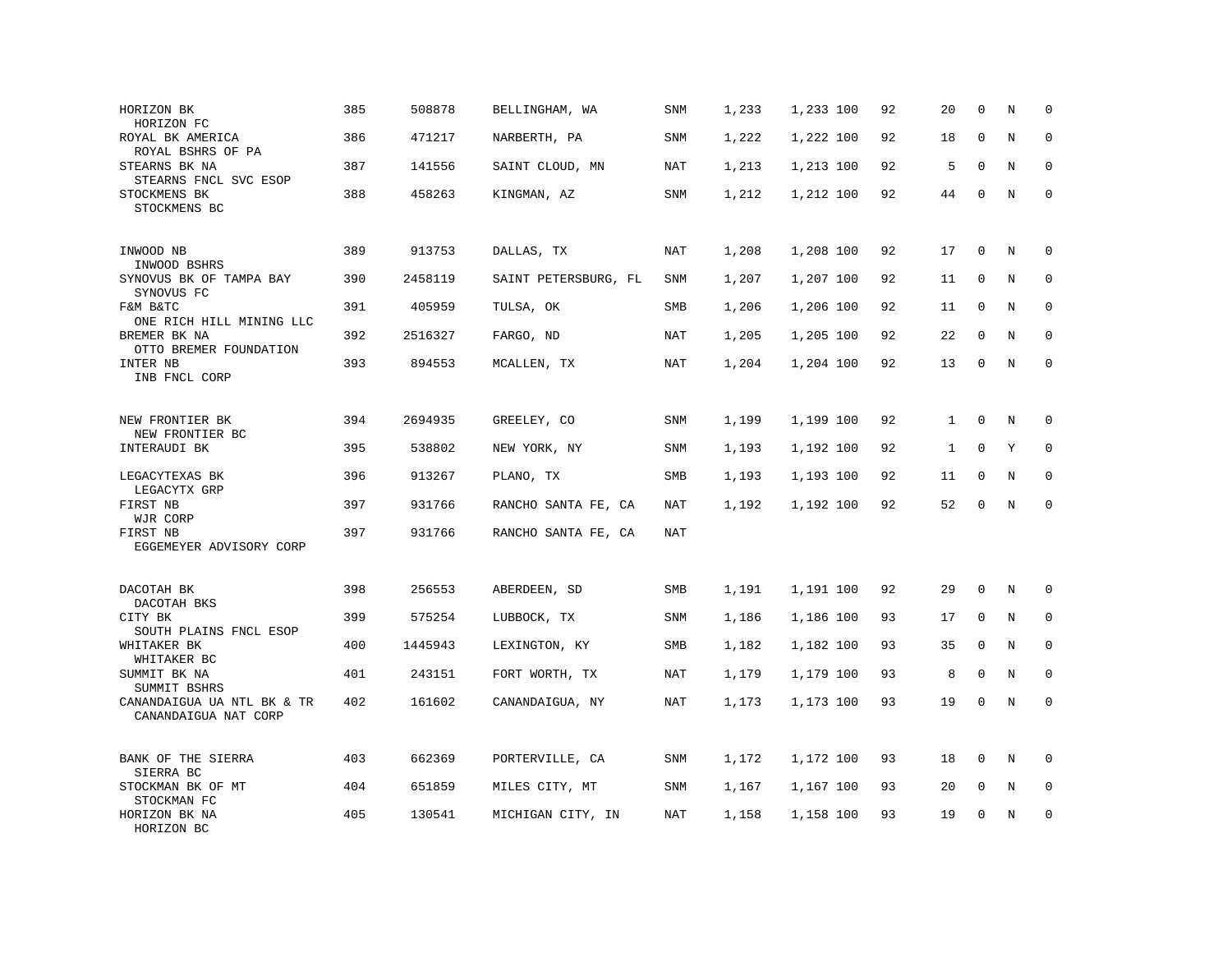| | | | | | | | | | | | |
|---|---|---|---|---|---|---|---|---|---|---|---|
| HORIZON BK<br>HORIZON FC | 385 | 508878 | BELLINGHAM, WA | SNM | 1,233 | 1,233 100 | 92 | 20 | 0 | N | 0 |
| ROYAL BK AMERICA<br>ROYAL BSHRS OF PA | 386 | 471217 | NARBERTH, PA | SNM | 1,222 | 1,222 100 | 92 | 18 | 0 | N | 0 |
| STEARNS BK NA<br>STEARNS FNCL SVC ESOP | 387 | 141556 | SAINT CLOUD, MN | NAT | 1,213 | 1,213 100 | 92 | 5 | 0 | N | 0 |
| STOCKMENS BK<br>STOCKMENS BC | 388 | 458263 | KINGMAN, AZ | SNM | 1,212 | 1,212 100 | 92 | 44 | 0 | N | 0 |
| INWOOD NB<br>INWOOD BSHRS | 389 | 913753 | DALLAS, TX | NAT | 1,208 | 1,208 100 | 92 | 17 | 0 | N | 0 |
| SYNOVUS BK OF TAMPA BAY<br>SYNOVUS FC | 390 | 2458119 | SAINT PETERSBURG, FL | SNM | 1,207 | 1,207 100 | 92 | 11 | 0 | N | 0 |
| F&M B&TC<br>ONE RICH HILL MINING LLC | 391 | 405959 | TULSA, OK | SMB | 1,206 | 1,206 100 | 92 | 11 | 0 | N | 0 |
| BREMER BK NA<br>OTTO BREMER FOUNDATION | 392 | 2516327 | FARGO, ND | NAT | 1,205 | 1,205 100 | 92 | 22 | 0 | N | 0 |
| INTER NB<br>INB FNCL CORP | 393 | 894553 | MCALLEN, TX | NAT | 1,204 | 1,204 100 | 92 | 13 | 0 | N | 0 |
| NEW FRONTIER BK<br>NEW FRONTIER BC | 394 | 2694935 | GREELEY, CO | SNM | 1,199 | 1,199 100 | 92 | 1 | 0 | N | 0 |
| INTERAUDI BK | 395 | 538802 | NEW YORK, NY | SNM | 1,193 | 1,192 100 | 92 | 1 | 0 | Y | 0 |
| LEGACYTEXAS BK<br>LEGACYTX GRP | 396 | 913267 | PLANO, TX | SMB | 1,193 | 1,193 100 | 92 | 11 | 0 | N | 0 |
| FIRST NB<br>WJR CORP | 397 | 931766 | RANCHO SANTA FE, CA | NAT | 1,192 | 1,192 100 | 92 | 52 | 0 | N | 0 |
| FIRST NB<br>EGGEMEYER ADVISORY CORP | 397 | 931766 | RANCHO SANTA FE, CA | NAT | | | | | | | |
| DACOTAH BK<br>DACOTAH BKS | 398 | 256553 | ABERDEEN, SD | SMB | 1,191 | 1,191 100 | 92 | 29 | 0 | N | 0 |
| CITY BK<br>SOUTH PLAINS FNCL ESOP | 399 | 575254 | LUBBOCK, TX | SNM | 1,186 | 1,186 100 | 93 | 17 | 0 | N | 0 |
| WHITAKER BK<br>WHITAKER BC | 400 | 1445943 | LEXINGTON, KY | SMB | 1,182 | 1,182 100 | 93 | 35 | 0 | N | 0 |
| SUMMIT BK NA<br>SUMMIT BSHRS | 401 | 243151 | FORT WORTH, TX | NAT | 1,179 | 1,179 100 | 93 | 8 | 0 | N | 0 |
| CANANDAIGUA UA NTL BK & TR<br>CANANDAIGUA NAT CORP | 402 | 161602 | CANANDAIGUA, NY | NAT | 1,173 | 1,173 100 | 93 | 19 | 0 | N | 0 |
| BANK OF THE SIERRA<br>SIERRA BC | 403 | 662369 | PORTERVILLE, CA | SNM | 1,172 | 1,172 100 | 93 | 18 | 0 | N | 0 |
| STOCKMAN BK OF MT<br>STOCKMAN FC | 404 | 651859 | MILES CITY, MT | SNM | 1,167 | 1,167 100 | 93 | 20 | 0 | N | 0 |
| HORIZON BK NA<br>HORIZON BC | 405 | 130541 | MICHIGAN CITY, IN | NAT | 1,158 | 1,158 100 | 93 | 19 | 0 | N | 0 |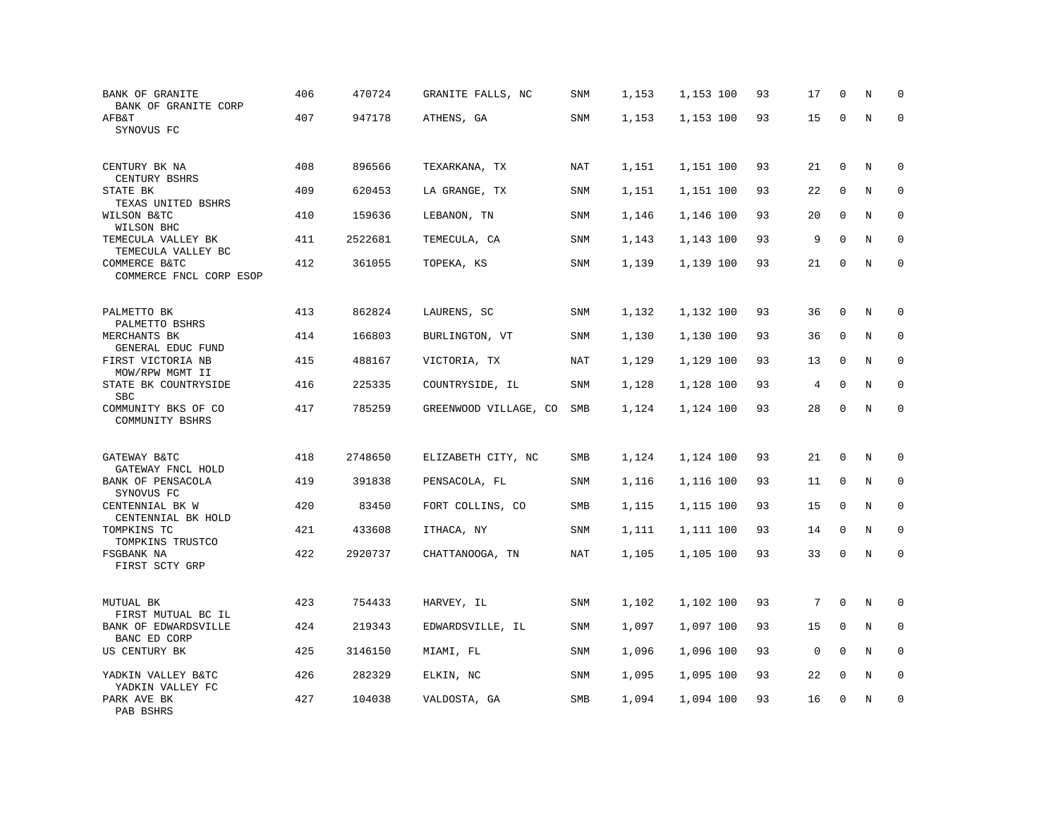| | | | | | | | | | | | | |
|---|---|---|---|---|---|---|---|---|---|---|---|---|
| BANK OF GRANITE<br>BANK OF GRANITE CORP | 406 | 470724 | GRANITE FALLS, NC | SNM | 1,153 | 1,153 | 100 | 93 | 17 | 0 | N | 0 |
| AFB&T<br>SYNOVUS FC | 407 | 947178 | ATHENS, GA | SNM | 1,153 | 1,153 | 100 | 93 | 15 | 0 | N | 0 |
| CENTURY BK NA<br>CENTURY BSHRS | 408 | 896566 | TEXARKANA, TX | NAT | 1,151 | 1,151 | 100 | 93 | 21 | 0 | N | 0 |
| STATE BK<br>TEXAS UNITED BSHRS | 409 | 620453 | LA GRANGE, TX | SNM | 1,151 | 1,151 | 100 | 93 | 22 | 0 | N | 0 |
| WILSON B&TC<br>WILSON BHC | 410 | 159636 | LEBANON, TN | SNM | 1,146 | 1,146 | 100 | 93 | 20 | 0 | N | 0 |
| TEMECULA VALLEY BK<br>TEMECULA VALLEY BC | 411 | 2522681 | TEMECULA, CA | SNM | 1,143 | 1,143 | 100 | 93 | 9 | 0 | N | 0 |
| COMMERCE B&TC<br>COMMERCE FNCL CORP ESOP | 412 | 361055 | TOPEKA, KS | SNM | 1,139 | 1,139 | 100 | 93 | 21 | 0 | N | 0 |
| PALMETTO BK<br>PALMETTO BSHRS | 413 | 862824 | LAURENS, SC | SNM | 1,132 | 1,132 | 100 | 93 | 36 | 0 | N | 0 |
| MERCHANTS BK<br>GENERAL EDUC FUND | 414 | 166803 | BURLINGTON, VT | SNM | 1,130 | 1,130 | 100 | 93 | 36 | 0 | N | 0 |
| FIRST VICTORIA NB<br>MOW/RPW MGMT II | 415 | 488167 | VICTORIA, TX | NAT | 1,129 | 1,129 | 100 | 93 | 13 | 0 | N | 0 |
| STATE BK COUNTRYSIDE<br>SBC | 416 | 225335 | COUNTRYSIDE, IL | SNM | 1,128 | 1,128 | 100 | 93 | 4 | 0 | N | 0 |
| COMMUNITY BKS OF CO<br>COMMUNITY BSHRS | 417 | 785259 | GREENWOOD VILLAGE, CO | SMB | 1,124 | 1,124 | 100 | 93 | 28 | 0 | N | 0 |
| GATEWAY B&TC<br>GATEWAY FNCL HOLD | 418 | 2748650 | ELIZABETH CITY, NC | SMB | 1,124 | 1,124 | 100 | 93 | 21 | 0 | N | 0 |
| BANK OF PENSACOLA<br>SYNOVUS FC | 419 | 391838 | PENSACOLA, FL | SNM | 1,116 | 1,116 | 100 | 93 | 11 | 0 | N | 0 |
| CENTENNIAL BK W<br>CENTENNIAL BK HOLD | 420 | 83450 | FORT COLLINS, CO | SMB | 1,115 | 1,115 | 100 | 93 | 15 | 0 | N | 0 |
| TOMPKINS TC<br>TOMPKINS TRUSTCO | 421 | 433608 | ITHACA, NY | SNM | 1,111 | 1,111 | 100 | 93 | 14 | 0 | N | 0 |
| FSGBANK NA<br>FIRST SCTY GRP | 422 | 2920737 | CHATTANOOGA, TN | NAT | 1,105 | 1,105 | 100 | 93 | 33 | 0 | N | 0 |
| MUTUAL BK<br>FIRST MUTUAL BC IL | 423 | 754433 | HARVEY, IL | SNM | 1,102 | 1,102 | 100 | 93 | 7 | 0 | N | 0 |
| BANK OF EDWARDSVILLE<br>BANC ED CORP | 424 | 219343 | EDWARDSVILLE, IL | SNM | 1,097 | 1,097 | 100 | 93 | 15 | 0 | N | 0 |
| US CENTURY BK | 425 | 3146150 | MIAMI, FL | SNM | 1,096 | 1,096 | 100 | 93 | 0 | 0 | N | 0 |
| YADKIN VALLEY B&TC<br>YADKIN VALLEY FC | 426 | 282329 | ELKIN, NC | SNM | 1,095 | 1,095 | 100 | 93 | 22 | 0 | N | 0 |
| PARK AVE BK<br>PAB BSHRS | 427 | 104038 | VALDOSTA, GA | SMB | 1,094 | 1,094 | 100 | 93 | 16 | 0 | N | 0 |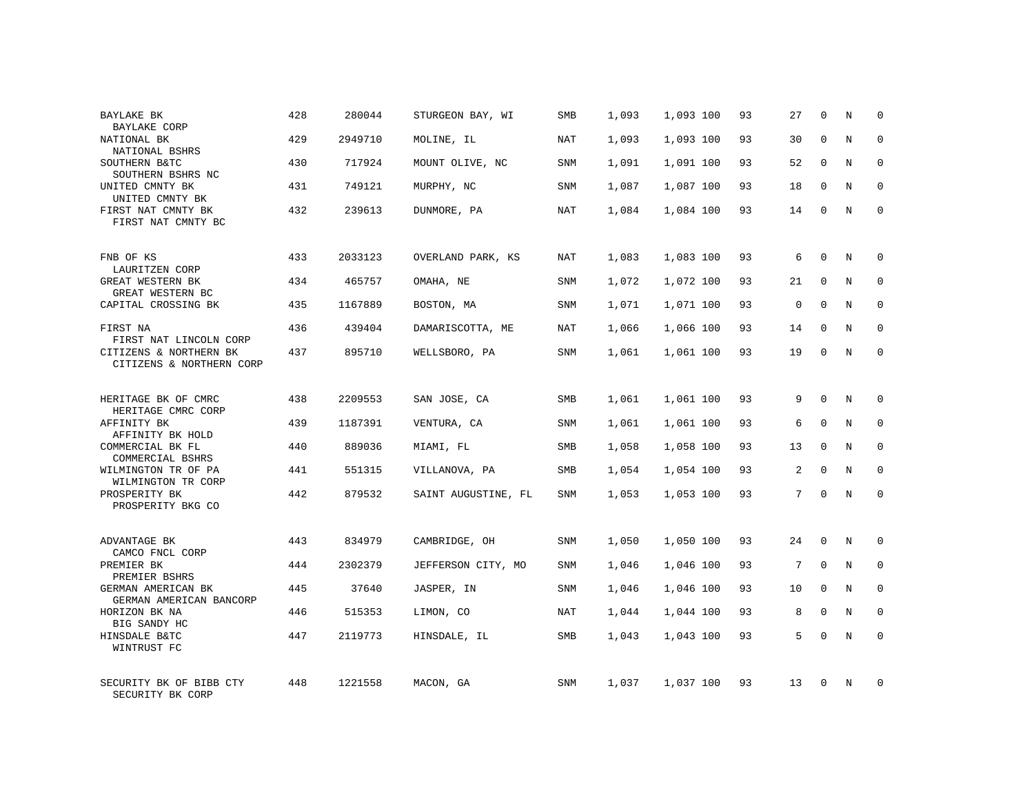| | | | | | | | | | | | |
|---|---|---|---|---|---|---|---|---|---|---|---|
| BAYLAKE BK<br>BAYLAKE CORP | 428 | 280044 | STURGEON BAY, WI | SMB | 1,093 | 1,093 100 | 93 | 27 | 0 | N | 0 |
| NATIONAL BK<br>NATIONAL BSHRS | 429 | 2949710 | MOLINE, IL | NAT | 1,093 | 1,093 100 | 93 | 30 | 0 | N | 0 |
| SOUTHERN B&TC<br>SOUTHERN BSHRS NC | 430 | 717924 | MOUNT OLIVE, NC | SNM | 1,091 | 1,091 100 | 93 | 52 | 0 | N | 0 |
| UNITED CMNTY BK<br>UNITED CMNTY BK | 431 | 749121 | MURPHY, NC | SNM | 1,087 | 1,087 100 | 93 | 18 | 0 | N | 0 |
| FIRST NAT CMNTY BK<br>FIRST NAT CMNTY BC | 432 | 239613 | DUNMORE, PA | NAT | 1,084 | 1,084 100 | 93 | 14 | 0 | N | 0 |
| FNB OF KS<br>LAURITZEN CORP | 433 | 2033123 | OVERLAND PARK, KS | NAT | 1,083 | 1,083 100 | 93 | 6 | 0 | N | 0 |
| GREAT WESTERN BK<br>GREAT WESTERN BC | 434 | 465757 | OMAHA, NE | SNM | 1,072 | 1,072 100 | 93 | 21 | 0 | N | 0 |
| CAPITAL CROSSING BK | 435 | 1167889 | BOSTON, MA | SNM | 1,071 | 1,071 100 | 93 | 0 | 0 | N | 0 |
| FIRST NA<br>FIRST NAT LINCOLN CORP | 436 | 439404 | DAMARISCOTTA, ME | NAT | 1,066 | 1,066 100 | 93 | 14 | 0 | N | 0 |
| CITIZENS & NORTHERN BK<br>CITIZENS & NORTHERN CORP | 437 | 895710 | WELLSBORO, PA | SNM | 1,061 | 1,061 100 | 93 | 19 | 0 | N | 0 |
| HERITAGE BK OF CMRC<br>HERITAGE CMRC CORP | 438 | 2209553 | SAN JOSE, CA | SMB | 1,061 | 1,061 100 | 93 | 9 | 0 | N | 0 |
| AFFINITY BK<br>AFFINITY BK HOLD | 439 | 1187391 | VENTURA, CA | SNM | 1,061 | 1,061 100 | 93 | 6 | 0 | N | 0 |
| COMMERCIAL BK FL<br>COMMERCIAL BSHRS | 440 | 889036 | MIAMI, FL | SMB | 1,058 | 1,058 100 | 93 | 13 | 0 | N | 0 |
| WILMINGTON TR OF PA<br>WILMINGTON TR CORP | 441 | 551315 | VILLANOVA, PA | SMB | 1,054 | 1,054 100 | 93 | 2 | 0 | N | 0 |
| PROSPERITY BK<br>PROSPERITY BKG CO | 442 | 879532 | SAINT AUGUSTINE, FL | SNM | 1,053 | 1,053 100 | 93 | 7 | 0 | N | 0 |
| ADVANTAGE BK<br>CAMCO FNCL CORP | 443 | 834979 | CAMBRIDGE, OH | SNM | 1,050 | 1,050 100 | 93 | 24 | 0 | N | 0 |
| PREMIER BK<br>PREMIER BSHRS | 444 | 2302379 | JEFFERSON CITY, MO | SNM | 1,046 | 1,046 100 | 93 | 7 | 0 | N | 0 |
| GERMAN AMERICAN BK<br>GERMAN AMERICAN BANCORP | 445 | 37640 | JASPER, IN | SNM | 1,046 | 1,046 100 | 93 | 10 | 0 | N | 0 |
| HORIZON BK NA<br>BIG SANDY HC | 446 | 515353 | LIMON, CO | NAT | 1,044 | 1,044 100 | 93 | 8 | 0 | N | 0 |
| HINSDALE B&TC<br>WINTRUST FC | 447 | 2119773 | HINSDALE, IL | SMB | 1,043 | 1,043 100 | 93 | 5 | 0 | N | 0 |
| SECURITY BK OF BIBB CTY<br>SECURITY BK CORP | 448 | 1221558 | MACON, GA | SNM | 1,037 | 1,037 100 | 93 | 13 | 0 | N | 0 |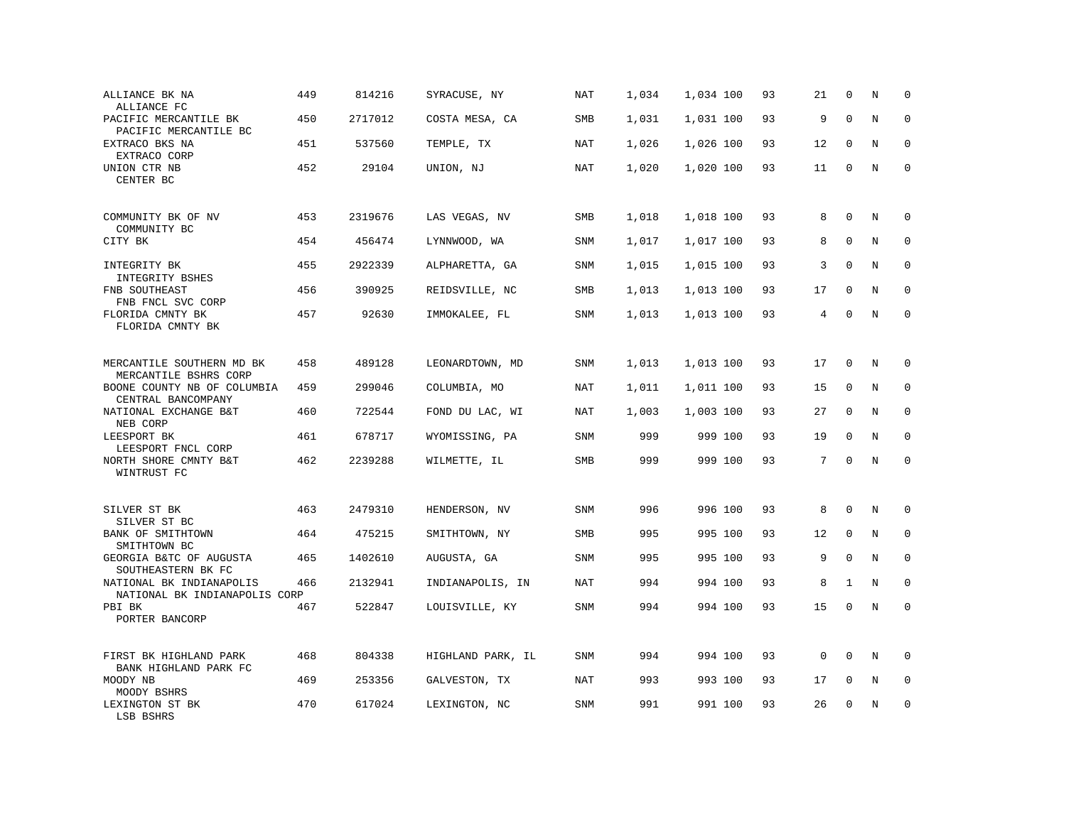| Bank / Holding Company | Rank | ID | Location | Type | | | | | | | | |
|---|---|---|---|---|---|---|---|---|---|---|---|---|
| ALLIANCE BK NA<br>ALLIANCE FC | 449 | 814216 | SYRACUSE, NY | NAT | 1,034 | 1,034 | 100 | 93 | 21 | 0 | N | 0 |
| PACIFIC MERCANTILE BK<br>PACIFIC MERCANTILE BC | 450 | 2717012 | COSTA MESA, CA | SMB | 1,031 | 1,031 | 100 | 93 | 9 | 0 | N | 0 |
| EXTRACO BKS NA<br>EXTRACO CORP | 451 | 537560 | TEMPLE, TX | NAT | 1,026 | 1,026 | 100 | 93 | 12 | 0 | N | 0 |
| UNION CTR NB<br>CENTER BC | 452 | 29104 | UNION, NJ | NAT | 1,020 | 1,020 | 100 | 93 | 11 | 0 | N | 0 |
| COMMUNITY BK OF NV<br>COMMUNITY BC | 453 | 2319676 | LAS VEGAS, NV | SMB | 1,018 | 1,018 | 100 | 93 | 8 | 0 | N | 0 |
| CITY BK | 454 | 456474 | LYNNWOOD, WA | SNM | 1,017 | 1,017 | 100 | 93 | 8 | 0 | N | 0 |
| INTEGRITY BK<br>INTEGRITY BSHES | 455 | 2922339 | ALPHARETTA, GA | SNM | 1,015 | 1,015 | 100 | 93 | 3 | 0 | N | 0 |
| FNB SOUTHEAST<br>FNB FNCL SVC CORP | 456 | 390925 | REIDSVILLE, NC | SMB | 1,013 | 1,013 | 100 | 93 | 17 | 0 | N | 0 |
| FLORIDA CMNTY BK<br>FLORIDA CMNTY BK | 457 | 92630 | IMMOKALEE, FL | SNM | 1,013 | 1,013 | 100 | 93 | 4 | 0 | N | 0 |
| MERCANTILE SOUTHERN MD BK<br>MERCANTILE BSHRS CORP | 458 | 489128 | LEONARDTOWN, MD | SNM | 1,013 | 1,013 | 100 | 93 | 17 | 0 | N | 0 |
| BOONE COUNTY NB OF COLUMBIA<br>CENTRAL BANCOMPANY | 459 | 299046 | COLUMBIA, MO | NAT | 1,011 | 1,011 | 100 | 93 | 15 | 0 | N | 0 |
| NATIONAL EXCHANGE B&T<br>NEB CORP | 460 | 722544 | FOND DU LAC, WI | NAT | 1,003 | 1,003 | 100 | 93 | 27 | 0 | N | 0 |
| LEESPORT BK<br>LEESPORT FNCL CORP | 461 | 678717 | WYOMISSING, PA | SNM | 999 | 999 | 100 | 93 | 19 | 0 | N | 0 |
| NORTH SHORE CMNTY B&T<br>WINTRUST FC | 462 | 2239288 | WILMETTE, IL | SMB | 999 | 999 | 100 | 93 | 7 | 0 | N | 0 |
| SILVER ST BK<br>SILVER ST BC | 463 | 2479310 | HENDERSON, NV | SNM | 996 | 996 | 100 | 93 | 8 | 0 | N | 0 |
| BANK OF SMITHTOWN<br>SMITHTOWN BC | 464 | 475215 | SMITHTOWN, NY | SMB | 995 | 995 | 100 | 93 | 12 | 0 | N | 0 |
| GEORGIA B&TC OF AUGUSTA<br>SOUTHEASTERN BK FC | 465 | 1402610 | AUGUSTA, GA | SNM | 995 | 995 | 100 | 93 | 9 | 0 | N | 0 |
| NATIONAL BK INDIANAPOLIS<br>NATIONAL BK INDIANAPOLIS CORP | 466 | 2132941 | INDIANAPOLIS, IN | NAT | 994 | 994 | 100 | 93 | 8 | 1 | N | 0 |
| PBI BK<br>PORTER BANCORP | 467 | 522847 | LOUISVILLE, KY | SNM | 994 | 994 | 100 | 93 | 15 | 0 | N | 0 |
| FIRST BK HIGHLAND PARK<br>BANK HIGHLAND PARK FC | 468 | 804338 | HIGHLAND PARK, IL | SNM | 994 | 994 | 100 | 93 | 0 | 0 | N | 0 |
| MOODY NB<br>MOODY BSHRS | 469 | 253356 | GALVESTON, TX | NAT | 993 | 993 | 100 | 93 | 17 | 0 | N | 0 |
| LEXINGTON ST BK<br>LSB BSHRS | 470 | 617024 | LEXINGTON, NC | SNM | 991 | 991 | 100 | 93 | 26 | 0 | N | 0 |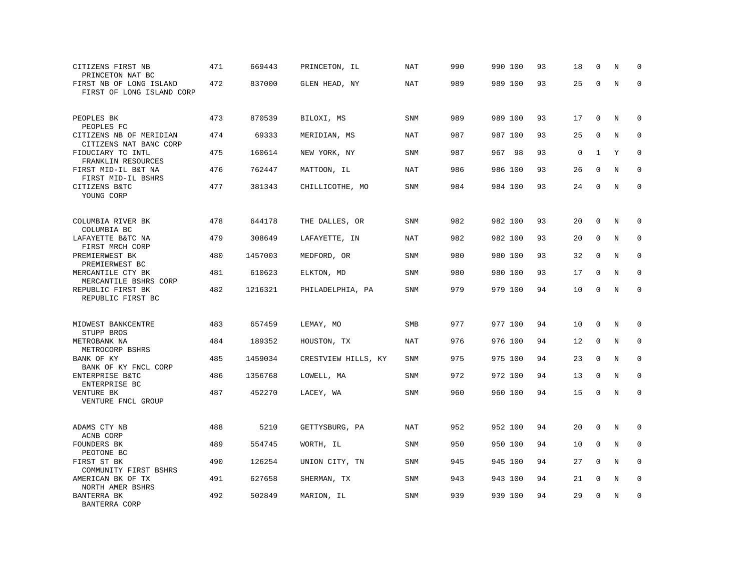| | | | | | | | | | | | | |
|---|---|---|---|---|---|---|---|---|---|---|---|---|
| CITIZENS FIRST NB<br>PRINCETON NAT BC | 471 | 669443 | PRINCETON, IL | NAT | 990 | 990 | 100 | 93 | 18 | 0 | N | 0 |
| FIRST NB OF LONG ISLAND<br>FIRST OF LONG ISLAND CORP | 472 | 837000 | GLEN HEAD, NY | NAT | 989 | 989 | 100 | 93 | 25 | 0 | N | 0 |
| PEOPLES BK<br>PEOPLES FC | 473 | 870539 | BILOXI, MS | SNM | 989 | 989 | 100 | 93 | 17 | 0 | N | 0 |
| CITIZENS NB OF MERIDIAN<br>CITIZENS NAT BANC CORP | 474 | 69333 | MERIDIAN, MS | NAT | 987 | 987 | 100 | 93 | 25 | 0 | N | 0 |
| FIDUCIARY TC INTL<br>FRANKLIN RESOURCES | 475 | 160614 | NEW YORK, NY | SNM | 987 | 967 | 98 | 93 | 0 | 1 | Y | 0 |
| FIRST MID-IL B&T NA<br>FIRST MID-IL BSHRS | 476 | 762447 | MATTOON, IL | NAT | 986 | 986 | 100 | 93 | 26 | 0 | N | 0 |
| CITIZENS B&TC<br>YOUNG CORP | 477 | 381343 | CHILLICOTHE, MO | SNM | 984 | 984 | 100 | 93 | 24 | 0 | N | 0 |
| COLUMBIA RIVER BK<br>COLUMBIA BC | 478 | 644178 | THE DALLES, OR | SNM | 982 | 982 | 100 | 93 | 20 | 0 | N | 0 |
| LAFAYETTE B&TC NA<br>FIRST MRCH CORP | 479 | 308649 | LAFAYETTE, IN | NAT | 982 | 982 | 100 | 93 | 20 | 0 | N | 0 |
| PREMIERWEST BK<br>PREMIERWEST BC | 480 | 1457003 | MEDFORD, OR | SNM | 980 | 980 | 100 | 93 | 32 | 0 | N | 0 |
| MERCANTILE CTY BK<br>MERCANTILE BSHRS CORP | 481 | 610623 | ELKTON, MD | SNM | 980 | 980 | 100 | 93 | 17 | 0 | N | 0 |
| REPUBLIC FIRST BK<br>REPUBLIC FIRST BC | 482 | 1216321 | PHILADELPHIA, PA | SNM | 979 | 979 | 100 | 94 | 10 | 0 | N | 0 |
| MIDWEST BANKCENTRE<br>STUPP BROS | 483 | 657459 | LEMAY, MO | SMB | 977 | 977 | 100 | 94 | 10 | 0 | N | 0 |
| METROBANK NA<br>METROCORP BSHRS | 484 | 189352 | HOUSTON, TX | NAT | 976 | 976 | 100 | 94 | 12 | 0 | N | 0 |
| BANK OF KY<br>BANK OF KY FNCL CORP | 485 | 1459034 | CRESTVIEW HILLS, KY | SNM | 975 | 975 | 100 | 94 | 23 | 0 | N | 0 |
| ENTERPRISE B&TC<br>ENTERPRISE BC | 486 | 1356768 | LOWELL, MA | SNM | 972 | 972 | 100 | 94 | 13 | 0 | N | 0 |
| VENTURE BK<br>VENTURE FNCL GROUP | 487 | 452270 | LACEY, WA | SNM | 960 | 960 | 100 | 94 | 15 | 0 | N | 0 |
| ADAMS CTY NB<br>ACNB CORP | 488 | 5210 | GETTYSBURG, PA | NAT | 952 | 952 | 100 | 94 | 20 | 0 | N | 0 |
| FOUNDERS BK<br>PEOTONE BC | 489 | 554745 | WORTH, IL | SNM | 950 | 950 | 100 | 94 | 10 | 0 | N | 0 |
| FIRST ST BK<br>COMMUNITY FIRST BSHRS | 490 | 126254 | UNION CITY, TN | SNM | 945 | 945 | 100 | 94 | 27 | 0 | N | 0 |
| AMERICAN BK OF TX<br>NORTH AMER BSHRS | 491 | 627658 | SHERMAN, TX | SNM | 943 | 943 | 100 | 94 | 21 | 0 | N | 0 |
| BANTERRA BK<br>BANTERRA CORP | 492 | 502849 | MARION, IL | SNM | 939 | 939 | 100 | 94 | 29 | 0 | N | 0 |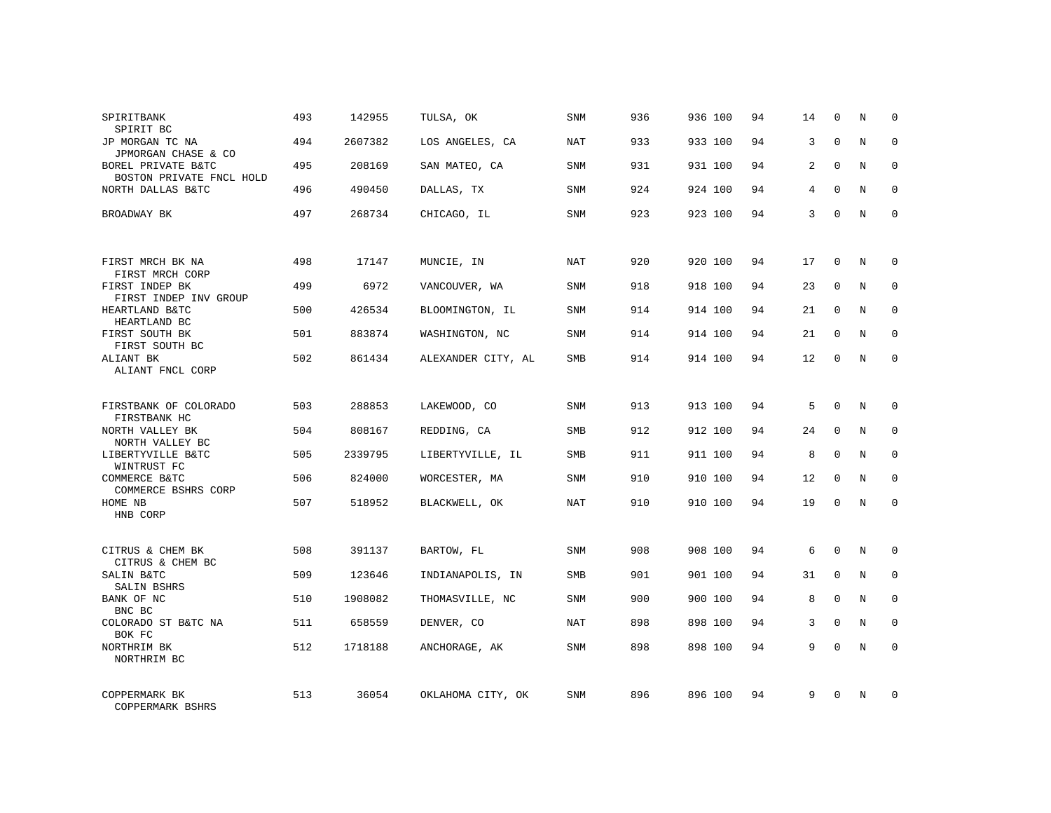| | | | | | | | | | | | | |
|---|---|---|---|---|---|---|---|---|---|---|---|---|
| SPIRITBANK<br>SPIRIT BC | 493 | 142955 | TULSA, OK | SNM | 936 | 936 | 100 | 94 | 14 | 0 | N | 0 |
| JP MORGAN TC NA<br>JPMORGAN CHASE & CO | 494 | 2607382 | LOS ANGELES, CA | NAT | 933 | 933 | 100 | 94 | 3 | 0 | N | 0 |
| BOREL PRIVATE B&TC<br>BOSTON PRIVATE FNCL HOLD | 495 | 208169 | SAN MATEO, CA | SNM | 931 | 931 | 100 | 94 | 2 | 0 | N | 0 |
| NORTH DALLAS B&TC | 496 | 490450 | DALLAS, TX | SNM | 924 | 924 | 100 | 94 | 4 | 0 | N | 0 |
| BROADWAY BK | 497 | 268734 | CHICAGO, IL | SNM | 923 | 923 | 100 | 94 | 3 | 0 | N | 0 |
| FIRST MRCH BK NA<br>FIRST MRCH CORP | 498 | 17147 | MUNCIE, IN | NAT | 920 | 920 | 100 | 94 | 17 | 0 | N | 0 |
| FIRST INDEP BK<br>FIRST INDEP INV GROUP | 499 | 6972 | VANCOUVER, WA | SNM | 918 | 918 | 100 | 94 | 23 | 0 | N | 0 |
| HEARTLAND B&TC<br>HEARTLAND BC | 500 | 426534 | BLOOMINGTON, IL | SNM | 914 | 914 | 100 | 94 | 21 | 0 | N | 0 |
| FIRST SOUTH BK<br>FIRST SOUTH BC | 501 | 883874 | WASHINGTON, NC | SNM | 914 | 914 | 100 | 94 | 21 | 0 | N | 0 |
| ALIANT BK<br>ALIANT FNCL CORP | 502 | 861434 | ALEXANDER CITY, AL | SMB | 914 | 914 | 100 | 94 | 12 | 0 | N | 0 |
| FIRSTBANK OF COLORADO<br>FIRSTBANK HC | 503 | 288853 | LAKEWOOD, CO | SNM | 913 | 913 | 100 | 94 | 5 | 0 | N | 0 |
| NORTH VALLEY BK<br>NORTH VALLEY BC | 504 | 808167 | REDDING, CA | SMB | 912 | 912 | 100 | 94 | 24 | 0 | N | 0 |
| LIBERTYVILLE B&TC<br>WINTRUST FC | 505 | 2339795 | LIBERTYVILLE, IL | SMB | 911 | 911 | 100 | 94 | 8 | 0 | N | 0 |
| COMMERCE B&TC<br>COMMERCE BSHRS CORP | 506 | 824000 | WORCESTER, MA | SNM | 910 | 910 | 100 | 94 | 12 | 0 | N | 0 |
| HOME NB<br>HNB CORP | 507 | 518952 | BLACKWELL, OK | NAT | 910 | 910 | 100 | 94 | 19 | 0 | N | 0 |
| CITRUS & CHEM BK<br>CITRUS & CHEM BC | 508 | 391137 | BARTOW, FL | SNM | 908 | 908 | 100 | 94 | 6 | 0 | N | 0 |
| SALIN B&TC<br>SALIN BSHRS | 509 | 123646 | INDIANAPOLIS, IN | SMB | 901 | 901 | 100 | 94 | 31 | 0 | N | 0 |
| BANK OF NC<br>BNC BC | 510 | 1908082 | THOMASVILLE, NC | SNM | 900 | 900 | 100 | 94 | 8 | 0 | N | 0 |
| COLORADO ST B&TC NA<br>BOK FC | 511 | 658559 | DENVER, CO | NAT | 898 | 898 | 100 | 94 | 3 | 0 | N | 0 |
| NORTHRIM BK<br>NORTHRIM BC | 512 | 1718188 | ANCHORAGE, AK | SNM | 898 | 898 | 100 | 94 | 9 | 0 | N | 0 |
| COPPERMARK BK<br>COPPERMARK BSHRS | 513 | 36054 | OKLAHOMA CITY, OK | SNM | 896 | 896 | 100 | 94 | 9 | 0 | N | 0 |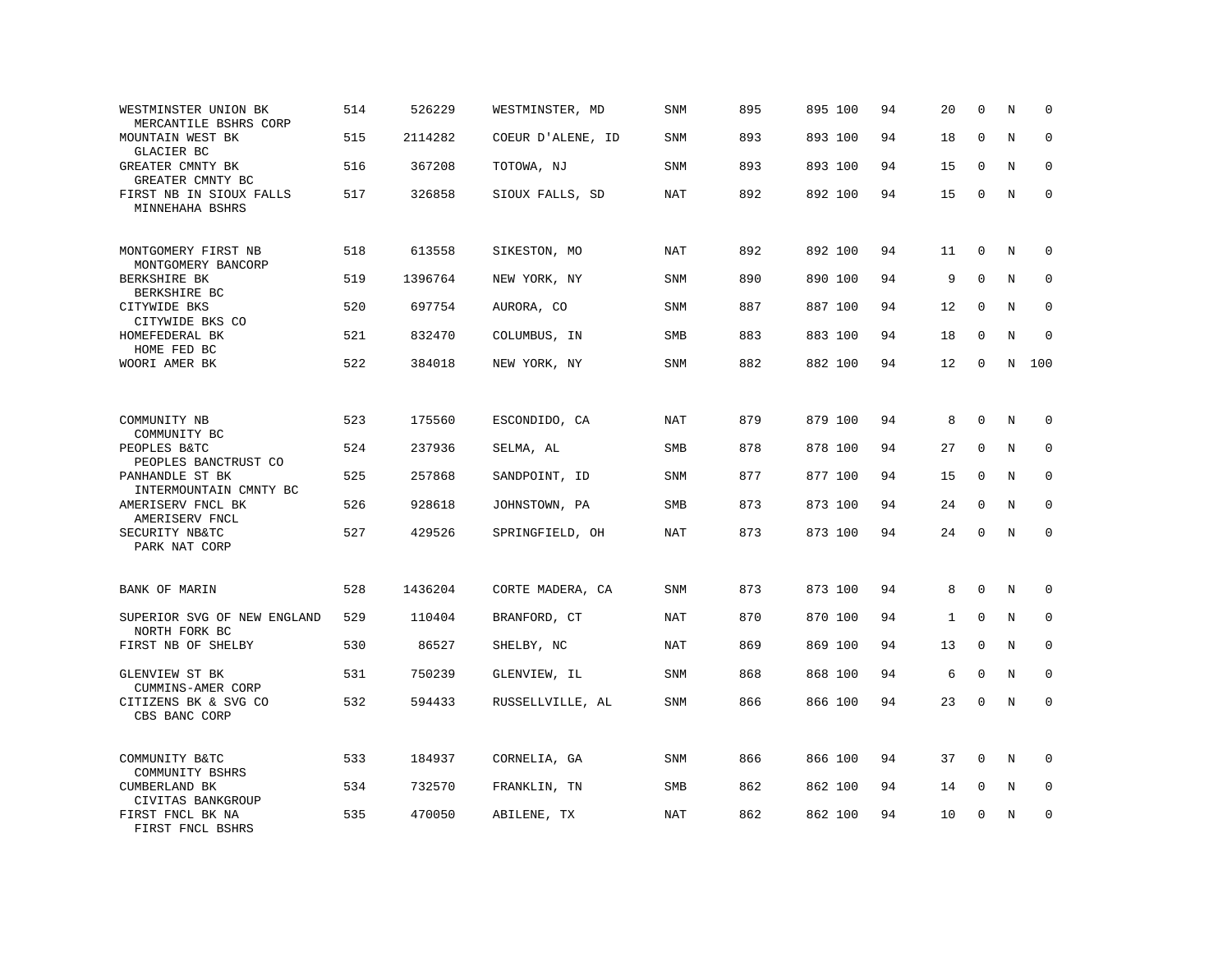| | | | | | | | | | | | | |
|---|---|---|---|---|---|---|---|---|---|---|---|---|
| WESTMINSTER UNION BK<br>MERCANTILE BSHRS CORP | 514 | 526229 | WESTMINSTER, MD | SNM | 895 | 895 | 100 | 94 | 20 | 0 | N | 0 |
| MOUNTAIN WEST BK<br>GLACIER BC | 515 | 2114282 | COEUR D'ALENE, ID | SNM | 893 | 893 | 100 | 94 | 18 | 0 | N | 0 |
| GREATER CMNTY BK<br>GREATER CMNTY BC | 516 | 367208 | TOTOWA, NJ | SNM | 893 | 893 | 100 | 94 | 15 | 0 | N | 0 |
| FIRST NB IN SIOUX FALLS<br>MINNEHAHA BSHRS | 517 | 326858 | SIOUX FALLS, SD | NAT | 892 | 892 | 100 | 94 | 15 | 0 | N | 0 |
| MONTGOMERY FIRST NB<br>MONTGOMERY BANCORP | 518 | 613558 | SIKESTON, MO | NAT | 892 | 892 | 100 | 94 | 11 | 0 | N | 0 |
| BERKSHIRE BK<br>BERKSHIRE BC | 519 | 1396764 | NEW YORK, NY | SNM | 890 | 890 | 100 | 94 | 9 | 0 | N | 0 |
| CITYWIDE BKS<br>CITYWIDE BKS CO | 520 | 697754 | AURORA, CO | SNM | 887 | 887 | 100 | 94 | 12 | 0 | N | 0 |
| HOMEFEDERAL BK<br>HOME FED BC | 521 | 832470 | COLUMBUS, IN | SMB | 883 | 883 | 100 | 94 | 18 | 0 | N | 0 |
| WOORI AMER BK | 522 | 384018 | NEW YORK, NY | SNM | 882 | 882 | 100 | 94 | 12 | 0 | N | 100 |
| COMMUNITY NB<br>COMMUNITY BC | 523 | 175560 | ESCONDIDO, CA | NAT | 879 | 879 | 100 | 94 | 8 | 0 | N | 0 |
| PEOPLES B&TC<br>PEOPLES BANCTRUST CO | 524 | 237936 | SELMA, AL | SMB | 878 | 878 | 100 | 94 | 27 | 0 | N | 0 |
| PANHANDLE ST BK<br>INTERMOUNTAIN CMNTY BC | 525 | 257868 | SANDPOINT, ID | SNM | 877 | 877 | 100 | 94 | 15 | 0 | N | 0 |
| AMERISERV FNCL BK<br>AMERISERV FNCL | 526 | 928618 | JOHNSTOWN, PA | SMB | 873 | 873 | 100 | 94 | 24 | 0 | N | 0 |
| SECURITY NB&TC<br>PARK NAT CORP | 527 | 429526 | SPRINGFIELD, OH | NAT | 873 | 873 | 100 | 94 | 24 | 0 | N | 0 |
| BANK OF MARIN | 528 | 1436204 | CORTE MADERA, CA | SNM | 873 | 873 | 100 | 94 | 8 | 0 | N | 0 |
| SUPERIOR SVG OF NEW ENGLAND<br>NORTH FORK BC | 529 | 110404 | BRANFORD, CT | NAT | 870 | 870 | 100 | 94 | 1 | 0 | N | 0 |
| FIRST NB OF SHELBY | 530 | 86527 | SHELBY, NC | NAT | 869 | 869 | 100 | 94 | 13 | 0 | N | 0 |
| GLENVIEW ST BK<br>CUMMINS-AMER CORP | 531 | 750239 | GLENVIEW, IL | SNM | 868 | 868 | 100 | 94 | 6 | 0 | N | 0 |
| CITIZENS BK & SVG CO<br>CBS BANC CORP | 532 | 594433 | RUSSELLVILLE, AL | SNM | 866 | 866 | 100 | 94 | 23 | 0 | N | 0 |
| COMMUNITY B&TC<br>COMMUNITY BSHRS | 533 | 184937 | CORNELIA, GA | SNM | 866 | 866 | 100 | 94 | 37 | 0 | N | 0 |
| CUMBERLAND BK<br>CIVITAS BANKGROUP | 534 | 732570 | FRANKLIN, TN | SMB | 862 | 862 | 100 | 94 | 14 | 0 | N | 0 |
| FIRST FNCL BK NA<br>FIRST FNCL BSHRS | 535 | 470050 | ABILENE, TX | NAT | 862 | 862 | 100 | 94 | 10 | 0 | N | 0 |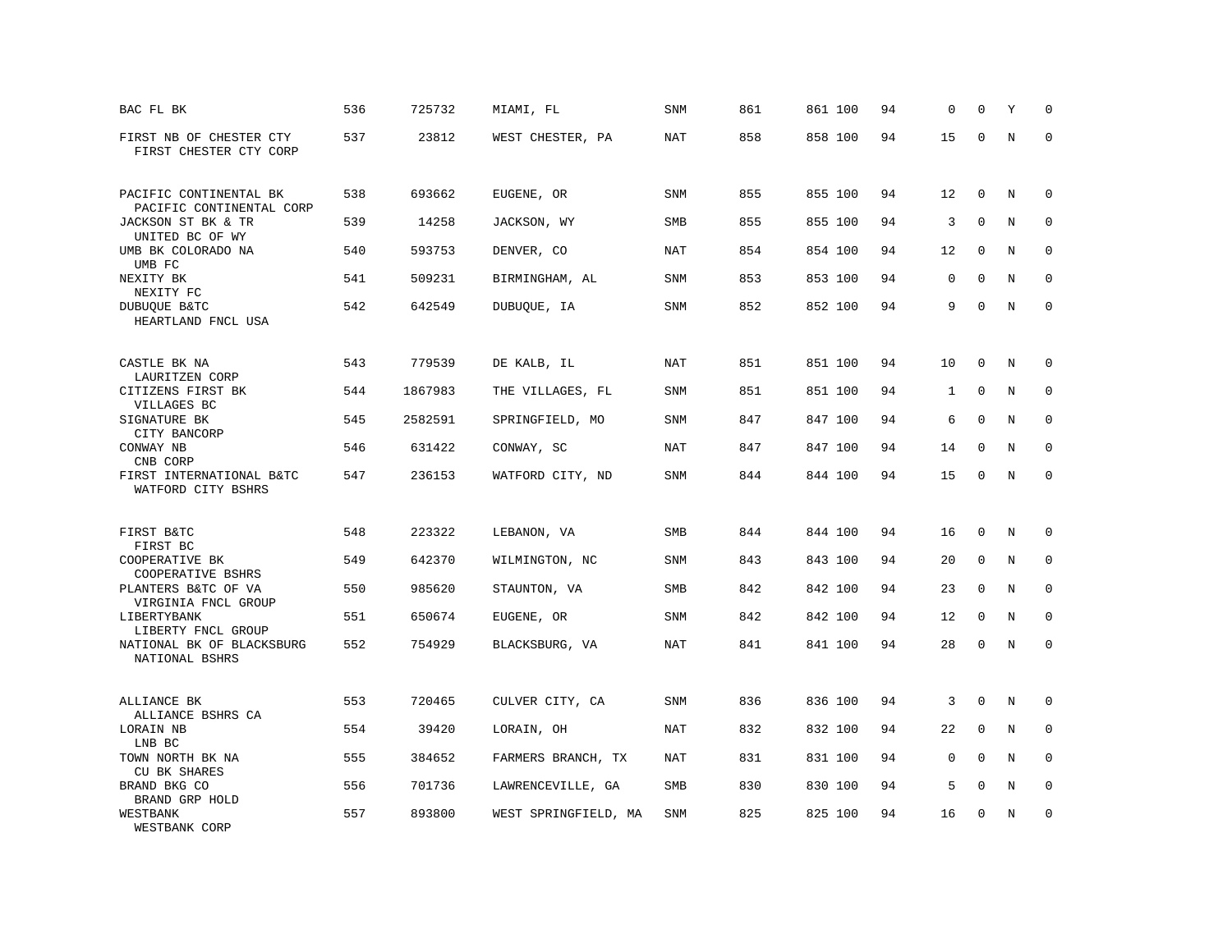| | | | | | | | | | | | | |
|---|---|---|---|---|---|---|---|---|---|---|---|---|
| BAC FL BK | 536 | 725732 | MIAMI, FL | SNM | 861 | 861 | 100 | 94 | 0 | 0 | Y | 0 |
| FIRST NB OF CHESTER CTY<br>FIRST CHESTER CTY CORP | 537 | 23812 | WEST CHESTER, PA | NAT | 858 | 858 | 100 | 94 | 15 | 0 | N | 0 |
| PACIFIC CONTINENTAL BK<br>PACIFIC CONTINENTAL CORP | 538 | 693662 | EUGENE, OR | SNM | 855 | 855 | 100 | 94 | 12 | 0 | N | 0 |
| JACKSON ST BK & TR<br>UNITED BC OF WY | 539 | 14258 | JACKSON, WY | SMB | 855 | 855 | 100 | 94 | 3 | 0 | N | 0 |
| UMB BK COLORADO NA<br>UMB FC | 540 | 593753 | DENVER, CO | NAT | 854 | 854 | 100 | 94 | 12 | 0 | N | 0 |
| NEXITY BK<br>NEXITY FC | 541 | 509231 | BIRMINGHAM, AL | SNM | 853 | 853 | 100 | 94 | 0 | 0 | N | 0 |
| DUBUQUE B&TC<br>HEARTLAND FNCL USA | 542 | 642549 | DUBUQUE, IA | SNM | 852 | 852 | 100 | 94 | 9 | 0 | N | 0 |
| CASTLE BK NA<br>LAURITZEN CORP | 543 | 779539 | DE KALB, IL | NAT | 851 | 851 | 100 | 94 | 10 | 0 | N | 0 |
| CITIZENS FIRST BK<br>VILLAGES BC | 544 | 1867983 | THE VILLAGES, FL | SNM | 851 | 851 | 100 | 94 | 1 | 0 | N | 0 |
| SIGNATURE BK<br>CITY BANCORP | 545 | 2582591 | SPRINGFIELD, MO | SNM | 847 | 847 | 100 | 94 | 6 | 0 | N | 0 |
| CONWAY NB<br>CNB CORP | 546 | 631422 | CONWAY, SC | NAT | 847 | 847 | 100 | 94 | 14 | 0 | N | 0 |
| FIRST INTERNATIONAL B&TC<br>WATFORD CITY BSHRS | 547 | 236153 | WATFORD CITY, ND | SNM | 844 | 844 | 100 | 94 | 15 | 0 | N | 0 |
| FIRST B&TC<br>FIRST BC | 548 | 223322 | LEBANON, VA | SMB | 844 | 844 | 100 | 94 | 16 | 0 | N | 0 |
| COOPERATIVE BK<br>COOPERATIVE BSHRS | 549 | 642370 | WILMINGTON, NC | SNM | 843 | 843 | 100 | 94 | 20 | 0 | N | 0 |
| PLANTERS B&TC OF VA<br>VIRGINIA FNCL GROUP | 550 | 985620 | STAUNTON, VA | SMB | 842 | 842 | 100 | 94 | 23 | 0 | N | 0 |
| LIBERTYBANK<br>LIBERTY FNCL GROUP | 551 | 650674 | EUGENE, OR | SNM | 842 | 842 | 100 | 94 | 12 | 0 | N | 0 |
| NATIONAL BK OF BLACKSBURG<br>NATIONAL BSHRS | 552 | 754929 | BLACKSBURG, VA | NAT | 841 | 841 | 100 | 94 | 28 | 0 | N | 0 |
| ALLIANCE BK<br>ALLIANCE BSHRS CA | 553 | 720465 | CULVER CITY, CA | SNM | 836 | 836 | 100 | 94 | 3 | 0 | N | 0 |
| LORAIN NB<br>LNB BC | 554 | 39420 | LORAIN, OH | NAT | 832 | 832 | 100 | 94 | 22 | 0 | N | 0 |
| TOWN NORTH BK NA<br>CU BK SHARES | 555 | 384652 | FARMERS BRANCH, TX | NAT | 831 | 831 | 100 | 94 | 0 | 0 | N | 0 |
| BRAND BKG CO<br>BRAND GRP HOLD | 556 | 701736 | LAWRENCEVILLE, GA | SMB | 830 | 830 | 100 | 94 | 5 | 0 | N | 0 |
| WESTBANK<br>WESTBANK CORP | 557 | 893800 | WEST SPRINGFIELD, MA | SNM | 825 | 825 | 100 | 94 | 16 | 0 | N | 0 |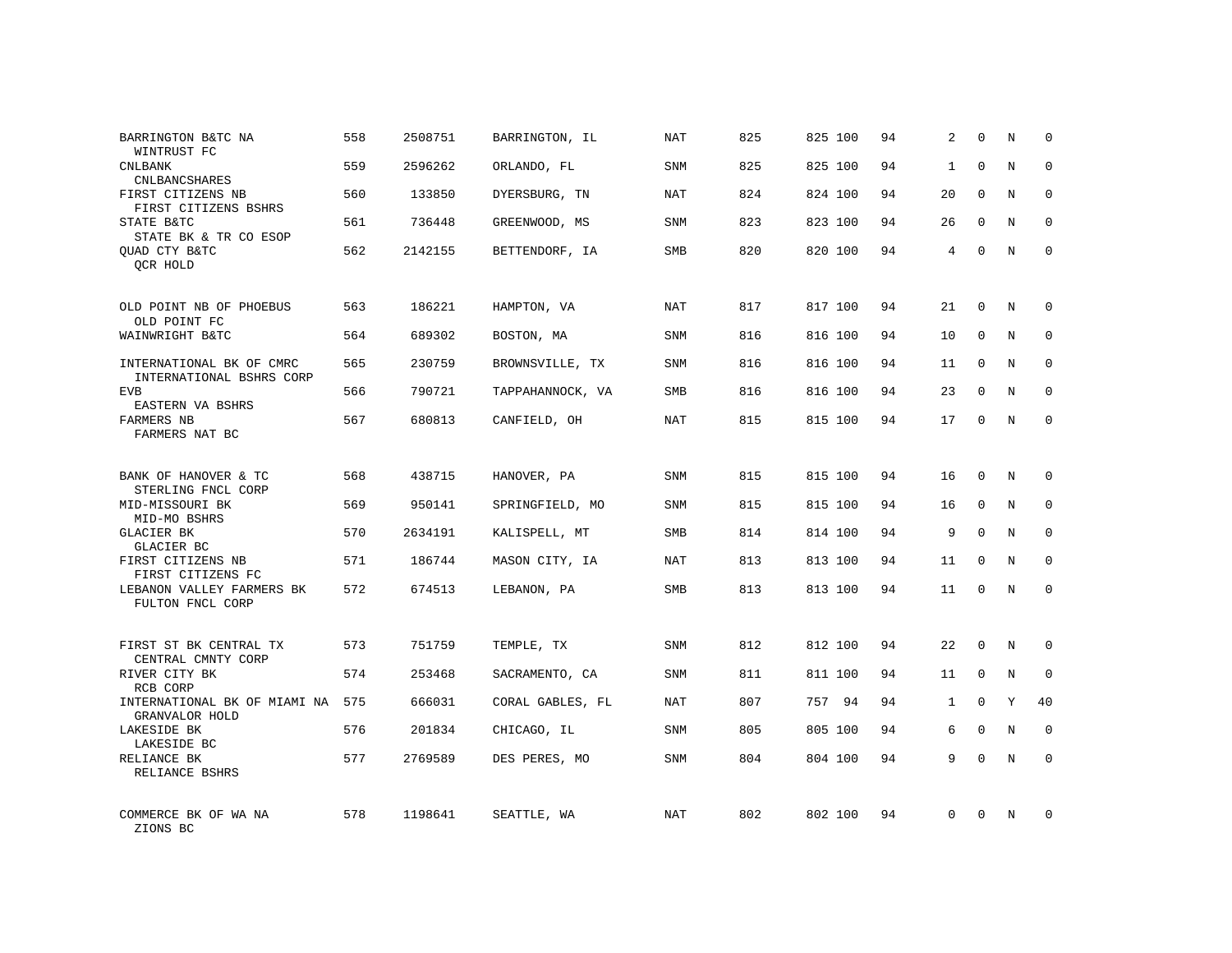| | | | | | | | | | | | | |
|---|---|---|---|---|---|---|---|---|---|---|---|---|
| BARRINGTON B&TC NA<br>WINTRUST FC | 558 | 2508751 | BARRINGTON, IL | NAT | 825 | 825 | 100 | 94 | 2 | 0 | N | 0 |
| CNLBANK<br>CNLBANCSHARES | 559 | 2596262 | ORLANDO, FL | SNM | 825 | 825 | 100 | 94 | 1 | 0 | N | 0 |
| FIRST CITIZENS NB<br>FIRST CITIZENS BSHRS | 560 | 133850 | DYERSBURG, TN | NAT | 824 | 824 | 100 | 94 | 20 | 0 | N | 0 |
| STATE B&TC<br>STATE BK & TR CO ESOP | 561 | 736448 | GREENWOOD, MS | SNM | 823 | 823 | 100 | 94 | 26 | 0 | N | 0 |
| QUAD CTY B&TC<br>QCR HOLD | 562 | 2142155 | BETTENDORF, IA | SMB | 820 | 820 | 100 | 94 | 4 | 0 | N | 0 |
| OLD POINT NB OF PHOEBUS<br>OLD POINT FC | 563 | 186221 | HAMPTON, VA | NAT | 817 | 817 | 100 | 94 | 21 | 0 | N | 0 |
| WAINWRIGHT B&TC | 564 | 689302 | BOSTON, MA | SNM | 816 | 816 | 100 | 94 | 10 | 0 | N | 0 |
| INTERNATIONAL BK OF CMRC<br>INTERNATIONAL BSHRS CORP | 565 | 230759 | BROWNSVILLE, TX | SNM | 816 | 816 | 100 | 94 | 11 | 0 | N | 0 |
| EVB<br>EASTERN VA BSHRS | 566 | 790721 | TAPPAHANNOCK, VA | SMB | 816 | 816 | 100 | 94 | 23 | 0 | N | 0 |
| FARMERS NB<br>FARMERS NAT BC | 567 | 680813 | CANFIELD, OH | NAT | 815 | 815 | 100 | 94 | 17 | 0 | N | 0 |
| BANK OF HANOVER & TC<br>STERLING FNCL CORP | 568 | 438715 | HANOVER, PA | SNM | 815 | 815 | 100 | 94 | 16 | 0 | N | 0 |
| MID-MISSOURI BK<br>MID-MO BSHRS | 569 | 950141 | SPRINGFIELD, MO | SNM | 815 | 815 | 100 | 94 | 16 | 0 | N | 0 |
| GLACIER BK<br>GLACIER BC | 570 | 2634191 | KALISPELL, MT | SMB | 814 | 814 | 100 | 94 | 9 | 0 | N | 0 |
| FIRST CITIZENS NB<br>FIRST CITIZENS FC | 571 | 186744 | MASON CITY, IA | NAT | 813 | 813 | 100 | 94 | 11 | 0 | N | 0 |
| LEBANON VALLEY FARMERS BK<br>FULTON FNCL CORP | 572 | 674513 | LEBANON, PA | SMB | 813 | 813 | 100 | 94 | 11 | 0 | N | 0 |
| FIRST ST BK CENTRAL TX<br>CENTRAL CMNTY CORP | 573 | 751759 | TEMPLE, TX | SNM | 812 | 812 | 100 | 94 | 22 | 0 | N | 0 |
| RIVER CITY BK<br>RCB CORP | 574 | 253468 | SACRAMENTO, CA | SNM | 811 | 811 | 100 | 94 | 11 | 0 | N | 0 |
| INTERNATIONAL BK OF MIAMI NA<br>GRANVALOR HOLD | 575 | 666031 | CORAL GABLES, FL | NAT | 807 | 757 | 94 | 94 | 1 | 0 | Y | 40 |
| LAKESIDE BK<br>LAKESIDE BC | 576 | 201834 | CHICAGO, IL | SNM | 805 | 805 | 100 | 94 | 6 | 0 | N | 0 |
| RELIANCE BK<br>RELIANCE BSHRS | 577 | 2769589 | DES PERES, MO | SNM | 804 | 804 | 100 | 94 | 9 | 0 | N | 0 |
| COMMERCE BK OF WA NA<br>ZIONS BC | 578 | 1198641 | SEATTLE, WA | NAT | 802 | 802 | 100 | 94 | 0 | 0 | N | 0 |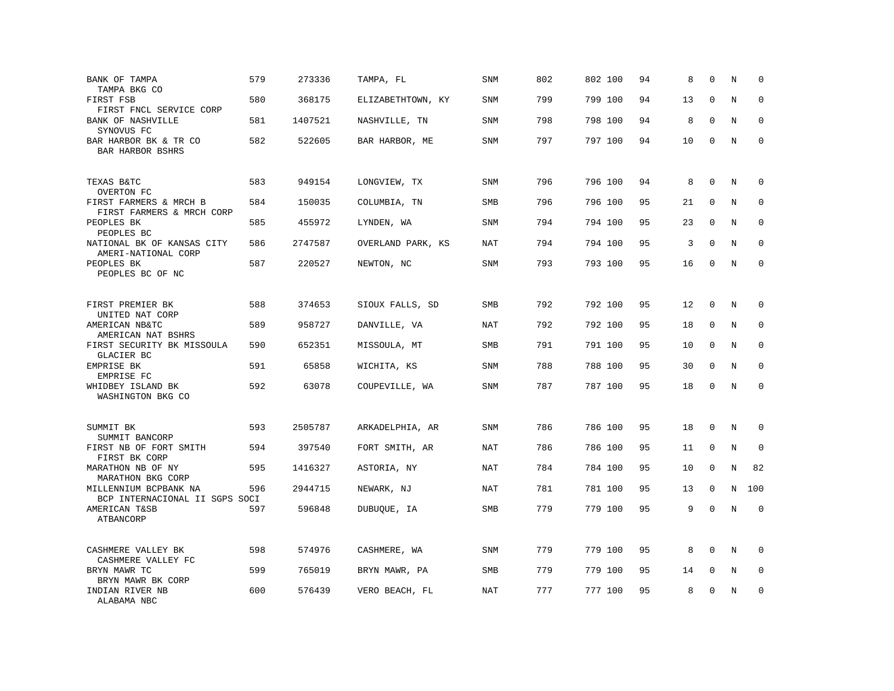| | | | | | | | | | | | | |
|---|---|---|---|---|---|---|---|---|---|---|---|---|
| BANK OF TAMPA<br>TAMPA BKG CO | 579 | 273336 | TAMPA, FL | SNM | 802 | 802 | 100 | 94 | 8 | 0 | N | 0 |
| FIRST FSB<br>FIRST FNCL SERVICE CORP | 580 | 368175 | ELIZABETHTOWN, KY | SNM | 799 | 799 | 100 | 94 | 13 | 0 | N | 0 |
| BANK OF NASHVILLE<br>SYNOVUS FC | 581 | 1407521 | NASHVILLE, TN | SNM | 798 | 798 | 100 | 94 | 8 | 0 | N | 0 |
| BAR HARBOR BK & TR CO<br>BAR HARBOR BSHRS | 582 | 522605 | BAR HARBOR, ME | SNM | 797 | 797 | 100 | 94 | 10 | 0 | N | 0 |
| TEXAS B&TC<br>OVERTON FC | 583 | 949154 | LONGVIEW, TX | SNM | 796 | 796 | 100 | 94 | 8 | 0 | N | 0 |
| FIRST FARMERS & MRCH B<br>FIRST FARMERS & MRCH CORP | 584 | 150035 | COLUMBIA, TN | SMB | 796 | 796 | 100 | 95 | 21 | 0 | N | 0 |
| PEOPLES BK<br>PEOPLES BC | 585 | 455972 | LYNDEN, WA | SNM | 794 | 794 | 100 | 95 | 23 | 0 | N | 0 |
| NATIONAL BK OF KANSAS CITY<br>AMERI-NATIONAL CORP | 586 | 2747587 | OVERLAND PARK, KS | NAT | 794 | 794 | 100 | 95 | 3 | 0 | N | 0 |
| PEOPLES BK<br>PEOPLES BC OF NC | 587 | 220527 | NEWTON, NC | SNM | 793 | 793 | 100 | 95 | 16 | 0 | N | 0 |
| FIRST PREMIER BK<br>UNITED NAT CORP | 588 | 374653 | SIOUX FALLS, SD | SMB | 792 | 792 | 100 | 95 | 12 | 0 | N | 0 |
| AMERICAN NB&TC<br>AMERICAN NAT BSHRS | 589 | 958727 | DANVILLE, VA | NAT | 792 | 792 | 100 | 95 | 18 | 0 | N | 0 |
| FIRST SECURITY BK MISSOULA<br>GLACIER BC | 590 | 652351 | MISSOULA, MT | SMB | 791 | 791 | 100 | 95 | 10 | 0 | N | 0 |
| EMPRISE BK<br>EMPRISE FC | 591 | 65858 | WICHITA, KS | SNM | 788 | 788 | 100 | 95 | 30 | 0 | N | 0 |
| WHIDBEY ISLAND BK<br>WASHINGTON BKG CO | 592 | 63078 | COUPEVILLE, WA | SNM | 787 | 787 | 100 | 95 | 18 | 0 | N | 0 |
| SUMMIT BK<br>SUMMIT BANCORP | 593 | 2505787 | ARKADELPHIA, AR | SNM | 786 | 786 | 100 | 95 | 18 | 0 | N | 0 |
| FIRST NB OF FORT SMITH<br>FIRST BK CORP | 594 | 397540 | FORT SMITH, AR | NAT | 786 | 786 | 100 | 95 | 11 | 0 | N | 0 |
| MARATHON NB OF NY<br>MARATHON BKG CORP | 595 | 1416327 | ASTORIA, NY | NAT | 784 | 784 | 100 | 95 | 10 | 0 | N | 82 |
| MILLENNIUM BCPBANK NA<br>BCP INTERNACIONAL II SGPS SOCI | 596 | 2944715 | NEWARK, NJ | NAT | 781 | 781 | 100 | 95 | 13 | 0 | N | 100 |
| AMERICAN T&SB<br>ATBANCORP | 597 | 596848 | DUBUQUE, IA | SMB | 779 | 779 | 100 | 95 | 9 | 0 | N | 0 |
| CASHMERE VALLEY BK<br>CASHMERE VALLEY FC | 598 | 574976 | CASHMERE, WA | SNM | 779 | 779 | 100 | 95 | 8 | 0 | N | 0 |
| BRYN MAWR TC<br>BRYN MAWR BK CORP | 599 | 765019 | BRYN MAWR, PA | SMB | 779 | 779 | 100 | 95 | 14 | 0 | N | 0 |
| INDIAN RIVER NB<br>ALABAMA NBC | 600 | 576439 | VERO BEACH, FL | NAT | 777 | 777 | 100 | 95 | 8 | 0 | N | 0 |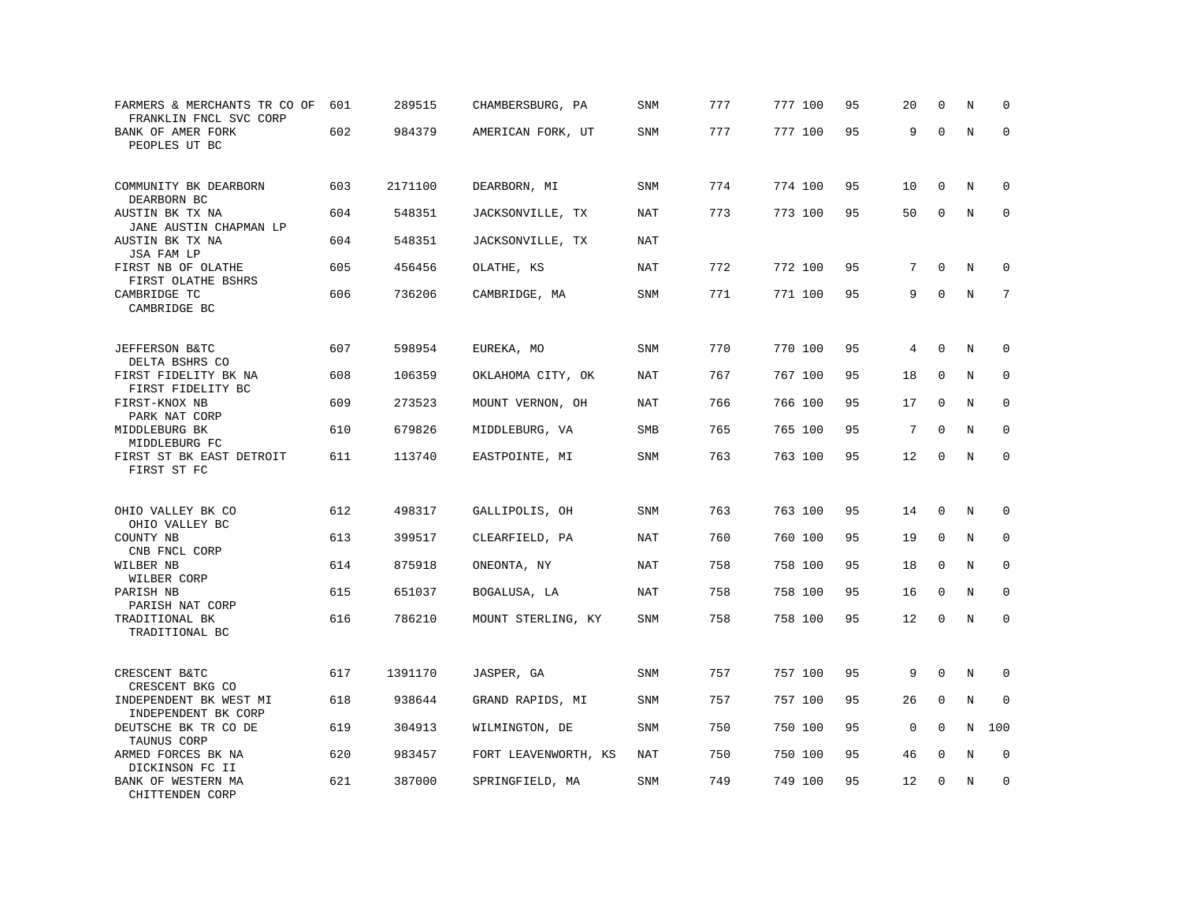| | | | | | | | | | | | | |
|---|---|---|---|---|---|---|---|---|---|---|---|---|
| FARMERS & MERCHANTS TR CO OF<br>FRANKLIN FNCL SVC CORP | 601 | 289515 | CHAMBERSBURG, PA | SNM | 777 | 777 | 100 | 95 | 20 | 0 | N | 0 |
| BANK OF AMER FORK<br>PEOPLES UT BC | 602 | 984379 | AMERICAN FORK, UT | SNM | 777 | 777 | 100 | 95 | 9 | 0 | N | 0 |
| COMMUNITY BK DEARBORN<br>DEARBORN BC | 603 | 2171100 | DEARBORN, MI | SNM | 774 | 774 | 100 | 95 | 10 | 0 | N | 0 |
| AUSTIN BK TX NA<br>JANE AUSTIN CHAPMAN LP | 604 | 548351 | JACKSONVILLE, TX | NAT | 773 | 773 | 100 | 95 | 50 | 0 | N | 0 |
| AUSTIN BK TX NA<br>JSA FAM LP | 604 | 548351 | JACKSONVILLE, TX | NAT | | | | | | | | |
| FIRST NB OF OLATHE<br>FIRST OLATHE BSHRS | 605 | 456456 | OLATHE, KS | NAT | 772 | 772 | 100 | 95 | 7 | 0 | N | 0 |
| CAMBRIDGE TC<br>CAMBRIDGE BC | 606 | 736206 | CAMBRIDGE, MA | SNM | 771 | 771 | 100 | 95 | 9 | 0 | N | 7 |
| JEFFERSON B&TC<br>DELTA BSHRS CO | 607 | 598954 | EUREKA, MO | SNM | 770 | 770 | 100 | 95 | 4 | 0 | N | 0 |
| FIRST FIDELITY BK NA<br>FIRST FIDELITY BC | 608 | 106359 | OKLAHOMA CITY, OK | NAT | 767 | 767 | 100 | 95 | 18 | 0 | N | 0 |
| FIRST-KNOX NB<br>PARK NAT CORP | 609 | 273523 | MOUNT VERNON, OH | NAT | 766 | 766 | 100 | 95 | 17 | 0 | N | 0 |
| MIDDLEBURG BK<br>MIDDLEBURG FC | 610 | 679826 | MIDDLEBURG, VA | SMB | 765 | 765 | 100 | 95 | 7 | 0 | N | 0 |
| FIRST ST BK EAST DETROIT<br>FIRST ST FC | 611 | 113740 | EASTPOINTE, MI | SNM | 763 | 763 | 100 | 95 | 12 | 0 | N | 0 |
| OHIO VALLEY BK CO<br>OHIO VALLEY BC | 612 | 498317 | GALLIPOLIS, OH | SNM | 763 | 763 | 100 | 95 | 14 | 0 | N | 0 |
| COUNTY NB<br>CNB FNCL CORP | 613 | 399517 | CLEARFIELD, PA | NAT | 760 | 760 | 100 | 95 | 19 | 0 | N | 0 |
| WILBER NB<br>WILBER CORP | 614 | 875918 | ONEONTA, NY | NAT | 758 | 758 | 100 | 95 | 18 | 0 | N | 0 |
| PARISH NB<br>PARISH NAT CORP | 615 | 651037 | BOGALUSA, LA | NAT | 758 | 758 | 100 | 95 | 16 | 0 | N | 0 |
| TRADITIONAL BK<br>TRADITIONAL BC | 616 | 786210 | MOUNT STERLING, KY | SNM | 758 | 758 | 100 | 95 | 12 | 0 | N | 0 |
| CRESCENT B&TC<br>CRESCENT BKG CO | 617 | 1391170 | JASPER, GA | SNM | 757 | 757 | 100 | 95 | 9 | 0 | N | 0 |
| INDEPENDENT BK WEST MI<br>INDEPENDENT BK CORP | 618 | 938644 | GRAND RAPIDS, MI | SNM | 757 | 757 | 100 | 95 | 26 | 0 | N | 0 |
| DEUTSCHE BK TR CO DE<br>TAUNUS CORP | 619 | 304913 | WILMINGTON, DE | SNM | 750 | 750 | 100 | 95 | 0 | 0 | N | 100 |
| ARMED FORCES BK NA<br>DICKINSON FC II | 620 | 983457 | FORT LEAVENWORTH, KS | NAT | 750 | 750 | 100 | 95 | 46 | 0 | N | 0 |
| BANK OF WESTERN MA<br>CHITTENDEN CORP | 621 | 387000 | SPRINGFIELD, MA | SNM | 749 | 749 | 100 | 95 | 12 | 0 | N | 0 |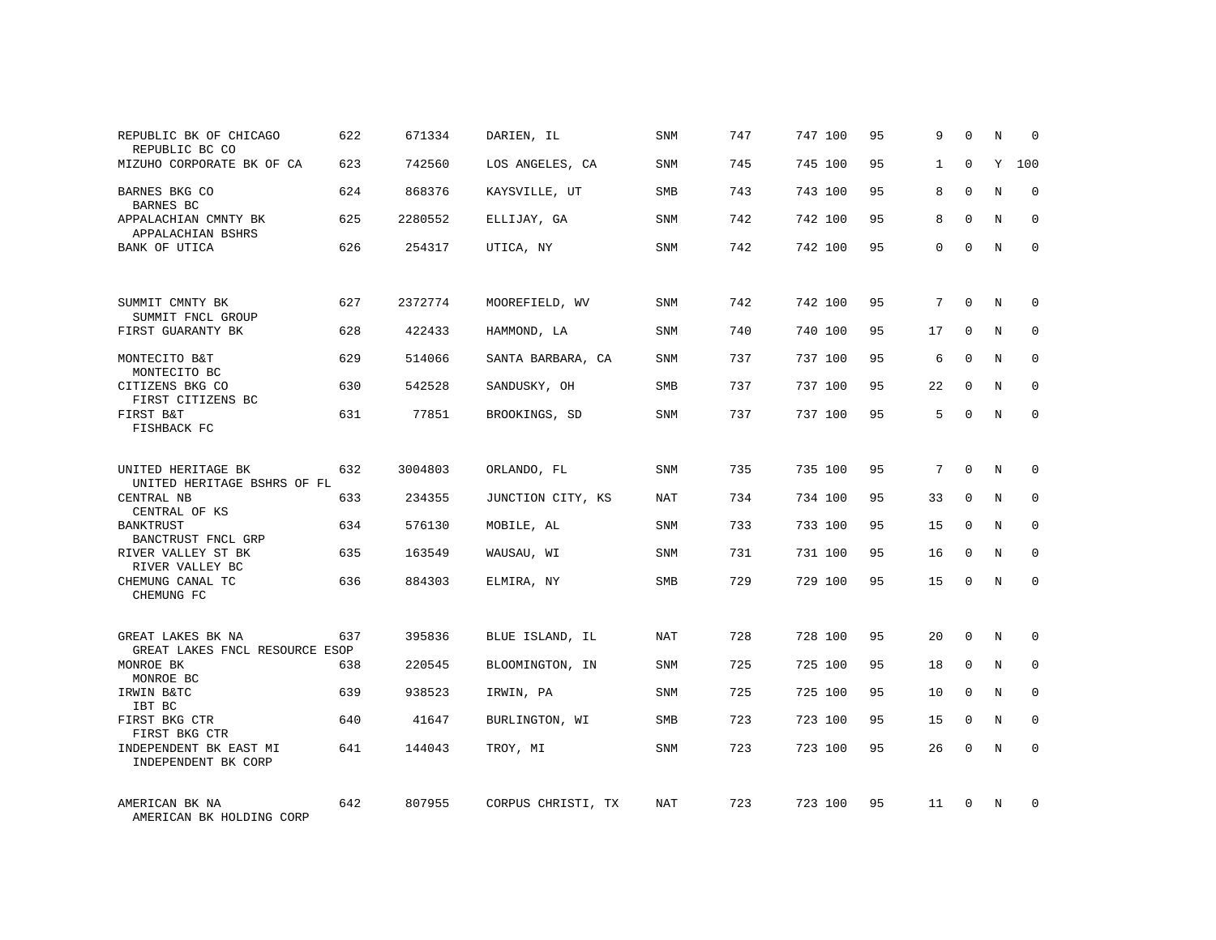| | | | | | | | | | | | | |
|---|---|---|---|---|---|---|---|---|---|---|---|---|
| REPUBLIC BK OF CHICAGO<br>REPUBLIC BC CO | 622 | 671334 | DARIEN, IL | SNM | 747 | 747 | 100 | 95 | 9 | 0 | N | 0 |
| MIZUHO CORPORATE BK OF CA | 623 | 742560 | LOS ANGELES, CA | SNM | 745 | 745 | 100 | 95 | 1 | 0 | Y | 100 |
| BARNES BKG CO<br>BARNES BC | 624 | 868376 | KAYSVILLE, UT | SMB | 743 | 743 | 100 | 95 | 8 | 0 | N | 0 |
| APPALACHIAN CMNTY BK<br>APPALACHIAN BSHRS | 625 | 2280552 | ELLIJAY, GA | SNM | 742 | 742 | 100 | 95 | 8 | 0 | N | 0 |
| BANK OF UTICA | 626 | 254317 | UTICA, NY | SNM | 742 | 742 | 100 | 95 | 0 | 0 | N | 0 |
| SUMMIT CMNTY BK<br>SUMMIT FNCL GROUP | 627 | 2372774 | MOOREFIELD, WV | SNM | 742 | 742 | 100 | 95 | 7 | 0 | N | 0 |
| FIRST GUARANTY BK | 628 | 422433 | HAMMOND, LA | SNM | 740 | 740 | 100 | 95 | 17 | 0 | N | 0 |
| MONTECITO B&T<br>MONTECITO BC | 629 | 514066 | SANTA BARBARA, CA | SNM | 737 | 737 | 100 | 95 | 6 | 0 | N | 0 |
| CITIZENS BKG CO<br>FIRST CITIZENS BC | 630 | 542528 | SANDUSKY, OH | SMB | 737 | 737 | 100 | 95 | 22 | 0 | N | 0 |
| FIRST B&T<br>FISHBACK FC | 631 | 77851 | BROOKINGS, SD | SNM | 737 | 737 | 100 | 95 | 5 | 0 | N | 0 |
| UNITED HERITAGE BK<br>UNITED HERITAGE BSHRS OF FL | 632 | 3004803 | ORLANDO, FL | SNM | 735 | 735 | 100 | 95 | 7 | 0 | N | 0 |
| CENTRAL NB<br>CENTRAL OF KS | 633 | 234355 | JUNCTION CITY, KS | NAT | 734 | 734 | 100 | 95 | 33 | 0 | N | 0 |
| BANKTRUST<br>BANCTRUST FNCL GRP | 634 | 576130 | MOBILE, AL | SNM | 733 | 733 | 100 | 95 | 15 | 0 | N | 0 |
| RIVER VALLEY ST BK<br>RIVER VALLEY BC | 635 | 163549 | WAUSAU, WI | SNM | 731 | 731 | 100 | 95 | 16 | 0 | N | 0 |
| CHEMUNG CANAL TC<br>CHEMUNG FC | 636 | 884303 | ELMIRA, NY | SMB | 729 | 729 | 100 | 95 | 15 | 0 | N | 0 |
| GREAT LAKES BK NA<br>GREAT LAKES FNCL RESOURCE ESOP | 637 | 395836 | BLUE ISLAND, IL | NAT | 728 | 728 | 100 | 95 | 20 | 0 | N | 0 |
| MONROE BK<br>MONROE BC | 638 | 220545 | BLOOMINGTON, IN | SNM | 725 | 725 | 100 | 95 | 18 | 0 | N | 0 |
| IRWIN B&TC<br>IBT BC | 639 | 938523 | IRWIN, PA | SNM | 725 | 725 | 100 | 95 | 10 | 0 | N | 0 |
| FIRST BKG CTR<br>FIRST BKG CTR | 640 | 41647 | BURLINGTON, WI | SMB | 723 | 723 | 100 | 95 | 15 | 0 | N | 0 |
| INDEPENDENT BK EAST MI<br>INDEPENDENT BK CORP | 641 | 144043 | TROY, MI | SNM | 723 | 723 | 100 | 95 | 26 | 0 | N | 0 |
| AMERICAN BK NA<br>AMERICAN BK HOLDING CORP | 642 | 807955 | CORPUS CHRISTI, TX | NAT | 723 | 723 | 100 | 95 | 11 | 0 | N | 0 |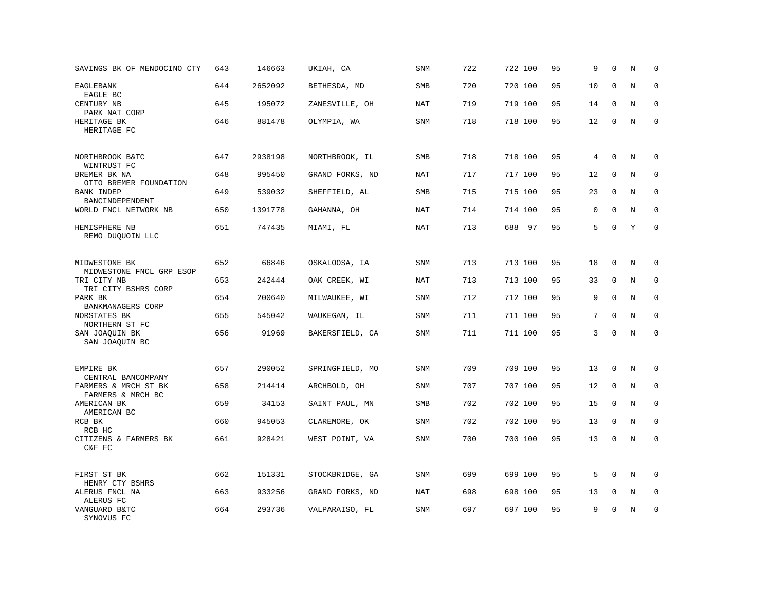| | | | | | | | | | | | | |
|---|---|---|---|---|---|---|---|---|---|---|---|---|
| SAVINGS BK OF MENDOCINO CTY | 643 | 146663 | UKIAH, CA | SNM | 722 | 722 | 100 | 95 | 9 | 0 | N | 0 |
| EAGLEBANK<br>EAGLE BC | 644 | 2652092 | BETHESDA, MD | SMB | 720 | 720 | 100 | 95 | 10 | 0 | N | 0 |
| CENTURY NB<br>PARK NAT CORP | 645 | 195072 | ZANESVILLE, OH | NAT | 719 | 719 | 100 | 95 | 14 | 0 | N | 0 |
| HERITAGE BK<br>HERITAGE FC | 646 | 881478 | OLYMPIA, WA | SNM | 718 | 718 | 100 | 95 | 12 | 0 | N | 0 |
| NORTHBROOK B&TC<br>WINTRUST FC | 647 | 2938198 | NORTHBROOK, IL | SMB | 718 | 718 | 100 | 95 | 4 | 0 | N | 0 |
| BREMER BK NA<br>OTTO BREMER FOUNDATION | 648 | 995450 | GRAND FORKS, ND | NAT | 717 | 717 | 100 | 95 | 12 | 0 | N | 0 |
| BANK INDEP<br>BANCINDEPENDENT | 649 | 539032 | SHEFFIELD, AL | SMB | 715 | 715 | 100 | 95 | 23 | 0 | N | 0 |
| WORLD FNCL NETWORK NB | 650 | 1391778 | GAHANNA, OH | NAT | 714 | 714 | 100 | 95 | 0 | 0 | N | 0 |
| HEMISPHERE NB<br>REMO DUQUOIN LLC | 651 | 747435 | MIAMI, FL | NAT | 713 | 688 | 97 | 95 | 5 | 0 | Y | 0 |
| MIDWESTONE BK<br>MIDWESTONE FNCL GRP ESOP | 652 | 66846 | OSKALOOSA, IA | SNM | 713 | 713 | 100 | 95 | 18 | 0 | N | 0 |
| TRI CITY NB<br>TRI CITY BSHRS CORP | 653 | 242444 | OAK CREEK, WI | NAT | 713 | 713 | 100 | 95 | 33 | 0 | N | 0 |
| PARK BK<br>BANKMANAGERS CORP | 654 | 200640 | MILWAUKEE, WI | SNM | 712 | 712 | 100 | 95 | 9 | 0 | N | 0 |
| NORSTATES BK<br>NORTHERN ST FC | 655 | 545042 | WAUKEGAN, IL | SNM | 711 | 711 | 100 | 95 | 7 | 0 | N | 0 |
| SAN JOAQUIN BK<br>SAN JOAQUIN BC | 656 | 91969 | BAKERSFIELD, CA | SNM | 711 | 711 | 100 | 95 | 3 | 0 | N | 0 |
| EMPIRE BK<br>CENTRAL BANCOMPANY | 657 | 290052 | SPRINGFIELD, MO | SNM | 709 | 709 | 100 | 95 | 13 | 0 | N | 0 |
| FARMERS & MRCH ST BK<br>FARMERS & MRCH BC | 658 | 214414 | ARCHBOLD, OH | SNM | 707 | 707 | 100 | 95 | 12 | 0 | N | 0 |
| AMERICAN BK<br>AMERICAN BC | 659 | 34153 | SAINT PAUL, MN | SMB | 702 | 702 | 100 | 95 | 15 | 0 | N | 0 |
| RCB BK<br>RCB HC | 660 | 945053 | CLAREMORE, OK | SNM | 702 | 702 | 100 | 95 | 13 | 0 | N | 0 |
| CITIZENS & FARMERS BK<br>C&F FC | 661 | 928421 | WEST POINT, VA | SNM | 700 | 700 | 100 | 95 | 13 | 0 | N | 0 |
| FIRST ST BK<br>HENRY CTY BSHRS | 662 | 151331 | STOCKBRIDGE, GA | SNM | 699 | 699 | 100 | 95 | 5 | 0 | N | 0 |
| ALERUS FNCL NA<br>ALERUS FC | 663 | 933256 | GRAND FORKS, ND | NAT | 698 | 698 | 100 | 95 | 13 | 0 | N | 0 |
| VANGUARD B&TC<br>SYNOVUS FC | 664 | 293736 | VALPARAISO, FL | SNM | 697 | 697 | 100 | 95 | 9 | 0 | N | 0 |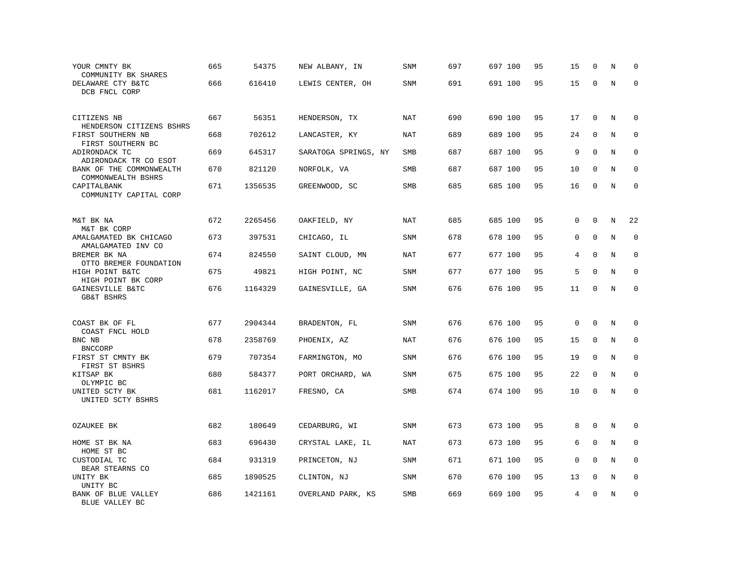| | | | | | | | | | | | | |
|---|---|---|---|---|---|---|---|---|---|---|---|---|
| YOUR CMNTY BK<br>COMMUNITY BK SHARES | 665 | 54375 | NEW ALBANY, IN | SNM | 697 | 697 | 100 | 95 | 15 | 0 | N | 0 |
| DELAWARE CTY B&TC<br>DCB FNCL CORP | 666 | 616410 | LEWIS CENTER, OH | SNM | 691 | 691 | 100 | 95 | 15 | 0 | N | 0 |
| CITIZENS NB<br>HENDERSON CITIZENS BSHRS | 667 | 56351 | HENDERSON, TX | NAT | 690 | 690 | 100 | 95 | 17 | 0 | N | 0 |
| FIRST SOUTHERN NB<br>FIRST SOUTHERN BC | 668 | 702612 | LANCASTER, KY | NAT | 689 | 689 | 100 | 95 | 24 | 0 | N | 0 |
| ADIRONDACK TC<br>ADIRONDACK TR CO ESOT | 669 | 645317 | SARATOGA SPRINGS, NY | SMB | 687 | 687 | 100 | 95 | 9 | 0 | N | 0 |
| BANK OF THE COMMONWEALTH<br>COMMONWEALTH BSHRS | 670 | 821120 | NORFOLK, VA | SMB | 687 | 687 | 100 | 95 | 10 | 0 | N | 0 |
| CAPITALBANK<br>COMMUNITY CAPITAL CORP | 671 | 1356535 | GREENWOOD, SC | SMB | 685 | 685 | 100 | 95 | 16 | 0 | N | 0 |
| M&T BK NA<br>M&T BK CORP | 672 | 2265456 | OAKFIELD, NY | NAT | 685 | 685 | 100 | 95 | 0 | 0 | N | 22 |
| AMALGAMATED BK CHICAGO<br>AMALGAMATED INV CO | 673 | 397531 | CHICAGO, IL | SNM | 678 | 678 | 100 | 95 | 0 | 0 | N | 0 |
| BREMER BK NA<br>OTTO BREMER FOUNDATION | 674 | 824550 | SAINT CLOUD, MN | NAT | 677 | 677 | 100 | 95 | 4 | 0 | N | 0 |
| HIGH POINT B&TC<br>HIGH POINT BK CORP | 675 | 49821 | HIGH POINT, NC | SNM | 677 | 677 | 100 | 95 | 5 | 0 | N | 0 |
| GAINESVILLE B&TC<br>GB&T BSHRS | 676 | 1164329 | GAINESVILLE, GA | SNM | 676 | 676 | 100 | 95 | 11 | 0 | N | 0 |
| COAST BK OF FL<br>COAST FNCL HOLD | 677 | 2904344 | BRADENTON, FL | SNM | 676 | 676 | 100 | 95 | 0 | 0 | N | 0 |
| BNC NB<br>BNCCORP | 678 | 2358769 | PHOENIX, AZ | NAT | 676 | 676 | 100 | 95 | 15 | 0 | N | 0 |
| FIRST ST CMNTY BK<br>FIRST ST BSHRS | 679 | 707354 | FARMINGTON, MO | SNM | 676 | 676 | 100 | 95 | 19 | 0 | N | 0 |
| KITSAP BK<br>OLYMPIC BC | 680 | 584377 | PORT ORCHARD, WA | SNM | 675 | 675 | 100 | 95 | 22 | 0 | N | 0 |
| UNITED SCTY BK<br>UNITED SCTY BSHRS | 681 | 1162017 | FRESNO, CA | SMB | 674 | 674 | 100 | 95 | 10 | 0 | N | 0 |
| OZAUKEE BK | 682 | 180649 | CEDARBURG, WI | SNM | 673 | 673 | 100 | 95 | 8 | 0 | N | 0 |
| HOME ST BK NA<br>HOME ST BC | 683 | 696430 | CRYSTAL LAKE, IL | NAT | 673 | 673 | 100 | 95 | 6 | 0 | N | 0 |
| CUSTODIAL TC<br>BEAR STEARNS CO | 684 | 931319 | PRINCETON, NJ | SNM | 671 | 671 | 100 | 95 | 0 | 0 | N | 0 |
| UNITY BK<br>UNITY BC | 685 | 1890525 | CLINTON, NJ | SNM | 670 | 670 | 100 | 95 | 13 | 0 | N | 0 |
| BANK OF BLUE VALLEY<br>BLUE VALLEY BC | 686 | 1421161 | OVERLAND PARK, KS | SMB | 669 | 669 | 100 | 95 | 4 | 0 | N | 0 |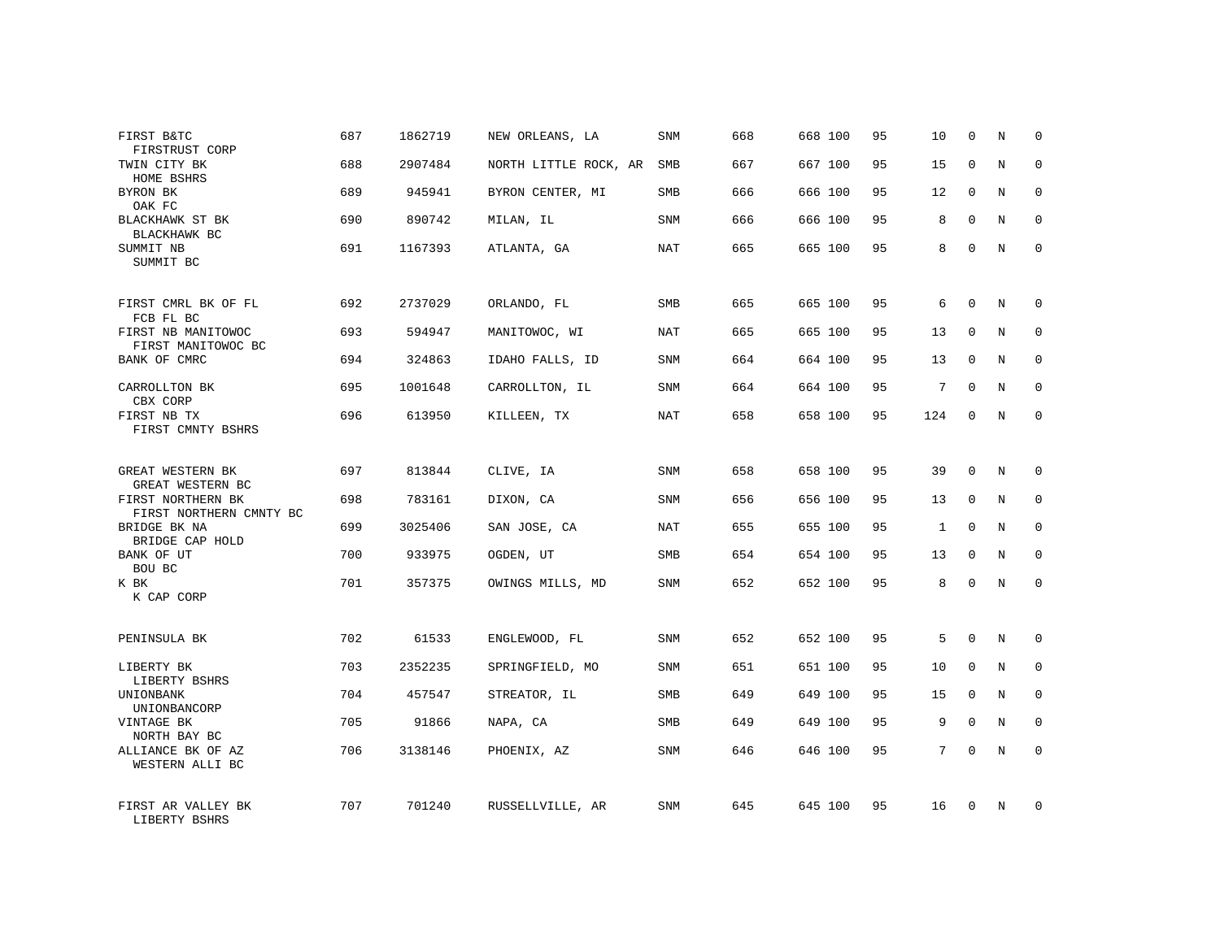| | | | | | | | | | | | | |
|---|---|---|---|---|---|---|---|---|---|---|---|---|
| FIRST B&TC<br>FIRSTRUST CORP | 687 | 1862719 | NEW ORLEANS, LA | SNM | 668 | 668 | 100 | 95 | 10 | 0 | N | 0 |
| TWIN CITY BK<br>HOME BSHRS | 688 | 2907484 | NORTH LITTLE ROCK, AR | SMB | 667 | 667 | 100 | 95 | 15 | 0 | N | 0 |
| BYRON BK<br>OAK FC | 689 | 945941 | BYRON CENTER, MI | SMB | 666 | 666 | 100 | 95 | 12 | 0 | N | 0 |
| BLACKHAWK ST BK<br>BLACKHAWK BC | 690 | 890742 | MILAN, IL | SNM | 666 | 666 | 100 | 95 | 8 | 0 | N | 0 |
| SUMMIT NB<br>SUMMIT BC | 691 | 1167393 | ATLANTA, GA | NAT | 665 | 665 | 100 | 95 | 8 | 0 | N | 0 |
| FIRST CMRL BK OF FL<br>FCB FL BC | 692 | 2737029 | ORLANDO, FL | SMB | 665 | 665 | 100 | 95 | 6 | 0 | N | 0 |
| FIRST NB MANITOWOC<br>FIRST MANITOWOC BC | 693 | 594947 | MANITOWOC, WI | NAT | 665 | 665 | 100 | 95 | 13 | 0 | N | 0 |
| BANK OF CMRC | 694 | 324863 | IDAHO FALLS, ID | SNM | 664 | 664 | 100 | 95 | 13 | 0 | N | 0 |
| CARROLLTON BK<br>CBX CORP | 695 | 1001648 | CARROLLTON, IL | SNM | 664 | 664 | 100 | 95 | 7 | 0 | N | 0 |
| FIRST NB TX<br>FIRST CMNTY BSHRS | 696 | 613950 | KILLEEN, TX | NAT | 658 | 658 | 100 | 95 | 124 | 0 | N | 0 |
| GREAT WESTERN BK<br>GREAT WESTERN BC | 697 | 813844 | CLIVE, IA | SNM | 658 | 658 | 100 | 95 | 39 | 0 | N | 0 |
| FIRST NORTHERN BK<br>FIRST NORTHERN CMNTY BC | 698 | 783161 | DIXON, CA | SNM | 656 | 656 | 100 | 95 | 13 | 0 | N | 0 |
| BRIDGE BK NA<br>BRIDGE CAP HOLD | 699 | 3025406 | SAN JOSE, CA | NAT | 655 | 655 | 100 | 95 | 1 | 0 | N | 0 |
| BANK OF UT<br>BOU BC | 700 | 933975 | OGDEN, UT | SMB | 654 | 654 | 100 | 95 | 13 | 0 | N | 0 |
| K BK<br>K CAP CORP | 701 | 357375 | OWINGS MILLS, MD | SNM | 652 | 652 | 100 | 95 | 8 | 0 | N | 0 |
| PENINSULA BK | 702 | 61533 | ENGLEWOOD, FL | SNM | 652 | 652 | 100 | 95 | 5 | 0 | N | 0 |
| LIBERTY BK<br>LIBERTY BSHRS | 703 | 2352235 | SPRINGFIELD, MO | SNM | 651 | 651 | 100 | 95 | 10 | 0 | N | 0 |
| UNIONBANK<br>UNIONBANCORP | 704 | 457547 | STREATOR, IL | SMB | 649 | 649 | 100 | 95 | 15 | 0 | N | 0 |
| VINTAGE BK<br>NORTH BAY BC | 705 | 91866 | NAPA, CA | SMB | 649 | 649 | 100 | 95 | 9 | 0 | N | 0 |
| ALLIANCE BK OF AZ<br>WESTERN ALLI BC | 706 | 3138146 | PHOENIX, AZ | SNM | 646 | 646 | 100 | 95 | 7 | 0 | N | 0 |
| FIRST AR VALLEY BK<br>LIBERTY BSHRS | 707 | 701240 | RUSSELLVILLE, AR | SNM | 645 | 645 | 100 | 95 | 16 | 0 | N | 0 |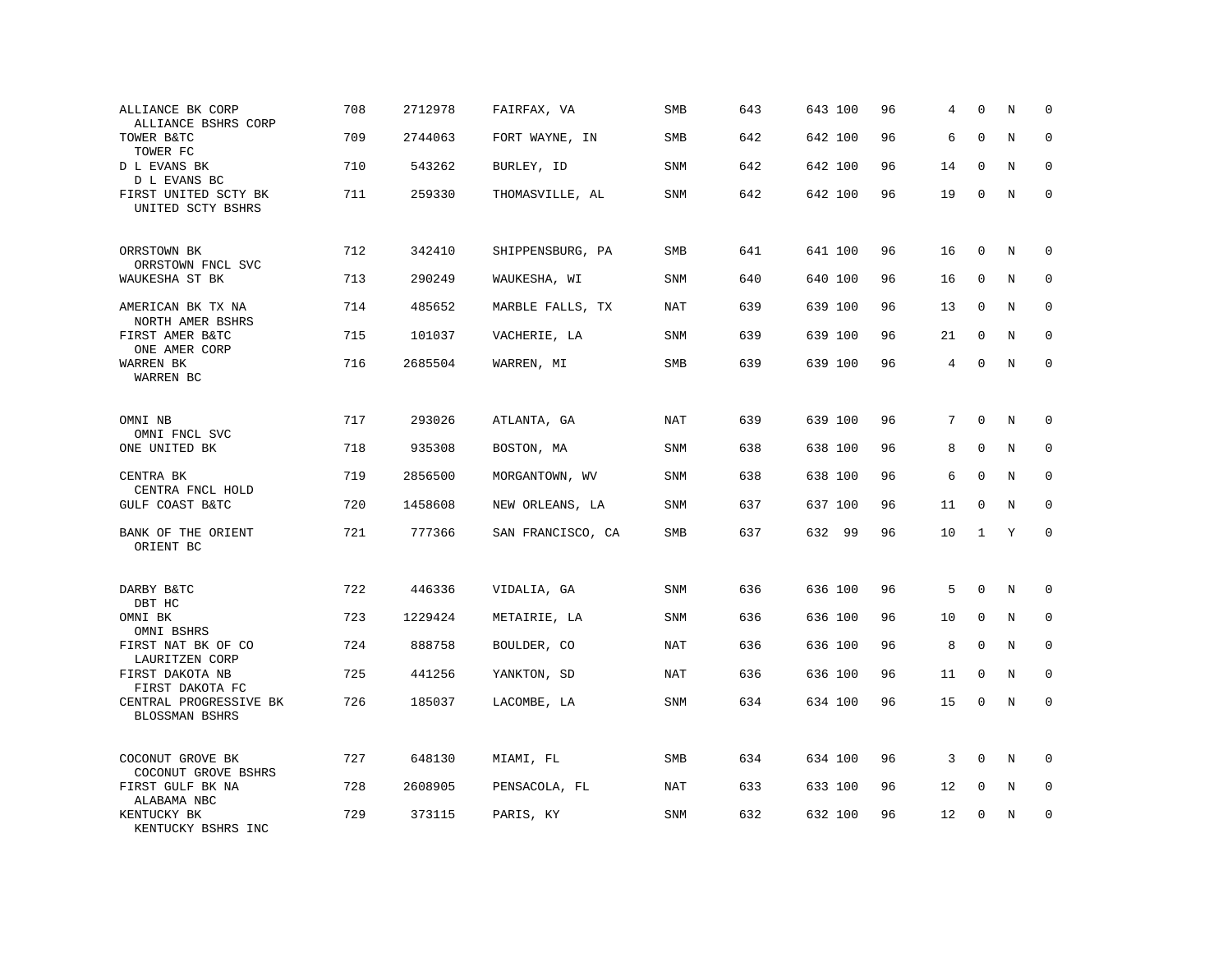| | | | | | | | | | | | |
|---|---|---|---|---|---|---|---|---|---|---|---|
| ALLIANCE BK CORP<br>ALLIANCE BSHRS CORP | 708 | 2712978 | FAIRFAX, VA | SMB | 643 | 643 100 | 96 | 4 | 0 | N | 0 |
| TOWER B&TC<br>TOWER FC | 709 | 2744063 | FORT WAYNE, IN | SMB | 642 | 642 100 | 96 | 6 | 0 | N | 0 |
| D L EVANS BK<br>D L EVANS BC | 710 | 543262 | BURLEY, ID | SNM | 642 | 642 100 | 96 | 14 | 0 | N | 0 |
| FIRST UNITED SCTY BK<br>UNITED SCTY BSHRS | 711 | 259330 | THOMASVILLE, AL | SNM | 642 | 642 100 | 96 | 19 | 0 | N | 0 |
| ORRSTOWN BK<br>ORRSTOWN FNCL SVC | 712 | 342410 | SHIPPENSBURG, PA | SMB | 641 | 641 100 | 96 | 16 | 0 | N | 0 |
| WAUKESHA ST BK | 713 | 290249 | WAUKESHA, WI | SNM | 640 | 640 100 | 96 | 16 | 0 | N | 0 |
| AMERICAN BK TX NA<br>NORTH AMER BSHRS | 714 | 485652 | MARBLE FALLS, TX | NAT | 639 | 639 100 | 96 | 13 | 0 | N | 0 |
| FIRST AMER B&TC<br>ONE AMER CORP | 715 | 101037 | VACHERIE, LA | SNM | 639 | 639 100 | 96 | 21 | 0 | N | 0 |
| WARREN BK<br>WARREN BC | 716 | 2685504 | WARREN, MI | SMB | 639 | 639 100 | 96 | 4 | 0 | N | 0 |
| OMNI NB<br>OMNI FNCL SVC | 717 | 293026 | ATLANTA, GA | NAT | 639 | 639 100 | 96 | 7 | 0 | N | 0 |
| ONE UNITED BK | 718 | 935308 | BOSTON, MA | SNM | 638 | 638 100 | 96 | 8 | 0 | N | 0 |
| CENTRA BK<br>CENTRA FNCL HOLD | 719 | 2856500 | MORGANTOWN, WV | SNM | 638 | 638 100 | 96 | 6 | 0 | N | 0 |
| GULF COAST B&TC | 720 | 1458608 | NEW ORLEANS, LA | SNM | 637 | 637 100 | 96 | 11 | 0 | N | 0 |
| BANK OF THE ORIENT<br>ORIENT BC | 721 | 777366 | SAN FRANCISCO, CA | SMB | 637 | 632 99 | 96 | 10 | 1 | Y | 0 |
| DARBY B&TC<br>DBT HC | 722 | 446336 | VIDALIA, GA | SNM | 636 | 636 100 | 96 | 5 | 0 | N | 0 |
| OMNI BK<br>OMNI BSHRS | 723 | 1229424 | METAIRIE, LA | SNM | 636 | 636 100 | 96 | 10 | 0 | N | 0 |
| FIRST NAT BK OF CO<br>LAURITZEN CORP | 724 | 888758 | BOULDER, CO | NAT | 636 | 636 100 | 96 | 8 | 0 | N | 0 |
| FIRST DAKOTA NB<br>FIRST DAKOTA FC | 725 | 441256 | YANKTON, SD | NAT | 636 | 636 100 | 96 | 11 | 0 | N | 0 |
| CENTRAL PROGRESSIVE BK<br>BLOSSMAN BSHRS | 726 | 185037 | LACOMBE, LA | SNM | 634 | 634 100 | 96 | 15 | 0 | N | 0 |
| COCONUT GROVE BK<br>COCONUT GROVE BSHRS | 727 | 648130 | MIAMI, FL | SMB | 634 | 634 100 | 96 | 3 | 0 | N | 0 |
| FIRST GULF BK NA<br>ALABAMA NBC | 728 | 2608905 | PENSACOLA, FL | NAT | 633 | 633 100 | 96 | 12 | 0 | N | 0 |
| KENTUCKY BK<br>KENTUCKY BSHRS INC | 729 | 373115 | PARIS, KY | SNM | 632 | 632 100 | 96 | 12 | 0 | N | 0 |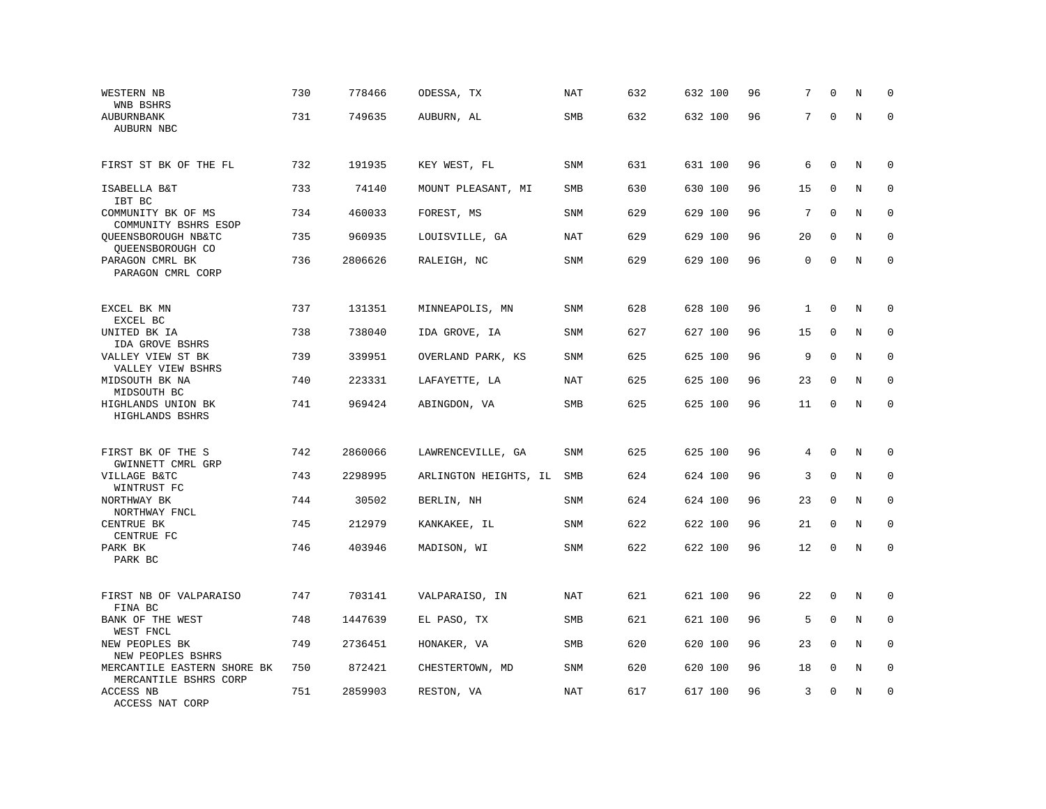| Bank / Holding Company | Rank | ID | Location | Type | | | | | | | | |
|---|---|---|---|---|---|---|---|---|---|---|---|---|
| WESTERN NB<br>WNB BSHRS | 730 | 778466 | ODESSA, TX | NAT | 632 | 632 | 100 | 96 | 7 | 0 | N | 0 |
| AUBURNBANK<br>AUBURN NBC | 731 | 749635 | AUBURN, AL | SMB | 632 | 632 | 100 | 96 | 7 | 0 | N | 0 |
| FIRST ST BK OF THE FL | 732 | 191935 | KEY WEST, FL | SNM | 631 | 631 | 100 | 96 | 6 | 0 | N | 0 |
| ISABELLA B&T<br>IBT BC | 733 | 74140 | MOUNT PLEASANT, MI | SMB | 630 | 630 | 100 | 96 | 15 | 0 | N | 0 |
| COMMUNITY BK OF MS<br>COMMUNITY BSHRS ESOP | 734 | 460033 | FOREST, MS | SNM | 629 | 629 | 100 | 96 | 7 | 0 | N | 0 |
| QUEENSBOROUGH NB&TC<br>QUEENSBOROUGH CO | 735 | 960935 | LOUISVILLE, GA | NAT | 629 | 629 | 100 | 96 | 20 | 0 | N | 0 |
| PARAGON CMRL BK<br>PARAGON CMRL CORP | 736 | 2806626 | RALEIGH, NC | SNM | 629 | 629 | 100 | 96 | 0 | 0 | N | 0 |
| EXCEL BK MN<br>EXCEL BC | 737 | 131351 | MINNEAPOLIS, MN | SNM | 628 | 628 | 100 | 96 | 1 | 0 | N | 0 |
| UNITED BK IA<br>IDA GROVE BSHRS | 738 | 738040 | IDA GROVE, IA | SNM | 627 | 627 | 100 | 96 | 15 | 0 | N | 0 |
| VALLEY VIEW ST BK<br>VALLEY VIEW BSHRS | 739 | 339951 | OVERLAND PARK, KS | SNM | 625 | 625 | 100 | 96 | 9 | 0 | N | 0 |
| MIDSOUTH BK NA<br>MIDSOUTH BC | 740 | 223331 | LAFAYETTE, LA | NAT | 625 | 625 | 100 | 96 | 23 | 0 | N | 0 |
| HIGHLANDS UNION BK<br>HIGHLANDS BSHRS | 741 | 969424 | ABINGDON, VA | SMB | 625 | 625 | 100 | 96 | 11 | 0 | N | 0 |
| FIRST BK OF THE S<br>GWINNETT CMRL GRP | 742 | 2860066 | LAWRENCEVILLE, GA | SNM | 625 | 625 | 100 | 96 | 4 | 0 | N | 0 |
| VILLAGE B&TC<br>WINTRUST FC | 743 | 2298995 | ARLINGTON HEIGHTS, IL | SMB | 624 | 624 | 100 | 96 | 3 | 0 | N | 0 |
| NORTHWAY BK<br>NORTHWAY FNCL | 744 | 30502 | BERLIN, NH | SNM | 624 | 624 | 100 | 96 | 23 | 0 | N | 0 |
| CENTRUE BK<br>CENTRUE FC | 745 | 212979 | KANKAKEE, IL | SNM | 622 | 622 | 100 | 96 | 21 | 0 | N | 0 |
| PARK BK<br>PARK BC | 746 | 403946 | MADISON, WI | SNM | 622 | 622 | 100 | 96 | 12 | 0 | N | 0 |
| FIRST NB OF VALPARAISO<br>FINA BC | 747 | 703141 | VALPARAISO, IN | NAT | 621 | 621 | 100 | 96 | 22 | 0 | N | 0 |
| BANK OF THE WEST<br>WEST FNCL | 748 | 1447639 | EL PASO, TX | SMB | 621 | 621 | 100 | 96 | 5 | 0 | N | 0 |
| NEW PEOPLES BK<br>NEW PEOPLES BSHRS | 749 | 2736451 | HONAKER, VA | SMB | 620 | 620 | 100 | 96 | 23 | 0 | N | 0 |
| MERCANTILE EASTERN SHORE BK<br>MERCANTILE BSHRS CORP | 750 | 872421 | CHESTERTOWN, MD | SNM | 620 | 620 | 100 | 96 | 18 | 0 | N | 0 |
| ACCESS NB<br>ACCESS NAT CORP | 751 | 2859903 | RESTON, VA | NAT | 617 | 617 | 100 | 96 | 3 | 0 | N | 0 |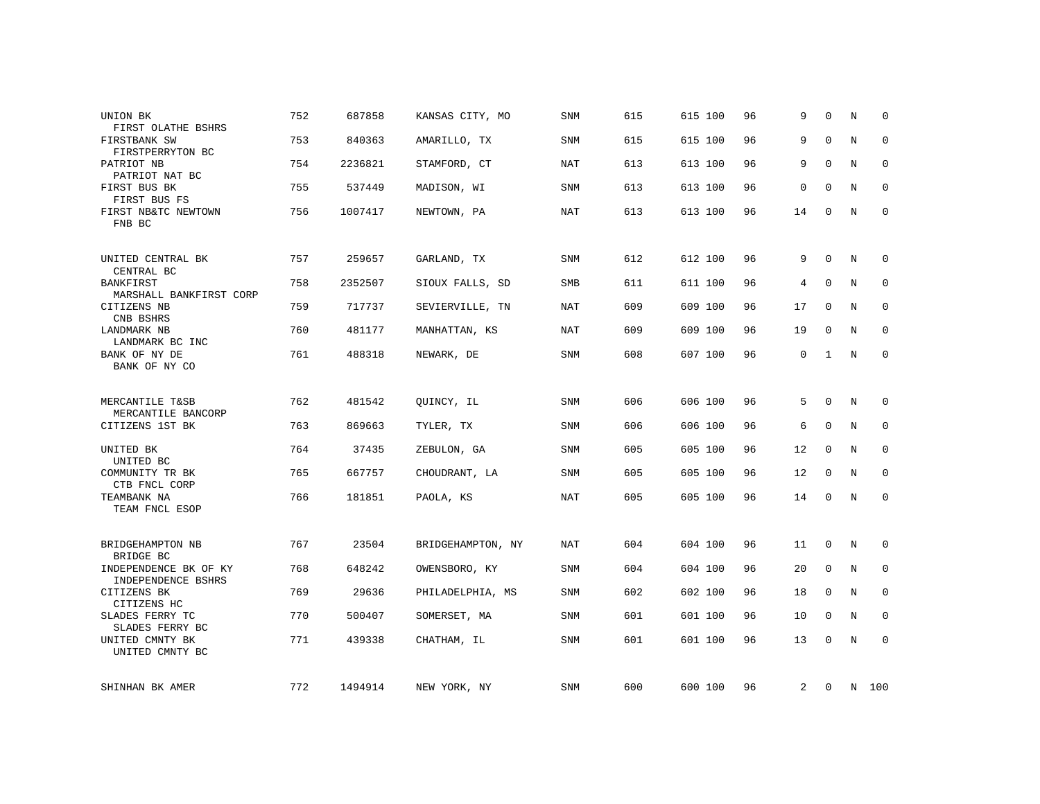| | | | | | | | | | | | | |
|---|---|---|---|---|---|---|---|---|---|---|---|---|
| UNION BK<br>FIRST OLATHE BSHRS | 752 | 687858 | KANSAS CITY, MO | SNM | 615 | 615 | 100 | 96 | 9 | 0 | N | 0 |
| FIRSTBANK SW<br>FIRSTPERRYTON BC | 753 | 840363 | AMARILLO, TX | SNM | 615 | 615 | 100 | 96 | 9 | 0 | N | 0 |
| PATRIOT NB<br>PATRIOT NAT BC | 754 | 2236821 | STAMFORD, CT | NAT | 613 | 613 | 100 | 96 | 9 | 0 | N | 0 |
| FIRST BUS BK<br>FIRST BUS FS | 755 | 537449 | MADISON, WI | SNM | 613 | 613 | 100 | 96 | 0 | 0 | N | 0 |
| FIRST NB&TC NEWTOWN<br>FNB BC | 756 | 1007417 | NEWTOWN, PA | NAT | 613 | 613 | 100 | 96 | 14 | 0 | N | 0 |
| UNITED CENTRAL BK<br>CENTRAL BC | 757 | 259657 | GARLAND, TX | SNM | 612 | 612 | 100 | 96 | 9 | 0 | N | 0 |
| BANKFIRST<br>MARSHALL BANKFIRST CORP | 758 | 2352507 | SIOUX FALLS, SD | SMB | 611 | 611 | 100 | 96 | 4 | 0 | N | 0 |
| CITIZENS NB<br>CNB BSHRS | 759 | 717737 | SEVIERVILLE, TN | NAT | 609 | 609 | 100 | 96 | 17 | 0 | N | 0 |
| LANDMARK NB<br>LANDMARK BC INC | 760 | 481177 | MANHATTAN, KS | NAT | 609 | 609 | 100 | 96 | 19 | 0 | N | 0 |
| BANK OF NY DE<br>BANK OF NY CO | 761 | 488318 | NEWARK, DE | SNM | 608 | 607 | 100 | 96 | 0 | 1 | N | 0 |
| MERCANTILE T&SB<br>MERCANTILE BANCORP | 762 | 481542 | QUINCY, IL | SNM | 606 | 606 | 100 | 96 | 5 | 0 | N | 0 |
| CITIZENS 1ST BK | 763 | 869663 | TYLER, TX | SNM | 606 | 606 | 100 | 96 | 6 | 0 | N | 0 |
| UNITED BK<br>UNITED BC | 764 | 37435 | ZEBULON, GA | SNM | 605 | 605 | 100 | 96 | 12 | 0 | N | 0 |
| COMMUNITY TR BK<br>CTB FNCL CORP | 765 | 667757 | CHOUDRANT, LA | SNM | 605 | 605 | 100 | 96 | 12 | 0 | N | 0 |
| TEAMBANK NA<br>TEAM FNCL ESOP | 766 | 181851 | PAOLA, KS | NAT | 605 | 605 | 100 | 96 | 14 | 0 | N | 0 |
| BRIDGEHAMPTON NB<br>BRIDGE BC | 767 | 23504 | BRIDGEHAMPTON, NY | NAT | 604 | 604 | 100 | 96 | 11 | 0 | N | 0 |
| INDEPENDENCE BK OF KY<br>INDEPENDENCE BSHRS | 768 | 648242 | OWENSBORO, KY | SNM | 604 | 604 | 100 | 96 | 20 | 0 | N | 0 |
| CITIZENS BK<br>CITIZENS HC | 769 | 29636 | PHILADELPHIA, MS | SNM | 602 | 602 | 100 | 96 | 18 | 0 | N | 0 |
| SLADES FERRY TC<br>SLADES FERRY BC | 770 | 500407 | SOMERSET, MA | SNM | 601 | 601 | 100 | 96 | 10 | 0 | N | 0 |
| UNITED CMNTY BK<br>UNITED CMNTY BC | 771 | 439338 | CHATHAM, IL | SNM | 601 | 601 | 100 | 96 | 13 | 0 | N | 0 |
| SHINHAN BK AMER | 772 | 1494914 | NEW YORK, NY | SNM | 600 | 600 | 100 | 96 | 2 | 0 | N | 100 |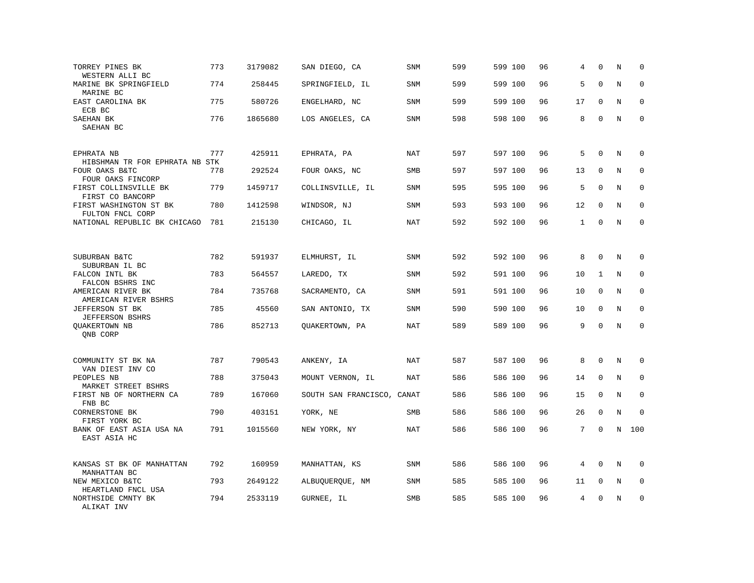| Bank / Holding Company | Rank | ID | Location | Type | Col1 | Col2 | Col3 | Col4 | Col5 | Col6 | Col7 | Col8 |
|---|---|---|---|---|---|---|---|---|---|---|---|---|
| TORREY PINES BK<br>WESTERN ALLI BC | 773 | 3179082 | SAN DIEGO, CA | SNM | 599 | 599 | 100 | 96 | 4 | 0 | N | 0 |
| MARINE BK SPRINGFIELD<br>MARINE BC | 774 | 258445 | SPRINGFIELD, IL | SNM | 599 | 599 | 100 | 96 | 5 | 0 | N | 0 |
| EAST CAROLINA BK<br>ECB BC | 775 | 580726 | ENGELHARD, NC | SNM | 599 | 599 | 100 | 96 | 17 | 0 | N | 0 |
| SAEHAN BK<br>SAEHAN BC | 776 | 1865680 | LOS ANGELES, CA | SNM | 598 | 598 | 100 | 96 | 8 | 0 | N | 0 |
| EPHRATA NB<br>HIBSHMAN TR FOR EPHRATA NB STK | 777 | 425911 | EPHRATA, PA | NAT | 597 | 597 | 100 | 96 | 5 | 0 | N | 0 |
| FOUR OAKS B&TC<br>FOUR OAKS FINCORP | 778 | 292524 | FOUR OAKS, NC | SMB | 597 | 597 | 100 | 96 | 13 | 0 | N | 0 |
| FIRST COLLINSVILLE BK<br>FIRST CO BANCORP | 779 | 1459717 | COLLINSVILLE, IL | SNM | 595 | 595 | 100 | 96 | 5 | 0 | N | 0 |
| FIRST WASHINGTON ST BK<br>FULTON FNCL CORP | 780 | 1412598 | WINDSOR, NJ | SNM | 593 | 593 | 100 | 96 | 12 | 0 | N | 0 |
| NATIONAL REPUBLIC BK CHICAGO | 781 | 215130 | CHICAGO, IL | NAT | 592 | 592 | 100 | 96 | 1 | 0 | N | 0 |
| SUBURBAN B&TC<br>SUBURBAN IL BC | 782 | 591937 | ELMHURST, IL | SNM | 592 | 592 | 100 | 96 | 8 | 0 | N | 0 |
| FALCON INTL BK<br>FALCON BSHRS INC | 783 | 564557 | LAREDO, TX | SNM | 592 | 591 | 100 | 96 | 10 | 1 | N | 0 |
| AMERICAN RIVER BK<br>AMERICAN RIVER BSHRS | 784 | 735768 | SACRAMENTO, CA | SNM | 591 | 591 | 100 | 96 | 10 | 0 | N | 0 |
| JEFFERSON ST BK<br>JEFFERSON BSHRS | 785 | 45560 | SAN ANTONIO, TX | SNM | 590 | 590 | 100 | 96 | 10 | 0 | N | 0 |
| QUAKERTOWN NB<br>QNB CORP | 786 | 852713 | QUAKERTOWN, PA | NAT | 589 | 589 | 100 | 96 | 9 | 0 | N | 0 |
| COMMUNITY ST BK NA<br>VAN DIEST INV CO | 787 | 790543 | ANKENY, IA | NAT | 587 | 587 | 100 | 96 | 8 | 0 | N | 0 |
| PEOPLES NB<br>MARKET STREET BSHRS | 788 | 375043 | MOUNT VERNON, IL | NAT | 586 | 586 | 100 | 96 | 14 | 0 | N | 0 |
| FIRST NB OF NORTHERN CA<br>FNB BC | 789 | 167060 | SOUTH SAN FRANCISCO, CA | NAT | 586 | 586 | 100 | 96 | 15 | 0 | N | 0 |
| CORNERSTONE BK<br>FIRST YORK BC | 790 | 403151 | YORK, NE | SMB | 586 | 586 | 100 | 96 | 26 | 0 | N | 0 |
| BANK OF EAST ASIA USA NA<br>EAST ASIA HC | 791 | 1015560 | NEW YORK, NY | NAT | 586 | 586 | 100 | 96 | 7 | 0 | N | 100 |
| KANSAS ST BK OF MANHATTAN<br>MANHATTAN BC | 792 | 160959 | MANHATTAN, KS | SNM | 586 | 586 | 100 | 96 | 4 | 0 | N | 0 |
| NEW MEXICO B&TC<br>HEARTLAND FNCL USA | 793 | 2649122 | ALBUQUERQUE, NM | SNM | 585 | 585 | 100 | 96 | 11 | 0 | N | 0 |
| NORTHSIDE CMNTY BK<br>ALIKAT INV | 794 | 2533119 | GURNEE, IL | SMB | 585 | 585 | 100 | 96 | 4 | 0 | N | 0 |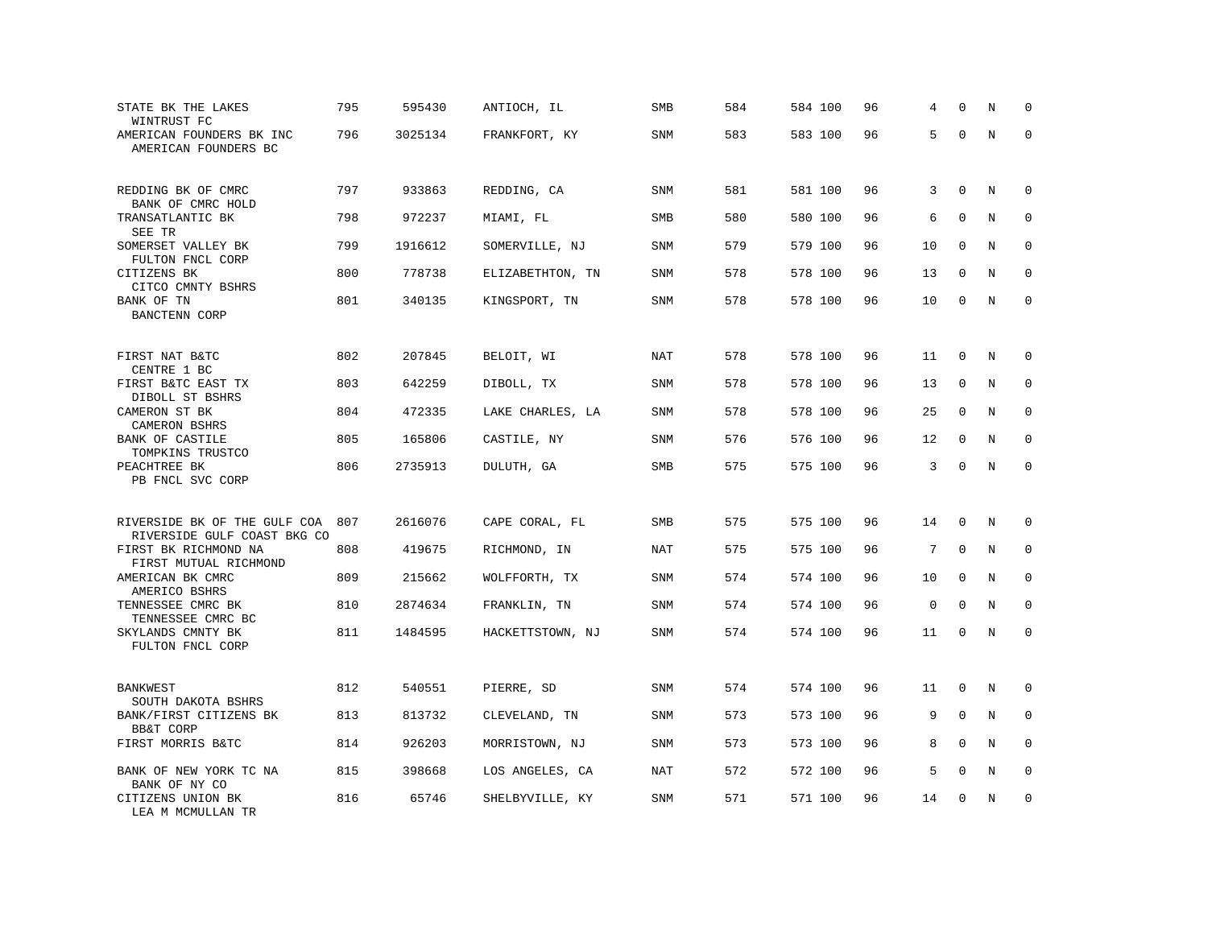| | | | | | | | | | | | | |
|---|---|---|---|---|---|---|---|---|---|---|---|---|
| STATE BK THE LAKES<br>WINTRUST FC | 795 | 595430 | ANTIOCH, IL | SMB | 584 | 584 | 100 | 96 | 4 | 0 | N | 0 |
| AMERICAN FOUNDERS BK INC<br>AMERICAN FOUNDERS BC | 796 | 3025134 | FRANKFORT, KY | SNM | 583 | 583 | 100 | 96 | 5 | 0 | N | 0 |
| REDDING BK OF CMRC<br>BANK OF CMRC HOLD | 797 | 933863 | REDDING, CA | SNM | 581 | 581 | 100 | 96 | 3 | 0 | N | 0 |
| TRANSATLANTIC BK<br>SEE TR | 798 | 972237 | MIAMI, FL | SMB | 580 | 580 | 100 | 96 | 6 | 0 | N | 0 |
| SOMERSET VALLEY BK<br>FULTON FNCL CORP | 799 | 1916612 | SOMERVILLE, NJ | SNM | 579 | 579 | 100 | 96 | 10 | 0 | N | 0 |
| CITIZENS BK<br>CITCO CMNTY BSHRS | 800 | 778738 | ELIZABETHTON, TN | SNM | 578 | 578 | 100 | 96 | 13 | 0 | N | 0 |
| BANK OF TN<br>BANCTENN CORP | 801 | 340135 | KINGSPORT, TN | SNM | 578 | 578 | 100 | 96 | 10 | 0 | N | 0 |
| FIRST NAT B&TC<br>CENTRE 1 BC | 802 | 207845 | BELOIT, WI | NAT | 578 | 578 | 100 | 96 | 11 | 0 | N | 0 |
| FIRST B&TC EAST TX<br>DIBOLL ST BSHRS | 803 | 642259 | DIBOLL, TX | SNM | 578 | 578 | 100 | 96 | 13 | 0 | N | 0 |
| CAMERON ST BK<br>CAMERON BSHRS | 804 | 472335 | LAKE CHARLES, LA | SNM | 578 | 578 | 100 | 96 | 25 | 0 | N | 0 |
| BANK OF CASTILE<br>TOMPKINS TRUSTCO | 805 | 165806 | CASTILE, NY | SNM | 576 | 576 | 100 | 96 | 12 | 0 | N | 0 |
| PEACHTREE BK<br>PB FNCL SVC CORP | 806 | 2735913 | DULUTH, GA | SMB | 575 | 575 | 100 | 96 | 3 | 0 | N | 0 |
| RIVERSIDE BK OF THE GULF COA<br>RIVERSIDE GULF COAST BKG CO | 807 | 2616076 | CAPE CORAL, FL | SMB | 575 | 575 | 100 | 96 | 14 | 0 | N | 0 |
| FIRST BK RICHMOND NA<br>FIRST MUTUAL RICHMOND | 808 | 419675 | RICHMOND, IN | NAT | 575 | 575 | 100 | 96 | 7 | 0 | N | 0 |
| AMERICAN BK CMRC<br>AMERICO BSHRS | 809 | 215662 | WOLFFORTH, TX | SNM | 574 | 574 | 100 | 96 | 10 | 0 | N | 0 |
| TENNESSEE CMRC BK<br>TENNESSEE CMRC BC | 810 | 2874634 | FRANKLIN, TN | SNM | 574 | 574 | 100 | 96 | 0 | 0 | N | 0 |
| SKYLANDS CMNTY BK<br>FULTON FNCL CORP | 811 | 1484595 | HACKETTSTOWN, NJ | SNM | 574 | 574 | 100 | 96 | 11 | 0 | N | 0 |
| BANKWEST<br>SOUTH DAKOTA BSHRS | 812 | 540551 | PIERRE, SD | SNM | 574 | 574 | 100 | 96 | 11 | 0 | N | 0 |
| BANK/FIRST CITIZENS BK<br>BB&T CORP | 813 | 813732 | CLEVELAND, TN | SNM | 573 | 573 | 100 | 96 | 9 | 0 | N | 0 |
| FIRST MORRIS B&TC | 814 | 926203 | MORRISTOWN, NJ | SNM | 573 | 573 | 100 | 96 | 8 | 0 | N | 0 |
| BANK OF NEW YORK TC NA<br>BANK OF NY CO | 815 | 398668 | LOS ANGELES, CA | NAT | 572 | 572 | 100 | 96 | 5 | 0 | N | 0 |
| CITIZENS UNION BK<br>LEA M MCMULLAN TR | 816 | 65746 | SHELBYVILLE, KY | SNM | 571 | 571 | 100 | 96 | 14 | 0 | N | 0 |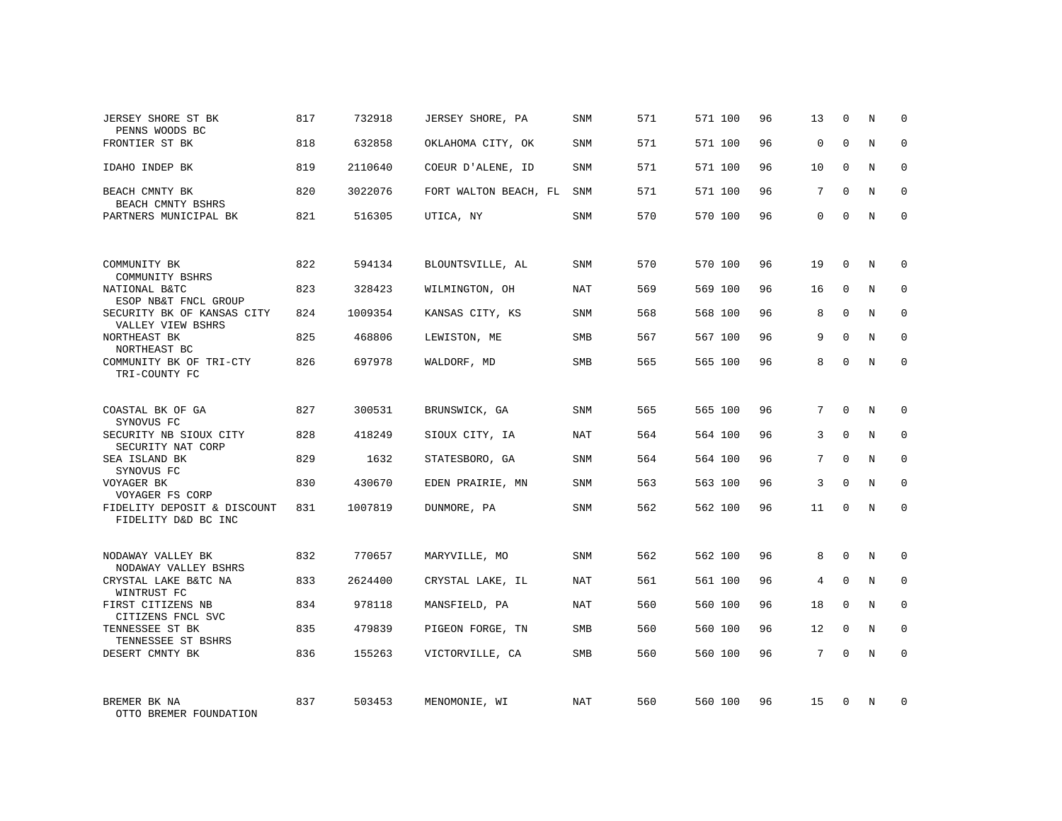| | | | | | | | | | | | | |
|---|---|---|---|---|---|---|---|---|---|---|---|---|
| JERSEY SHORE ST BK<br>PENNS WOODS BC | 817 | 732918 | JERSEY SHORE, PA | SNM | 571 | 571 | 100 | 96 | 13 | 0 | N | 0 |
| FRONTIER ST BK | 818 | 632858 | OKLAHOMA CITY, OK | SNM | 571 | 571 | 100 | 96 | 0 | 0 | N | 0 |
| IDAHO INDEP BK | 819 | 2110640 | COEUR D'ALENE, ID | SNM | 571 | 571 | 100 | 96 | 10 | 0 | N | 0 |
| BEACH CMNTY BK<br>BEACH CMNTY BSHRS | 820 | 3022076 | FORT WALTON BEACH, FL | SNM | 571 | 571 | 100 | 96 | 7 | 0 | N | 0 |
| PARTNERS MUNICIPAL BK | 821 | 516305 | UTICA, NY | SNM | 570 | 570 | 100 | 96 | 0 | 0 | N | 0 |
| COMMUNITY BK<br>COMMUNITY BSHRS | 822 | 594134 | BLOUNTSVILLE, AL | SNM | 570 | 570 | 100 | 96 | 19 | 0 | N | 0 |
| NATIONAL B&TC<br>ESOP NB&T FNCL GROUP | 823 | 328423 | WILMINGTON, OH | NAT | 569 | 569 | 100 | 96 | 16 | 0 | N | 0 |
| SECURITY BK OF KANSAS CITY<br>VALLEY VIEW BSHRS | 824 | 1009354 | KANSAS CITY, KS | SNM | 568 | 568 | 100 | 96 | 8 | 0 | N | 0 |
| NORTHEAST BK<br>NORTHEAST BC | 825 | 468806 | LEWISTON, ME | SMB | 567 | 567 | 100 | 96 | 9 | 0 | N | 0 |
| COMMUNITY BK OF TRI-CTY<br>TRI-COUNTY FC | 826 | 697978 | WALDORF, MD | SMB | 565 | 565 | 100 | 96 | 8 | 0 | N | 0 |
| COASTAL BK OF GA<br>SYNOVUS FC | 827 | 300531 | BRUNSWICK, GA | SNM | 565 | 565 | 100 | 96 | 7 | 0 | N | 0 |
| SECURITY NB SIOUX CITY<br>SECURITY NAT CORP | 828 | 418249 | SIOUX CITY, IA | NAT | 564 | 564 | 100 | 96 | 3 | 0 | N | 0 |
| SEA ISLAND BK<br>SYNOVUS FC | 829 | 1632 | STATESBORO, GA | SNM | 564 | 564 | 100 | 96 | 7 | 0 | N | 0 |
| VOYAGER BK<br>VOYAGER FS CORP | 830 | 430670 | EDEN PRAIRIE, MN | SNM | 563 | 563 | 100 | 96 | 3 | 0 | N | 0 |
| FIDELITY DEPOSIT & DISCOUNT<br>FIDELITY D&D BC INC | 831 | 1007819 | DUNMORE, PA | SNM | 562 | 562 | 100 | 96 | 11 | 0 | N | 0 |
| NODAWAY VALLEY BK<br>NODAWAY VALLEY BSHRS | 832 | 770657 | MARYVILLE, MO | SNM | 562 | 562 | 100 | 96 | 8 | 0 | N | 0 |
| CRYSTAL LAKE B&TC NA<br>WINTRUST FC | 833 | 2624400 | CRYSTAL LAKE, IL | NAT | 561 | 561 | 100 | 96 | 4 | 0 | N | 0 |
| FIRST CITIZENS NB<br>CITIZENS FNCL SVC | 834 | 978118 | MANSFIELD, PA | NAT | 560 | 560 | 100 | 96 | 18 | 0 | N | 0 |
| TENNESSEE ST BK<br>TENNESSEE ST BSHRS | 835 | 479839 | PIGEON FORGE, TN | SMB | 560 | 560 | 100 | 96 | 12 | 0 | N | 0 |
| DESERT CMNTY BK | 836 | 155263 | VICTORVILLE, CA | SMB | 560 | 560 | 100 | 96 | 7 | 0 | N | 0 |
| BREMER BK NA<br>OTTO BREMER FOUNDATION | 837 | 503453 | MENOMONIE, WI | NAT | 560 | 560 | 100 | 96 | 15 | 0 | N | 0 |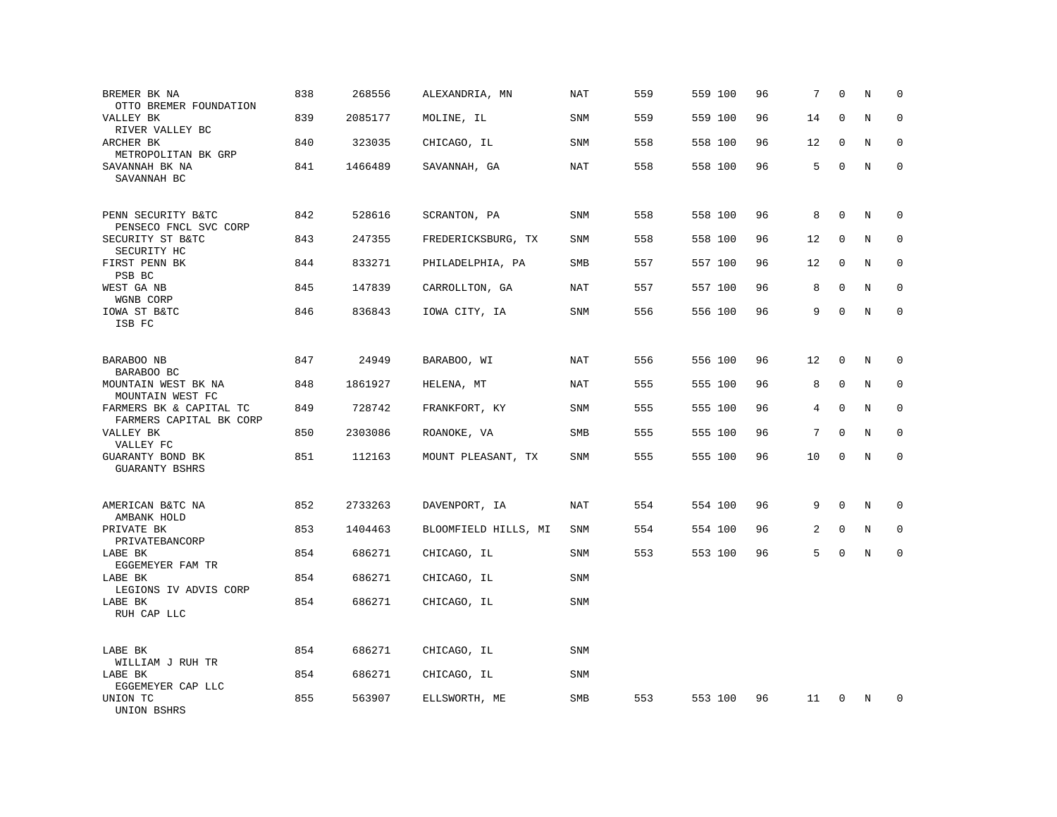| | | | | | | | | | | | |
|---|---|---|---|---|---|---|---|---|---|---|---|
| BREMER BK NA<br>OTTO BREMER FOUNDATION | 838 | 268556 | ALEXANDRIA, MN | NAT | 559 | 559 100 | 96 | 7 | 0 | N | 0 |
| VALLEY BK<br>RIVER VALLEY BC | 839 | 2085177 | MOLINE, IL | SNM | 559 | 559 100 | 96 | 14 | 0 | N | 0 |
| ARCHER BK<br>METROPOLITAN BK GRP | 840 | 323035 | CHICAGO, IL | SNM | 558 | 558 100 | 96 | 12 | 0 | N | 0 |
| SAVANNAH BK NA<br>SAVANNAH BC | 841 | 1466489 | SAVANNAH, GA | NAT | 558 | 558 100 | 96 | 5 | 0 | N | 0 |
| PENN SECURITY B&TC<br>PENSECO FNCL SVC CORP | 842 | 528616 | SCRANTON, PA | SNM | 558 | 558 100 | 96 | 8 | 0 | N | 0 |
| SECURITY ST B&TC<br>SECURITY HC | 843 | 247355 | FREDERICKSBURG, TX | SNM | 558 | 558 100 | 96 | 12 | 0 | N | 0 |
| FIRST PENN BK<br>PSB BC | 844 | 833271 | PHILADELPHIA, PA | SMB | 557 | 557 100 | 96 | 12 | 0 | N | 0 |
| WEST GA NB<br>WGNB CORP | 845 | 147839 | CARROLLTON, GA | NAT | 557 | 557 100 | 96 | 8 | 0 | N | 0 |
| IOWA ST B&TC<br>ISB FC | 846 | 836843 | IOWA CITY, IA | SNM | 556 | 556 100 | 96 | 9 | 0 | N | 0 |
| BARABOO NB<br>BARABOO BC | 847 | 24949 | BARABOO, WI | NAT | 556 | 556 100 | 96 | 12 | 0 | N | 0 |
| MOUNTAIN WEST BK NA<br>MOUNTAIN WEST FC | 848 | 1861927 | HELENA, MT | NAT | 555 | 555 100 | 96 | 8 | 0 | N | 0 |
| FARMERS BK & CAPITAL TC<br>FARMERS CAPITAL BK CORP | 849 | 728742 | FRANKFORT, KY | SNM | 555 | 555 100 | 96 | 4 | 0 | N | 0 |
| VALLEY BK<br>VALLEY FC | 850 | 2303086 | ROANOKE, VA | SMB | 555 | 555 100 | 96 | 7 | 0 | N | 0 |
| GUARANTY BOND BK<br>GUARANTY BSHRS | 851 | 112163 | MOUNT PLEASANT, TX | SNM | 555 | 555 100 | 96 | 10 | 0 | N | 0 |
| AMERICAN B&TC NA<br>AMBANK HOLD | 852 | 2733263 | DAVENPORT, IA | NAT | 554 | 554 100 | 96 | 9 | 0 | N | 0 |
| PRIVATE BK<br>PRIVATEBANCORP | 853 | 1404463 | BLOOMFIELD HILLS, MI | SNM | 554 | 554 100 | 96 | 2 | 0 | N | 0 |
| LABE BK<br>EGGEMEYER FAM TR | 854 | 686271 | CHICAGO, IL | SNM | 553 | 553 100 | 96 | 5 | 0 | N | 0 |
| LABE BK<br>LEGIONS IV ADVIS CORP | 854 | 686271 | CHICAGO, IL | SNM | | | | | | | |
| LABE BK<br>RUH CAP LLC | 854 | 686271 | CHICAGO, IL | SNM | | | | | | | |
| LABE BK<br>WILLIAM J RUH TR | 854 | 686271 | CHICAGO, IL | SNM | | | | | | | |
| LABE BK<br>EGGEMEYER CAP LLC | 854 | 686271 | CHICAGO, IL | SNM | | | | | | | |
| UNION TC<br>UNION BSHRS | 855 | 563907 | ELLSWORTH, ME | SMB | 553 | 553 100 | 96 | 11 | 0 | N | 0 |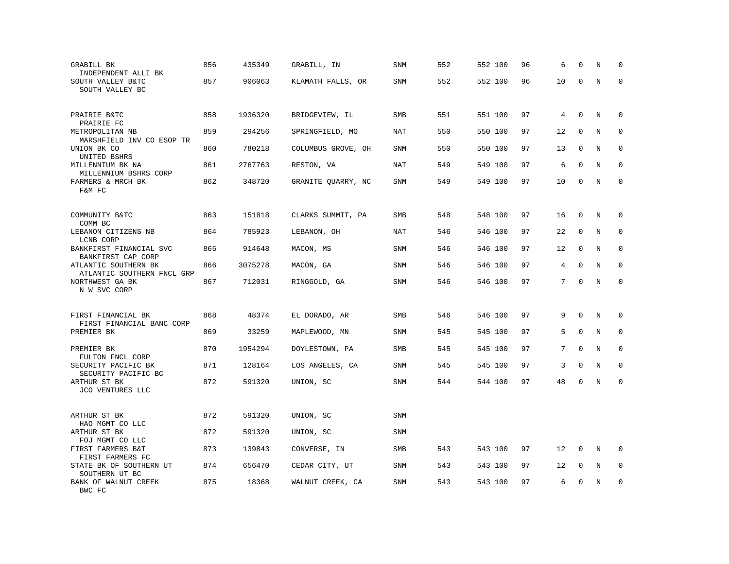| | | | | | | | | | | | | |
|---|---|---|---|---|---|---|---|---|---|---|---|---|
| GRABILL BK<br>INDEPENDENT ALLI BK | 856 | 435349 | GRABILL, IN | SNM | 552 | 552 | 100 | 96 | 6 | 0 | N | 0 |
| SOUTH VALLEY B&TC<br>SOUTH VALLEY BC | 857 | 906063 | KLAMATH FALLS, OR | SNM | 552 | 552 | 100 | 96 | 10 | 0 | N | 0 |
| PRAIRIE B&TC<br>PRAIRIE FC | 858 | 1936320 | BRIDGEVIEW, IL | SMB | 551 | 551 | 100 | 97 | 4 | 0 | N | 0 |
| METROPOLITAN NB<br>MARSHFIELD INV CO ESOP TR | 859 | 294256 | SPRINGFIELD, MO | NAT | 550 | 550 | 100 | 97 | 12 | 0 | N | 0 |
| UNION BK CO<br>UNITED BSHRS | 860 | 780218 | COLUMBUS GROVE, OH | SNM | 550 | 550 | 100 | 97 | 13 | 0 | N | 0 |
| MILLENNIUM BK NA<br>MILLENNIUM BSHRS CORP | 861 | 2767763 | RESTON, VA | NAT | 549 | 549 | 100 | 97 | 6 | 0 | N | 0 |
| FARMERS & MRCH BK<br>F&M FC | 862 | 348720 | GRANITE QUARRY, NC | SNM | 549 | 549 | 100 | 97 | 10 | 0 | N | 0 |
| COMMUNITY B&TC<br>COMM BC | 863 | 151818 | CLARKS SUMMIT, PA | SMB | 548 | 548 | 100 | 97 | 16 | 0 | N | 0 |
| LEBANON CITIZENS NB<br>LCNB CORP | 864 | 785923 | LEBANON, OH | NAT | 546 | 546 | 100 | 97 | 22 | 0 | N | 0 |
| BANKFIRST FINANCIAL SVC<br>BANKFIRST CAP CORP | 865 | 914648 | MACON, MS | SNM | 546 | 546 | 100 | 97 | 12 | 0 | N | 0 |
| ATLANTIC SOUTHERN BK<br>ATLANTIC SOUTHERN FNCL GRP | 866 | 3075278 | MACON, GA | SNM | 546 | 546 | 100 | 97 | 4 | 0 | N | 0 |
| NORTHWEST GA BK<br>N W SVC CORP | 867 | 712031 | RINGGOLD, GA | SNM | 546 | 546 | 100 | 97 | 7 | 0 | N | 0 |
| FIRST FINANCIAL BK<br>FIRST FINANCIAL BANC CORP | 868 | 48374 | EL DORADO, AR | SMB | 546 | 546 | 100 | 97 | 9 | 0 | N | 0 |
| PREMIER BK | 869 | 33259 | MAPLEWOOD, MN | SNM | 545 | 545 | 100 | 97 | 5 | 0 | N | 0 |
| PREMIER BK<br>FULTON FNCL CORP | 870 | 1954294 | DOYLESTOWN, PA | SMB | 545 | 545 | 100 | 97 | 7 | 0 | N | 0 |
| SECURITY PACIFIC BK<br>SECURITY PACIFIC BC | 871 | 128164 | LOS ANGELES, CA | SNM | 545 | 545 | 100 | 97 | 3 | 0 | N | 0 |
| ARTHUR ST BK<br>JCO VENTURES LLC | 872 | 591320 | UNION, SC | SNM | 544 | 544 | 100 | 97 | 48 | 0 | N | 0 |
| ARTHUR ST BK<br>HAO MGMT CO LLC | 872 | 591320 | UNION, SC | SNM | | | | | | | | |
| ARTHUR ST BK<br>FOJ MGMT CO LLC | 872 | 591320 | UNION, SC | SNM | | | | | | | | |
| FIRST FARMERS B&T<br>FIRST FARMERS FC | 873 | 139843 | CONVERSE, IN | SMB | 543 | 543 | 100 | 97 | 12 | 0 | N | 0 |
| STATE BK OF SOUTHERN UT<br>SOUTHERN UT BC | 874 | 656470 | CEDAR CITY, UT | SNM | 543 | 543 | 100 | 97 | 12 | 0 | N | 0 |
| BANK OF WALNUT CREEK<br>BWC FC | 875 | 18368 | WALNUT CREEK, CA | SNM | 543 | 543 | 100 | 97 | 6 | 0 | N | 0 |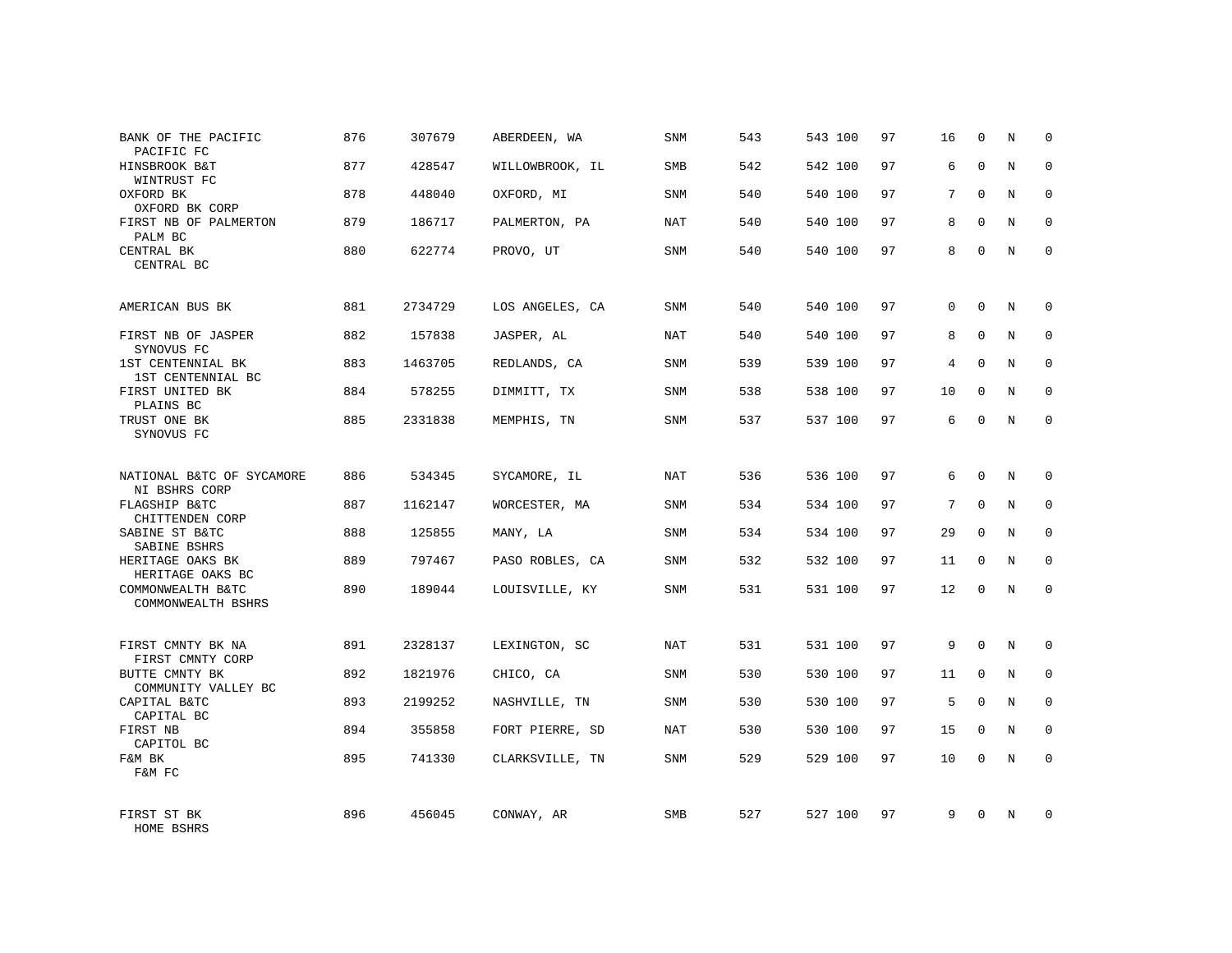| | | | | | | | | | | | | |
|---|---|---|---|---|---|---|---|---|---|---|---|---|
| BANK OF THE PACIFIC<br>PACIFIC FC | 876 | 307679 | ABERDEEN, WA | SNM | 543 | 543 | 100 | 97 | 16 | 0 | N | 0 |
| HINSBROOK B&T<br>WINTRUST FC | 877 | 428547 | WILLOWBROOK, IL | SMB | 542 | 542 | 100 | 97 | 6 | 0 | N | 0 |
| OXFORD BK<br>OXFORD BK CORP | 878 | 448040 | OXFORD, MI | SNM | 540 | 540 | 100 | 97 | 7 | 0 | N | 0 |
| FIRST NB OF PALMERTON<br>PALM BC | 879 | 186717 | PALMERTON, PA | NAT | 540 | 540 | 100 | 97 | 8 | 0 | N | 0 |
| CENTRAL BK<br>CENTRAL BC | 880 | 622774 | PROVO, UT | SNM | 540 | 540 | 100 | 97 | 8 | 0 | N | 0 |
| AMERICAN BUS BK | 881 | 2734729 | LOS ANGELES, CA | SNM | 540 | 540 | 100 | 97 | 0 | 0 | N | 0 |
| FIRST NB OF JASPER<br>SYNOVUS FC | 882 | 157838 | JASPER, AL | NAT | 540 | 540 | 100 | 97 | 8 | 0 | N | 0 |
| 1ST CENTENNIAL BK<br>1ST CENTENNIAL BC | 883 | 1463705 | REDLANDS, CA | SNM | 539 | 539 | 100 | 97 | 4 | 0 | N | 0 |
| FIRST UNITED BK<br>PLAINS BC | 884 | 578255 | DIMMITT, TX | SNM | 538 | 538 | 100 | 97 | 10 | 0 | N | 0 |
| TRUST ONE BK<br>SYNOVUS FC | 885 | 2331838 | MEMPHIS, TN | SNM | 537 | 537 | 100 | 97 | 6 | 0 | N | 0 |
| NATIONAL B&TC OF SYCAMORE<br>NI BSHRS CORP | 886 | 534345 | SYCAMORE, IL | NAT | 536 | 536 | 100 | 97 | 6 | 0 | N | 0 |
| FLAGSHIP B&TC<br>CHITTENDEN CORP | 887 | 1162147 | WORCESTER, MA | SNM | 534 | 534 | 100 | 97 | 7 | 0 | N | 0 |
| SABINE ST B&TC<br>SABINE BSHRS | 888 | 125855 | MANY, LA | SNM | 534 | 534 | 100 | 97 | 29 | 0 | N | 0 |
| HERITAGE OAKS BK<br>HERITAGE OAKS BC | 889 | 797467 | PASO ROBLES, CA | SNM | 532 | 532 | 100 | 97 | 11 | 0 | N | 0 |
| COMMONWEALTH B&TC<br>COMMONWEALTH BSHRS | 890 | 189044 | LOUISVILLE, KY | SNM | 531 | 531 | 100 | 97 | 12 | 0 | N | 0 |
| FIRST CMNTY BK NA<br>FIRST CMNTY CORP | 891 | 2328137 | LEXINGTON, SC | NAT | 531 | 531 | 100 | 97 | 9 | 0 | N | 0 |
| BUTTE CMNTY BK<br>COMMUNITY VALLEY BC | 892 | 1821976 | CHICO, CA | SNM | 530 | 530 | 100 | 97 | 11 | 0 | N | 0 |
| CAPITAL B&TC<br>CAPITAL BC | 893 | 2199252 | NASHVILLE, TN | SNM | 530 | 530 | 100 | 97 | 5 | 0 | N | 0 |
| FIRST NB<br>CAPITOL BC | 894 | 355858 | FORT PIERRE, SD | NAT | 530 | 530 | 100 | 97 | 15 | 0 | N | 0 |
| F&M BK<br>F&M FC | 895 | 741330 | CLARKSVILLE, TN | SNM | 529 | 529 | 100 | 97 | 10 | 0 | N | 0 |
| FIRST ST BK<br>HOME BSHRS | 896 | 456045 | CONWAY, AR | SMB | 527 | 527 | 100 | 97 | 9 | 0 | N | 0 |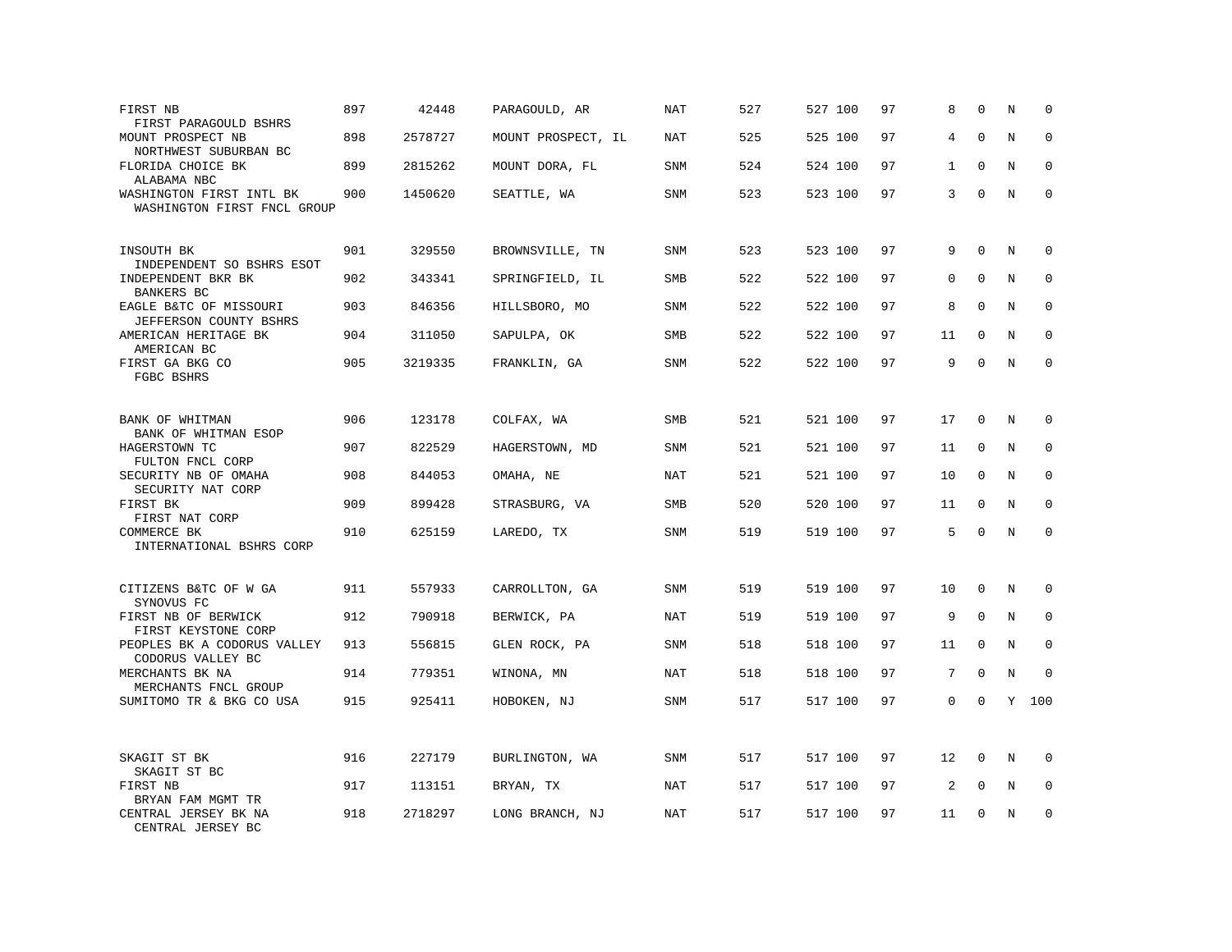| | | | | | | | | | | | |
|---|---|---|---|---|---|---|---|---|---|---|---|
| FIRST NB<br>FIRST PARAGOULD BSHRS | 897 | 42448 | PARAGOULD, AR | NAT | 527 | 527 100 | 97 | 8 | 0 | N | 0 |
| MOUNT PROSPECT NB<br>NORTHWEST SUBURBAN BC | 898 | 2578727 | MOUNT PROSPECT, IL | NAT | 525 | 525 100 | 97 | 4 | 0 | N | 0 |
| FLORIDA CHOICE BK<br>ALABAMA NBC | 899 | 2815262 | MOUNT DORA, FL | SNM | 524 | 524 100 | 97 | 1 | 0 | N | 0 |
| WASHINGTON FIRST INTL BK<br>WASHINGTON FIRST FNCL GROUP | 900 | 1450620 | SEATTLE, WA | SNM | 523 | 523 100 | 97 | 3 | 0 | N | 0 |
| INSOUTH BK<br>INDEPENDENT SO BSHRS ESOT | 901 | 329550 | BROWNSVILLE, TN | SNM | 523 | 523 100 | 97 | 9 | 0 | N | 0 |
| INDEPENDENT BKR BK<br>BANKERS BC | 902 | 343341 | SPRINGFIELD, IL | SMB | 522 | 522 100 | 97 | 0 | 0 | N | 0 |
| EAGLE B&TC OF MISSOURI<br>JEFFERSON COUNTY BSHRS | 903 | 846356 | HILLSBORO, MO | SNM | 522 | 522 100 | 97 | 8 | 0 | N | 0 |
| AMERICAN HERITAGE BK<br>AMERICAN BC | 904 | 311050 | SAPULPA, OK | SMB | 522 | 522 100 | 97 | 11 | 0 | N | 0 |
| FIRST GA BKG CO<br>FGBC BSHRS | 905 | 3219335 | FRANKLIN, GA | SNM | 522 | 522 100 | 97 | 9 | 0 | N | 0 |
| BANK OF WHITMAN<br>BANK OF WHITMAN ESOP | 906 | 123178 | COLFAX, WA | SMB | 521 | 521 100 | 97 | 17 | 0 | N | 0 |
| HAGERSTOWN TC<br>FULTON FNCL CORP | 907 | 822529 | HAGERSTOWN, MD | SNM | 521 | 521 100 | 97 | 11 | 0 | N | 0 |
| SECURITY NB OF OMAHA<br>SECURITY NAT CORP | 908 | 844053 | OMAHA, NE | NAT | 521 | 521 100 | 97 | 10 | 0 | N | 0 |
| FIRST BK<br>FIRST NAT CORP | 909 | 899428 | STRASBURG, VA | SMB | 520 | 520 100 | 97 | 11 | 0 | N | 0 |
| COMMERCE BK<br>INTERNATIONAL BSHRS CORP | 910 | 625159 | LAREDO, TX | SNM | 519 | 519 100 | 97 | 5 | 0 | N | 0 |
| CITIZENS B&TC OF W GA<br>SYNOVUS FC | 911 | 557933 | CARROLLTON, GA | SNM | 519 | 519 100 | 97 | 10 | 0 | N | 0 |
| FIRST NB OF BERWICK<br>FIRST KEYSTONE CORP | 912 | 790918 | BERWICK, PA | NAT | 519 | 519 100 | 97 | 9 | 0 | N | 0 |
| PEOPLES BK A CODORUS VALLEY<br>CODORUS VALLEY BC | 913 | 556815 | GLEN ROCK, PA | SNM | 518 | 518 100 | 97 | 11 | 0 | N | 0 |
| MERCHANTS BK NA<br>MERCHANTS FNCL GROUP | 914 | 779351 | WINONA, MN | NAT | 518 | 518 100 | 97 | 7 | 0 | N | 0 |
| SUMITOMO TR & BKG CO USA | 915 | 925411 | HOBOKEN, NJ | SNM | 517 | 517 100 | 97 | 0 | 0 | Y | 100 |
| SKAGIT ST BK<br>SKAGIT ST BC | 916 | 227179 | BURLINGTON, WA | SNM | 517 | 517 100 | 97 | 12 | 0 | N | 0 |
| FIRST NB<br>BRYAN FAM MGMT TR | 917 | 113151 | BRYAN, TX | NAT | 517 | 517 100 | 97 | 2 | 0 | N | 0 |
| CENTRAL JERSEY BK NA<br>CENTRAL JERSEY BC | 918 | 2718297 | LONG BRANCH, NJ | NAT | 517 | 517 100 | 97 | 11 | 0 | N | 0 |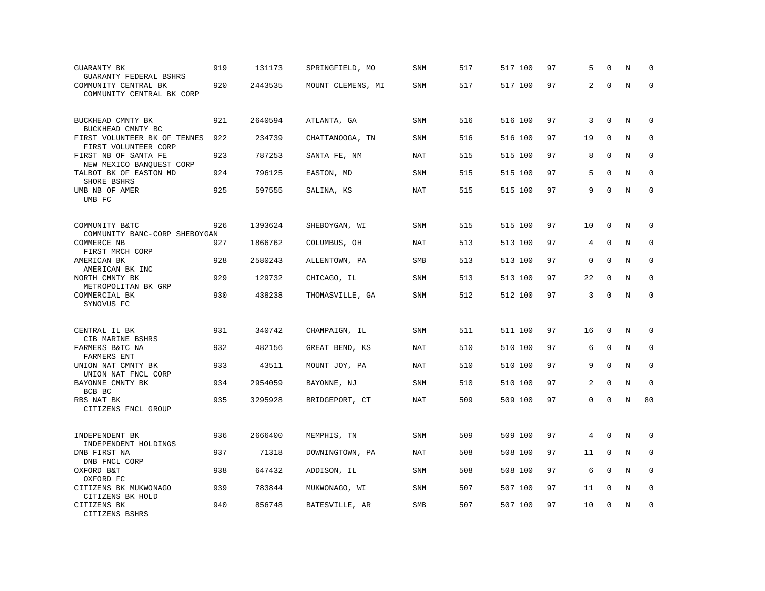| | | | | | | | | | | | | |
|---|---|---|---|---|---|---|---|---|---|---|---|---|
| GUARANTY BK<br>GUARANTY FEDERAL BSHRS | 919 | 131173 | SPRINGFIELD, MO | SNM | 517 | 517 | 100 | 97 | 5 | 0 | N | 0 |
| COMMUNITY CENTRAL BK<br>COMMUNITY CENTRAL BK CORP | 920 | 2443535 | MOUNT CLEMENS, MI | SNM | 517 | 517 | 100 | 97 | 2 | 0 | N | 0 |
| BUCKHEAD CMNTY BK<br>BUCKHEAD CMNTY BC | 921 | 2640594 | ATLANTA, GA | SNM | 516 | 516 | 100 | 97 | 3 | 0 | N | 0 |
| FIRST VOLUNTEER BK OF TENNES<br>FIRST VOLUNTEER CORP | 922 | 234739 | CHATTANOOGA, TN | SNM | 516 | 516 | 100 | 97 | 19 | 0 | N | 0 |
| FIRST NB OF SANTA FE<br>NEW MEXICO BANQUEST CORP | 923 | 787253 | SANTA FE, NM | NAT | 515 | 515 | 100 | 97 | 8 | 0 | N | 0 |
| TALBOT BK OF EASTON MD<br>SHORE BSHRS | 924 | 796125 | EASTON, MD | SNM | 515 | 515 | 100 | 97 | 5 | 0 | N | 0 |
| UMB NB OF AMER<br>UMB FC | 925 | 597555 | SALINA, KS | NAT | 515 | 515 | 100 | 97 | 9 | 0 | N | 0 |
| COMMUNITY B&TC<br>COMMUNITY BANC-CORP SHEBOYGAN | 926 | 1393624 | SHEBOYGAN, WI | SNM | 515 | 515 | 100 | 97 | 10 | 0 | N | 0 |
| COMMERCE NB<br>FIRST MRCH CORP | 927 | 1866762 | COLUMBUS, OH | NAT | 513 | 513 | 100 | 97 | 4 | 0 | N | 0 |
| AMERICAN BK<br>AMERICAN BK INC | 928 | 2580243 | ALLENTOWN, PA | SMB | 513 | 513 | 100 | 97 | 0 | 0 | N | 0 |
| NORTH CMNTY BK<br>METROPOLITAN BK GRP | 929 | 129732 | CHICAGO, IL | SNM | 513 | 513 | 100 | 97 | 22 | 0 | N | 0 |
| COMMERCIAL BK<br>SYNOVUS FC | 930 | 438238 | THOMASVILLE, GA | SNM | 512 | 512 | 100 | 97 | 3 | 0 | N | 0 |
| CENTRAL IL BK<br>CIB MARINE BSHRS | 931 | 340742 | CHAMPAIGN, IL | SNM | 511 | 511 | 100 | 97 | 16 | 0 | N | 0 |
| FARMERS B&TC NA<br>FARMERS ENT | 932 | 482156 | GREAT BEND, KS | NAT | 510 | 510 | 100 | 97 | 6 | 0 | N | 0 |
| UNION NAT CMNTY BK<br>UNION NAT FNCL CORP | 933 | 43511 | MOUNT JOY, PA | NAT | 510 | 510 | 100 | 97 | 9 | 0 | N | 0 |
| BAYONNE CMNTY BK<br>BCB BC | 934 | 2954059 | BAYONNE, NJ | SNM | 510 | 510 | 100 | 97 | 2 | 0 | N | 0 |
| RBS NAT BK<br>CITIZENS FNCL GROUP | 935 | 3295928 | BRIDGEPORT, CT | NAT | 509 | 509 | 100 | 97 | 0 | 0 | N | 80 |
| INDEPENDENT BK<br>INDEPENDENT HOLDINGS | 936 | 2666400 | MEMPHIS, TN | SNM | 509 | 509 | 100 | 97 | 4 | 0 | N | 0 |
| DNB FIRST NA<br>DNB FNCL CORP | 937 | 71318 | DOWNINGTOWN, PA | NAT | 508 | 508 | 100 | 97 | 11 | 0 | N | 0 |
| OXFORD B&T<br>OXFORD FC | 938 | 647432 | ADDISON, IL | SNM | 508 | 508 | 100 | 97 | 6 | 0 | N | 0 |
| CITIZENS BK MUKWONAGO<br>CITIZENS BK HOLD | 939 | 783844 | MUKWONAGO, WI | SNM | 507 | 507 | 100 | 97 | 11 | 0 | N | 0 |
| CITIZENS BK<br>CITIZENS BSHRS | 940 | 856748 | BATESVILLE, AR | SMB | 507 | 507 | 100 | 97 | 10 | 0 | N | 0 |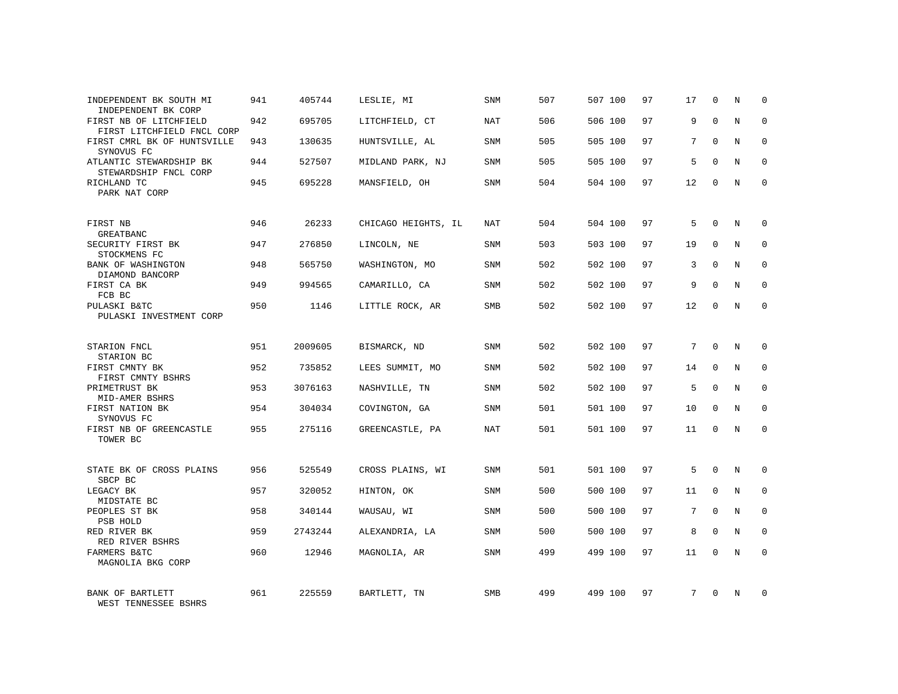| | | | | | | | | | | | | |
|---|---|---|---|---|---|---|---|---|---|---|---|---|
| INDEPENDENT BK SOUTH MI<br>INDEPENDENT BK CORP | 941 | 405744 | LESLIE, MI | SNM | 507 | 507 | 100 | 97 | 17 | 0 | N | 0 |
| FIRST NB OF LITCHFIELD<br>FIRST LITCHFIELD FNCL CORP | 942 | 695705 | LITCHFIELD, CT | NAT | 506 | 506 | 100 | 97 | 9 | 0 | N | 0 |
| FIRST CMRL BK OF HUNTSVILLE<br>SYNOVUS FC | 943 | 130635 | HUNTSVILLE, AL | SNM | 505 | 505 | 100 | 97 | 7 | 0 | N | 0 |
| ATLANTIC STEWARDSHIP BK<br>STEWARDSHIP FNCL CORP | 944 | 527507 | MIDLAND PARK, NJ | SNM | 505 | 505 | 100 | 97 | 5 | 0 | N | 0 |
| RICHLAND TC<br>PARK NAT CORP | 945 | 695228 | MANSFIELD, OH | SNM | 504 | 504 | 100 | 97 | 12 | 0 | N | 0 |
| FIRST NB<br>GREATBANC | 946 | 26233 | CHICAGO HEIGHTS, IL | NAT | 504 | 504 | 100 | 97 | 5 | 0 | N | 0 |
| SECURITY FIRST BK<br>STOCKMENS FC | 947 | 276850 | LINCOLN, NE | SNM | 503 | 503 | 100 | 97 | 19 | 0 | N | 0 |
| BANK OF WASHINGTON<br>DIAMOND BANCORP | 948 | 565750 | WASHINGTON, MO | SNM | 502 | 502 | 100 | 97 | 3 | 0 | N | 0 |
| FIRST CA BK<br>FCB BC | 949 | 994565 | CAMARILLO, CA | SNM | 502 | 502 | 100 | 97 | 9 | 0 | N | 0 |
| PULASKI B&TC<br>PULASKI INVESTMENT CORP | 950 | 1146 | LITTLE ROCK, AR | SMB | 502 | 502 | 100 | 97 | 12 | 0 | N | 0 |
| STARION FNCL<br>STARION BC | 951 | 2009605 | BISMARCK, ND | SNM | 502 | 502 | 100 | 97 | 7 | 0 | N | 0 |
| FIRST CMNTY BK<br>FIRST CMNTY BSHRS | 952 | 735852 | LEES SUMMIT, MO | SNM | 502 | 502 | 100 | 97 | 14 | 0 | N | 0 |
| PRIMETRUST BK<br>MID-AMER BSHRS | 953 | 3076163 | NASHVILLE, TN | SNM | 502 | 502 | 100 | 97 | 5 | 0 | N | 0 |
| FIRST NATION BK<br>SYNOVUS FC | 954 | 304034 | COVINGTON, GA | SNM | 501 | 501 | 100 | 97 | 10 | 0 | N | 0 |
| FIRST NB OF GREENCASTLE<br>TOWER BC | 955 | 275116 | GREENCASTLE, PA | NAT | 501 | 501 | 100 | 97 | 11 | 0 | N | 0 |
| STATE BK OF CROSS PLAINS<br>SBCP BC | 956 | 525549 | CROSS PLAINS, WI | SNM | 501 | 501 | 100 | 97 | 5 | 0 | N | 0 |
| LEGACY BK<br>MIDSTATE BC | 957 | 320052 | HINTON, OK | SNM | 500 | 500 | 100 | 97 | 11 | 0 | N | 0 |
| PEOPLES ST BK<br>PSB HOLD | 958 | 340144 | WAUSAU, WI | SNM | 500 | 500 | 100 | 97 | 7 | 0 | N | 0 |
| RED RIVER BK<br>RED RIVER BSHRS | 959 | 2743244 | ALEXANDRIA, LA | SNM | 500 | 500 | 100 | 97 | 8 | 0 | N | 0 |
| FARMERS B&TC<br>MAGNOLIA BKG CORP | 960 | 12946 | MAGNOLIA, AR | SNM | 499 | 499 | 100 | 97 | 11 | 0 | N | 0 |
| BANK OF BARTLETT<br>WEST TENNESSEE BSHRS | 961 | 225559 | BARTLETT, TN | SMB | 499 | 499 | 100 | 97 | 7 | 0 | N | 0 |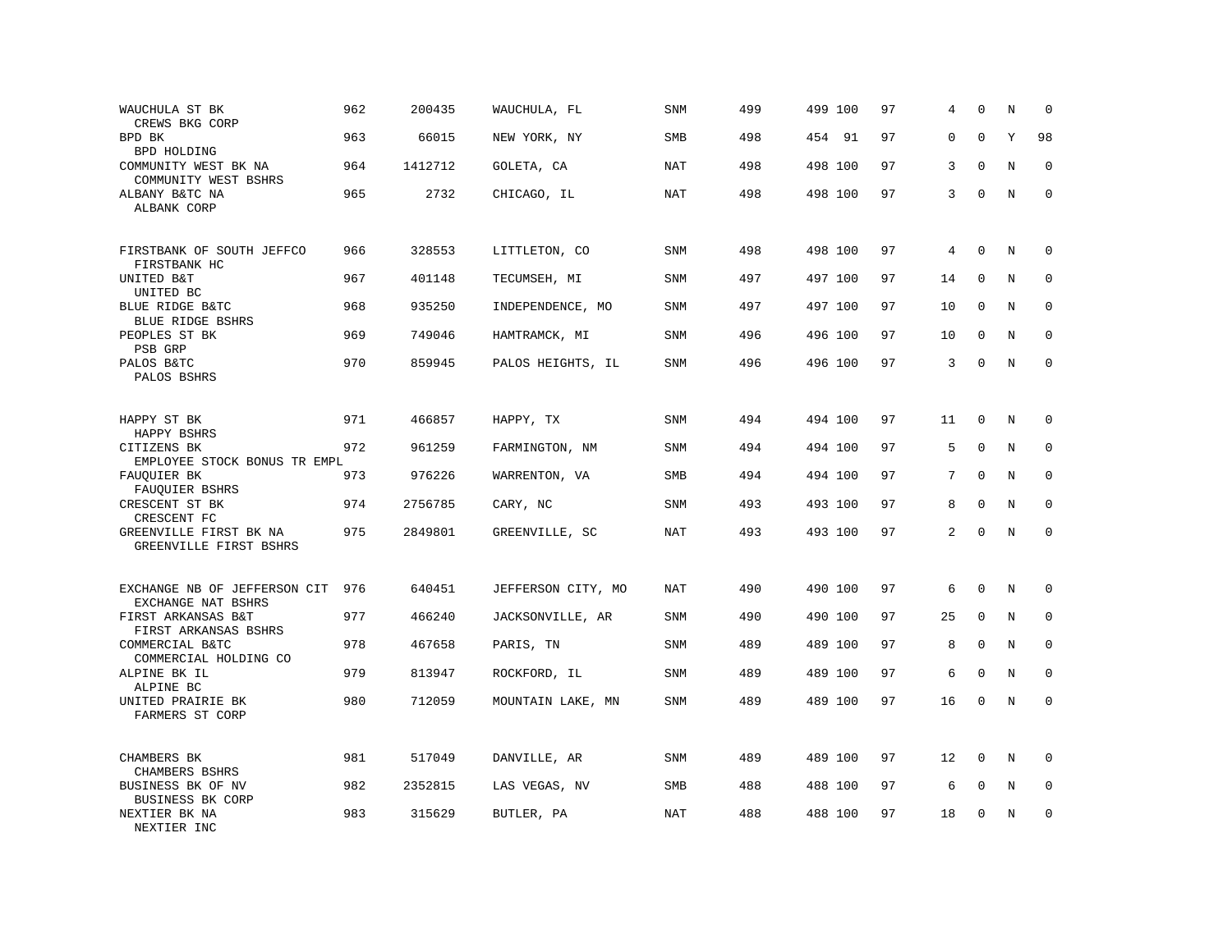| Bank / Holding Company | Rank | ID | Location | Type | | | | | | | | |
|---|---|---|---|---|---|---|---|---|---|---|---|---|
| WAUCHULA ST BK<br>CREWS BKG CORP | 962 | 200435 | WAUCHULA, FL | SNM | 499 | 499 100 | 97 | 4 | 0 | N | 0 |
| BPD BK<br>BPD HOLDING | 963 | 66015 | NEW YORK, NY | SMB | 498 | 454 91 | 97 | 0 | 0 | Y | 98 |
| COMMUNITY WEST BK NA<br>COMMUNITY WEST BSHRS | 964 | 1412712 | GOLETA, CA | NAT | 498 | 498 100 | 97 | 3 | 0 | N | 0 |
| ALBANY B&TC NA<br>ALBANK CORP | 965 | 2732 | CHICAGO, IL | NAT | 498 | 498 100 | 97 | 3 | 0 | N | 0 |
| FIRSTBANK OF SOUTH JEFFCO<br>FIRSTBANK HC | 966 | 328553 | LITTLETON, CO | SNM | 498 | 498 100 | 97 | 4 | 0 | N | 0 |
| UNITED B&T<br>UNITED BC | 967 | 401148 | TECUMSEH, MI | SNM | 497 | 497 100 | 97 | 14 | 0 | N | 0 |
| BLUE RIDGE B&TC<br>BLUE RIDGE BSHRS | 968 | 935250 | INDEPENDENCE, MO | SNM | 497 | 497 100 | 97 | 10 | 0 | N | 0 |
| PEOPLES ST BK<br>PSB GRP | 969 | 749046 | HAMTRAMCK, MI | SNM | 496 | 496 100 | 97 | 10 | 0 | N | 0 |
| PALOS B&TC<br>PALOS BSHRS | 970 | 859945 | PALOS HEIGHTS, IL | SNM | 496 | 496 100 | 97 | 3 | 0 | N | 0 |
| HAPPY ST BK<br>HAPPY BSHRS | 971 | 466857 | HAPPY, TX | SNM | 494 | 494 100 | 97 | 11 | 0 | N | 0 |
| CITIZENS BK<br>EMPLOYEE STOCK BONUS TR EMPL | 972 | 961259 | FARMINGTON, NM | SNM | 494 | 494 100 | 97 | 5 | 0 | N | 0 |
| FAUQUIER BK<br>FAUQUIER BSHRS | 973 | 976226 | WARRENTON, VA | SMB | 494 | 494 100 | 97 | 7 | 0 | N | 0 |
| CRESCENT ST BK<br>CRESCENT FC | 974 | 2756785 | CARY, NC | SNM | 493 | 493 100 | 97 | 8 | 0 | N | 0 |
| GREENVILLE FIRST BK NA<br>GREENVILLE FIRST BSHRS | 975 | 2849801 | GREENVILLE, SC | NAT | 493 | 493 100 | 97 | 2 | 0 | N | 0 |
| EXCHANGE NB OF JEFFERSON CIT<br>EXCHANGE NAT BSHRS | 976 | 640451 | JEFFERSON CITY, MO | NAT | 490 | 490 100 | 97 | 6 | 0 | N | 0 |
| FIRST ARKANSAS B&T<br>FIRST ARKANSAS BSHRS | 977 | 466240 | JACKSONVILLE, AR | SNM | 490 | 490 100 | 97 | 25 | 0 | N | 0 |
| COMMERCIAL B&TC<br>COMMERCIAL HOLDING CO | 978 | 467658 | PARIS, TN | SNM | 489 | 489 100 | 97 | 8 | 0 | N | 0 |
| ALPINE BK IL<br>ALPINE BC | 979 | 813947 | ROCKFORD, IL | SNM | 489 | 489 100 | 97 | 6 | 0 | N | 0 |
| UNITED PRAIRIE BK<br>FARMERS ST CORP | 980 | 712059 | MOUNTAIN LAKE, MN | SNM | 489 | 489 100 | 97 | 16 | 0 | N | 0 |
| CHAMBERS BK<br>CHAMBERS BSHRS | 981 | 517049 | DANVILLE, AR | SNM | 489 | 489 100 | 97 | 12 | 0 | N | 0 |
| BUSINESS BK OF NV<br>BUSINESS BK CORP | 982 | 2352815 | LAS VEGAS, NV | SMB | 488 | 488 100 | 97 | 6 | 0 | N | 0 |
| NEXTIER BK NA<br>NEXTIER INC | 983 | 315629 | BUTLER, PA | NAT | 488 | 488 100 | 97 | 18 | 0 | N | 0 |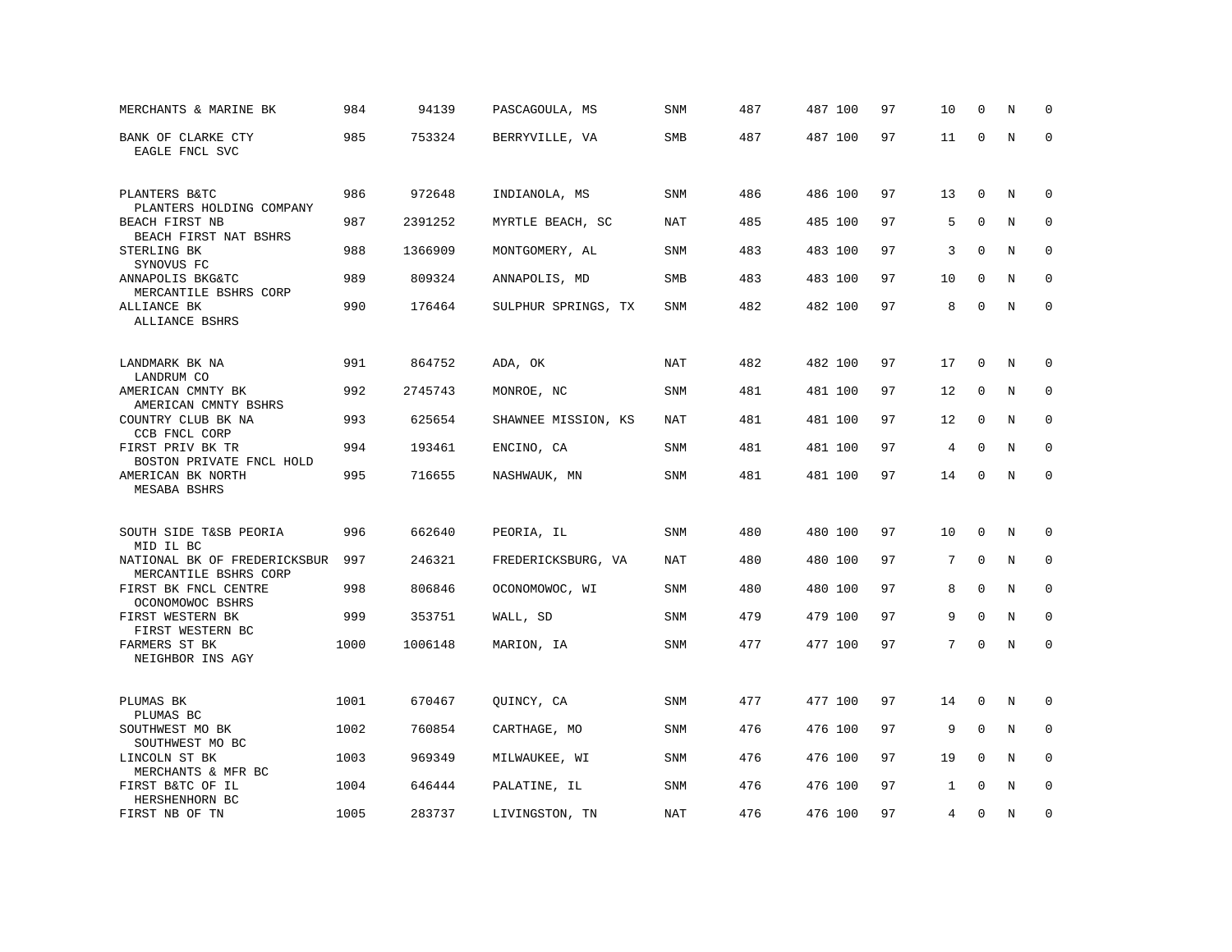| | | | | | | | | | | | |
|---|---|---|---|---|---|---|---|---|---|---|---|
| MERCHANTS & MARINE BK | 984 | 94139 | PASCAGOULA, MS | SNM | 487 | 487 100 | 97 | 10 | 0 | N | 0 |
| BANK OF CLARKE CTY<br>EAGLE FNCL SVC | 985 | 753324 | BERRYVILLE, VA | SMB | 487 | 487 100 | 97 | 11 | 0 | N | 0 |
| PLANTERS B&TC<br>PLANTERS HOLDING COMPANY | 986 | 972648 | INDIANOLA, MS | SNM | 486 | 486 100 | 97 | 13 | 0 | N | 0 |
| BEACH FIRST NB<br>BEACH FIRST NAT BSHRS | 987 | 2391252 | MYRTLE BEACH, SC | NAT | 485 | 485 100 | 97 | 5 | 0 | N | 0 |
| STERLING BK<br>SYNOVUS FC | 988 | 1366909 | MONTGOMERY, AL | SNM | 483 | 483 100 | 97 | 3 | 0 | N | 0 |
| ANNAPOLIS BKG&TC<br>MERCANTILE BSHRS CORP | 989 | 809324 | ANNAPOLIS, MD | SMB | 483 | 483 100 | 97 | 10 | 0 | N | 0 |
| ALLIANCE BK<br>ALLIANCE BSHRS | 990 | 176464 | SULPHUR SPRINGS, TX | SNM | 482 | 482 100 | 97 | 8 | 0 | N | 0 |
| LANDMARK BK NA<br>LANDRUM CO | 991 | 864752 | ADA, OK | NAT | 482 | 482 100 | 97 | 17 | 0 | N | 0 |
| AMERICAN CMNTY BK<br>AMERICAN CMNTY BSHRS | 992 | 2745743 | MONROE, NC | SNM | 481 | 481 100 | 97 | 12 | 0 | N | 0 |
| COUNTRY CLUB BK NA<br>CCB FNCL CORP | 993 | 625654 | SHAWNEE MISSION, KS | NAT | 481 | 481 100 | 97 | 12 | 0 | N | 0 |
| FIRST PRIV BK TR<br>BOSTON PRIVATE FNCL HOLD | 994 | 193461 | ENCINO, CA | SNM | 481 | 481 100 | 97 | 4 | 0 | N | 0 |
| AMERICAN BK NORTH<br>MESABA BSHRS | 995 | 716655 | NASHWAUK, MN | SNM | 481 | 481 100 | 97 | 14 | 0 | N | 0 |
| SOUTH SIDE T&SB PEORIA<br>MID IL BC | 996 | 662640 | PEORIA, IL | SNM | 480 | 480 100 | 97 | 10 | 0 | N | 0 |
| NATIONAL BK OF FREDERICKSBUR<br>MERCANTILE BSHRS CORP | 997 | 246321 | FREDERICKSBURG, VA | NAT | 480 | 480 100 | 97 | 7 | 0 | N | 0 |
| FIRST BK FNCL CENTRE<br>OCONOMOWOC BSHRS | 998 | 806846 | OCONOMOWOC, WI | SNM | 480 | 480 100 | 97 | 8 | 0 | N | 0 |
| FIRST WESTERN BK<br>FIRST WESTERN BC | 999 | 353751 | WALL, SD | SNM | 479 | 479 100 | 97 | 9 | 0 | N | 0 |
| FARMERS ST BK<br>NEIGHBOR INS AGY | 1000 | 1006148 | MARION, IA | SNM | 477 | 477 100 | 97 | 7 | 0 | N | 0 |
| PLUMAS BK<br>PLUMAS BC | 1001 | 670467 | QUINCY, CA | SNM | 477 | 477 100 | 97 | 14 | 0 | N | 0 |
| SOUTHWEST MO BK<br>SOUTHWEST MO BC | 1002 | 760854 | CARTHAGE, MO | SNM | 476 | 476 100 | 97 | 9 | 0 | N | 0 |
| LINCOLN ST BK<br>MERCHANTS & MFR BC | 1003 | 969349 | MILWAUKEE, WI | SNM | 476 | 476 100 | 97 | 19 | 0 | N | 0 |
| FIRST B&TC OF IL<br>HERSHENHORN BC | 1004 | 646444 | PALATINE, IL | SNM | 476 | 476 100 | 97 | 1 | 0 | N | 0 |
| FIRST NB OF TN | 1005 | 283737 | LIVINGSTON, TN | NAT | 476 | 476 100 | 97 | 4 | 0 | N | 0 |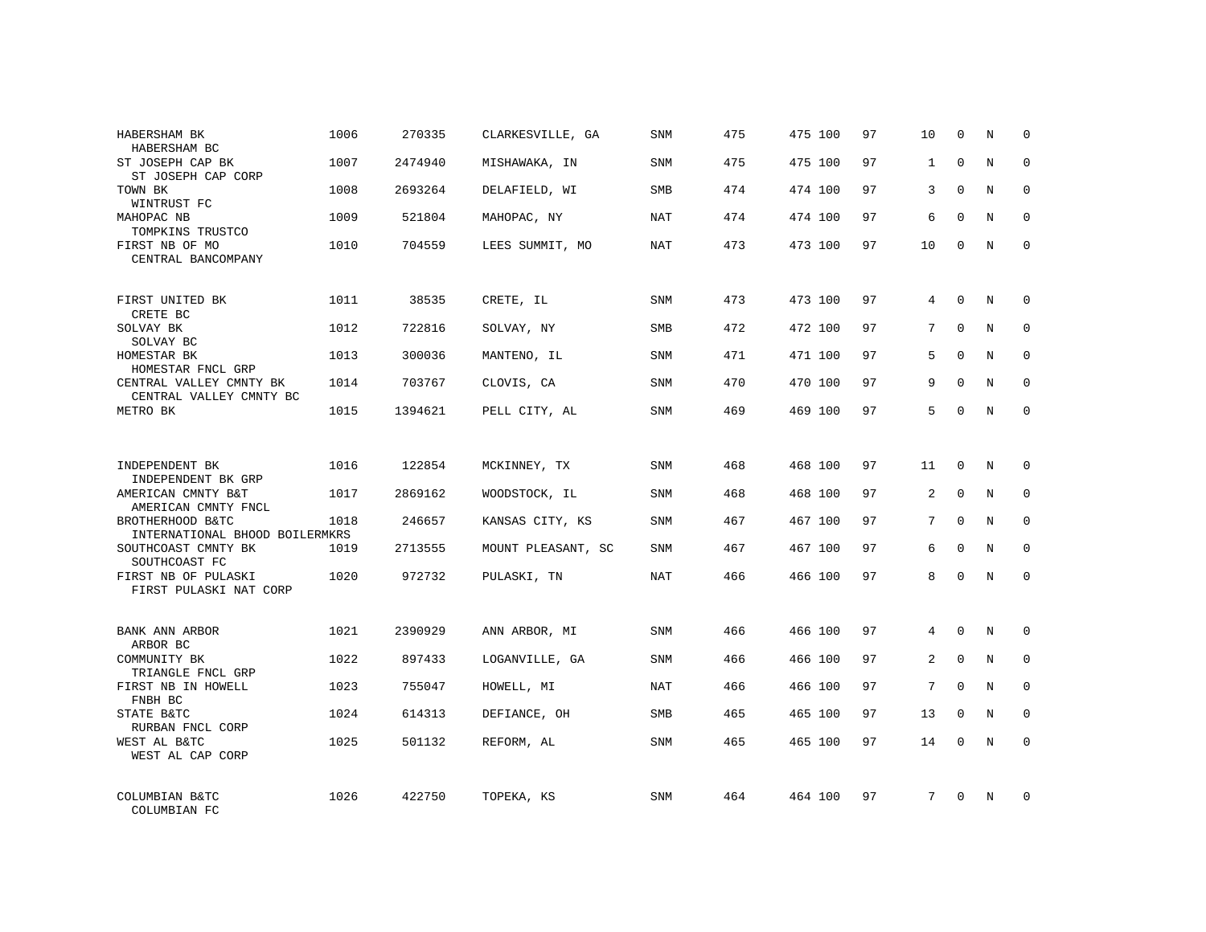| | | | | | | | | | | | | |
|---|---|---|---|---|---|---|---|---|---|---|---|---|
| HABERSHAM BK<br>HABERSHAM BC | 1006 | 270335 | CLARKESVILLE, GA | SNM | 475 | 475 | 100 | 97 | 10 | 0 | N | 0 |
| ST JOSEPH CAP BK<br>ST JOSEPH CAP CORP | 1007 | 2474940 | MISHAWAKA, IN | SNM | 475 | 475 | 100 | 97 | 1 | 0 | N | 0 |
| TOWN BK<br>WINTRUST FC | 1008 | 2693264 | DELAFIELD, WI | SMB | 474 | 474 | 100 | 97 | 3 | 0 | N | 0 |
| MAHOPAC NB<br>TOMPKINS TRUSTCO | 1009 | 521804 | MAHOPAC, NY | NAT | 474 | 474 | 100 | 97 | 6 | 0 | N | 0 |
| FIRST NB OF MO<br>CENTRAL BANCOMPANY | 1010 | 704559 | LEES SUMMIT, MO | NAT | 473 | 473 | 100 | 97 | 10 | 0 | N | 0 |
| FIRST UNITED BK<br>CRETE BC | 1011 | 38535 | CRETE, IL | SNM | 473 | 473 | 100 | 97 | 4 | 0 | N | 0 |
| SOLVAY BK<br>SOLVAY BC | 1012 | 722816 | SOLVAY, NY | SMB | 472 | 472 | 100 | 97 | 7 | 0 | N | 0 |
| HOMESTAR BK<br>HOMESTAR FNCL GRP | 1013 | 300036 | MANTENO, IL | SNM | 471 | 471 | 100 | 97 | 5 | 0 | N | 0 |
| CENTRAL VALLEY CMNTY BK<br>CENTRAL VALLEY CMNTY BC | 1014 | 703767 | CLOVIS, CA | SNM | 470 | 470 | 100 | 97 | 9 | 0 | N | 0 |
| METRO BK | 1015 | 1394621 | PELL CITY, AL | SNM | 469 | 469 | 100 | 97 | 5 | 0 | N | 0 |
| INDEPENDENT BK<br>INDEPENDENT BK GRP | 1016 | 122854 | MCKINNEY, TX | SNM | 468 | 468 | 100 | 97 | 11 | 0 | N | 0 |
| AMERICAN CMNTY B&T<br>AMERICAN CMNTY FNCL | 1017 | 2869162 | WOODSTOCK, IL | SNM | 468 | 468 | 100 | 97 | 2 | 0 | N | 0 |
| BROTHERHOOD B&TC<br>INTERNATIONAL BHOOD BOILERMKRS | 1018 | 246657 | KANSAS CITY, KS | SNM | 467 | 467 | 100 | 97 | 7 | 0 | N | 0 |
| SOUTHCOAST CMNTY BK<br>SOUTHCOAST FC | 1019 | 2713555 | MOUNT PLEASANT, SC | SNM | 467 | 467 | 100 | 97 | 6 | 0 | N | 0 |
| FIRST NB OF PULASKI<br>FIRST PULASKI NAT CORP | 1020 | 972732 | PULASKI, TN | NAT | 466 | 466 | 100 | 97 | 8 | 0 | N | 0 |
| BANK ANN ARBOR<br>ARBOR BC | 1021 | 2390929 | ANN ARBOR, MI | SNM | 466 | 466 | 100 | 97 | 4 | 0 | N | 0 |
| COMMUNITY BK<br>TRIANGLE FNCL GRP | 1022 | 897433 | LOGANVILLE, GA | SNM | 466 | 466 | 100 | 97 | 2 | 0 | N | 0 |
| FIRST NB IN HOWELL<br>FNBH BC | 1023 | 755047 | HOWELL, MI | NAT | 466 | 466 | 100 | 97 | 7 | 0 | N | 0 |
| STATE B&TC<br>RURBAN FNCL CORP | 1024 | 614313 | DEFIANCE, OH | SMB | 465 | 465 | 100 | 97 | 13 | 0 | N | 0 |
| WEST AL B&TC<br>WEST AL CAP CORP | 1025 | 501132 | REFORM, AL | SNM | 465 | 465 | 100 | 97 | 14 | 0 | N | 0 |
| COLUMBIAN B&TC<br>COLUMBIAN FC | 1026 | 422750 | TOPEKA, KS | SNM | 464 | 464 | 100 | 97 | 7 | 0 | N | 0 |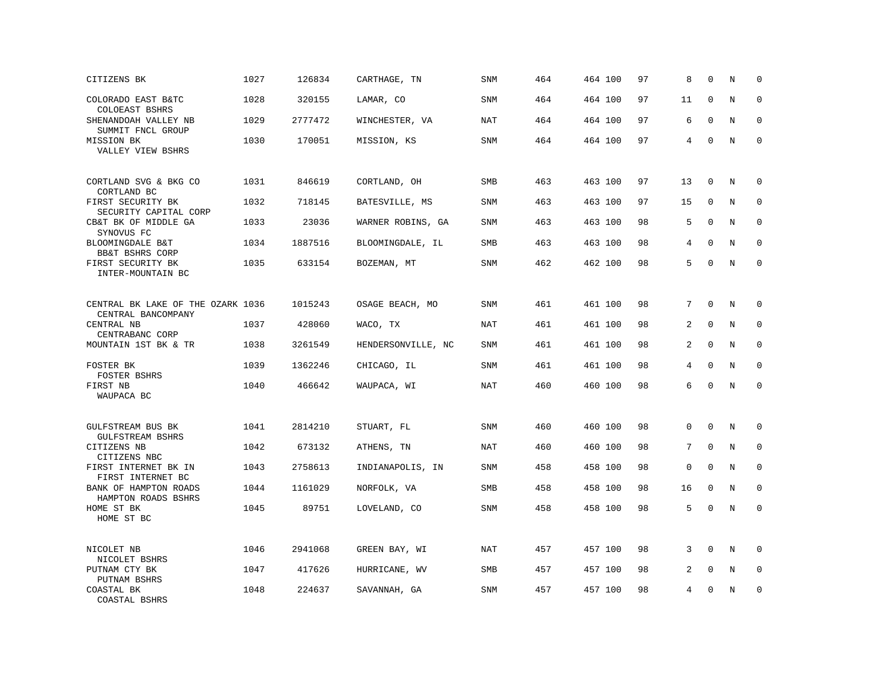| | | | | | | | | | | | | |
|---|---|---|---|---|---|---|---|---|---|---|---|---|
| CITIZENS BK | 1027 | 126834 | CARTHAGE, TN | SNM | 464 | 464 | 100 | 97 | 8 | 0 | N | 0 |
| COLORADO EAST B&TC<br>COLOEAST BSHRS | 1028 | 320155 | LAMAR, CO | SNM | 464 | 464 | 100 | 97 | 11 | 0 | N | 0 |
| SHENANDOAH VALLEY NB<br>SUMMIT FNCL GROUP | 1029 | 2777472 | WINCHESTER, VA | NAT | 464 | 464 | 100 | 97 | 6 | 0 | N | 0 |
| MISSION BK<br>VALLEY VIEW BSHRS | 1030 | 170051 | MISSION, KS | SNM | 464 | 464 | 100 | 97 | 4 | 0 | N | 0 |
| CORTLAND SVG & BKG CO<br>CORTLAND BC | 1031 | 846619 | CORTLAND, OH | SMB | 463 | 463 | 100 | 97 | 13 | 0 | N | 0 |
| FIRST SECURITY BK<br>SECURITY CAPITAL CORP | 1032 | 718145 | BATESVILLE, MS | SNM | 463 | 463 | 100 | 97 | 15 | 0 | N | 0 |
| CB&T BK OF MIDDLE GA<br>SYNOVUS FC | 1033 | 23036 | WARNER ROBINS, GA | SNM | 463 | 463 | 100 | 98 | 5 | 0 | N | 0 |
| BLOOMINGDALE B&T<br>BB&T BSHRS CORP | 1034 | 1887516 | BLOOMINGDALE, IL | SMB | 463 | 463 | 100 | 98 | 4 | 0 | N | 0 |
| FIRST SECURITY BK<br>INTER-MOUNTAIN BC | 1035 | 633154 | BOZEMAN, MT | SNM | 462 | 462 | 100 | 98 | 5 | 0 | N | 0 |
| CENTRAL BK LAKE OF THE OZARK<br>CENTRAL BANCOMPANY | 1036 | 1015243 | OSAGE BEACH, MO | SNM | 461 | 461 | 100 | 98 | 7 | 0 | N | 0 |
| CENTRAL NB<br>CENTRABANC CORP | 1037 | 428060 | WACO, TX | NAT | 461 | 461 | 100 | 98 | 2 | 0 | N | 0 |
| MOUNTAIN 1ST BK & TR | 1038 | 3261549 | HENDERSONVILLE, NC | SNM | 461 | 461 | 100 | 98 | 2 | 0 | N | 0 |
| FOSTER BK<br>FOSTER BSHRS | 1039 | 1362246 | CHICAGO, IL | SNM | 461 | 461 | 100 | 98 | 4 | 0 | N | 0 |
| FIRST NB<br>WAUPACA BC | 1040 | 466642 | WAUPACA, WI | NAT | 460 | 460 | 100 | 98 | 6 | 0 | N | 0 |
| GULFSTREAM BUS BK<br>GULFSTREAM BSHRS | 1041 | 2814210 | STUART, FL | SNM | 460 | 460 | 100 | 98 | 0 | 0 | N | 0 |
| CITIZENS NB<br>CITIZENS NBC | 1042 | 673132 | ATHENS, TN | NAT | 460 | 460 | 100 | 98 | 7 | 0 | N | 0 |
| FIRST INTERNET BK IN<br>FIRST INTERNET BC | 1043 | 2758613 | INDIANAPOLIS, IN | SNM | 458 | 458 | 100 | 98 | 0 | 0 | N | 0 |
| BANK OF HAMPTON ROADS<br>HAMPTON ROADS BSHRS | 1044 | 1161029 | NORFOLK, VA | SMB | 458 | 458 | 100 | 98 | 16 | 0 | N | 0 |
| HOME ST BK<br>HOME ST BC | 1045 | 89751 | LOVELAND, CO | SNM | 458 | 458 | 100 | 98 | 5 | 0 | N | 0 |
| NICOLET NB<br>NICOLET BSHRS | 1046 | 2941068 | GREEN BAY, WI | NAT | 457 | 457 | 100 | 98 | 3 | 0 | N | 0 |
| PUTNAM CTY BK<br>PUTNAM BSHRS | 1047 | 417626 | HURRICANE, WV | SMB | 457 | 457 | 100 | 98 | 2 | 0 | N | 0 |
| COASTAL BK<br>COASTAL BSHRS | 1048 | 224637 | SAVANNAH, GA | SNM | 457 | 457 | 100 | 98 | 4 | 0 | N | 0 |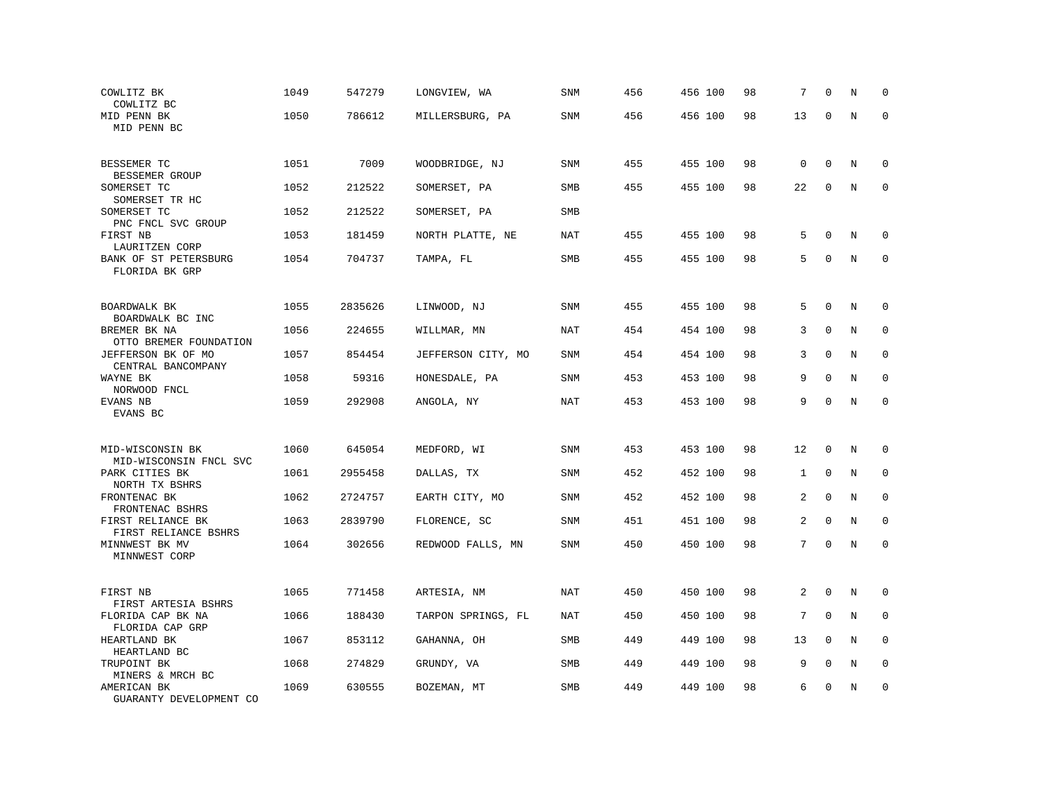| | | | | | | | | | | | |
|---|---|---|---|---|---|---|---|---|---|---|---|
| COWLITZ BK<br>COWLITZ BC | 1049 | 547279 | LONGVIEW, WA | SNM | 456 | 456 | 100 | 98 | 7 | 0 | N | 0 |
| MID PENN BK<br>MID PENN BC | 1050 | 786612 | MILLERSBURG, PA | SNM | 456 | 456 | 100 | 98 | 13 | 0 | N | 0 |
| BESSEMER TC<br>BESSEMER GROUP | 1051 | 7009 | WOODBRIDGE, NJ | SNM | 455 | 455 | 100 | 98 | 0 | 0 | N | 0 |
| SOMERSET TC<br>SOMERSET TR HC | 1052 | 212522 | SOMERSET, PA | SMB | 455 | 455 | 100 | 98 | 22 | 0 | N | 0 |
| SOMERSET TC<br>PNC FNCL SVC GROUP | 1052 | 212522 | SOMERSET, PA | SMB | | | | | | | | |
| FIRST NB<br>LAURITZEN CORP | 1053 | 181459 | NORTH PLATTE, NE | NAT | 455 | 455 | 100 | 98 | 5 | 0 | N | 0 |
| BANK OF ST PETERSBURG<br>FLORIDA BK GRP | 1054 | 704737 | TAMPA, FL | SMB | 455 | 455 | 100 | 98 | 5 | 0 | N | 0 |
| BOARDWALK BK<br>BOARDWALK BC INC | 1055 | 2835626 | LINWOOD, NJ | SNM | 455 | 455 | 100 | 98 | 5 | 0 | N | 0 |
| BREMER BK NA<br>OTTO BREMER FOUNDATION | 1056 | 224655 | WILLMAR, MN | NAT | 454 | 454 | 100 | 98 | 3 | 0 | N | 0 |
| JEFFERSON BK OF MO<br>CENTRAL BANCOMPANY | 1057 | 854454 | JEFFERSON CITY, MO | SNM | 454 | 454 | 100 | 98 | 3 | 0 | N | 0 |
| WAYNE BK<br>NORWOOD FNCL | 1058 | 59316 | HONESDALE, PA | SNM | 453 | 453 | 100 | 98 | 9 | 0 | N | 0 |
| EVANS NB<br>EVANS BC | 1059 | 292908 | ANGOLA, NY | NAT | 453 | 453 | 100 | 98 | 9 | 0 | N | 0 |
| MID-WISCONSIN BK<br>MID-WISCONSIN FNCL SVC | 1060 | 645054 | MEDFORD, WI | SNM | 453 | 453 | 100 | 98 | 12 | 0 | N | 0 |
| PARK CITIES BK<br>NORTH TX BSHRS | 1061 | 2955458 | DALLAS, TX | SNM | 452 | 452 | 100 | 98 | 1 | 0 | N | 0 |
| FRONTENAC BK<br>FRONTENAC BSHRS | 1062 | 2724757 | EARTH CITY, MO | SNM | 452 | 452 | 100 | 98 | 2 | 0 | N | 0 |
| FIRST RELIANCE BK<br>FIRST RELIANCE BSHRS | 1063 | 2839790 | FLORENCE, SC | SNM | 451 | 451 | 100 | 98 | 2 | 0 | N | 0 |
| MINNWEST BK MV<br>MINNWEST CORP | 1064 | 302656 | REDWOOD FALLS, MN | SNM | 450 | 450 | 100 | 98 | 7 | 0 | N | 0 |
| FIRST NB<br>FIRST ARTESIA BSHRS | 1065 | 771458 | ARTESIA, NM | NAT | 450 | 450 | 100 | 98 | 2 | 0 | N | 0 |
| FLORIDA CAP BK NA<br>FLORIDA CAP GRP | 1066 | 188430 | TARPON SPRINGS, FL | NAT | 450 | 450 | 100 | 98 | 7 | 0 | N | 0 |
| HEARTLAND BK<br>HEARTLAND BC | 1067 | 853112 | GAHANNA, OH | SMB | 449 | 449 | 100 | 98 | 13 | 0 | N | 0 |
| TRUPOINT BK<br>MINERS & MRCH BC | 1068 | 274829 | GRUNDY, VA | SMB | 449 | 449 | 100 | 98 | 9 | 0 | N | 0 |
| AMERICAN BK<br>GUARANTY DEVELOPMENT CO | 1069 | 630555 | BOZEMAN, MT | SMB | 449 | 449 | 100 | 98 | 6 | 0 | N | 0 |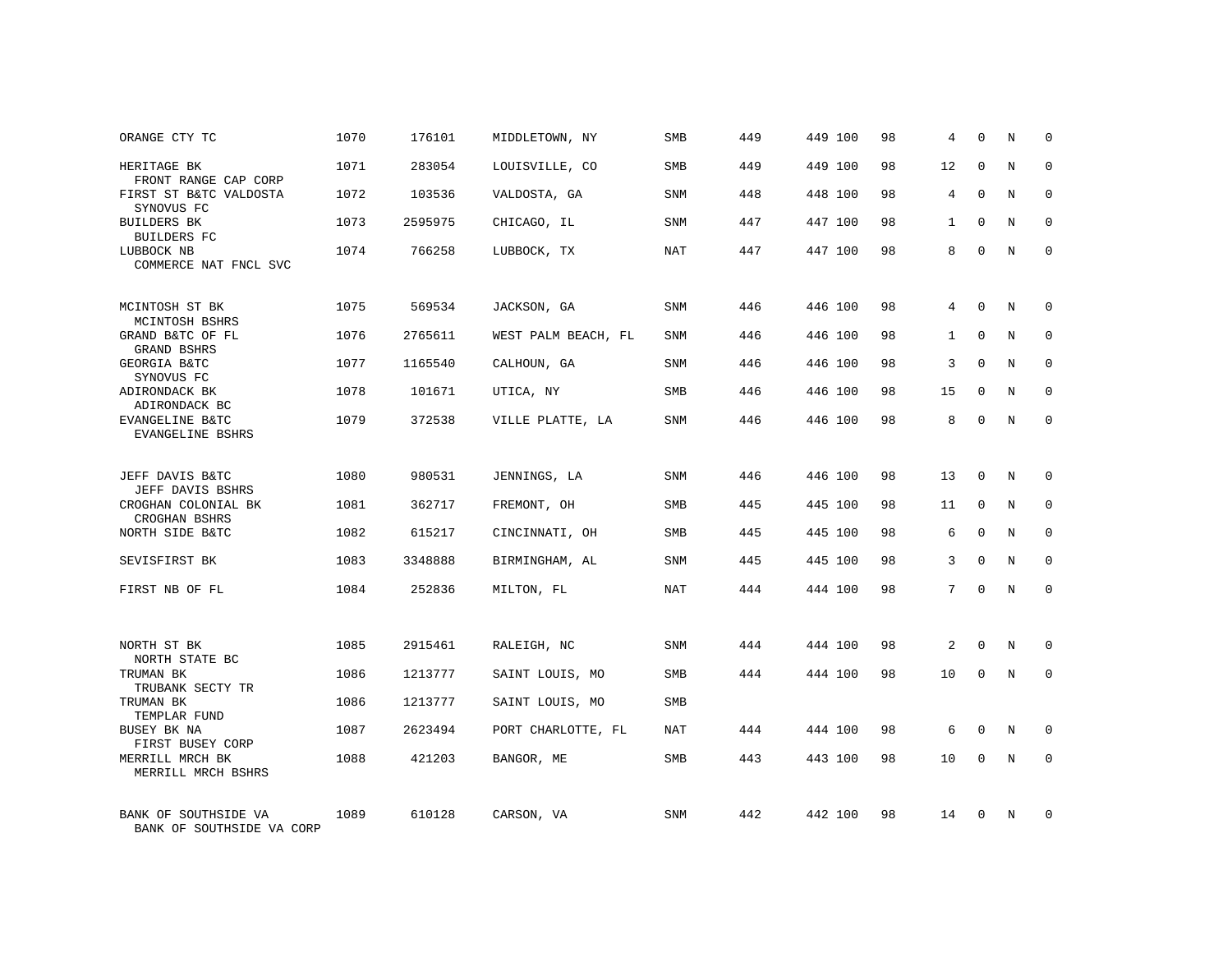| | | | | | | | | | | | | |
|---|---|---|---|---|---|---|---|---|---|---|---|---|
| ORANGE CTY TC | 1070 | 176101 | MIDDLETOWN, NY | SMB | 449 | 449 | 100 | 98 | 4 | 0 | N | 0 |
| HERITAGE BK<br>FRONT RANGE CAP CORP | 1071 | 283054 | LOUISVILLE, CO | SMB | 449 | 449 | 100 | 98 | 12 | 0 | N | 0 |
| FIRST ST B&TC VALDOSTA<br>SYNOVUS FC | 1072 | 103536 | VALDOSTA, GA | SNM | 448 | 448 | 100 | 98 | 4 | 0 | N | 0 |
| BUILDERS BK<br>BUILDERS FC | 1073 | 2595975 | CHICAGO, IL | SNM | 447 | 447 | 100 | 98 | 1 | 0 | N | 0 |
| LUBBOCK NB<br>COMMERCE NAT FNCL SVC | 1074 | 766258 | LUBBOCK, TX | NAT | 447 | 447 | 100 | 98 | 8 | 0 | N | 0 |
| MCINTOSH ST BK<br>MCINTOSH BSHRS | 1075 | 569534 | JACKSON, GA | SNM | 446 | 446 | 100 | 98 | 4 | 0 | N | 0 |
| GRAND B&TC OF FL<br>GRAND BSHRS | 1076 | 2765611 | WEST PALM BEACH, FL | SNM | 446 | 446 | 100 | 98 | 1 | 0 | N | 0 |
| GEORGIA B&TC<br>SYNOVUS FC | 1077 | 1165540 | CALHOUN, GA | SNM | 446 | 446 | 100 | 98 | 3 | 0 | N | 0 |
| ADIRONDACK BK<br>ADIRONDACK BC | 1078 | 101671 | UTICA, NY | SMB | 446 | 446 | 100 | 98 | 15 | 0 | N | 0 |
| EVANGELINE B&TC<br>EVANGELINE BSHRS | 1079 | 372538 | VILLE PLATTE, LA | SNM | 446 | 446 | 100 | 98 | 8 | 0 | N | 0 |
| JEFF DAVIS B&TC<br>JEFF DAVIS BSHRS | 1080 | 980531 | JENNINGS, LA | SNM | 446 | 446 | 100 | 98 | 13 | 0 | N | 0 |
| CROGHAN COLONIAL BK<br>CROGHAN BSHRS | 1081 | 362717 | FREMONT, OH | SMB | 445 | 445 | 100 | 98 | 11 | 0 | N | 0 |
| NORTH SIDE B&TC | 1082 | 615217 | CINCINNATI, OH | SMB | 445 | 445 | 100 | 98 | 6 | 0 | N | 0 |
| SEVISFIRST BK | 1083 | 3348888 | BIRMINGHAM, AL | SNM | 445 | 445 | 100 | 98 | 3 | 0 | N | 0 |
| FIRST NB OF FL | 1084 | 252836 | MILTON, FL | NAT | 444 | 444 | 100 | 98 | 7 | 0 | N | 0 |
| NORTH ST BK<br>NORTH STATE BC | 1085 | 2915461 | RALEIGH, NC | SNM | 444 | 444 | 100 | 98 | 2 | 0 | N | 0 |
| TRUMAN BK<br>TRUBANK SECTY TR | 1086 | 1213777 | SAINT LOUIS, MO | SMB | 444 | 444 | 100 | 98 | 10 | 0 | N | 0 |
| TRUMAN BK<br>TEMPLAR FUND | 1086 | 1213777 | SAINT LOUIS, MO | SMB | | | | | | | | |
| BUSEY BK NA<br>FIRST BUSEY CORP | 1087 | 2623494 | PORT CHARLOTTE, FL | NAT | 444 | 444 | 100 | 98 | 6 | 0 | N | 0 |
| MERRILL MRCH BK<br>MERRILL MRCH BSHRS | 1088 | 421203 | BANGOR, ME | SMB | 443 | 443 | 100 | 98 | 10 | 0 | N | 0 |
| BANK OF SOUTHSIDE VA<br>BANK OF SOUTHSIDE VA CORP | 1089 | 610128 | CARSON, VA | SNM | 442 | 442 | 100 | 98 | 14 | 0 | N | 0 |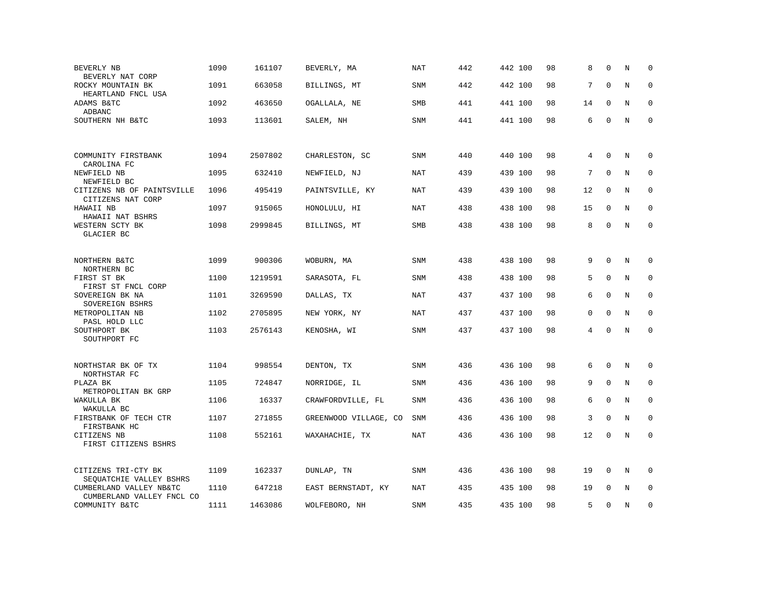| | | | | | | | | | | | |
|---|---|---|---|---|---|---|---|---|---|---|---|
| BEVERLY NB<br>BEVERLY NAT CORP | 1090 | 161107 | BEVERLY, MA | NAT | 442 | 442 | 100 | 98 | 8 | 0 | N | 0 |
| ROCKY MOUNTAIN BK<br>HEARTLAND FNCL USA | 1091 | 663058 | BILLINGS, MT | SNM | 442 | 442 | 100 | 98 | 7 | 0 | N | 0 |
| ADAMS B&TC<br>ADBANC | 1092 | 463650 | OGALLALA, NE | SMB | 441 | 441 | 100 | 98 | 14 | 0 | N | 0 |
| SOUTHERN NH B&TC | 1093 | 113601 | SALEM, NH | SNM | 441 | 441 | 100 | 98 | 6 | 0 | N | 0 |
| COMMUNITY FIRSTBANK<br>CAROLINA FC | 1094 | 2507802 | CHARLESTON, SC | SNM | 440 | 440 | 100 | 98 | 4 | 0 | N | 0 |
| NEWFIELD NB<br>NEWFIELD BC | 1095 | 632410 | NEWFIELD, NJ | NAT | 439 | 439 | 100 | 98 | 7 | 0 | N | 0 |
| CITIZENS NB OF PAINTSVILLE<br>CITIZENS NAT CORP | 1096 | 495419 | PAINTSVILLE, KY | NAT | 439 | 439 | 100 | 98 | 12 | 0 | N | 0 |
| HAWAII NB<br>HAWAII NAT BSHRS | 1097 | 915065 | HONOLULU, HI | NAT | 438 | 438 | 100 | 98 | 15 | 0 | N | 0 |
| WESTERN SCTY BK<br>GLACIER BC | 1098 | 2999845 | BILLINGS, MT | SMB | 438 | 438 | 100 | 98 | 8 | 0 | N | 0 |
| NORTHERN B&TC<br>NORTHERN BC | 1099 | 900306 | WOBURN, MA | SNM | 438 | 438 | 100 | 98 | 9 | 0 | N | 0 |
| FIRST ST BK<br>FIRST ST FNCL CORP | 1100 | 1219591 | SARASOTA, FL | SNM | 438 | 438 | 100 | 98 | 5 | 0 | N | 0 |
| SOVEREIGN BK NA<br>SOVEREIGN BSHRS | 1101 | 3269590 | DALLAS, TX | NAT | 437 | 437 | 100 | 98 | 6 | 0 | N | 0 |
| METROPOLITAN NB<br>PASL HOLD LLC | 1102 | 2705895 | NEW YORK, NY | NAT | 437 | 437 | 100 | 98 | 0 | 0 | N | 0 |
| SOUTHPORT BK<br>SOUTHPORT FC | 1103 | 2576143 | KENOSHA, WI | SNM | 437 | 437 | 100 | 98 | 4 | 0 | N | 0 |
| NORTHSTAR BK OF TX<br>NORTHSTAR FC | 1104 | 998554 | DENTON, TX | SNM | 436 | 436 | 100 | 98 | 6 | 0 | N | 0 |
| PLAZA BK<br>METROPOLITAN BK GRP | 1105 | 724847 | NORRIDGE, IL | SNM | 436 | 436 | 100 | 98 | 9 | 0 | N | 0 |
| WAKULLA BK<br>WAKULLA BC | 1106 | 16337 | CRAWFORDVILLE, FL | SNM | 436 | 436 | 100 | 98 | 6 | 0 | N | 0 |
| FIRSTBANK OF TECH CTR<br>FIRSTBANK HC | 1107 | 271855 | GREENWOOD VILLAGE, CO | SNM | 436 | 436 | 100 | 98 | 3 | 0 | N | 0 |
| CITIZENS NB<br>FIRST CITIZENS BSHRS | 1108 | 552161 | WAXAHACHIE, TX | NAT | 436 | 436 | 100 | 98 | 12 | 0 | N | 0 |
| CITIZENS TRI-CTY BK<br>SEQUATCHIE VALLEY BSHRS | 1109 | 162337 | DUNLAP, TN | SNM | 436 | 436 | 100 | 98 | 19 | 0 | N | 0 |
| CUMBERLAND VALLEY NB&TC<br>CUMBERLAND VALLEY FNCL CO | 1110 | 647218 | EAST BERNSTADT, KY | NAT | 435 | 435 | 100 | 98 | 19 | 0 | N | 0 |
| COMMUNITY B&TC | 1111 | 1463086 | WOLFEBORO, NH | SNM | 435 | 435 | 100 | 98 | 5 | 0 | N | 0 |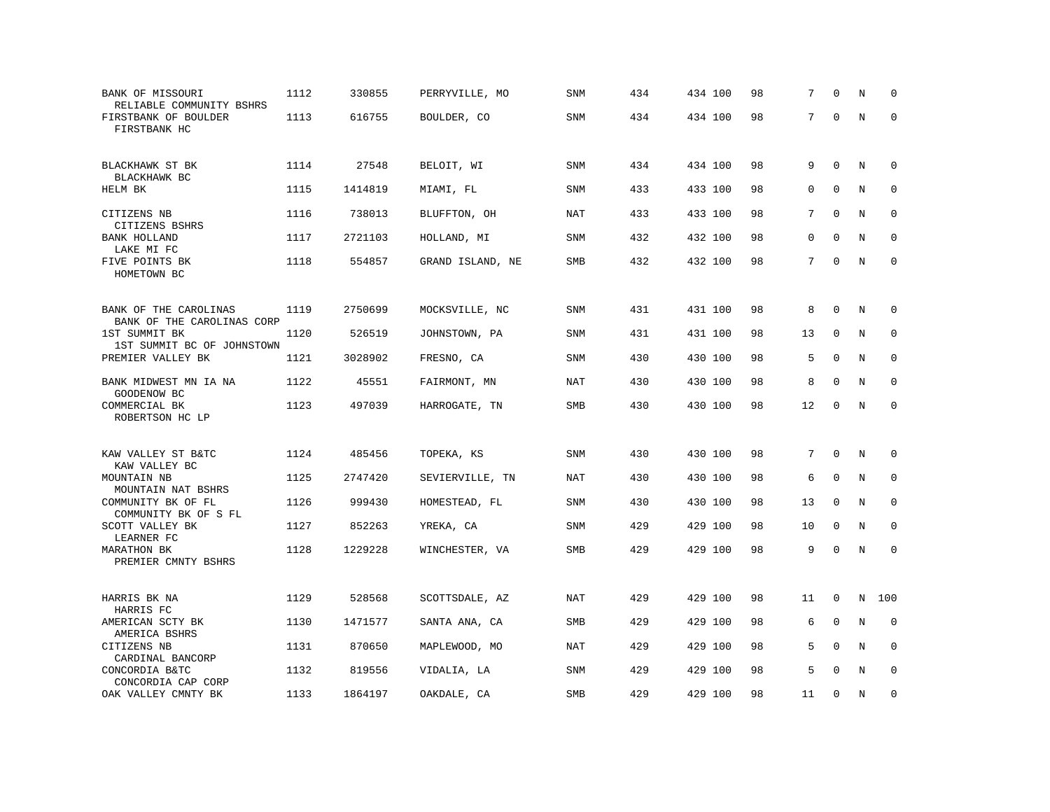| | | | | | | | | | | | | |
|---|---|---|---|---|---|---|---|---|---|---|---|---|
| BANK OF MISSOURI<br>RELIABLE COMMUNITY BSHRS | 1112 | 330855 | PERRYVILLE, MO | SNM | 434 | 434 | 100 | 98 | 7 | 0 | N | 0 |
| FIRSTBANK OF BOULDER<br>FIRSTBANK HC | 1113 | 616755 | BOULDER, CO | SNM | 434 | 434 | 100 | 98 | 7 | 0 | N | 0 |
| BLACKHAWK ST BK<br>BLACKHAWK BC | 1114 | 27548 | BELOIT, WI | SNM | 434 | 434 | 100 | 98 | 9 | 0 | N | 0 |
| HELM BK | 1115 | 1414819 | MIAMI, FL | SNM | 433 | 433 | 100 | 98 | 0 | 0 | N | 0 |
| CITIZENS NB<br>CITIZENS BSHRS | 1116 | 738013 | BLUFFTON, OH | NAT | 433 | 433 | 100 | 98 | 7 | 0 | N | 0 |
| BANK HOLLAND<br>LAKE MI FC | 1117 | 2721103 | HOLLAND, MI | SNM | 432 | 432 | 100 | 98 | 0 | 0 | N | 0 |
| FIVE POINTS BK<br>HOMETOWN BC | 1118 | 554857 | GRAND ISLAND, NE | SMB | 432 | 432 | 100 | 98 | 7 | 0 | N | 0 |
| BANK OF THE CAROLINAS<br>BANK OF THE CAROLINAS CORP | 1119 | 2750699 | MOCKSVILLE, NC | SNM | 431 | 431 | 100 | 98 | 8 | 0 | N | 0 |
| 1ST SUMMIT BK<br>1ST SUMMIT BC OF JOHNSTOWN | 1120 | 526519 | JOHNSTOWN, PA | SNM | 431 | 431 | 100 | 98 | 13 | 0 | N | 0 |
| PREMIER VALLEY BK | 1121 | 3028902 | FRESNO, CA | SNM | 430 | 430 | 100 | 98 | 5 | 0 | N | 0 |
| BANK MIDWEST MN IA NA<br>GOODENOW BC | 1122 | 45551 | FAIRMONT, MN | NAT | 430 | 430 | 100 | 98 | 8 | 0 | N | 0 |
| COMMERCIAL BK<br>ROBERTSON HC LP | 1123 | 497039 | HARROGATE, TN | SMB | 430 | 430 | 100 | 98 | 12 | 0 | N | 0 |
| KAW VALLEY ST B&TC<br>KAW VALLEY BC | 1124 | 485456 | TOPEKA, KS | SNM | 430 | 430 | 100 | 98 | 7 | 0 | N | 0 |
| MOUNTAIN NB<br>MOUNTAIN NAT BSHRS | 1125 | 2747420 | SEVIERVILLE, TN | NAT | 430 | 430 | 100 | 98 | 6 | 0 | N | 0 |
| COMMUNITY BK OF FL<br>COMMUNITY BK OF S FL | 1126 | 999430 | HOMESTEAD, FL | SNM | 430 | 430 | 100 | 98 | 13 | 0 | N | 0 |
| SCOTT VALLEY BK<br>LEARNER FC | 1127 | 852263 | YREKA, CA | SNM | 429 | 429 | 100 | 98 | 10 | 0 | N | 0 |
| MARATHON BK<br>PREMIER CMNTY BSHRS | 1128 | 1229228 | WINCHESTER, VA | SMB | 429 | 429 | 100 | 98 | 9 | 0 | N | 0 |
| HARRIS BK NA<br>HARRIS FC | 1129 | 528568 | SCOTTSDALE, AZ | NAT | 429 | 429 | 100 | 98 | 11 | 0 | N | 100 |
| AMERICAN SCTY BK<br>AMERICA BSHRS | 1130 | 1471577 | SANTA ANA, CA | SMB | 429 | 429 | 100 | 98 | 6 | 0 | N | 0 |
| CITIZENS NB<br>CARDINAL BANCORP | 1131 | 870650 | MAPLEWOOD, MO | NAT | 429 | 429 | 100 | 98 | 5 | 0 | N | 0 |
| CONCORDIA B&TC<br>CONCORDIA CAP CORP | 1132 | 819556 | VIDALIA, LA | SNM | 429 | 429 | 100 | 98 | 5 | 0 | N | 0 |
| OAK VALLEY CMNTY BK | 1133 | 1864197 | OAKDALE, CA | SMB | 429 | 429 | 100 | 98 | 11 | 0 | N | 0 |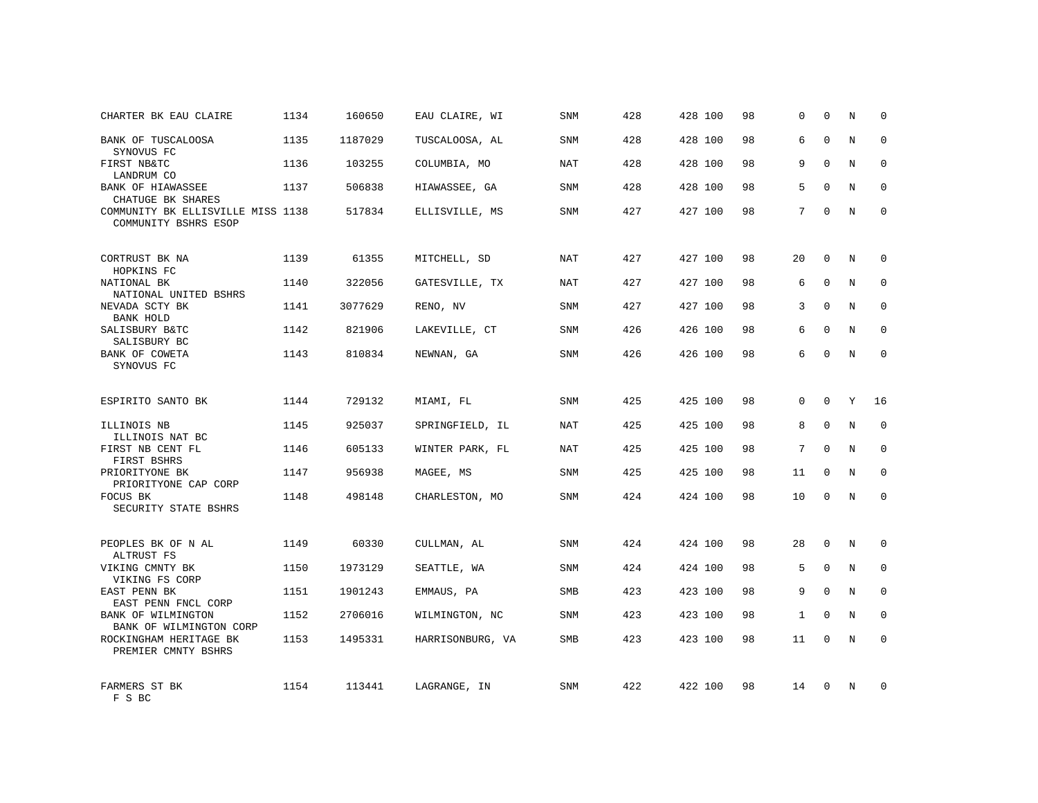| | | | | | | | | | | | | |
|---|---|---|---|---|---|---|---|---|---|---|---|---|
| CHARTER BK EAU CLAIRE | 1134 | 160650 | EAU CLAIRE, WI | SNM | 428 | 428 | 100 | 98 | 0 | 0 | N | 0 |
| BANK OF TUSCALOOSA<br>SYNOVUS FC | 1135 | 1187029 | TUSCALOOSA, AL | SNM | 428 | 428 | 100 | 98 | 6 | 0 | N | 0 |
| FIRST NB&TC<br>LANDRUM CO | 1136 | 103255 | COLUMBIA, MO | NAT | 428 | 428 | 100 | 98 | 9 | 0 | N | 0 |
| BANK OF HIAWASSEE<br>CHATUGE BK SHARES | 1137 | 506838 | HIAWASSEE, GA | SNM | 428 | 428 | 100 | 98 | 5 | 0 | N | 0 |
| COMMUNITY BK ELLISVILLE MISS<br>COMMUNITY BSHRS ESOP | 1138 | 517834 | ELLISVILLE, MS | SNM | 427 | 427 | 100 | 98 | 7 | 0 | N | 0 |
| CORTRUST BK NA<br>HOPKINS FC | 1139 | 61355 | MITCHELL, SD | NAT | 427 | 427 | 100 | 98 | 20 | 0 | N | 0 |
| NATIONAL BK<br>NATIONAL UNITED BSHRS | 1140 | 322056 | GATESVILLE, TX | NAT | 427 | 427 | 100 | 98 | 6 | 0 | N | 0 |
| NEVADA SCTY BK<br>BANK HOLD | 1141 | 3077629 | RENO, NV | SNM | 427 | 427 | 100 | 98 | 3 | 0 | N | 0 |
| SALISBURY B&TC<br>SALISBURY BC | 1142 | 821906 | LAKEVILLE, CT | SNM | 426 | 426 | 100 | 98 | 6 | 0 | N | 0 |
| BANK OF COWETA<br>SYNOVUS FC | 1143 | 810834 | NEWNAN, GA | SNM | 426 | 426 | 100 | 98 | 6 | 0 | N | 0 |
| ESPIRITO SANTO BK | 1144 | 729132 | MIAMI, FL | SNM | 425 | 425 | 100 | 98 | 0 | 0 | Y | 16 |
| ILLINOIS NB<br>ILLINOIS NAT BC | 1145 | 925037 | SPRINGFIELD, IL | NAT | 425 | 425 | 100 | 98 | 8 | 0 | N | 0 |
| FIRST NB CENT FL<br>FIRST BSHRS | 1146 | 605133 | WINTER PARK, FL | NAT | 425 | 425 | 100 | 98 | 7 | 0 | N | 0 |
| PRIORITYONE BK<br>PRIORITYONE CAP CORP | 1147 | 956938 | MAGEE, MS | SNM | 425 | 425 | 100 | 98 | 11 | 0 | N | 0 |
| FOCUS BK<br>SECURITY STATE BSHRS | 1148 | 498148 | CHARLESTON, MO | SNM | 424 | 424 | 100 | 98 | 10 | 0 | N | 0 |
| PEOPLES BK OF N AL<br>ALTRUST FS | 1149 | 60330 | CULLMAN, AL | SNM | 424 | 424 | 100 | 98 | 28 | 0 | N | 0 |
| VIKING CMNTY BK<br>VIKING FS CORP | 1150 | 1973129 | SEATTLE, WA | SNM | 424 | 424 | 100 | 98 | 5 | 0 | N | 0 |
| EAST PENN BK<br>EAST PENN FNCL CORP | 1151 | 1901243 | EMMAUS, PA | SMB | 423 | 423 | 100 | 98 | 9 | 0 | N | 0 |
| BANK OF WILMINGTON<br>BANK OF WILMINGTON CORP | 1152 | 2706016 | WILMINGTON, NC | SNM | 423 | 423 | 100 | 98 | 1 | 0 | N | 0 |
| ROCKINGHAM HERITAGE BK<br>PREMIER CMNTY BSHRS | 1153 | 1495331 | HARRISONBURG, VA | SMB | 423 | 423 | 100 | 98 | 11 | 0 | N | 0 |
| FARMERS ST BK<br>F S BC | 1154 | 113441 | LAGRANGE, IN | SNM | 422 | 422 | 100 | 98 | 14 | 0 | N | 0 |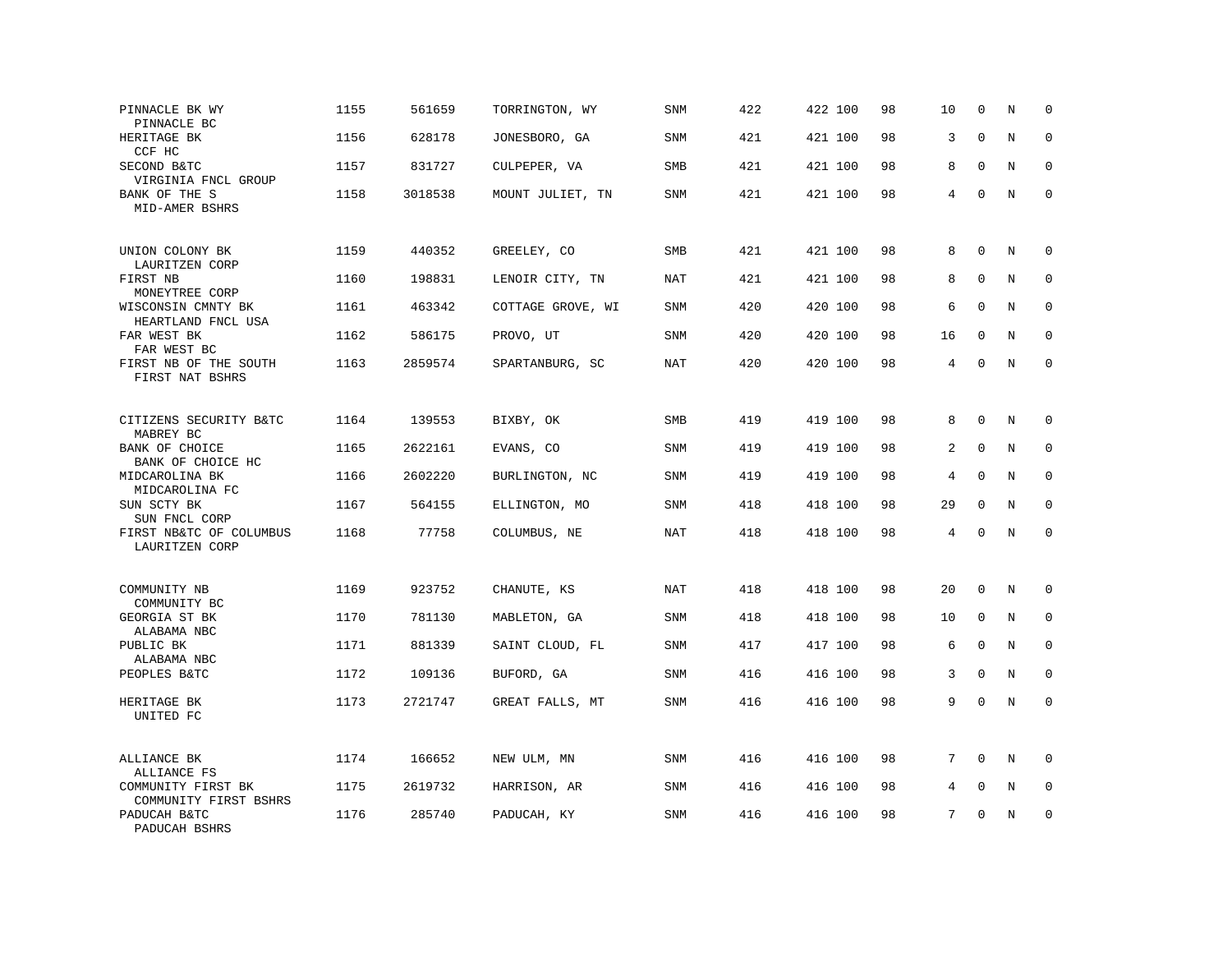| | | | | | | | | | | | |
|---|---|---|---|---|---|---|---|---|---|---|---|
| PINNACLE BK WY<br>PINNACLE BC | 1155 | 561659 | TORRINGTON, WY | SNM | 422 | 422 100 | 98 | 10 | 0 | N | 0 |
| HERITAGE BK<br>CCF HC | 1156 | 628178 | JONESBORO, GA | SNM | 421 | 421 100 | 98 | 3 | 0 | N | 0 |
| SECOND B&TC<br>VIRGINIA FNCL GROUP | 1157 | 831727 | CULPEPER, VA | SMB | 421 | 421 100 | 98 | 8 | 0 | N | 0 |
| BANK OF THE S<br>MID-AMER BSHRS | 1158 | 3018538 | MOUNT JULIET, TN | SNM | 421 | 421 100 | 98 | 4 | 0 | N | 0 |
| UNION COLONY BK<br>LAURITZEN CORP | 1159 | 440352 | GREELEY, CO | SMB | 421 | 421 100 | 98 | 8 | 0 | N | 0 |
| FIRST NB<br>MONEYTREE CORP | 1160 | 198831 | LENOIR CITY, TN | NAT | 421 | 421 100 | 98 | 8 | 0 | N | 0 |
| WISCONSIN CMNTY BK<br>HEARTLAND FNCL USA | 1161 | 463342 | COTTAGE GROVE, WI | SNM | 420 | 420 100 | 98 | 6 | 0 | N | 0 |
| FAR WEST BK<br>FAR WEST BC | 1162 | 586175 | PROVO, UT | SNM | 420 | 420 100 | 98 | 16 | 0 | N | 0 |
| FIRST NB OF THE SOUTH<br>FIRST NAT BSHRS | 1163 | 2859574 | SPARTANBURG, SC | NAT | 420 | 420 100 | 98 | 4 | 0 | N | 0 |
| CITIZENS SECURITY B&TC<br>MABREY BC | 1164 | 139553 | BIXBY, OK | SMB | 419 | 419 100 | 98 | 8 | 0 | N | 0 |
| BANK OF CHOICE<br>BANK OF CHOICE HC | 1165 | 2622161 | EVANS, CO | SNM | 419 | 419 100 | 98 | 2 | 0 | N | 0 |
| MIDCAROLINA BK<br>MIDCAROLINA FC | 1166 | 2602220 | BURLINGTON, NC | SNM | 419 | 419 100 | 98 | 4 | 0 | N | 0 |
| SUN SCTY BK<br>SUN FNCL CORP | 1167 | 564155 | ELLINGTON, MO | SNM | 418 | 418 100 | 98 | 29 | 0 | N | 0 |
| FIRST NB&TC OF COLUMBUS<br>LAURITZEN CORP | 1168 | 77758 | COLUMBUS, NE | NAT | 418 | 418 100 | 98 | 4 | 0 | N | 0 |
| COMMUNITY NB<br>COMMUNITY BC | 1169 | 923752 | CHANUTE, KS | NAT | 418 | 418 100 | 98 | 20 | 0 | N | 0 |
| GEORGIA ST BK<br>ALABAMA NBC | 1170 | 781130 | MABLETON, GA | SNM | 418 | 418 100 | 98 | 10 | 0 | N | 0 |
| PUBLIC BK<br>ALABAMA NBC | 1171 | 881339 | SAINT CLOUD, FL | SNM | 417 | 417 100 | 98 | 6 | 0 | N | 0 |
| PEOPLES B&TC | 1172 | 109136 | BUFORD, GA | SNM | 416 | 416 100 | 98 | 3 | 0 | N | 0 |
| HERITAGE BK<br>UNITED FC | 1173 | 2721747 | GREAT FALLS, MT | SNM | 416 | 416 100 | 98 | 9 | 0 | N | 0 |
| ALLIANCE BK<br>ALLIANCE FS | 1174 | 166652 | NEW ULM, MN | SNM | 416 | 416 100 | 98 | 7 | 0 | N | 0 |
| COMMUNITY FIRST BK<br>COMMUNITY FIRST BSHRS | 1175 | 2619732 | HARRISON, AR | SNM | 416 | 416 100 | 98 | 4 | 0 | N | 0 |
| PADUCAH B&TC<br>PADUCAH BSHRS | 1176 | 285740 | PADUCAH, KY | SNM | 416 | 416 100 | 98 | 7 | 0 | N | 0 |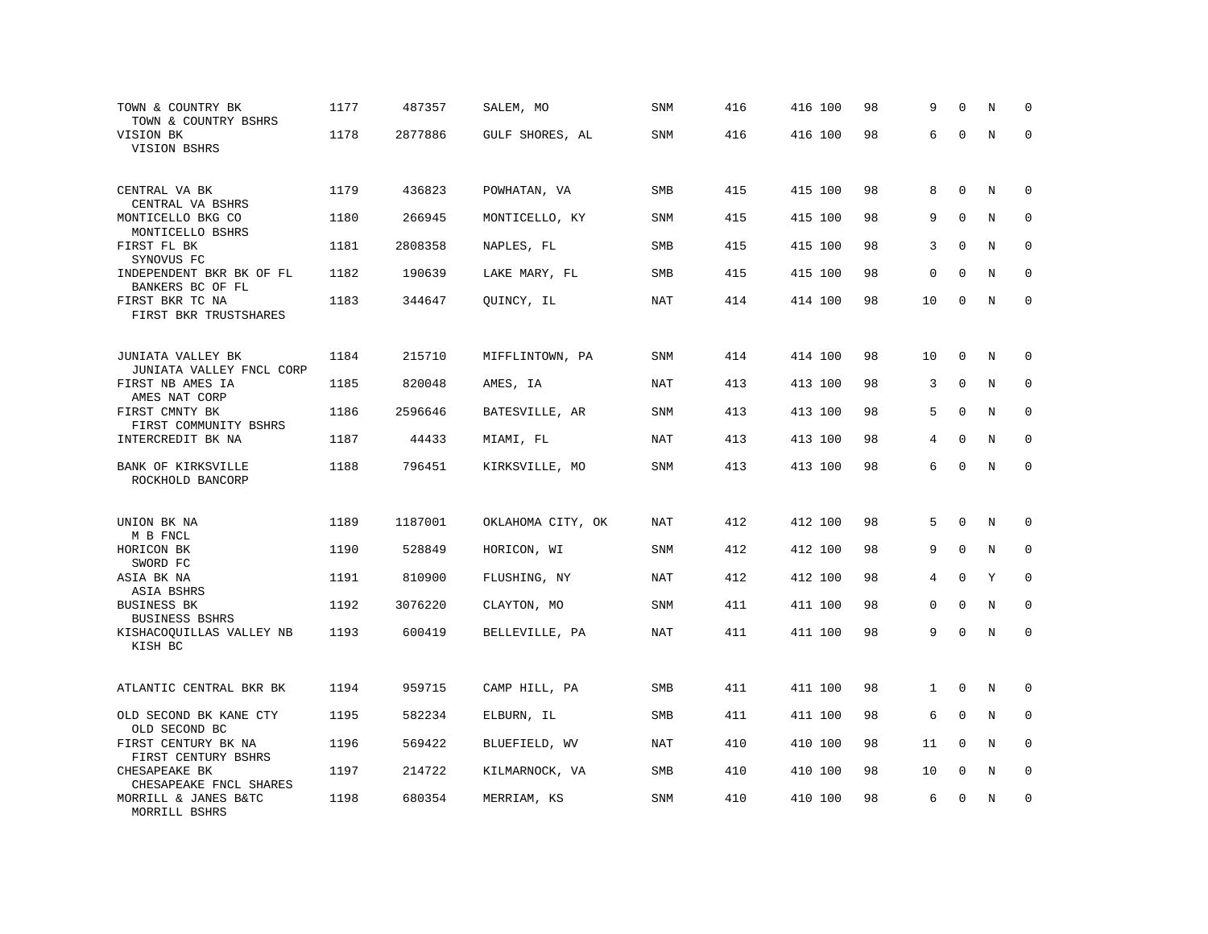| Bank / Holding Company | Rank | ID | Location | Type | | | | | | | | |
|---|---|---|---|---|---|---|---|---|---|---|---|---|
| TOWN & COUNTRY BK<br>TOWN & COUNTRY BSHRS | 1177 | 487357 | SALEM, MO | SNM | 416 | 416 | 100 | 98 | 9 | 0 | N | 0 |
| VISION BK<br>VISION BSHRS | 1178 | 2877886 | GULF SHORES, AL | SNM | 416 | 416 | 100 | 98 | 6 | 0 | N | 0 |
| CENTRAL VA BK<br>CENTRAL VA BSHRS | 1179 | 436823 | POWHATAN, VA | SMB | 415 | 415 | 100 | 98 | 8 | 0 | N | 0 |
| MONTICELLO BKG CO<br>MONTICELLO BSHRS | 1180 | 266945 | MONTICELLO, KY | SNM | 415 | 415 | 100 | 98 | 9 | 0 | N | 0 |
| FIRST FL BK<br>SYNOVUS FC | 1181 | 2808358 | NAPLES, FL | SMB | 415 | 415 | 100 | 98 | 3 | 0 | N | 0 |
| INDEPENDENT BKR BK OF FL<br>BANKERS BC OF FL | 1182 | 190639 | LAKE MARY, FL | SMB | 415 | 415 | 100 | 98 | 0 | 0 | N | 0 |
| FIRST BKR TC NA<br>FIRST BKR TRUSTSHARES | 1183 | 344647 | QUINCY, IL | NAT | 414 | 414 | 100 | 98 | 10 | 0 | N | 0 |
| JUNIATA VALLEY BK<br>JUNIATA VALLEY FNCL CORP | 1184 | 215710 | MIFFLINTOWN, PA | SNM | 414 | 414 | 100 | 98 | 10 | 0 | N | 0 |
| FIRST NB AMES IA<br>AMES NAT CORP | 1185 | 820048 | AMES, IA | NAT | 413 | 413 | 100 | 98 | 3 | 0 | N | 0 |
| FIRST CMNTY BK<br>FIRST COMMUNITY BSHRS | 1186 | 2596646 | BATESVILLE, AR | SNM | 413 | 413 | 100 | 98 | 5 | 0 | N | 0 |
| INTERCREDIT BK NA | 1187 | 44433 | MIAMI, FL | NAT | 413 | 413 | 100 | 98 | 4 | 0 | N | 0 |
| BANK OF KIRKSVILLE<br>ROCKHOLD BANCORP | 1188 | 796451 | KIRKSVILLE, MO | SNM | 413 | 413 | 100 | 98 | 6 | 0 | N | 0 |
| UNION BK NA<br>M B FNCL | 1189 | 1187001 | OKLAHOMA CITY, OK | NAT | 412 | 412 | 100 | 98 | 5 | 0 | N | 0 |
| HORICON BK<br>SWORD FC | 1190 | 528849 | HORICON, WI | SNM | 412 | 412 | 100 | 98 | 9 | 0 | N | 0 |
| ASIA BK NA<br>ASIA BSHRS | 1191 | 810900 | FLUSHING, NY | NAT | 412 | 412 | 100 | 98 | 4 | 0 | Y | 0 |
| BUSINESS BK<br>BUSINESS BSHRS | 1192 | 3076220 | CLAYTON, MO | SNM | 411 | 411 | 100 | 98 | 0 | 0 | N | 0 |
| KISHACOQUILLAS VALLEY NB<br>KISH BC | 1193 | 600419 | BELLEVILLE, PA | NAT | 411 | 411 | 100 | 98 | 9 | 0 | N | 0 |
| ATLANTIC CENTRAL BKR BK | 1194 | 959715 | CAMP HILL, PA | SMB | 411 | 411 | 100 | 98 | 1 | 0 | N | 0 |
| OLD SECOND BK KANE CTY<br>OLD SECOND BC | 1195 | 582234 | ELBURN, IL | SMB | 411 | 411 | 100 | 98 | 6 | 0 | N | 0 |
| FIRST CENTURY BK NA<br>FIRST CENTURY BSHRS | 1196 | 569422 | BLUEFIELD, WV | NAT | 410 | 410 | 100 | 98 | 11 | 0 | N | 0 |
| CHESAPEAKE BK<br>CHESAPEAKE FNCL SHARES | 1197 | 214722 | KILMARNOCK, VA | SMB | 410 | 410 | 100 | 98 | 10 | 0 | N | 0 |
| MORRILL & JANES B&TC<br>MORRILL BSHRS | 1198 | 680354 | MERRIAM, KS | SNM | 410 | 410 | 100 | 98 | 6 | 0 | N | 0 |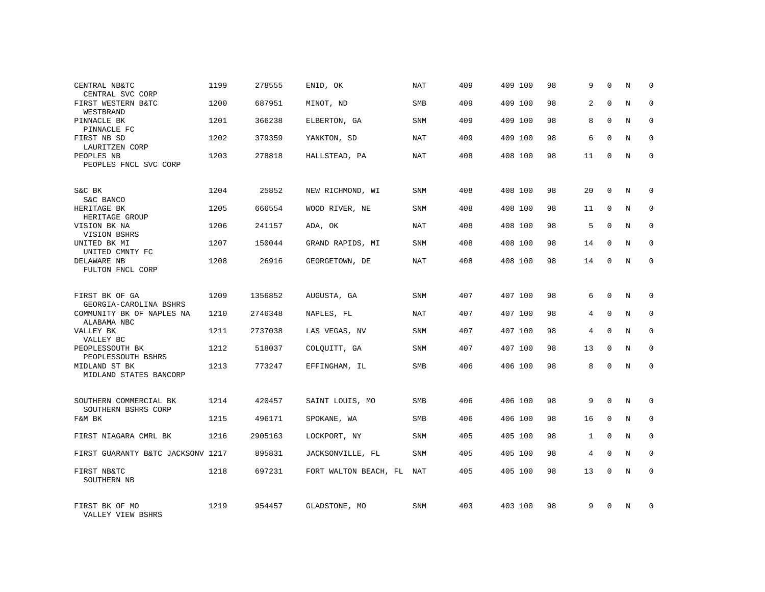| | | | | | | | | | | | | |
|---|---|---|---|---|---|---|---|---|---|---|---|---|
| CENTRAL NB&TC<br>CENTRAL SVC CORP | 1199 | 278555 | ENID, OK | NAT | 409 | 409 | 100 | 98 | 9 | 0 | N | 0 |
| FIRST WESTERN B&TC<br>WESTBRAND | 1200 | 687951 | MINOT, ND | SMB | 409 | 409 | 100 | 98 | 2 | 0 | N | 0 |
| PINNACLE BK<br>PINNACLE FC | 1201 | 366238 | ELBERTON, GA | SNM | 409 | 409 | 100 | 98 | 8 | 0 | N | 0 |
| FIRST NB SD<br>LAURITZEN CORP | 1202 | 379359 | YANKTON, SD | NAT | 409 | 409 | 100 | 98 | 6 | 0 | N | 0 |
| PEOPLES NB<br>PEOPLES FNCL SVC CORP | 1203 | 278818 | HALLSTEAD, PA | NAT | 408 | 408 | 100 | 98 | 11 | 0 | N | 0 |
| S&C BK<br>S&C BANCO | 1204 | 25852 | NEW RICHMOND, WI | SNM | 408 | 408 | 100 | 98 | 20 | 0 | N | 0 |
| HERITAGE BK<br>HERITAGE GROUP | 1205 | 666554 | WOOD RIVER, NE | SNM | 408 | 408 | 100 | 98 | 11 | 0 | N | 0 |
| VISION BK NA<br>VISION BSHRS | 1206 | 241157 | ADA, OK | NAT | 408 | 408 | 100 | 98 | 5 | 0 | N | 0 |
| UNITED BK MI<br>UNITED CMNTY FC | 1207 | 150044 | GRAND RAPIDS, MI | SNM | 408 | 408 | 100 | 98 | 14 | 0 | N | 0 |
| DELAWARE NB<br>FULTON FNCL CORP | 1208 | 26916 | GEORGETOWN, DE | NAT | 408 | 408 | 100 | 98 | 14 | 0 | N | 0 |
| FIRST BK OF GA<br>GEORGIA-CAROLINA BSHRS | 1209 | 1356852 | AUGUSTA, GA | SNM | 407 | 407 | 100 | 98 | 6 | 0 | N | 0 |
| COMMUNITY BK OF NAPLES NA<br>ALABAMA NBC | 1210 | 2746348 | NAPLES, FL | NAT | 407 | 407 | 100 | 98 | 4 | 0 | N | 0 |
| VALLEY BK<br>VALLEY BC | 1211 | 2737038 | LAS VEGAS, NV | SNM | 407 | 407 | 100 | 98 | 4 | 0 | N | 0 |
| PEOPLESSOUTH BK<br>PEOPLESSOUTH BSHRS | 1212 | 518037 | COLQUITT, GA | SNM | 407 | 407 | 100 | 98 | 13 | 0 | N | 0 |
| MIDLAND ST BK<br>MIDLAND STATES BANCORP | 1213 | 773247 | EFFINGHAM, IL | SMB | 406 | 406 | 100 | 98 | 8 | 0 | N | 0 |
| SOUTHERN COMMERCIAL BK<br>SOUTHERN BSHRS CORP | 1214 | 420457 | SAINT LOUIS, MO | SMB | 406 | 406 | 100 | 98 | 9 | 0 | N | 0 |
| F&M BK | 1215 | 496171 | SPOKANE, WA | SMB | 406 | 406 | 100 | 98 | 16 | 0 | N | 0 |
| FIRST NIAGARA CMRL BK | 1216 | 2905163 | LOCKPORT, NY | SNM | 405 | 405 | 100 | 98 | 1 | 0 | N | 0 |
| FIRST GUARANTY B&TC JACKSONV | 1217 | 895831 | JACKSONVILLE, FL | SNM | 405 | 405 | 100 | 98 | 4 | 0 | N | 0 |
| FIRST NB&TC<br>SOUTHERN NB | 1218 | 697231 | FORT WALTON BEACH, FL | NAT | 405 | 405 | 100 | 98 | 13 | 0 | N | 0 |
| FIRST BK OF MO<br>VALLEY VIEW BSHRS | 1219 | 954457 | GLADSTONE, MO | SNM | 403 | 403 | 100 | 98 | 9 | 0 | N | 0 |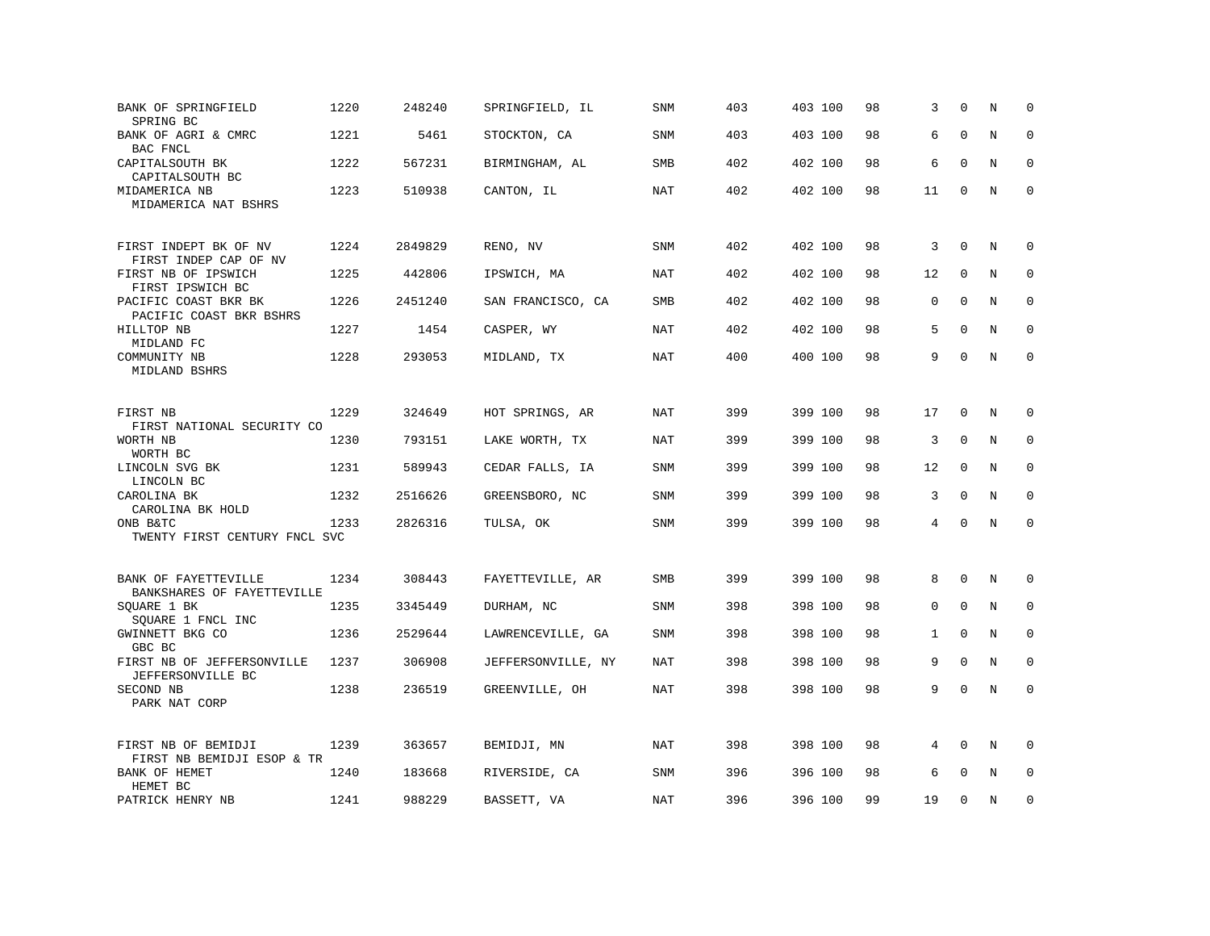| | | | | | | | | | | | | |
|---|---|---|---|---|---|---|---|---|---|---|---|---|
| BANK OF SPRINGFIELD<br>SPRING BC | 1220 | 248240 | SPRINGFIELD, IL | SNM | 403 | 403 | 100 | 98 | 3 | 0 | N | 0 |
| BANK OF AGRI & CMRC<br>BAC FNCL | 1221 | 5461 | STOCKTON, CA | SNM | 403 | 403 | 100 | 98 | 6 | 0 | N | 0 |
| CAPITALSOUTH BK<br>CAPITALSOUTH BC | 1222 | 567231 | BIRMINGHAM, AL | SMB | 402 | 402 | 100 | 98 | 6 | 0 | N | 0 |
| MIDAMERICA NB<br>MIDAMERICA NAT BSHRS | 1223 | 510938 | CANTON, IL | NAT | 402 | 402 | 100 | 98 | 11 | 0 | N | 0 |
| FIRST INDEPT BK OF NV<br>FIRST INDEP CAP OF NV | 1224 | 2849829 | RENO, NV | SNM | 402 | 402 | 100 | 98 | 3 | 0 | N | 0 |
| FIRST NB OF IPSWICH<br>FIRST IPSWICH BC | 1225 | 442806 | IPSWICH, MA | NAT | 402 | 402 | 100 | 98 | 12 | 0 | N | 0 |
| PACIFIC COAST BKR BK<br>PACIFIC COAST BKR BSHRS | 1226 | 2451240 | SAN FRANCISCO, CA | SMB | 402 | 402 | 100 | 98 | 0 | 0 | N | 0 |
| HILLTOP NB<br>MIDLAND FC | 1227 | 1454 | CASPER, WY | NAT | 402 | 402 | 100 | 98 | 5 | 0 | N | 0 |
| COMMUNITY NB<br>MIDLAND BSHRS | 1228 | 293053 | MIDLAND, TX | NAT | 400 | 400 | 100 | 98 | 9 | 0 | N | 0 |
| FIRST NB<br>FIRST NATIONAL SECURITY CO | 1229 | 324649 | HOT SPRINGS, AR | NAT | 399 | 399 | 100 | 98 | 17 | 0 | N | 0 |
| WORTH NB<br>WORTH BC | 1230 | 793151 | LAKE WORTH, TX | NAT | 399 | 399 | 100 | 98 | 3 | 0 | N | 0 |
| LINCOLN SVG BK<br>LINCOLN BC | 1231 | 589943 | CEDAR FALLS, IA | SNM | 399 | 399 | 100 | 98 | 12 | 0 | N | 0 |
| CAROLINA BK<br>CAROLINA BK HOLD | 1232 | 2516626 | GREENSBORO, NC | SNM | 399 | 399 | 100 | 98 | 3 | 0 | N | 0 |
| ONB B&TC<br>TWENTY FIRST CENTURY FNCL SVC | 1233 | 2826316 | TULSA, OK | SNM | 399 | 399 | 100 | 98 | 4 | 0 | N | 0 |
| BANK OF FAYETTEVILLE<br>BANKSHARES OF FAYETTEVILLE | 1234 | 308443 | FAYETTEVILLE, AR | SMB | 399 | 399 | 100 | 98 | 8 | 0 | N | 0 |
| SQUARE 1 BK<br>SQUARE 1 FNCL INC | 1235 | 3345449 | DURHAM, NC | SNM | 398 | 398 | 100 | 98 | 0 | 0 | N | 0 |
| GWINNETT BKG CO<br>GBC BC | 1236 | 2529644 | LAWRENCEVILLE, GA | SNM | 398 | 398 | 100 | 98 | 1 | 0 | N | 0 |
| FIRST NB OF JEFFERSONVILLE<br>JEFFERSONVILLE BC | 1237 | 306908 | JEFFERSONVILLE, NY | NAT | 398 | 398 | 100 | 98 | 9 | 0 | N | 0 |
| SECOND NB<br>PARK NAT CORP | 1238 | 236519 | GREENVILLE, OH | NAT | 398 | 398 | 100 | 98 | 9 | 0 | N | 0 |
| FIRST NB OF BEMIDJI<br>FIRST NB BEMIDJI ESOP & TR | 1239 | 363657 | BEMIDJI, MN | NAT | 398 | 398 | 100 | 98 | 4 | 0 | N | 0 |
| BANK OF HEMET<br>HEMET BC | 1240 | 183668 | RIVERSIDE, CA | SNM | 396 | 396 | 100 | 98 | 6 | 0 | N | 0 |
| PATRICK HENRY NB | 1241 | 988229 | BASSETT, VA | NAT | 396 | 396 | 100 | 99 | 19 | 0 | N | 0 |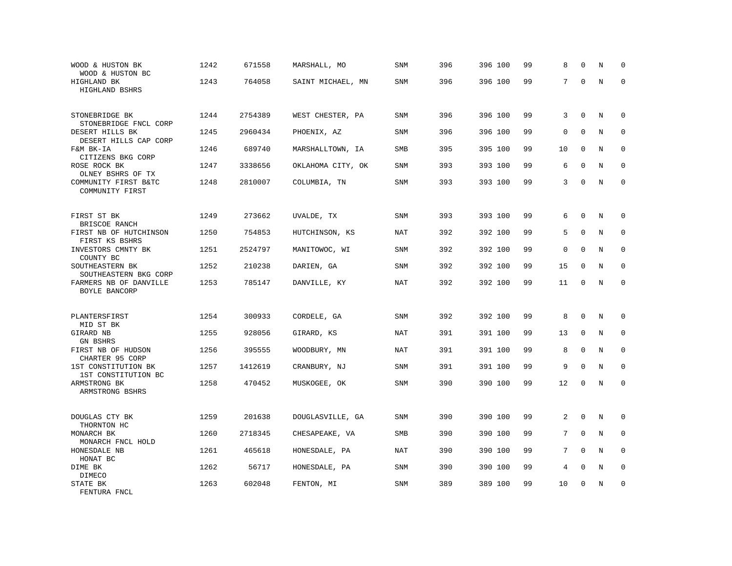| | | | | | | | | | | | | |
|---|---|---|---|---|---|---|---|---|---|---|---|---|
| WOOD & HUSTON BK<br>WOOD & HUSTON BC | 1242 | 671558 | MARSHALL, MO | SNM | 396 | 396 | 100 | 99 | 8 | 0 | N | 0 |
| HIGHLAND BK<br>HIGHLAND BSHRS | 1243 | 764058 | SAINT MICHAEL, MN | SNM | 396 | 396 | 100 | 99 | 7 | 0 | N | 0 |
| STONEBRIDGE BK<br>STONEBRIDGE FNCL CORP | 1244 | 2754389 | WEST CHESTER, PA | SNM | 396 | 396 | 100 | 99 | 3 | 0 | N | 0 |
| DESERT HILLS BK<br>DESERT HILLS CAP CORP | 1245 | 2960434 | PHOENIX, AZ | SNM | 396 | 396 | 100 | 99 | 0 | 0 | N | 0 |
| F&M BK-IA<br>CITIZENS BKG CORP | 1246 | 689740 | MARSHALLTOWN, IA | SMB | 395 | 395 | 100 | 99 | 10 | 0 | N | 0 |
| ROSE ROCK BK<br>OLNEY BSHRS OF TX | 1247 | 3338656 | OKLAHOMA CITY, OK | SNM | 393 | 393 | 100 | 99 | 6 | 0 | N | 0 |
| COMMUNITY FIRST B&TC<br>COMMUNITY FIRST | 1248 | 2810007 | COLUMBIA, TN | SNM | 393 | 393 | 100 | 99 | 3 | 0 | N | 0 |
| FIRST ST BK<br>BRISCOE RANCH | 1249 | 273662 | UVALDE, TX | SNM | 393 | 393 | 100 | 99 | 6 | 0 | N | 0 |
| FIRST NB OF HUTCHINSON<br>FIRST KS BSHRS | 1250 | 754853 | HUTCHINSON, KS | NAT | 392 | 392 | 100 | 99 | 5 | 0 | N | 0 |
| INVESTORS CMNTY BK<br>COUNTY BC | 1251 | 2524797 | MANITOWOC, WI | SNM | 392 | 392 | 100 | 99 | 0 | 0 | N | 0 |
| SOUTHEASTERN BK<br>SOUTHEASTERN BKG CORP | 1252 | 210238 | DARIEN, GA | SNM | 392 | 392 | 100 | 99 | 15 | 0 | N | 0 |
| FARMERS NB OF DANVILLE<br>BOYLE BANCORP | 1253 | 785147 | DANVILLE, KY | NAT | 392 | 392 | 100 | 99 | 11 | 0 | N | 0 |
| PLANTERSFIRST<br>MID ST BK | 1254 | 300933 | CORDELE, GA | SNM | 392 | 392 | 100 | 99 | 8 | 0 | N | 0 |
| GIRARD NB<br>GN BSHRS | 1255 | 928056 | GIRARD, KS | NAT | 391 | 391 | 100 | 99 | 13 | 0 | N | 0 |
| FIRST NB OF HUDSON<br>CHARTER 95 CORP | 1256 | 395555 | WOODBURY, MN | NAT | 391 | 391 | 100 | 99 | 8 | 0 | N | 0 |
| 1ST CONSTITUTION BK<br>1ST CONSTITUTION BC | 1257 | 1412619 | CRANBURY, NJ | SNM | 391 | 391 | 100 | 99 | 9 | 0 | N | 0 |
| ARMSTRONG BK<br>ARMSTRONG BSHRS | 1258 | 470452 | MUSKOGEE, OK | SNM | 390 | 390 | 100 | 99 | 12 | 0 | N | 0 |
| DOUGLAS CTY BK<br>THORNTON HC | 1259 | 201638 | DOUGLASVILLE, GA | SNM | 390 | 390 | 100 | 99 | 2 | 0 | N | 0 |
| MONARCH BK<br>MONARCH FNCL HOLD | 1260 | 2718345 | CHESAPEAKE, VA | SMB | 390 | 390 | 100 | 99 | 7 | 0 | N | 0 |
| HONESDALE NB<br>HONAT BC | 1261 | 465618 | HONESDALE, PA | NAT | 390 | 390 | 100 | 99 | 7 | 0 | N | 0 |
| DIME BK<br>DIMECO | 1262 | 56717 | HONESDALE, PA | SNM | 390 | 390 | 100 | 99 | 4 | 0 | N | 0 |
| STATE BK<br>FENTURA FNCL | 1263 | 602048 | FENTON, MI | SNM | 389 | 389 | 100 | 99 | 10 | 0 | N | 0 |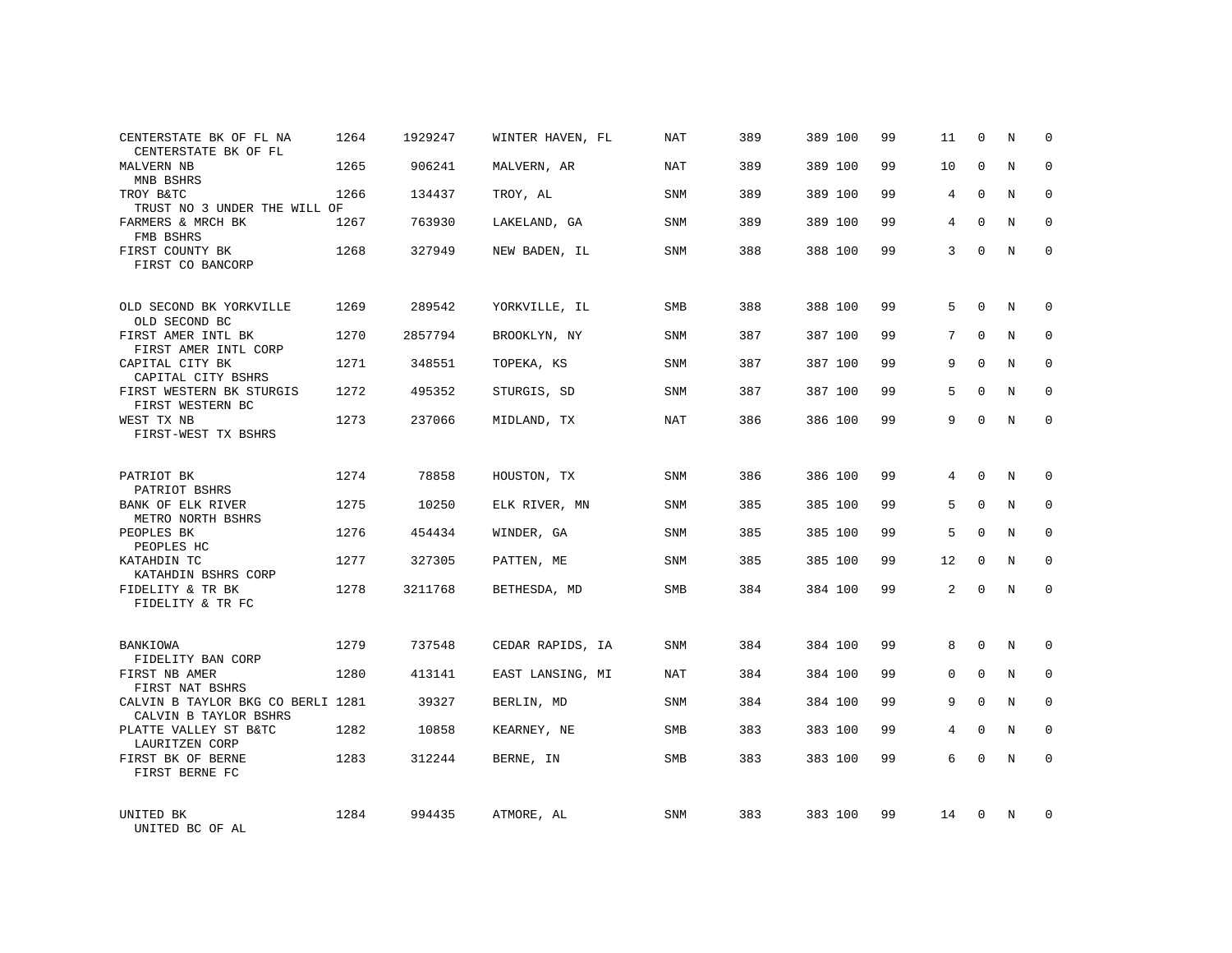| | | | | | | | | | | | | |
|---|---|---|---|---|---|---|---|---|---|---|---|---|
| CENTERSTATE BK OF FL NA<br>CENTERSTATE BK OF FL | 1264 | 1929247 | WINTER HAVEN, FL | NAT | 389 | 389 | 100 | 99 | 11 | 0 | N | 0 |
| MALVERN NB<br>MNB BSHRS | 1265 | 906241 | MALVERN, AR | NAT | 389 | 389 | 100 | 99 | 10 | 0 | N | 0 |
| TROY B&TC<br>TRUST NO 3 UNDER THE WILL OF | 1266 | 134437 | TROY, AL | SNM | 389 | 389 | 100 | 99 | 4 | 0 | N | 0 |
| FARMERS & MRCH BK<br>FMB BSHRS | 1267 | 763930 | LAKELAND, GA | SNM | 389 | 389 | 100 | 99 | 4 | 0 | N | 0 |
| FIRST COUNTY BK<br>FIRST CO BANCORP | 1268 | 327949 | NEW BADEN, IL | SNM | 388 | 388 | 100 | 99 | 3 | 0 | N | 0 |
| OLD SECOND BK YORKVILLE<br>OLD SECOND BC | 1269 | 289542 | YORKVILLE, IL | SMB | 388 | 388 | 100 | 99 | 5 | 0 | N | 0 |
| FIRST AMER INTL BK<br>FIRST AMER INTL CORP | 1270 | 2857794 | BROOKLYN, NY | SNM | 387 | 387 | 100 | 99 | 7 | 0 | N | 0 |
| CAPITAL CITY BK<br>CAPITAL CITY BSHRS | 1271 | 348551 | TOPEKA, KS | SNM | 387 | 387 | 100 | 99 | 9 | 0 | N | 0 |
| FIRST WESTERN BK STURGIS<br>FIRST WESTERN BC | 1272 | 495352 | STURGIS, SD | SNM | 387 | 387 | 100 | 99 | 5 | 0 | N | 0 |
| WEST TX NB<br>FIRST-WEST TX BSHRS | 1273 | 237066 | MIDLAND, TX | NAT | 386 | 386 | 100 | 99 | 9 | 0 | N | 0 |
| PATRIOT BK<br>PATRIOT BSHRS | 1274 | 78858 | HOUSTON, TX | SNM | 386 | 386 | 100 | 99 | 4 | 0 | N | 0 |
| BANK OF ELK RIVER<br>METRO NORTH BSHRS | 1275 | 10250 | ELK RIVER, MN | SNM | 385 | 385 | 100 | 99 | 5 | 0 | N | 0 |
| PEOPLES BK<br>PEOPLES HC | 1276 | 454434 | WINDER, GA | SNM | 385 | 385 | 100 | 99 | 5 | 0 | N | 0 |
| KATAHDIN TC<br>KATAHDIN BSHRS CORP | 1277 | 327305 | PATTEN, ME | SNM | 385 | 385 | 100 | 99 | 12 | 0 | N | 0 |
| FIDELITY & TR BK<br>FIDELITY & TR FC | 1278 | 3211768 | BETHESDA, MD | SMB | 384 | 384 | 100 | 99 | 2 | 0 | N | 0 |
| BANKIOWA<br>FIDELITY BAN CORP | 1279 | 737548 | CEDAR RAPIDS, IA | SNM | 384 | 384 | 100 | 99 | 8 | 0 | N | 0 |
| FIRST NB AMER<br>FIRST NAT BSHRS | 1280 | 413141 | EAST LANSING, MI | NAT | 384 | 384 | 100 | 99 | 0 | 0 | N | 0 |
| CALVIN B TAYLOR BKG CO BERLI<br>CALVIN B TAYLOR BSHRS | 1281 | 39327 | BERLIN, MD | SNM | 384 | 384 | 100 | 99 | 9 | 0 | N | 0 |
| PLATTE VALLEY ST B&TC<br>LAURITZEN CORP | 1282 | 10858 | KEARNEY, NE | SMB | 383 | 383 | 100 | 99 | 4 | 0 | N | 0 |
| FIRST BK OF BERNE<br>FIRST BERNE FC | 1283 | 312244 | BERNE, IN | SMB | 383 | 383 | 100 | 99 | 6 | 0 | N | 0 |
| UNITED BK<br>UNITED BC OF AL | 1284 | 994435 | ATMORE, AL | SNM | 383 | 383 | 100 | 99 | 14 | 0 | N | 0 |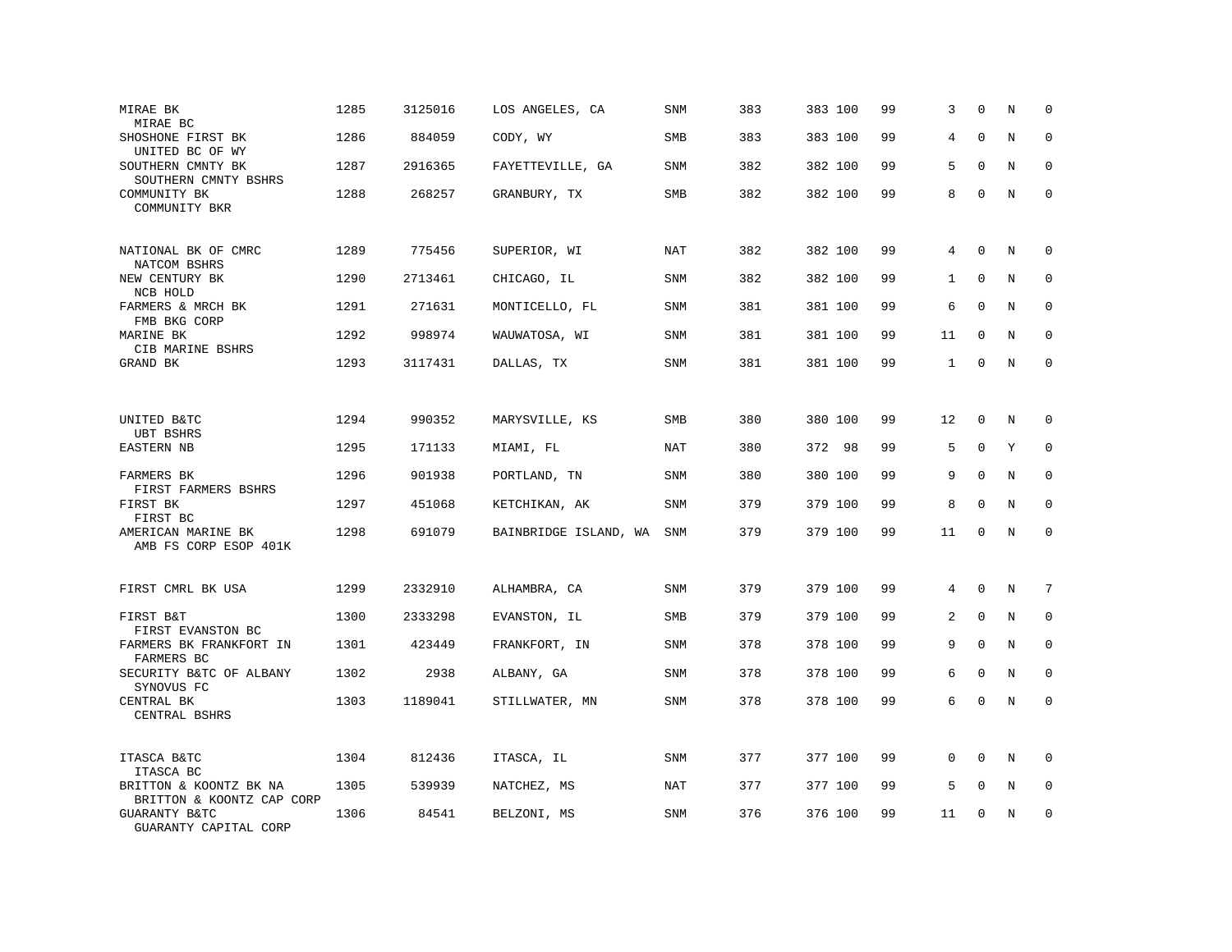| | | | | | | | | | | | | |
|---|---|---|---|---|---|---|---|---|---|---|---|---|
| MIRAE BK<br>MIRAE BC | 1285 | 3125016 | LOS ANGELES, CA | SNM | 383 | 383 | 100 | 99 | 3 | 0 | N | 0 |
| SHOSHONE FIRST BK<br>UNITED BC OF WY | 1286 | 884059 | CODY, WY | SMB | 383 | 383 | 100 | 99 | 4 | 0 | N | 0 |
| SOUTHERN CMNTY BK<br>SOUTHERN CMNTY BSHRS | 1287 | 2916365 | FAYETTEVILLE, GA | SNM | 382 | 382 | 100 | 99 | 5 | 0 | N | 0 |
| COMMUNITY BK<br>COMMUNITY BKR | 1288 | 268257 | GRANBURY, TX | SMB | 382 | 382 | 100 | 99 | 8 | 0 | N | 0 |
| NATIONAL BK OF CMRC<br>NATCOM BSHRS | 1289 | 775456 | SUPERIOR, WI | NAT | 382 | 382 | 100 | 99 | 4 | 0 | N | 0 |
| NEW CENTURY BK<br>NCB HOLD | 1290 | 2713461 | CHICAGO, IL | SNM | 382 | 382 | 100 | 99 | 1 | 0 | N | 0 |
| FARMERS & MRCH BK<br>FMB BKG CORP | 1291 | 271631 | MONTICELLO, FL | SNM | 381 | 381 | 100 | 99 | 6 | 0 | N | 0 |
| MARINE BK<br>CIB MARINE BSHRS | 1292 | 998974 | WAUWATOSA, WI | SNM | 381 | 381 | 100 | 99 | 11 | 0 | N | 0 |
| GRAND BK | 1293 | 3117431 | DALLAS, TX | SNM | 381 | 381 | 100 | 99 | 1 | 0 | N | 0 |
| UNITED B&TC<br>UBT BSHRS | 1294 | 990352 | MARYSVILLE, KS | SMB | 380 | 380 | 100 | 99 | 12 | 0 | N | 0 |
| EASTERN NB | 1295 | 171133 | MIAMI, FL | NAT | 380 | 372 | 98 | 99 | 5 | 0 | Y | 0 |
| FARMERS BK<br>FIRST FARMERS BSHRS | 1296 | 901938 | PORTLAND, TN | SNM | 380 | 380 | 100 | 99 | 9 | 0 | N | 0 |
| FIRST BK<br>FIRST BC | 1297 | 451068 | KETCHIKAN, AK | SNM | 379 | 379 | 100 | 99 | 8 | 0 | N | 0 |
| AMERICAN MARINE BK<br>AMB FS CORP ESOP 401K | 1298 | 691079 | BAINBRIDGE ISLAND, WA | SNM | 379 | 379 | 100 | 99 | 11 | 0 | N | 0 |
| FIRST CMRL BK USA | 1299 | 2332910 | ALHAMBRA, CA | SNM | 379 | 379 | 100 | 99 | 4 | 0 | N | 7 |
| FIRST B&T<br>FIRST EVANSTON BC | 1300 | 2333298 | EVANSTON, IL | SMB | 379 | 379 | 100 | 99 | 2 | 0 | N | 0 |
| FARMERS BK FRANKFORT IN<br>FARMERS BC | 1301 | 423449 | FRANKFORT, IN | SNM | 378 | 378 | 100 | 99 | 9 | 0 | N | 0 |
| SECURITY B&TC OF ALBANY<br>SYNOVUS FC | 1302 | 2938 | ALBANY, GA | SNM | 378 | 378 | 100 | 99 | 6 | 0 | N | 0 |
| CENTRAL BK<br>CENTRAL BSHRS | 1303 | 1189041 | STILLWATER, MN | SNM | 378 | 378 | 100 | 99 | 6 | 0 | N | 0 |
| ITASCA B&TC<br>ITASCA BC | 1304 | 812436 | ITASCA, IL | SNM | 377 | 377 | 100 | 99 | 0 | 0 | N | 0 |
| BRITTON & KOONTZ BK NA<br>BRITTON & KOONTZ CAP CORP | 1305 | 539939 | NATCHEZ, MS | NAT | 377 | 377 | 100 | 99 | 5 | 0 | N | 0 |
| GUARANTY B&TC<br>GUARANTY CAPITAL CORP | 1306 | 84541 | BELZONI, MS | SNM | 376 | 376 | 100 | 99 | 11 | 0 | N | 0 |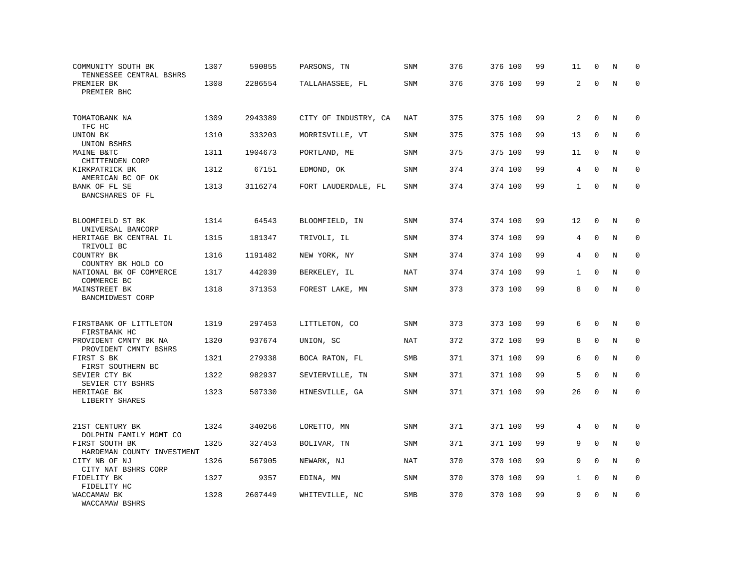| | | | | | | | | | | | | |
|---|---|---|---|---|---|---|---|---|---|---|---|---|
| COMMUNITY SOUTH BK<br>TENNESSEE CENTRAL BSHRS | 1307 | 590855 | PARSONS, TN | SNM | 376 | 376 | 100 | 99 | 11 | 0 | N | 0 |
| PREMIER BK<br>PREMIER BHC | 1308 | 2286554 | TALLAHASSEE, FL | SNM | 376 | 376 | 100 | 99 | 2 | 0 | N | 0 |
| TOMATOBANK NA<br>TFC HC | 1309 | 2943389 | CITY OF INDUSTRY, CA | NAT | 375 | 375 | 100 | 99 | 2 | 0 | N | 0 |
| UNION BK<br>UNION BSHRS | 1310 | 333203 | MORRISVILLE, VT | SNM | 375 | 375 | 100 | 99 | 13 | 0 | N | 0 |
| MAINE B&TC<br>CHITTENDEN CORP | 1311 | 1904673 | PORTLAND, ME | SNM | 375 | 375 | 100 | 99 | 11 | 0 | N | 0 |
| KIRKPATRICK BK<br>AMERICAN BC OF OK | 1312 | 67151 | EDMOND, OK | SNM | 374 | 374 | 100 | 99 | 4 | 0 | N | 0 |
| BANK OF FL SE<br>BANCSHARES OF FL | 1313 | 3116274 | FORT LAUDERDALE, FL | SNM | 374 | 374 | 100 | 99 | 1 | 0 | N | 0 |
| BLOOMFIELD ST BK<br>UNIVERSAL BANCORP | 1314 | 64543 | BLOOMFIELD, IN | SNM | 374 | 374 | 100 | 99 | 12 | 0 | N | 0 |
| HERITAGE BK CENTRAL IL<br>TRIVOLI BC | 1315 | 181347 | TRIVOLI, IL | SNM | 374 | 374 | 100 | 99 | 4 | 0 | N | 0 |
| COUNTRY BK<br>COUNTRY BK HOLD CO | 1316 | 1191482 | NEW YORK, NY | SNM | 374 | 374 | 100 | 99 | 4 | 0 | N | 0 |
| NATIONAL BK OF COMMERCE<br>COMMERCE BC | 1317 | 442039 | BERKELEY, IL | NAT | 374 | 374 | 100 | 99 | 1 | 0 | N | 0 |
| MAINSTREET BK<br>BANCMIDWEST CORP | 1318 | 371353 | FOREST LAKE, MN | SNM | 373 | 373 | 100 | 99 | 8 | 0 | N | 0 |
| FIRSTBANK OF LITTLETON<br>FIRSTBANK HC | 1319 | 297453 | LITTLETON, CO | SNM | 373 | 373 | 100 | 99 | 6 | 0 | N | 0 |
| PROVIDENT CMNTY BK NA<br>PROVIDENT CMNTY BSHRS | 1320 | 937674 | UNION, SC | NAT | 372 | 372 | 100 | 99 | 8 | 0 | N | 0 |
| FIRST S BK<br>FIRST SOUTHERN BC | 1321 | 279338 | BOCA RATON, FL | SMB | 371 | 371 | 100 | 99 | 6 | 0 | N | 0 |
| SEVIER CTY BK<br>SEVIER CTY BSHRS | 1322 | 982937 | SEVIERVILLE, TN | SNM | 371 | 371 | 100 | 99 | 5 | 0 | N | 0 |
| HERITAGE BK<br>LIBERTY SHARES | 1323 | 507330 | HINESVILLE, GA | SNM | 371 | 371 | 100 | 99 | 26 | 0 | N | 0 |
| 21ST CENTURY BK<br>DOLPHIN FAMILY MGMT CO | 1324 | 340256 | LORETTO, MN | SNM | 371 | 371 | 100 | 99 | 4 | 0 | N | 0 |
| FIRST SOUTH BK<br>HARDEMAN COUNTY INVESTMENT | 1325 | 327453 | BOLIVAR, TN | SNM | 371 | 371 | 100 | 99 | 9 | 0 | N | 0 |
| CITY NB OF NJ<br>CITY NAT BSHRS CORP | 1326 | 567905 | NEWARK, NJ | NAT | 370 | 370 | 100 | 99 | 9 | 0 | N | 0 |
| FIDELITY BK<br>FIDELITY HC | 1327 | 9357 | EDINA, MN | SNM | 370 | 370 | 100 | 99 | 1 | 0 | N | 0 |
| WACCAMAW BK<br>WACCAMAW BSHRS | 1328 | 2607449 | WHITEVILLE, NC | SMB | 370 | 370 | 100 | 99 | 9 | 0 | N | 0 |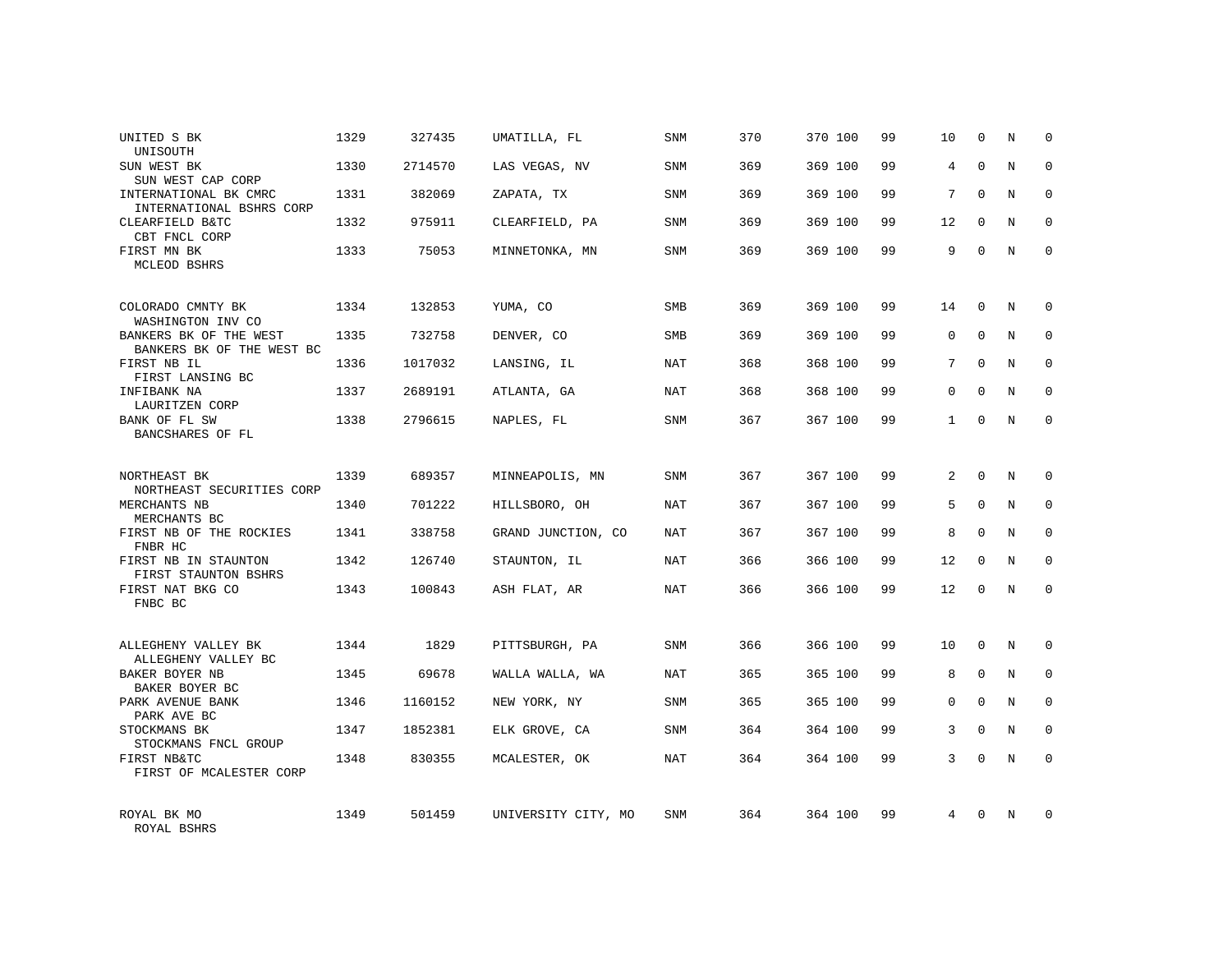| | | | | | | | | | | | | |
|---|---|---|---|---|---|---|---|---|---|---|---|---|
| UNITED S BK<br>UNISOUTH | 1329 | 327435 | UMATILLA, FL | SNM | 370 | 370 | 100 | 99 | 10 | 0 | N | 0 |
| SUN WEST BK<br>SUN WEST CAP CORP | 1330 | 2714570 | LAS VEGAS, NV | SNM | 369 | 369 | 100 | 99 | 4 | 0 | N | 0 |
| INTERNATIONAL BK CMRC<br>INTERNATIONAL BSHRS CORP | 1331 | 382069 | ZAPATA, TX | SNM | 369 | 369 | 100 | 99 | 7 | 0 | N | 0 |
| CLEARFIELD B&TC<br>CBT FNCL CORP | 1332 | 975911 | CLEARFIELD, PA | SNM | 369 | 369 | 100 | 99 | 12 | 0 | N | 0 |
| FIRST MN BK<br>MCLEOD BSHRS | 1333 | 75053 | MINNETONKA, MN | SNM | 369 | 369 | 100 | 99 | 9 | 0 | N | 0 |
| COLORADO CMNTY BK<br>WASHINGTON INV CO | 1334 | 132853 | YUMA, CO | SMB | 369 | 369 | 100 | 99 | 14 | 0 | N | 0 |
| BANKERS BK OF THE WEST<br>BANKERS BK OF THE WEST BC | 1335 | 732758 | DENVER, CO | SMB | 369 | 369 | 100 | 99 | 0 | 0 | N | 0 |
| FIRST NB IL<br>FIRST LANSING BC | 1336 | 1017032 | LANSING, IL | NAT | 368 | 368 | 100 | 99 | 7 | 0 | N | 0 |
| INFIBANK NA<br>LAURITZEN CORP | 1337 | 2689191 | ATLANTA, GA | NAT | 368 | 368 | 100 | 99 | 0 | 0 | N | 0 |
| BANK OF FL SW<br>BANCSHARES OF FL | 1338 | 2796615 | NAPLES, FL | SNM | 367 | 367 | 100 | 99 | 1 | 0 | N | 0 |
| NORTHEAST BK<br>NORTHEAST SECURITIES CORP | 1339 | 689357 | MINNEAPOLIS, MN | SNM | 367 | 367 | 100 | 99 | 2 | 0 | N | 0 |
| MERCHANTS NB<br>MERCHANTS BC | 1340 | 701222 | HILLSBORO, OH | NAT | 367 | 367 | 100 | 99 | 5 | 0 | N | 0 |
| FIRST NB OF THE ROCKIES<br>FNBR HC | 1341 | 338758 | GRAND JUNCTION, CO | NAT | 367 | 367 | 100 | 99 | 8 | 0 | N | 0 |
| FIRST NB IN STAUNTON<br>FIRST STAUNTON BSHRS | 1342 | 126740 | STAUNTON, IL | NAT | 366 | 366 | 100 | 99 | 12 | 0 | N | 0 |
| FIRST NAT BKG CO<br>FNBC BC | 1343 | 100843 | ASH FLAT, AR | NAT | 366 | 366 | 100 | 99 | 12 | 0 | N | 0 |
| ALLEGHENY VALLEY BK<br>ALLEGHENY VALLEY BC | 1344 | 1829 | PITTSBURGH, PA | SNM | 366 | 366 | 100 | 99 | 10 | 0 | N | 0 |
| BAKER BOYER NB<br>BAKER BOYER BC | 1345 | 69678 | WALLA WALLA, WA | NAT | 365 | 365 | 100 | 99 | 8 | 0 | N | 0 |
| PARK AVENUE BANK<br>PARK AVE BC | 1346 | 1160152 | NEW YORK, NY | SNM | 365 | 365 | 100 | 99 | 0 | 0 | N | 0 |
| STOCKMANS BK<br>STOCKMANS FNCL GROUP | 1347 | 1852381 | ELK GROVE, CA | SNM | 364 | 364 | 100 | 99 | 3 | 0 | N | 0 |
| FIRST NB&TC<br>FIRST OF MCALESTER CORP | 1348 | 830355 | MCALESTER, OK | NAT | 364 | 364 | 100 | 99 | 3 | 0 | N | 0 |
| ROYAL BK MO<br>ROYAL BSHRS | 1349 | 501459 | UNIVERSITY CITY, MO | SNM | 364 | 364 | 100 | 99 | 4 | 0 | N | 0 |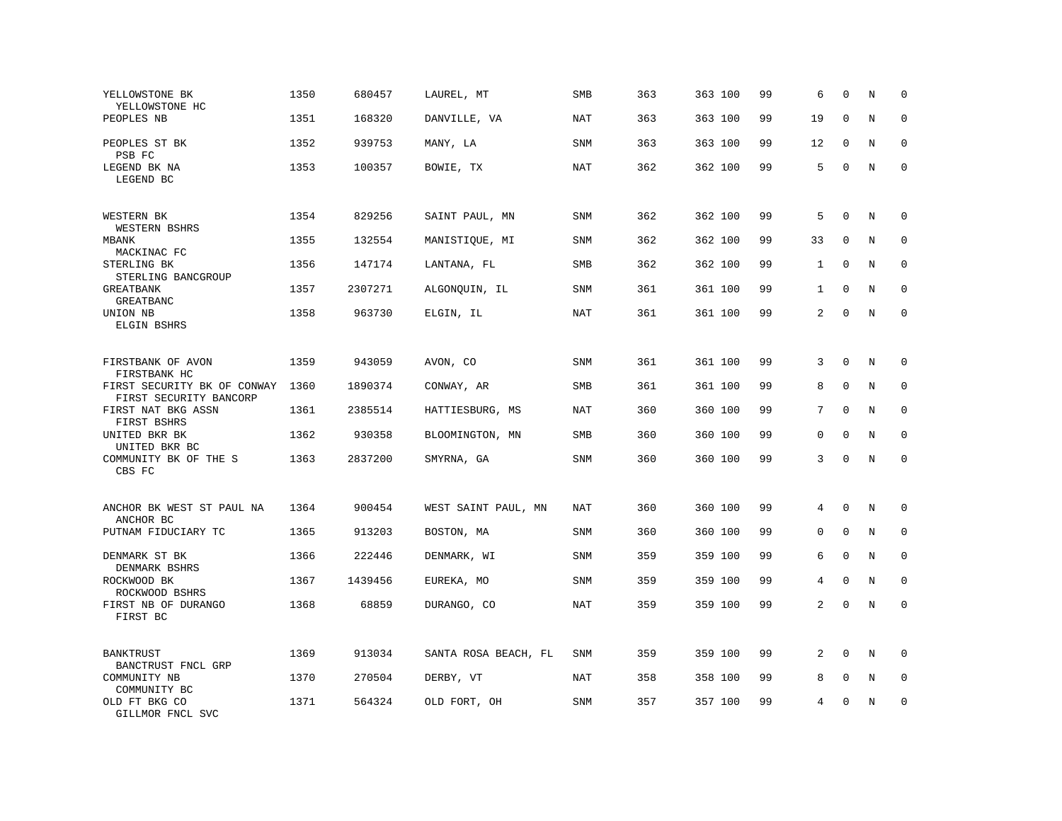| | | | | | | | | | | | | |
|---|---|---|---|---|---|---|---|---|---|---|---|---|
| YELLOWSTONE BK<br>YELLOWSTONE HC | 1350 | 680457 | LAUREL, MT | SMB | 363 | 363 | 100 | 99 | 6 | 0 | N | 0 |
| PEOPLES NB | 1351 | 168320 | DANVILLE, VA | NAT | 363 | 363 | 100 | 99 | 19 | 0 | N | 0 |
| PEOPLES ST BK<br>PSB FC | 1352 | 939753 | MANY, LA | SNM | 363 | 363 | 100 | 99 | 12 | 0 | N | 0 |
| LEGEND BK NA<br>LEGEND BC | 1353 | 100357 | BOWIE, TX | NAT | 362 | 362 | 100 | 99 | 5 | 0 | N | 0 |
| WESTERN BK<br>WESTERN BSHRS | 1354 | 829256 | SAINT PAUL, MN | SNM | 362 | 362 | 100 | 99 | 5 | 0 | N | 0 |
| MBANK<br>MACKINAC FC | 1355 | 132554 | MANISTIQUE, MI | SNM | 362 | 362 | 100 | 99 | 33 | 0 | N | 0 |
| STERLING BK<br>STERLING BANCGROUP | 1356 | 147174 | LANTANA, FL | SMB | 362 | 362 | 100 | 99 | 1 | 0 | N | 0 |
| GREATBANK<br>GREATBANC | 1357 | 2307271 | ALGONQUIN, IL | SNM | 361 | 361 | 100 | 99 | 1 | 0 | N | 0 |
| UNION NB<br>ELGIN BSHRS | 1358 | 963730 | ELGIN, IL | NAT | 361 | 361 | 100 | 99 | 2 | 0 | N | 0 |
| FIRSTBANK OF AVON<br>FIRSTBANK HC | 1359 | 943059 | AVON, CO | SNM | 361 | 361 | 100 | 99 | 3 | 0 | N | 0 |
| FIRST SECURITY BK OF CONWAY<br>FIRST SECURITY BANCORP | 1360 | 1890374 | CONWAY, AR | SMB | 361 | 361 | 100 | 99 | 8 | 0 | N | 0 |
| FIRST NAT BKG ASSN<br>FIRST BSHRS | 1361 | 2385514 | HATTIESBURG, MS | NAT | 360 | 360 | 100 | 99 | 7 | 0 | N | 0 |
| UNITED BKR BK<br>UNITED BKR BC | 1362 | 930358 | BLOOMINGTON, MN | SMB | 360 | 360 | 100 | 99 | 0 | 0 | N | 0 |
| COMMUNITY BK OF THE S<br>CBS FC | 1363 | 2837200 | SMYRNA, GA | SNM | 360 | 360 | 100 | 99 | 3 | 0 | N | 0 |
| ANCHOR BK WEST ST PAUL NA<br>ANCHOR BC | 1364 | 900454 | WEST SAINT PAUL, MN | NAT | 360 | 360 | 100 | 99 | 4 | 0 | N | 0 |
| PUTNAM FIDUCIARY TC | 1365 | 913203 | BOSTON, MA | SNM | 360 | 360 | 100 | 99 | 0 | 0 | N | 0 |
| DENMARK ST BK<br>DENMARK BSHRS | 1366 | 222446 | DENMARK, WI | SNM | 359 | 359 | 100 | 99 | 6 | 0 | N | 0 |
| ROCKWOOD BK<br>ROCKWOOD BSHRS | 1367 | 1439456 | EUREKA, MO | SNM | 359 | 359 | 100 | 99 | 4 | 0 | N | 0 |
| FIRST NB OF DURANGO<br>FIRST BC | 1368 | 68859 | DURANGO, CO | NAT | 359 | 359 | 100 | 99 | 2 | 0 | N | 0 |
| BANKTRUST<br>BANCTRUST FNCL GRP | 1369 | 913034 | SANTA ROSA BEACH, FL | SNM | 359 | 359 | 100 | 99 | 2 | 0 | N | 0 |
| COMMUNITY NB<br>COMMUNITY BC | 1370 | 270504 | DERBY, VT | NAT | 358 | 358 | 100 | 99 | 8 | 0 | N | 0 |
| OLD FT BKG CO<br>GILLMOR FNCL SVC | 1371 | 564324 | OLD FORT, OH | SNM | 357 | 357 | 100 | 99 | 4 | 0 | N | 0 |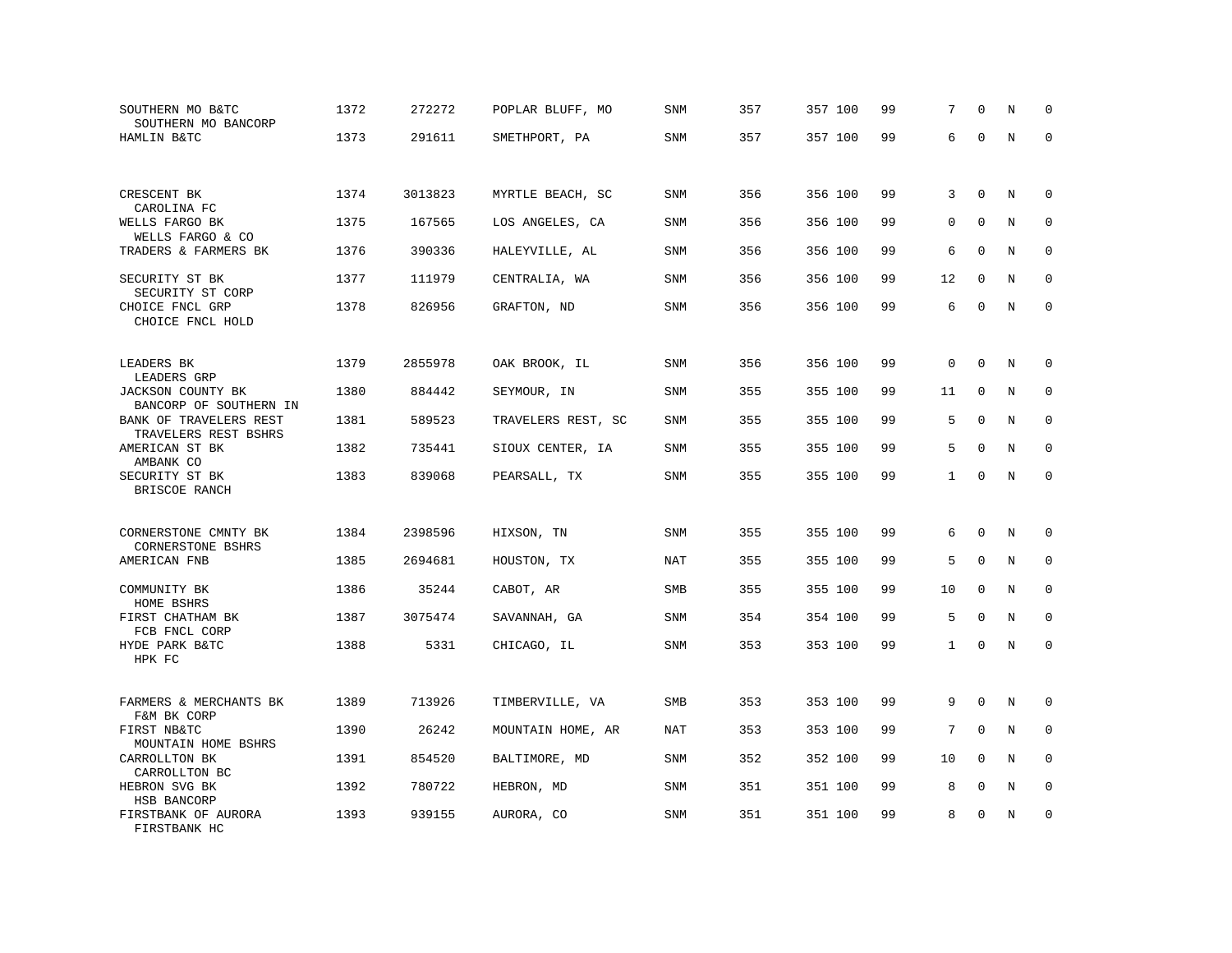| | | | | | | | | | | | |
|---|---|---|---|---|---|---|---|---|---|---|---|
| SOUTHERN MO B&TC<br>SOUTHERN MO BANCORP | 1372 | 272272 | POPLAR BLUFF, MO | SNM | 357 | 357 100 | 99 | 7 | 0 | N | 0 |
| HAMLIN B&TC | 1373 | 291611 | SMETHPORT, PA | SNM | 357 | 357 100 | 99 | 6 | 0 | N | 0 |
| CRESCENT BK<br>CAROLINA FC | 1374 | 3013823 | MYRTLE BEACH, SC | SNM | 356 | 356 100 | 99 | 3 | 0 | N | 0 |
| WELLS FARGO BK<br>WELLS FARGO & CO | 1375 | 167565 | LOS ANGELES, CA | SNM | 356 | 356 100 | 99 | 0 | 0 | N | 0 |
| TRADERS & FARMERS BK | 1376 | 390336 | HALEYVILLE, AL | SNM | 356 | 356 100 | 99 | 6 | 0 | N | 0 |
| SECURITY ST BK<br>SECURITY ST CORP | 1377 | 111979 | CENTRALIA, WA | SNM | 356 | 356 100 | 99 | 12 | 0 | N | 0 |
| CHOICE FNCL GRP<br>CHOICE FNCL HOLD | 1378 | 826956 | GRAFTON, ND | SNM | 356 | 356 100 | 99 | 6 | 0 | N | 0 |
| LEADERS BK<br>LEADERS GRP | 1379 | 2855978 | OAK BROOK, IL | SNM | 356 | 356 100 | 99 | 0 | 0 | N | 0 |
| JACKSON COUNTY BK<br>BANCORP OF SOUTHERN IN | 1380 | 884442 | SEYMOUR, IN | SNM | 355 | 355 100 | 99 | 11 | 0 | N | 0 |
| BANK OF TRAVELERS REST<br>TRAVELERS REST BSHRS | 1381 | 589523 | TRAVELERS REST, SC | SNM | 355 | 355 100 | 99 | 5 | 0 | N | 0 |
| AMERICAN ST BK<br>AMBANK CO | 1382 | 735441 | SIOUX CENTER, IA | SNM | 355 | 355 100 | 99 | 5 | 0 | N | 0 |
| SECURITY ST BK<br>BRISCOE RANCH | 1383 | 839068 | PEARSALL, TX | SNM | 355 | 355 100 | 99 | 1 | 0 | N | 0 |
| CORNERSTONE CMNTY BK<br>CORNERSTONE BSHRS | 1384 | 2398596 | HIXSON, TN | SNM | 355 | 355 100 | 99 | 6 | 0 | N | 0 |
| AMERICAN FNB | 1385 | 2694681 | HOUSTON, TX | NAT | 355 | 355 100 | 99 | 5 | 0 | N | 0 |
| COMMUNITY BK<br>HOME BSHRS | 1386 | 35244 | CABOT, AR | SMB | 355 | 355 100 | 99 | 10 | 0 | N | 0 |
| FIRST CHATHAM BK<br>FCB FNCL CORP | 1387 | 3075474 | SAVANNAH, GA | SNM | 354 | 354 100 | 99 | 5 | 0 | N | 0 |
| HYDE PARK B&TC<br>HPK FC | 1388 | 5331 | CHICAGO, IL | SNM | 353 | 353 100 | 99 | 1 | 0 | N | 0 |
| FARMERS & MERCHANTS BK<br>F&M BK CORP | 1389 | 713926 | TIMBERVILLE, VA | SMB | 353 | 353 100 | 99 | 9 | 0 | N | 0 |
| FIRST NB&TC<br>MOUNTAIN HOME BSHRS | 1390 | 26242 | MOUNTAIN HOME, AR | NAT | 353 | 353 100 | 99 | 7 | 0 | N | 0 |
| CARROLLTON BK<br>CARROLLTON BC | 1391 | 854520 | BALTIMORE, MD | SNM | 352 | 352 100 | 99 | 10 | 0 | N | 0 |
| HEBRON SVG BK<br>HSB BANCORP | 1392 | 780722 | HEBRON, MD | SNM | 351 | 351 100 | 99 | 8 | 0 | N | 0 |
| FIRSTBANK OF AURORA<br>FIRSTBANK HC | 1393 | 939155 | AURORA, CO | SNM | 351 | 351 100 | 99 | 8 | 0 | N | 0 |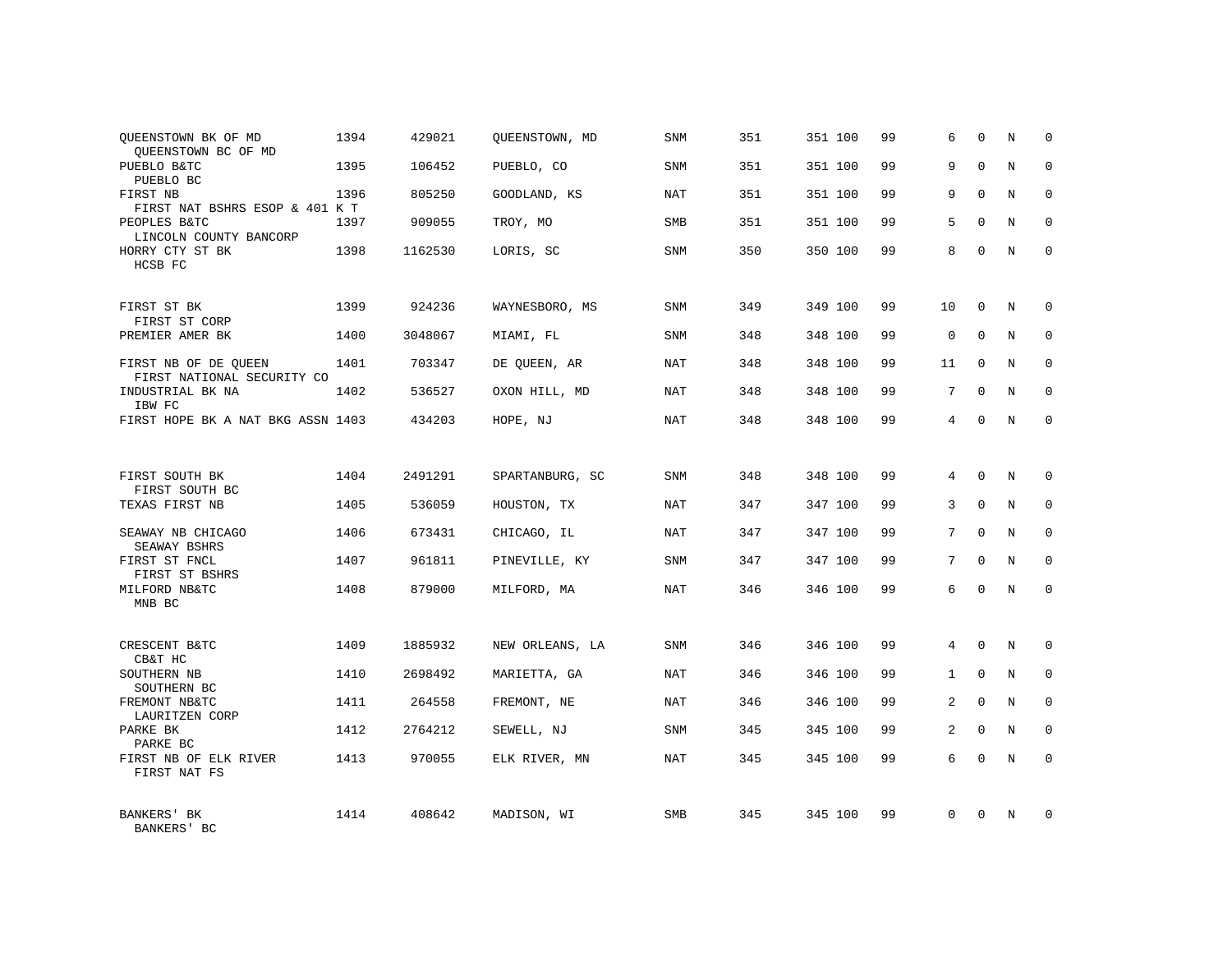| Name / Holding Company | Rank | ID | Location | Type | Col5 | Col6 | Col7 | Col8 | Col9 | Col10 | Col11 | Col12 |
|---|---|---|---|---|---|---|---|---|---|---|---|---|
| QUEENSTOWN BK OF MD<br>QUEENSTOWN BC OF MD | 1394 | 429021 | QUEENSTOWN, MD | SNM | 351 | 351 | 100 | 99 | 6 | 0 | N | 0 |
| PUEBLO B&TC<br>PUEBLO BC | 1395 | 106452 | PUEBLO, CO | SNM | 351 | 351 | 100 | 99 | 9 | 0 | N | 0 |
| FIRST NB<br>FIRST NAT BSHRS ESOP & 401 K T | 1396 | 805250 | GOODLAND, KS | NAT | 351 | 351 | 100 | 99 | 9 | 0 | N | 0 |
| PEOPLES B&TC<br>LINCOLN COUNTY BANCORP | 1397 | 909055 | TROY, MO | SMB | 351 | 351 | 100 | 99 | 5 | 0 | N | 0 |
| HORRY CTY ST BK<br>HCSB FC | 1398 | 1162530 | LORIS, SC | SNM | 350 | 350 | 100 | 99 | 8 | 0 | N | 0 |
| FIRST ST BK<br>FIRST ST CORP | 1399 | 924236 | WAYNESBORO, MS | SNM | 349 | 349 | 100 | 99 | 10 | 0 | N | 0 |
| PREMIER AMER BK | 1400 | 3048067 | MIAMI, FL | SNM | 348 | 348 | 100 | 99 | 0 | 0 | N | 0 |
| FIRST NB OF DE QUEEN<br>FIRST NATIONAL SECURITY CO | 1401 | 703347 | DE QUEEN, AR | NAT | 348 | 348 | 100 | 99 | 11 | 0 | N | 0 |
| INDUSTRIAL BK NA<br>IBW FC | 1402 | 536527 | OXON HILL, MD | NAT | 348 | 348 | 100 | 99 | 7 | 0 | N | 0 |
| FIRST HOPE BK A NAT BKG ASSN | 1403 | 434203 | HOPE, NJ | NAT | 348 | 348 | 100 | 99 | 4 | 0 | N | 0 |
| FIRST SOUTH BK<br>FIRST SOUTH BC | 1404 | 2491291 | SPARTANBURG, SC | SNM | 348 | 348 | 100 | 99 | 4 | 0 | N | 0 |
| TEXAS FIRST NB | 1405 | 536059 | HOUSTON, TX | NAT | 347 | 347 | 100 | 99 | 3 | 0 | N | 0 |
| SEAWAY NB CHICAGO<br>SEAWAY BSHRS | 1406 | 673431 | CHICAGO, IL | NAT | 347 | 347 | 100 | 99 | 7 | 0 | N | 0 |
| FIRST ST FNCL<br>FIRST ST BSHRS | 1407 | 961811 | PINEVILLE, KY | SNM | 347 | 347 | 100 | 99 | 7 | 0 | N | 0 |
| MILFORD NB&TC<br>MNB BC | 1408 | 879000 | MILFORD, MA | NAT | 346 | 346 | 100 | 99 | 6 | 0 | N | 0 |
| CRESCENT B&TC<br>CB&T HC | 1409 | 1885932 | NEW ORLEANS, LA | SNM | 346 | 346 | 100 | 99 | 4 | 0 | N | 0 |
| SOUTHERN NB<br>SOUTHERN BC | 1410 | 2698492 | MARIETTA, GA | NAT | 346 | 346 | 100 | 99 | 1 | 0 | N | 0 |
| FREMONT NB&TC<br>LAURITZEN CORP | 1411 | 264558 | FREMONT, NE | NAT | 346 | 346 | 100 | 99 | 2 | 0 | N | 0 |
| PARKE BK<br>PARKE BC | 1412 | 2764212 | SEWELL, NJ | SNM | 345 | 345 | 100 | 99 | 2 | 0 | N | 0 |
| FIRST NB OF ELK RIVER<br>FIRST NAT FS | 1413 | 970055 | ELK RIVER, MN | NAT | 345 | 345 | 100 | 99 | 6 | 0 | N | 0 |
| BANKERS' BK<br>BANKERS' BC | 1414 | 408642 | MADISON, WI | SMB | 345 | 345 | 100 | 99 | 0 | 0 | N | 0 |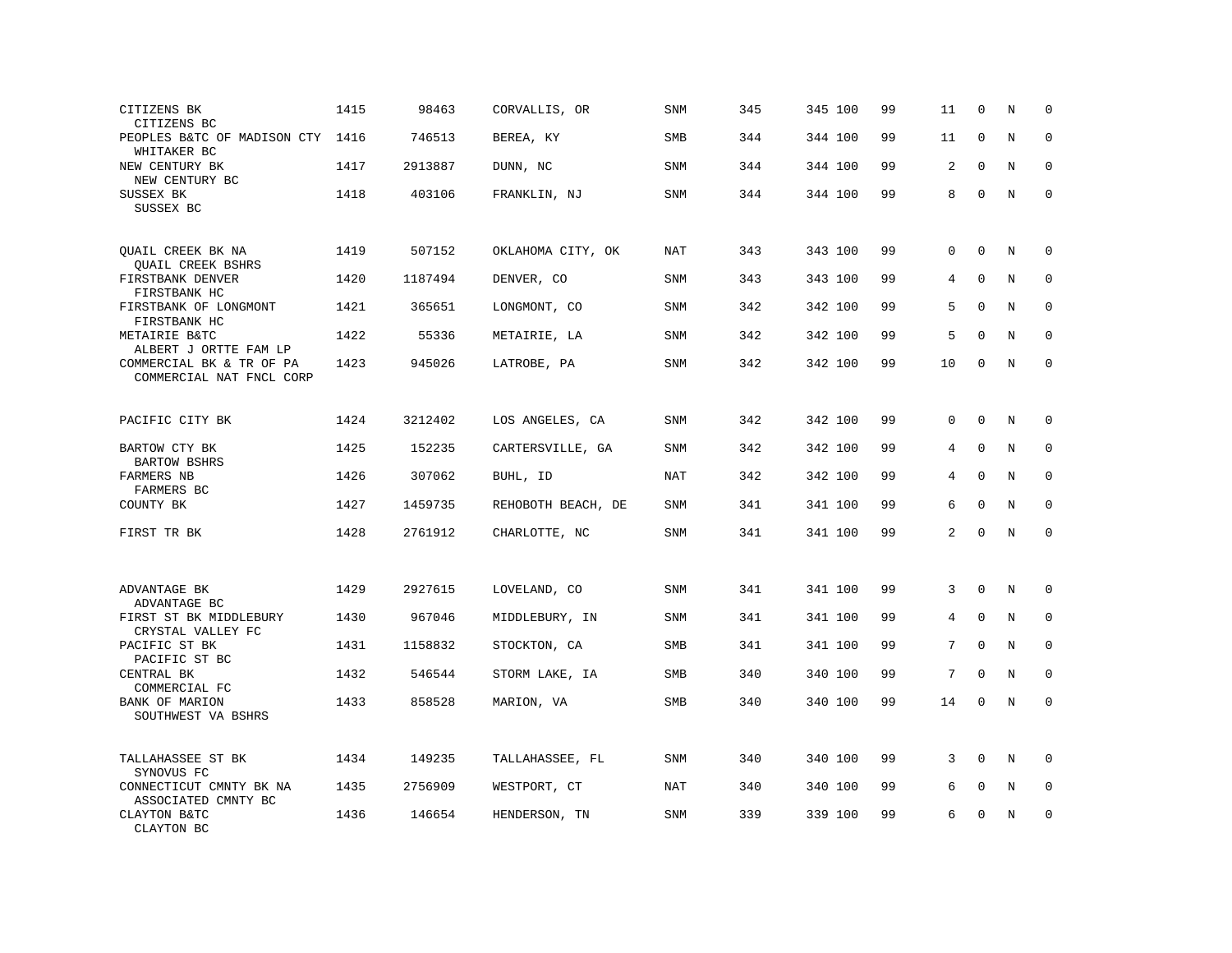| | | | | | | | | | | | | |
|---|---|---|---|---|---|---|---|---|---|---|---|---|
| CITIZENS BK<br>CITIZENS BC | 1415 | 98463 | CORVALLIS, OR | SNM | 345 | 345 | 100 | 99 | 11 | 0 | N | 0 |
| PEOPLES B&TC OF MADISON CTY<br>WHITAKER BC | 1416 | 746513 | BEREA, KY | SMB | 344 | 344 | 100 | 99 | 11 | 0 | N | 0 |
| NEW CENTURY BK<br>NEW CENTURY BC | 1417 | 2913887 | DUNN, NC | SNM | 344 | 344 | 100 | 99 | 2 | 0 | N | 0 |
| SUSSEX BK<br>SUSSEX BC | 1418 | 403106 | FRANKLIN, NJ | SNM | 344 | 344 | 100 | 99 | 8 | 0 | N | 0 |
| QUAIL CREEK BK NA<br>QUAIL CREEK BSHRS | 1419 | 507152 | OKLAHOMA CITY, OK | NAT | 343 | 343 | 100 | 99 | 0 | 0 | N | 0 |
| FIRSTBANK DENVER<br>FIRSTBANK HC | 1420 | 1187494 | DENVER, CO | SNM | 343 | 343 | 100 | 99 | 4 | 0 | N | 0 |
| FIRSTBANK OF LONGMONT<br>FIRSTBANK HC | 1421 | 365651 | LONGMONT, CO | SNM | 342 | 342 | 100 | 99 | 5 | 0 | N | 0 |
| METAIRIE B&TC<br>ALBERT J ORTTE FAM LP | 1422 | 55336 | METAIRIE, LA | SNM | 342 | 342 | 100 | 99 | 5 | 0 | N | 0 |
| COMMERCIAL BK & TR OF PA<br>COMMERCIAL NAT FNCL CORP | 1423 | 945026 | LATROBE, PA | SNM | 342 | 342 | 100 | 99 | 10 | 0 | N | 0 |
| PACIFIC CITY BK | 1424 | 3212402 | LOS ANGELES, CA | SNM | 342 | 342 | 100 | 99 | 0 | 0 | N | 0 |
| BARTOW CTY BK<br>BARTOW BSHRS | 1425 | 152235 | CARTERSVILLE, GA | SNM | 342 | 342 | 100 | 99 | 4 | 0 | N | 0 |
| FARMERS NB<br>FARMERS BC | 1426 | 307062 | BUHL, ID | NAT | 342 | 342 | 100 | 99 | 4 | 0 | N | 0 |
| COUNTY BK | 1427 | 1459735 | REHOBOTH BEACH, DE | SNM | 341 | 341 | 100 | 99 | 6 | 0 | N | 0 |
| FIRST TR BK | 1428 | 2761912 | CHARLOTTE, NC | SNM | 341 | 341 | 100 | 99 | 2 | 0 | N | 0 |
| ADVANTAGE BK<br>ADVANTAGE BC | 1429 | 2927615 | LOVELAND, CO | SNM | 341 | 341 | 100 | 99 | 3 | 0 | N | 0 |
| FIRST ST BK MIDDLEBURY<br>CRYSTAL VALLEY FC | 1430 | 967046 | MIDDLEBURY, IN | SNM | 341 | 341 | 100 | 99 | 4 | 0 | N | 0 |
| PACIFIC ST BK<br>PACIFIC ST BC | 1431 | 1158832 | STOCKTON, CA | SMB | 341 | 341 | 100 | 99 | 7 | 0 | N | 0 |
| CENTRAL BK<br>COMMERCIAL FC | 1432 | 546544 | STORM LAKE, IA | SMB | 340 | 340 | 100 | 99 | 7 | 0 | N | 0 |
| BANK OF MARION<br>SOUTHWEST VA BSHRS | 1433 | 858528 | MARION, VA | SMB | 340 | 340 | 100 | 99 | 14 | 0 | N | 0 |
| TALLAHASSEE ST BK<br>SYNOVUS FC | 1434 | 149235 | TALLAHASSEE, FL | SNM | 340 | 340 | 100 | 99 | 3 | 0 | N | 0 |
| CONNECTICUT CMNTY BK NA<br>ASSOCIATED CMNTY BC | 1435 | 2756909 | WESTPORT, CT | NAT | 340 | 340 | 100 | 99 | 6 | 0 | N | 0 |
| CLAYTON B&TC<br>CLAYTON BC | 1436 | 146654 | HENDERSON, TN | SNM | 339 | 339 | 100 | 99 | 6 | 0 | N | 0 |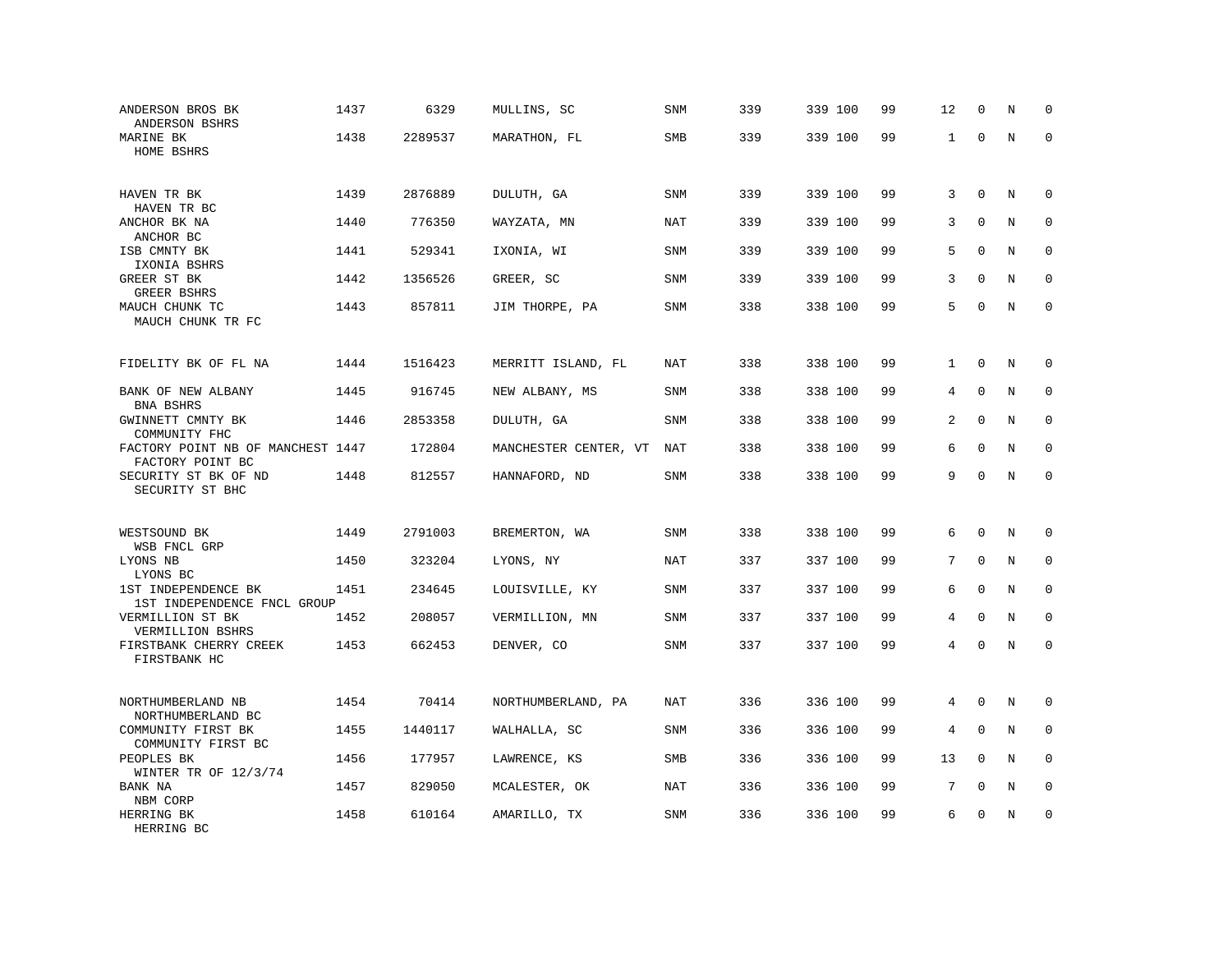| | | | | | | | | | | | |
|---|---|---|---|---|---|---|---|---|---|---|---|
| ANDERSON BROS BK<br>ANDERSON BSHRS | 1437 | 6329 | MULLINS, SC | SNM | 339 | 339 100 | 99 | 12 | 0 | N | 0 |
| MARINE BK<br>HOME BSHRS | 1438 | 2289537 | MARATHON, FL | SMB | 339 | 339 100 | 99 | 1 | 0 | N | 0 |
| HAVEN TR BK<br>HAVEN TR BC | 1439 | 2876889 | DULUTH, GA | SNM | 339 | 339 100 | 99 | 3 | 0 | N | 0 |
| ANCHOR BK NA<br>ANCHOR BC | 1440 | 776350 | WAYZATA, MN | NAT | 339 | 339 100 | 99 | 3 | 0 | N | 0 |
| ISB CMNTY BK<br>IXONIA BSHRS | 1441 | 529341 | IXONIA, WI | SNM | 339 | 339 100 | 99 | 5 | 0 | N | 0 |
| GREER ST BK<br>GREER BSHRS | 1442 | 1356526 | GREER, SC | SNM | 339 | 339 100 | 99 | 3 | 0 | N | 0 |
| MAUCH CHUNK TC<br>MAUCH CHUNK TR FC | 1443 | 857811 | JIM THORPE, PA | SNM | 338 | 338 100 | 99 | 5 | 0 | N | 0 |
| FIDELITY BK OF FL NA | 1444 | 1516423 | MERRITT ISLAND, FL | NAT | 338 | 338 100 | 99 | 1 | 0 | N | 0 |
| BANK OF NEW ALBANY<br>BNA BSHRS | 1445 | 916745 | NEW ALBANY, MS | SNM | 338 | 338 100 | 99 | 4 | 0 | N | 0 |
| GWINNETT CMNTY BK<br>COMMUNITY FHC | 1446 | 2853358 | DULUTH, GA | SNM | 338 | 338 100 | 99 | 2 | 0 | N | 0 |
| FACTORY POINT NB OF MANCHEST<br>FACTORY POINT BC | 1447 | 172804 | MANCHESTER CENTER, VT | NAT | 338 | 338 100 | 99 | 6 | 0 | N | 0 |
| SECURITY ST BK OF ND<br>SECURITY ST BHC | 1448 | 812557 | HANNAFORD, ND | SNM | 338 | 338 100 | 99 | 9 | 0 | N | 0 |
| WESTSOUND BK<br>WSB FNCL GRP | 1449 | 2791003 | BREMERTON, WA | SNM | 338 | 338 100 | 99 | 6 | 0 | N | 0 |
| LYONS NB<br>LYONS BC | 1450 | 323204 | LYONS, NY | NAT | 337 | 337 100 | 99 | 7 | 0 | N | 0 |
| 1ST INDEPENDENCE BK<br>1ST INDEPENDENCE FNCL GROUP | 1451 | 234645 | LOUISVILLE, KY | SNM | 337 | 337 100 | 99 | 6 | 0 | N | 0 |
| VERMILLION ST BK<br>VERMILLION BSHRS | 1452 | 208057 | VERMILLION, MN | SNM | 337 | 337 100 | 99 | 4 | 0 | N | 0 |
| FIRSTBANK CHERRY CREEK<br>FIRSTBANK HC | 1453 | 662453 | DENVER, CO | SNM | 337 | 337 100 | 99 | 4 | 0 | N | 0 |
| NORTHUMBERLAND NB<br>NORTHUMBERLAND BC | 1454 | 70414 | NORTHUMBERLAND, PA | NAT | 336 | 336 100 | 99 | 4 | 0 | N | 0 |
| COMMUNITY FIRST BK<br>COMMUNITY FIRST BC | 1455 | 1440117 | WALHALLA, SC | SNM | 336 | 336 100 | 99 | 4 | 0 | N | 0 |
| PEOPLES BK<br>WINTER TR OF 12/3/74 | 1456 | 177957 | LAWRENCE, KS | SMB | 336 | 336 100 | 99 | 13 | 0 | N | 0 |
| BANK NA<br>NBM CORP | 1457 | 829050 | MCALESTER, OK | NAT | 336 | 336 100 | 99 | 7 | 0 | N | 0 |
| HERRING BK<br>HERRING BC | 1458 | 610164 | AMARILLO, TX | SNM | 336 | 336 100 | 99 | 6 | 0 | N | 0 |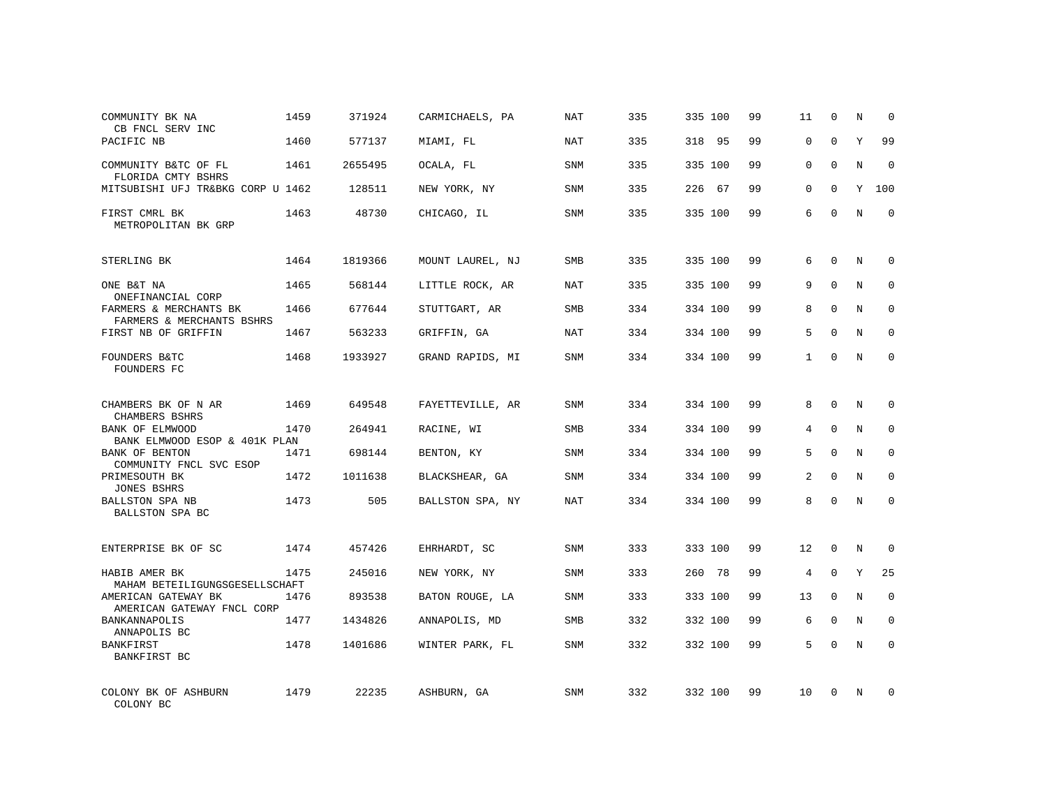| | | | | | | | | | | | | |
|---|---|---|---|---|---|---|---|---|---|---|---|---|
| COMMUNITY BK NA<br>CB FNCL SERV INC | 1459 | 371924 | CARMICHAELS, PA | NAT | 335 | 335 | 100 | 99 | 11 | 0 | N | 0 |
| PACIFIC NB | 1460 | 577137 | MIAMI, FL | NAT | 335 | 318 | 95 | 99 | 0 | 0 | Y | 99 |
| COMMUNITY B&TC OF FL<br>FLORIDA CMTY BSHRS | 1461 | 2655495 | OCALA, FL | SNM | 335 | 335 | 100 | 99 | 0 | 0 | N | 0 |
| MITSUBISHI UFJ TR&BKG CORP U | 1462 | 128511 | NEW YORK, NY | SNM | 335 | 226 | 67 | 99 | 0 | 0 | Y | 100 |
| FIRST CMRL BK<br>METROPOLITAN BK GRP | 1463 | 48730 | CHICAGO, IL | SNM | 335 | 335 | 100 | 99 | 6 | 0 | N | 0 |
| STERLING BK | 1464 | 1819366 | MOUNT LAUREL, NJ | SMB | 335 | 335 | 100 | 99 | 6 | 0 | N | 0 |
| ONE B&T NA<br>ONEFINANCIAL CORP | 1465 | 568144 | LITTLE ROCK, AR | NAT | 335 | 335 | 100 | 99 | 9 | 0 | N | 0 |
| FARMERS & MERCHANTS BK<br>FARMERS & MERCHANTS BSHRS | 1466 | 677644 | STUTTGART, AR | SMB | 334 | 334 | 100 | 99 | 8 | 0 | N | 0 |
| FIRST NB OF GRIFFIN | 1467 | 563233 | GRIFFIN, GA | NAT | 334 | 334 | 100 | 99 | 5 | 0 | N | 0 |
| FOUNDERS B&TC<br>FOUNDERS FC | 1468 | 1933927 | GRAND RAPIDS, MI | SNM | 334 | 334 | 100 | 99 | 1 | 0 | N | 0 |
| CHAMBERS BK OF N AR<br>CHAMBERS BSHRS | 1469 | 649548 | FAYETTEVILLE, AR | SNM | 334 | 334 | 100 | 99 | 8 | 0 | N | 0 |
| BANK OF ELMWOOD<br>BANK ELMWOOD ESOP & 401K PLAN | 1470 | 264941 | RACINE, WI | SMB | 334 | 334 | 100 | 99 | 4 | 0 | N | 0 |
| BANK OF BENTON<br>COMMUNITY FNCL SVC ESOP | 1471 | 698144 | BENTON, KY | SNM | 334 | 334 | 100 | 99 | 5 | 0 | N | 0 |
| PRIMESOUTH BK<br>JONES BSHRS | 1472 | 1011638 | BLACKSHEAR, GA | SNM | 334 | 334 | 100 | 99 | 2 | 0 | N | 0 |
| BALLSTON SPA NB<br>BALLSTON SPA BC | 1473 | 505 | BALLSTON SPA, NY | NAT | 334 | 334 | 100 | 99 | 8 | 0 | N | 0 |
| ENTERPRISE BK OF SC | 1474 | 457426 | EHRHARDT, SC | SNM | 333 | 333 | 100 | 99 | 12 | 0 | N | 0 |
| HABIB AMER BK<br>MAHAM BETEILIGUNGSGESELLSCHAFT | 1475 | 245016 | NEW YORK, NY | SNM | 333 | 260 | 78 | 99 | 4 | 0 | Y | 25 |
| AMERICAN GATEWAY BK<br>AMERICAN GATEWAY FNCL CORP | 1476 | 893538 | BATON ROUGE, LA | SNM | 333 | 333 | 100 | 99 | 13 | 0 | N | 0 |
| BANKANNAPOLIS<br>ANNAPOLIS BC | 1477 | 1434826 | ANNAPOLIS, MD | SMB | 332 | 332 | 100 | 99 | 6 | 0 | N | 0 |
| BANKFIRST<br>BANKFIRST BC | 1478 | 1401686 | WINTER PARK, FL | SNM | 332 | 332 | 100 | 99 | 5 | 0 | N | 0 |
| COLONY BK OF ASHBURN<br>COLONY BC | 1479 | 22235 | ASHBURN, GA | SNM | 332 | 332 | 100 | 99 | 10 | 0 | N | 0 |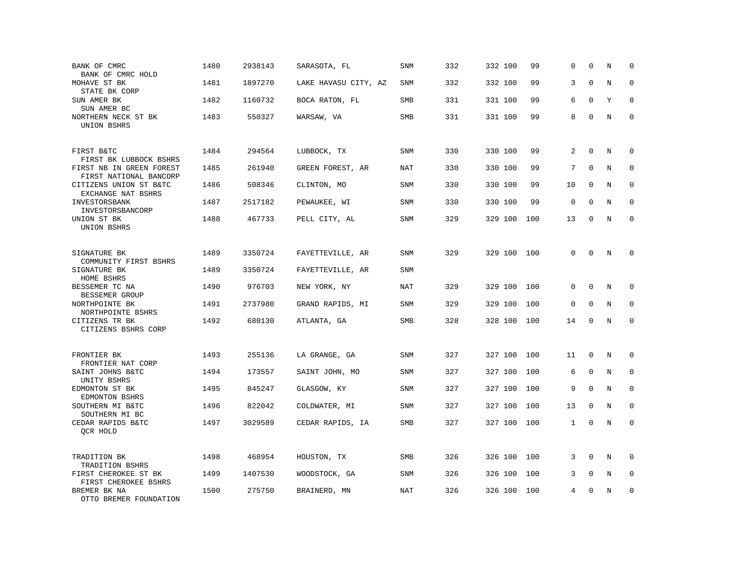| | | | | | | | | | | | |
|---|---|---|---|---|---|---|---|---|---|---|---|
| BANK OF CMRC<br>BANK OF CMRC HOLD | 1480 | 2938143 | SARASOTA, FL | SNM | 332 | 332 100 | 99 | 0 | 0 | N | 0 |
| MOHAVE ST BK<br>STATE BK CORP | 1481 | 1897270 | LAKE HAVASU CITY, AZ | SNM | 332 | 332 100 | 99 | 3 | 0 | N | 0 |
| SUN AMER BK<br>SUN AMER BC | 1482 | 1160732 | BOCA RATON, FL | SMB | 331 | 331 100 | 99 | 6 | 0 | Y | 8 |
| NORTHERN NECK ST BK<br>UNION BSHRS | 1483 | 550327 | WARSAW, VA | SMB | 331 | 331 100 | 99 | 8 | 0 | N | 0 |
| FIRST B&TC<br>FIRST BK LUBBOCK BSHRS | 1484 | 294564 | LUBBOCK, TX | SNM | 330 | 330 100 | 99 | 2 | 0 | N | 0 |
| FIRST NB IN GREEN FOREST<br>FIRST NATIONAL BANCORP | 1485 | 261940 | GREEN FOREST, AR | NAT | 330 | 330 100 | 99 | 7 | 0 | N | 0 |
| CITIZENS UNION ST B&TC<br>EXCHANGE NAT BSHRS | 1486 | 508346 | CLINTON, MO | SNM | 330 | 330 100 | 99 | 10 | 0 | N | 0 |
| INVESTORSBANK<br>INVESTORSBANCORP | 1487 | 2517182 | PEWAUKEE, WI | SNM | 330 | 330 100 | 99 | 0 | 0 | N | 0 |
| UNION ST BK<br>UNION BSHRS | 1488 | 467733 | PELL CITY, AL | SNM | 329 | 329 100 | 100 | 13 | 0 | N | 0 |
| SIGNATURE BK<br>COMMUNITY FIRST BSHRS | 1489 | 3350724 | FAYETTEVILLE, AR | SNM | 329 | 329 100 | 100 | 0 | 0 | N | 0 |
| SIGNATURE BK<br>HOME BSHRS | 1489 | 3350724 | FAYETTEVILLE, AR | SNM | | | | | | | |
| BESSEMER TC NA<br>BESSEMER GROUP | 1490 | 976703 | NEW YORK, NY | NAT | 329 | 329 100 | 100 | 0 | 0 | N | 0 |
| NORTHPOINTE BK<br>NORTHPOINTE BSHRS | 1491 | 2737980 | GRAND RAPIDS, MI | SNM | 329 | 329 100 | 100 | 0 | 0 | N | 0 |
| CITIZENS TR BK<br>CITIZENS BSHRS CORP | 1492 | 680130 | ATLANTA, GA | SMB | 328 | 328 100 | 100 | 14 | 0 | N | 0 |
| FRONTIER BK<br>FRONTIER NAT CORP | 1493 | 255136 | LA GRANGE, GA | SNM | 327 | 327 100 | 100 | 11 | 0 | N | 0 |
| SAINT JOHNS B&TC<br>UNITY BSHRS | 1494 | 173557 | SAINT JOHN, MO | SNM | 327 | 327 100 | 100 | 6 | 0 | N | 0 |
| EDMONTON ST BK<br>EDMONTON BSHRS | 1495 | 845247 | GLASGOW, KY | SNM | 327 | 327 100 | 100 | 9 | 0 | N | 0 |
| SOUTHERN MI B&TC<br>SOUTHERN MI BC | 1496 | 822042 | COLDWATER, MI | SNM | 327 | 327 100 | 100 | 13 | 0 | N | 0 |
| CEDAR RAPIDS B&TC<br>QCR HOLD | 1497 | 3029589 | CEDAR RAPIDS, IA | SMB | 327 | 327 100 | 100 | 1 | 0 | N | 0 |
| TRADITION BK<br>TRADITION BSHRS | 1498 | 468954 | HOUSTON, TX | SMB | 326 | 326 100 | 100 | 3 | 0 | N | 0 |
| FIRST CHEROKEE ST BK<br>FIRST CHEROKEE BSHRS | 1499 | 1407530 | WOODSTOCK, GA | SNM | 326 | 326 100 | 100 | 3 | 0 | N | 0 |
| BREMER BK NA<br>OTTO BREMER FOUNDATION | 1500 | 275750 | BRAINERD, MN | NAT | 326 | 326 100 | 100 | 4 | 0 | N | 0 |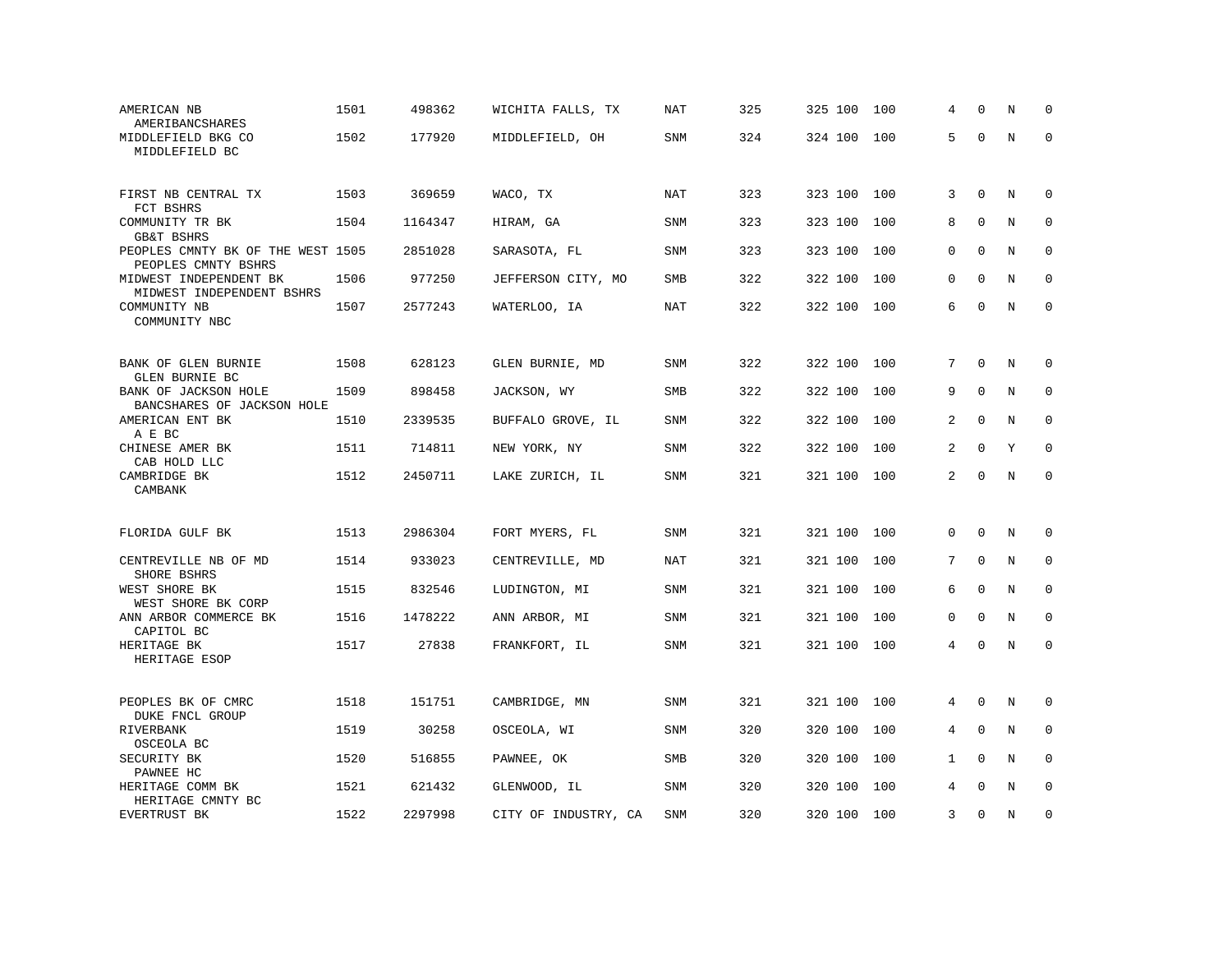| | | | | | | | | | | | | |
|---|---|---|---|---|---|---|---|---|---|---|---|---|
| AMERICAN NB<br>AMERIBANCSHARES | 1501 | 498362 | WICHITA FALLS, TX | NAT | 325 | 325 | 100 | 100 | 4 | 0 | N | 0 |
| MIDDLEFIELD BKG CO<br>MIDDLEFIELD BC | 1502 | 177920 | MIDDLEFIELD, OH | SNM | 324 | 324 | 100 | 100 | 5 | 0 | N | 0 |
| FIRST NB CENTRAL TX<br>FCT BSHRS | 1503 | 369659 | WACO, TX | NAT | 323 | 323 | 100 | 100 | 3 | 0 | N | 0 |
| COMMUNITY TR BK<br>GB&T BSHRS | 1504 | 1164347 | HIRAM, GA | SNM | 323 | 323 | 100 | 100 | 8 | 0 | N | 0 |
| PEOPLES CMNTY BK OF THE WEST<br>PEOPLES CMNTY BSHRS | 1505 | 2851028 | SARASOTA, FL | SNM | 323 | 323 | 100 | 100 | 0 | 0 | N | 0 |
| MIDWEST INDEPENDENT BK<br>MIDWEST INDEPENDENT BSHRS | 1506 | 977250 | JEFFERSON CITY, MO | SMB | 322 | 322 | 100 | 100 | 0 | 0 | N | 0 |
| COMMUNITY NB<br>COMMUNITY NBC | 1507 | 2577243 | WATERLOO, IA | NAT | 322 | 322 | 100 | 100 | 6 | 0 | N | 0 |
| BANK OF GLEN BURNIE<br>GLEN BURNIE BC | 1508 | 628123 | GLEN BURNIE, MD | SNM | 322 | 322 | 100 | 100 | 7 | 0 | N | 0 |
| BANK OF JACKSON HOLE<br>BANCSHARES OF JACKSON HOLE | 1509 | 898458 | JACKSON, WY | SMB | 322 | 322 | 100 | 100 | 9 | 0 | N | 0 |
| AMERICAN ENT BK<br>A E BC | 1510 | 2339535 | BUFFALO GROVE, IL | SNM | 322 | 322 | 100 | 100 | 2 | 0 | N | 0 |
| CHINESE AMER BK<br>CAB HOLD LLC | 1511 | 714811 | NEW YORK, NY | SNM | 322 | 322 | 100 | 100 | 2 | 0 | Y | 0 |
| CAMBRIDGE BK<br>CAMBANK | 1512 | 2450711 | LAKE ZURICH, IL | SNM | 321 | 321 | 100 | 100 | 2 | 0 | N | 0 |
| FLORIDA GULF BK | 1513 | 2986304 | FORT MYERS, FL | SNM | 321 | 321 | 100 | 100 | 0 | 0 | N | 0 |
| CENTREVILLE NB OF MD<br>SHORE BSHRS | 1514 | 933023 | CENTREVILLE, MD | NAT | 321 | 321 | 100 | 100 | 7 | 0 | N | 0 |
| WEST SHORE BK<br>WEST SHORE BK CORP | 1515 | 832546 | LUDINGTON, MI | SNM | 321 | 321 | 100 | 100 | 6 | 0 | N | 0 |
| ANN ARBOR COMMERCE BK<br>CAPITOL BC | 1516 | 1478222 | ANN ARBOR, MI | SNM | 321 | 321 | 100 | 100 | 0 | 0 | N | 0 |
| HERITAGE BK<br>HERITAGE ESOP | 1517 | 27838 | FRANKFORT, IL | SNM | 321 | 321 | 100 | 100 | 4 | 0 | N | 0 |
| PEOPLES BK OF CMRC<br>DUKE FNCL GROUP | 1518 | 151751 | CAMBRIDGE, MN | SNM | 321 | 321 | 100 | 100 | 4 | 0 | N | 0 |
| RIVERBANK<br>OSCEOLA BC | 1519 | 30258 | OSCEOLA, WI | SNM | 320 | 320 | 100 | 100 | 4 | 0 | N | 0 |
| SECURITY BK<br>PAWNEE HC | 1520 | 516855 | PAWNEE, OK | SMB | 320 | 320 | 100 | 100 | 1 | 0 | N | 0 |
| HERITAGE COMM BK<br>HERITAGE CMNTY BC | 1521 | 621432 | GLENWOOD, IL | SNM | 320 | 320 | 100 | 100 | 4 | 0 | N | 0 |
| EVERTRUST BK | 1522 | 2297998 | CITY OF INDUSTRY, CA | SNM | 320 | 320 | 100 | 100 | 3 | 0 | N | 0 |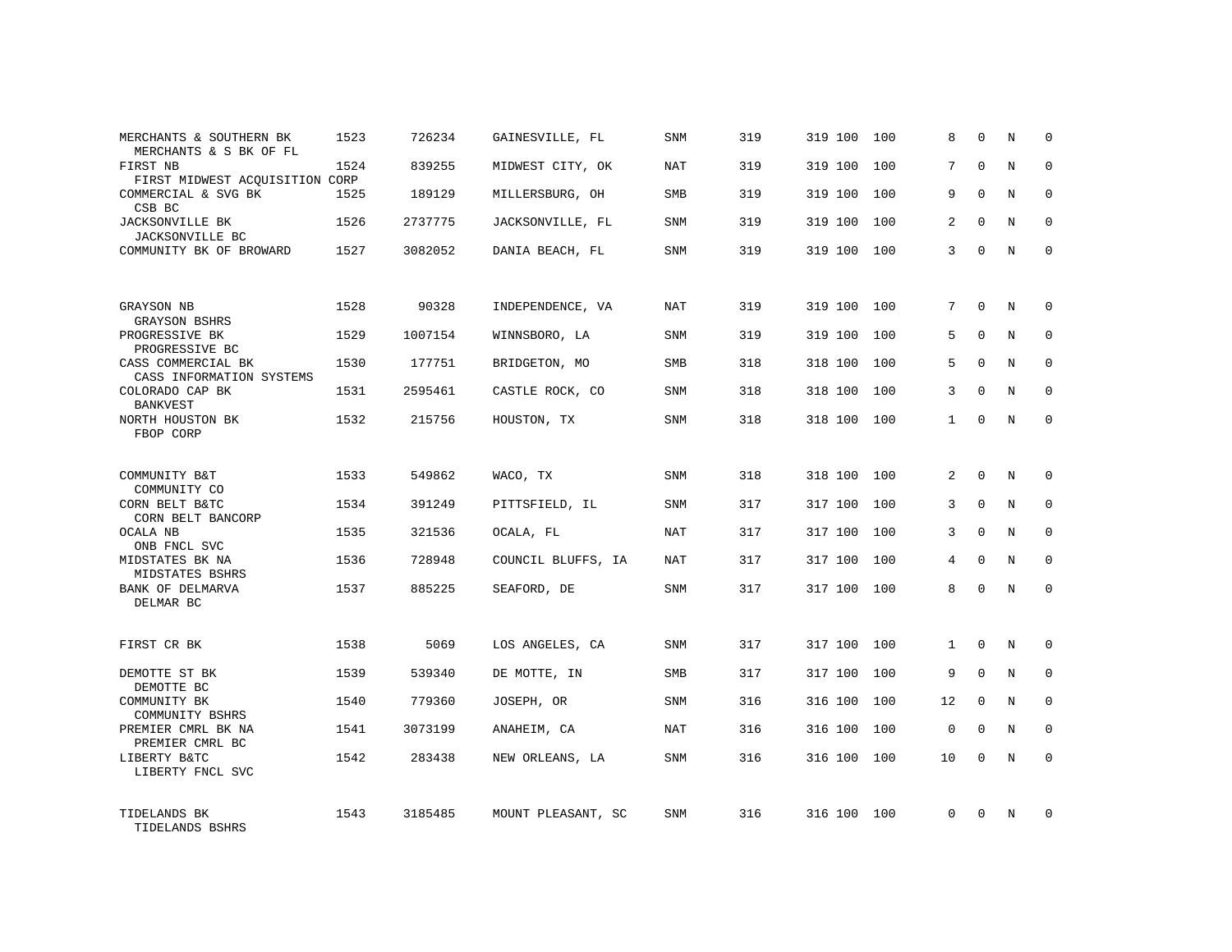| | | | | | | | | | | | | |
|---|---|---|---|---|---|---|---|---|---|---|---|---|
| MERCHANTS & SOUTHERN BK<br>MERCHANTS & S BK OF FL | 1523 | 726234 | GAINESVILLE, FL | SNM | 319 | 319 | 100 | 100 | 8 | 0 | N | 0 |
| FIRST NB<br>FIRST MIDWEST ACQUISITION CORP | 1524 | 839255 | MIDWEST CITY, OK | NAT | 319 | 319 | 100 | 100 | 7 | 0 | N | 0 |
| COMMERCIAL & SVG BK<br>CSB BC | 1525 | 189129 | MILLERSBURG, OH | SMB | 319 | 319 | 100 | 100 | 9 | 0 | N | 0 |
| JACKSONVILLE BK<br>JACKSONVILLE BC | 1526 | 2737775 | JACKSONVILLE, FL | SNM | 319 | 319 | 100 | 100 | 2 | 0 | N | 0 |
| COMMUNITY BK OF BROWARD | 1527 | 3082052 | DANIA BEACH, FL | SNM | 319 | 319 | 100 | 100 | 3 | 0 | N | 0 |
| GRAYSON NB<br>GRAYSON BSHRS | 1528 | 90328 | INDEPENDENCE, VA | NAT | 319 | 319 | 100 | 100 | 7 | 0 | N | 0 |
| PROGRESSIVE BK<br>PROGRESSIVE BC | 1529 | 1007154 | WINNSBORO, LA | SNM | 319 | 319 | 100 | 100 | 5 | 0 | N | 0 |
| CASS COMMERCIAL BK<br>CASS INFORMATION SYSTEMS | 1530 | 177751 | BRIDGETON, MO | SMB | 318 | 318 | 100 | 100 | 5 | 0 | N | 0 |
| COLORADO CAP BK<br>BANKVEST | 1531 | 2595461 | CASTLE ROCK, CO | SNM | 318 | 318 | 100 | 100 | 3 | 0 | N | 0 |
| NORTH HOUSTON BK<br>FBOP CORP | 1532 | 215756 | HOUSTON, TX | SNM | 318 | 318 | 100 | 100 | 1 | 0 | N | 0 |
| COMMUNITY B&T<br>COMMUNITY CO | 1533 | 549862 | WACO, TX | SNM | 318 | 318 | 100 | 100 | 2 | 0 | N | 0 |
| CORN BELT B&TC<br>CORN BELT BANCORP | 1534 | 391249 | PITTSFIELD, IL | SNM | 317 | 317 | 100 | 100 | 3 | 0 | N | 0 |
| OCALA NB<br>ONB FNCL SVC | 1535 | 321536 | OCALA, FL | NAT | 317 | 317 | 100 | 100 | 3 | 0 | N | 0 |
| MIDSTATES BK NA<br>MIDSTATES BSHRS | 1536 | 728948 | COUNCIL BLUFFS, IA | NAT | 317 | 317 | 100 | 100 | 4 | 0 | N | 0 |
| BANK OF DELMARVA<br>DELMAR BC | 1537 | 885225 | SEAFORD, DE | SNM | 317 | 317 | 100 | 100 | 8 | 0 | N | 0 |
| FIRST CR BK | 1538 | 5069 | LOS ANGELES, CA | SNM | 317 | 317 | 100 | 100 | 1 | 0 | N | 0 |
| DEMOTTE ST BK<br>DEMOTTE BC | 1539 | 539340 | DE MOTTE, IN | SMB | 317 | 317 | 100 | 100 | 9 | 0 | N | 0 |
| COMMUNITY BK<br>COMMUNITY BSHRS | 1540 | 779360 | JOSEPH, OR | SNM | 316 | 316 | 100 | 100 | 12 | 0 | N | 0 |
| PREMIER CMRL BK NA<br>PREMIER CMRL BC | 1541 | 3073199 | ANAHEIM, CA | NAT | 316 | 316 | 100 | 100 | 0 | 0 | N | 0 |
| LIBERTY B&TC<br>LIBERTY FNCL SVC | 1542 | 283438 | NEW ORLEANS, LA | SNM | 316 | 316 | 100 | 100 | 10 | 0 | N | 0 |
| TIDELANDS BK<br>TIDELANDS BSHRS | 1543 | 3185485 | MOUNT PLEASANT, SC | SNM | 316 | 316 | 100 | 100 | 0 | 0 | N | 0 |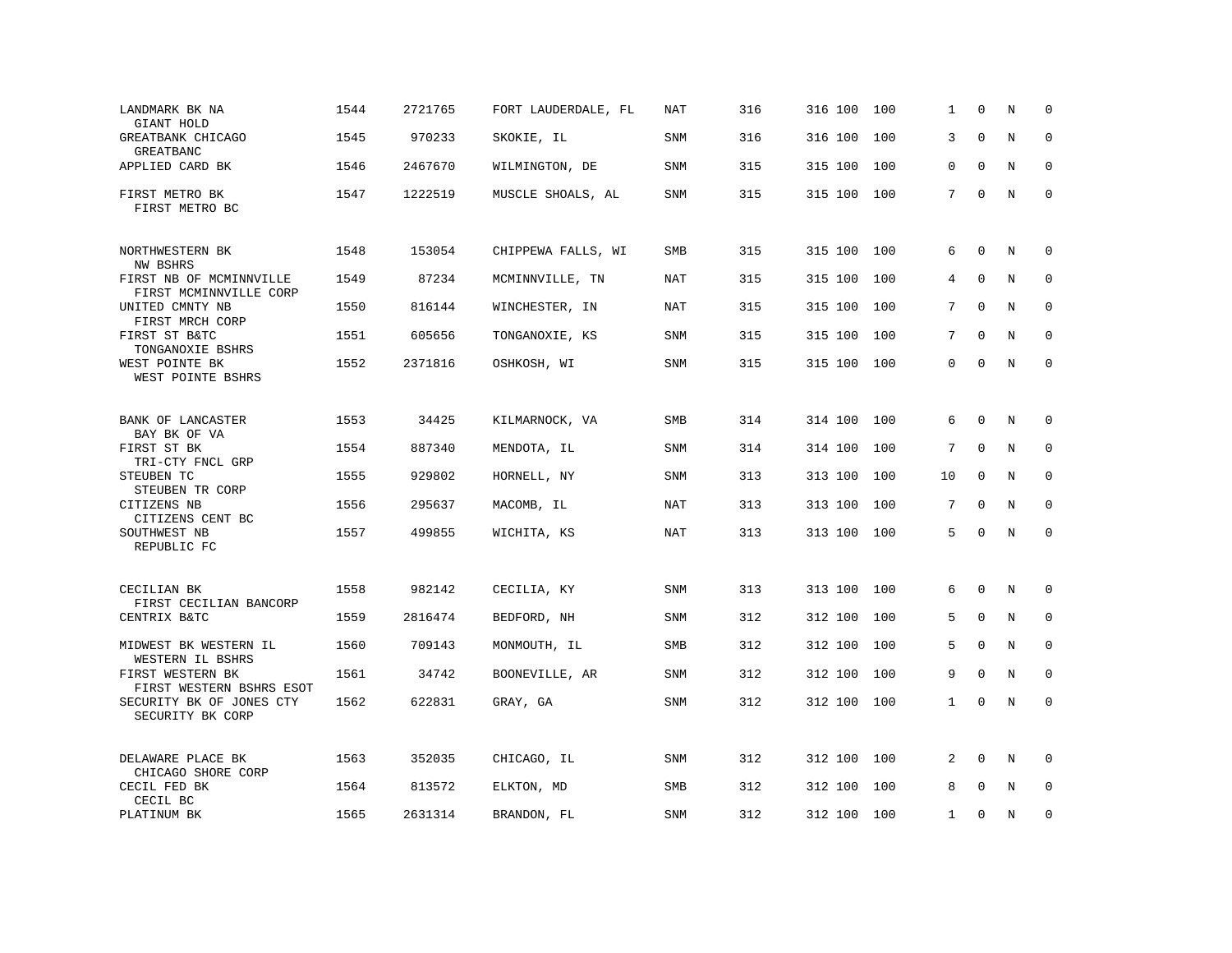| | | | | | | | | | | | |
|---|---|---|---|---|---|---|---|---|---|---|---|
| LANDMARK BK NA<br>GIANT HOLD | 1544 | 2721765 | FORT LAUDERDALE, FL | NAT | 316 | 316 | 100 | 100 | 1 | 0 | N | 0 |
| GREATBANK CHICAGO<br>GREATBANC | 1545 | 970233 | SKOKIE, IL | SNM | 316 | 316 | 100 | 100 | 3 | 0 | N | 0 |
| APPLIED CARD BK | 1546 | 2467670 | WILMINGTON, DE | SNM | 315 | 315 | 100 | 100 | 0 | 0 | N | 0 |
| FIRST METRO BK<br>FIRST METRO BC | 1547 | 1222519 | MUSCLE SHOALS, AL | SNM | 315 | 315 | 100 | 100 | 7 | 0 | N | 0 |
| NORTHWESTERN BK<br>NW BSHRS | 1548 | 153054 | CHIPPEWA FALLS, WI | SMB | 315 | 315 | 100 | 100 | 6 | 0 | N | 0 |
| FIRST NB OF MCMINNVILLE<br>FIRST MCMINNVILLE CORP | 1549 | 87234 | MCMINNVILLE, TN | NAT | 315 | 315 | 100 | 100 | 4 | 0 | N | 0 |
| UNITED CMNTY NB<br>FIRST MRCH CORP | 1550 | 816144 | WINCHESTER, IN | NAT | 315 | 315 | 100 | 100 | 7 | 0 | N | 0 |
| FIRST ST B&TC<br>TONGANOXIE BSHRS | 1551 | 605656 | TONGANOXIE, KS | SNM | 315 | 315 | 100 | 100 | 7 | 0 | N | 0 |
| WEST POINTE BK<br>WEST POINTE BSHRS | 1552 | 2371816 | OSHKOSH, WI | SNM | 315 | 315 | 100 | 100 | 0 | 0 | N | 0 |
| BANK OF LANCASTER<br>BAY BK OF VA | 1553 | 34425 | KILMARNOCK, VA | SMB | 314 | 314 | 100 | 100 | 6 | 0 | N | 0 |
| FIRST ST BK<br>TRI-CTY FNCL GRP | 1554 | 887340 | MENDOTA, IL | SNM | 314 | 314 | 100 | 100 | 7 | 0 | N | 0 |
| STEUBEN TC<br>STEUBEN TR CORP | 1555 | 929802 | HORNELL, NY | SNM | 313 | 313 | 100 | 100 | 10 | 0 | N | 0 |
| CITIZENS NB<br>CITIZENS CENT BC | 1556 | 295637 | MACOMB, IL | NAT | 313 | 313 | 100 | 100 | 7 | 0 | N | 0 |
| SOUTHWEST NB<br>REPUBLIC FC | 1557 | 499855 | WICHITA, KS | NAT | 313 | 313 | 100 | 100 | 5 | 0 | N | 0 |
| CECILIAN BK<br>FIRST CECILIAN BANCORP | 1558 | 982142 | CECILIA, KY | SNM | 313 | 313 | 100 | 100 | 6 | 0 | N | 0 |
| CENTRIX B&TC | 1559 | 2816474 | BEDFORD, NH | SNM | 312 | 312 | 100 | 100 | 5 | 0 | N | 0 |
| MIDWEST BK WESTERN IL<br>WESTERN IL BSHRS | 1560 | 709143 | MONMOUTH, IL | SMB | 312 | 312 | 100 | 100 | 5 | 0 | N | 0 |
| FIRST WESTERN BK<br>FIRST WESTERN BSHRS ESOT | 1561 | 34742 | BOONEVILLE, AR | SNM | 312 | 312 | 100 | 100 | 9 | 0 | N | 0 |
| SECURITY BK OF JONES CTY<br>SECURITY BK CORP | 1562 | 622831 | GRAY, GA | SNM | 312 | 312 | 100 | 100 | 1 | 0 | N | 0 |
| DELAWARE PLACE BK<br>CHICAGO SHORE CORP | 1563 | 352035 | CHICAGO, IL | SNM | 312 | 312 | 100 | 100 | 2 | 0 | N | 0 |
| CECIL FED BK<br>CECIL BC | 1564 | 813572 | ELKTON, MD | SMB | 312 | 312 | 100 | 100 | 8 | 0 | N | 0 |
| PLATINUM BK | 1565 | 2631314 | BRANDON, FL | SNM | 312 | 312 | 100 | 100 | 1 | 0 | N | 0 |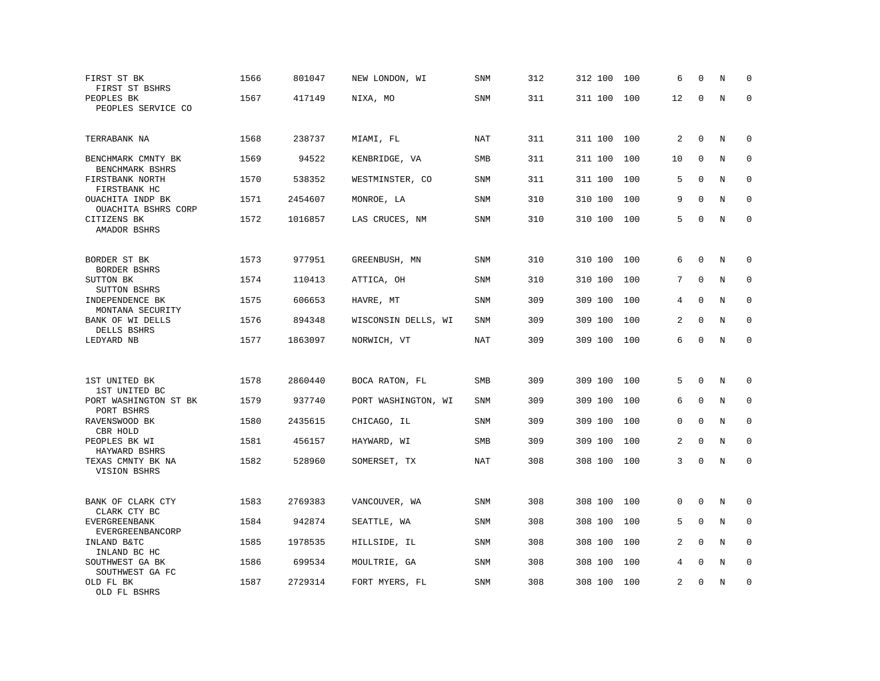| | | | | | | | | | | | |
|---|---|---|---|---|---|---|---|---|---|---|---|
| FIRST ST BK<br>FIRST ST BSHRS | 1566 | 801047 | NEW LONDON, WI | SNM | 312 | 312 | 100 | 100 | 6 | 0 | N | 0 |
| PEOPLES BK<br>PEOPLES SERVICE CO | 1567 | 417149 | NIXA, MO | SNM | 311 | 311 | 100 | 100 | 12 | 0 | N | 0 |
| TERRABANK NA | 1568 | 238737 | MIAMI, FL | NAT | 311 | 311 | 100 | 100 | 2 | 0 | N | 0 |
| BENCHMARK CMNTY BK<br>BENCHMARK BSHRS | 1569 | 94522 | KENBRIDGE, VA | SMB | 311 | 311 | 100 | 100 | 10 | 0 | N | 0 |
| FIRSTBANK NORTH<br>FIRSTBANK HC | 1570 | 538352 | WESTMINSTER, CO | SNM | 311 | 311 | 100 | 100 | 5 | 0 | N | 0 |
| OUACHITA INDP BK<br>OUACHITA BSHRS CORP | 1571 | 2454607 | MONROE, LA | SNM | 310 | 310 | 100 | 100 | 9 | 0 | N | 0 |
| CITIZENS BK<br>AMADOR BSHRS | 1572 | 1016857 | LAS CRUCES, NM | SNM | 310 | 310 | 100 | 100 | 5 | 0 | N | 0 |
| BORDER ST BK<br>BORDER BSHRS | 1573 | 977951 | GREENBUSH, MN | SNM | 310 | 310 | 100 | 100 | 6 | 0 | N | 0 |
| SUTTON BK<br>SUTTON BSHRS | 1574 | 110413 | ATTICA, OH | SNM | 310 | 310 | 100 | 100 | 7 | 0 | N | 0 |
| INDEPENDENCE BK<br>MONTANA SECURITY | 1575 | 606653 | HAVRE, MT | SNM | 309 | 309 | 100 | 100 | 4 | 0 | N | 0 |
| BANK OF WI DELLS<br>DELLS BSHRS | 1576 | 894348 | WISCONSIN DELLS, WI | SNM | 309 | 309 | 100 | 100 | 2 | 0 | N | 0 |
| LEDYARD NB | 1577 | 1863097 | NORWICH, VT | NAT | 309 | 309 | 100 | 100 | 6 | 0 | N | 0 |
| 1ST UNITED BK<br>1ST UNITED BC | 1578 | 2860440 | BOCA RATON, FL | SMB | 309 | 309 | 100 | 100 | 5 | 0 | N | 0 |
| PORT WASHINGTON ST BK<br>PORT BSHRS | 1579 | 937740 | PORT WASHINGTON, WI | SNM | 309 | 309 | 100 | 100 | 6 | 0 | N | 0 |
| RAVENSWOOD BK<br>CBR HOLD | 1580 | 2435615 | CHICAGO, IL | SNM | 309 | 309 | 100 | 100 | 0 | 0 | N | 0 |
| PEOPLES BK WI<br>HAYWARD BSHRS | 1581 | 456157 | HAYWARD, WI | SMB | 309 | 309 | 100 | 100 | 2 | 0 | N | 0 |
| TEXAS CMNTY BK NA<br>VISION BSHRS | 1582 | 528960 | SOMERSET, TX | NAT | 308 | 308 | 100 | 100 | 3 | 0 | N | 0 |
| BANK OF CLARK CTY<br>CLARK CTY BC | 1583 | 2769383 | VANCOUVER, WA | SNM | 308 | 308 | 100 | 100 | 0 | 0 | N | 0 |
| EVERGREENBANK<br>EVERGREENBANCORP | 1584 | 942874 | SEATTLE, WA | SNM | 308 | 308 | 100 | 100 | 5 | 0 | N | 0 |
| INLAND B&TC<br>INLAND BC HC | 1585 | 1978535 | HILLSIDE, IL | SNM | 308 | 308 | 100 | 100 | 2 | 0 | N | 0 |
| SOUTHWEST GA BK<br>SOUTHWEST GA FC | 1586 | 699534 | MOULTRIE, GA | SNM | 308 | 308 | 100 | 100 | 4 | 0 | N | 0 |
| OLD FL BK<br>OLD FL BSHRS | 1587 | 2729314 | FORT MYERS, FL | SNM | 308 | 308 | 100 | 100 | 2 | 0 | N | 0 |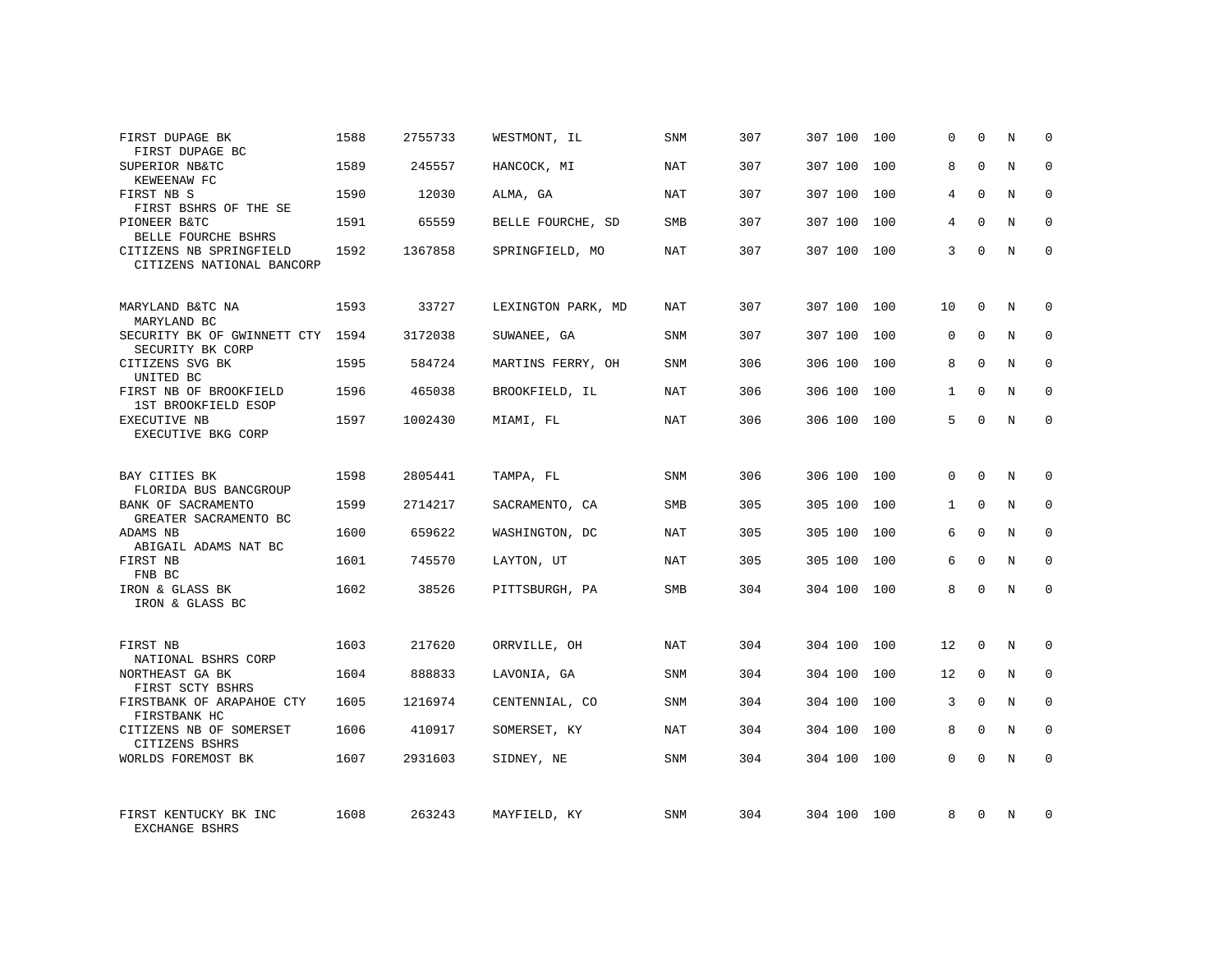| Bank / Holding Company | Rank | ID | Location | Type | | | | | | | | |
|---|---|---|---|---|---|---|---|---|---|---|---|---|
| FIRST DUPAGE BK<br>FIRST DUPAGE BC | 1588 | 2755733 | WESTMONT, IL | SNM | 307 | 307 | 100 | 100 | 0 | 0 | N | 0 |
| SUPERIOR NB&TC<br>KEWEENAW FC | 1589 | 245557 | HANCOCK, MI | NAT | 307 | 307 | 100 | 100 | 8 | 0 | N | 0 |
| FIRST NB S<br>FIRST BSHRS OF THE SE | 1590 | 12030 | ALMA, GA | NAT | 307 | 307 | 100 | 100 | 4 | 0 | N | 0 |
| PIONEER B&TC<br>BELLE FOURCHE BSHRS | 1591 | 65559 | BELLE FOURCHE, SD | SMB | 307 | 307 | 100 | 100 | 4 | 0 | N | 0 |
| CITIZENS NB SPRINGFIELD<br>CITIZENS NATIONAL BANCORP | 1592 | 1367858 | SPRINGFIELD, MO | NAT | 307 | 307 | 100 | 100 | 3 | 0 | N | 0 |
| MARYLAND B&TC NA<br>MARYLAND BC | 1593 | 33727 | LEXINGTON PARK, MD | NAT | 307 | 307 | 100 | 100 | 10 | 0 | N | 0 |
| SECURITY BK OF GWINNETT CTY<br>SECURITY BK CORP | 1594 | 3172038 | SUWANEE, GA | SNM | 307 | 307 | 100 | 100 | 0 | 0 | N | 0 |
| CITIZENS SVG BK<br>UNITED BC | 1595 | 584724 | MARTINS FERRY, OH | SNM | 306 | 306 | 100 | 100 | 8 | 0 | N | 0 |
| FIRST NB OF BROOKFIELD<br>1ST BROOKFIELD ESOP | 1596 | 465038 | BROOKFIELD, IL | NAT | 306 | 306 | 100 | 100 | 1 | 0 | N | 0 |
| EXECUTIVE NB<br>EXECUTIVE BKG CORP | 1597 | 1002430 | MIAMI, FL | NAT | 306 | 306 | 100 | 100 | 5 | 0 | N | 0 |
| BAY CITIES BK<br>FLORIDA BUS BANCGROUP | 1598 | 2805441 | TAMPA, FL | SNM | 306 | 306 | 100 | 100 | 0 | 0 | N | 0 |
| BANK OF SACRAMENTO<br>GREATER SACRAMENTO BC | 1599 | 2714217 | SACRAMENTO, CA | SMB | 305 | 305 | 100 | 100 | 1 | 0 | N | 0 |
| ADAMS NB<br>ABIGAIL ADAMS NAT BC | 1600 | 659622 | WASHINGTON, DC | NAT | 305 | 305 | 100 | 100 | 6 | 0 | N | 0 |
| FIRST NB<br>FNB BC | 1601 | 745570 | LAYTON, UT | NAT | 305 | 305 | 100 | 100 | 6 | 0 | N | 0 |
| IRON & GLASS BK<br>IRON & GLASS BC | 1602 | 38526 | PITTSBURGH, PA | SMB | 304 | 304 | 100 | 100 | 8 | 0 | N | 0 |
| FIRST NB<br>NATIONAL BSHRS CORP | 1603 | 217620 | ORRVILLE, OH | NAT | 304 | 304 | 100 | 100 | 12 | 0 | N | 0 |
| NORTHEAST GA BK<br>FIRST SCTY BSHRS | 1604 | 888833 | LAVONIA, GA | SNM | 304 | 304 | 100 | 100 | 12 | 0 | N | 0 |
| FIRSTBANK OF ARAPAHOE CTY<br>FIRSTBANK HC | 1605 | 1216974 | CENTENNIAL, CO | SNM | 304 | 304 | 100 | 100 | 3 | 0 | N | 0 |
| CITIZENS NB OF SOMERSET<br>CITIZENS BSHRS | 1606 | 410917 | SOMERSET, KY | NAT | 304 | 304 | 100 | 100 | 8 | 0 | N | 0 |
| WORLDS FOREMOST BK | 1607 | 2931603 | SIDNEY, NE | SNM | 304 | 304 | 100 | 100 | 0 | 0 | N | 0 |
| FIRST KENTUCKY BK INC<br>EXCHANGE BSHRS | 1608 | 263243 | MAYFIELD, KY | SNM | 304 | 304 | 100 | 100 | 8 | 0 | N | 0 |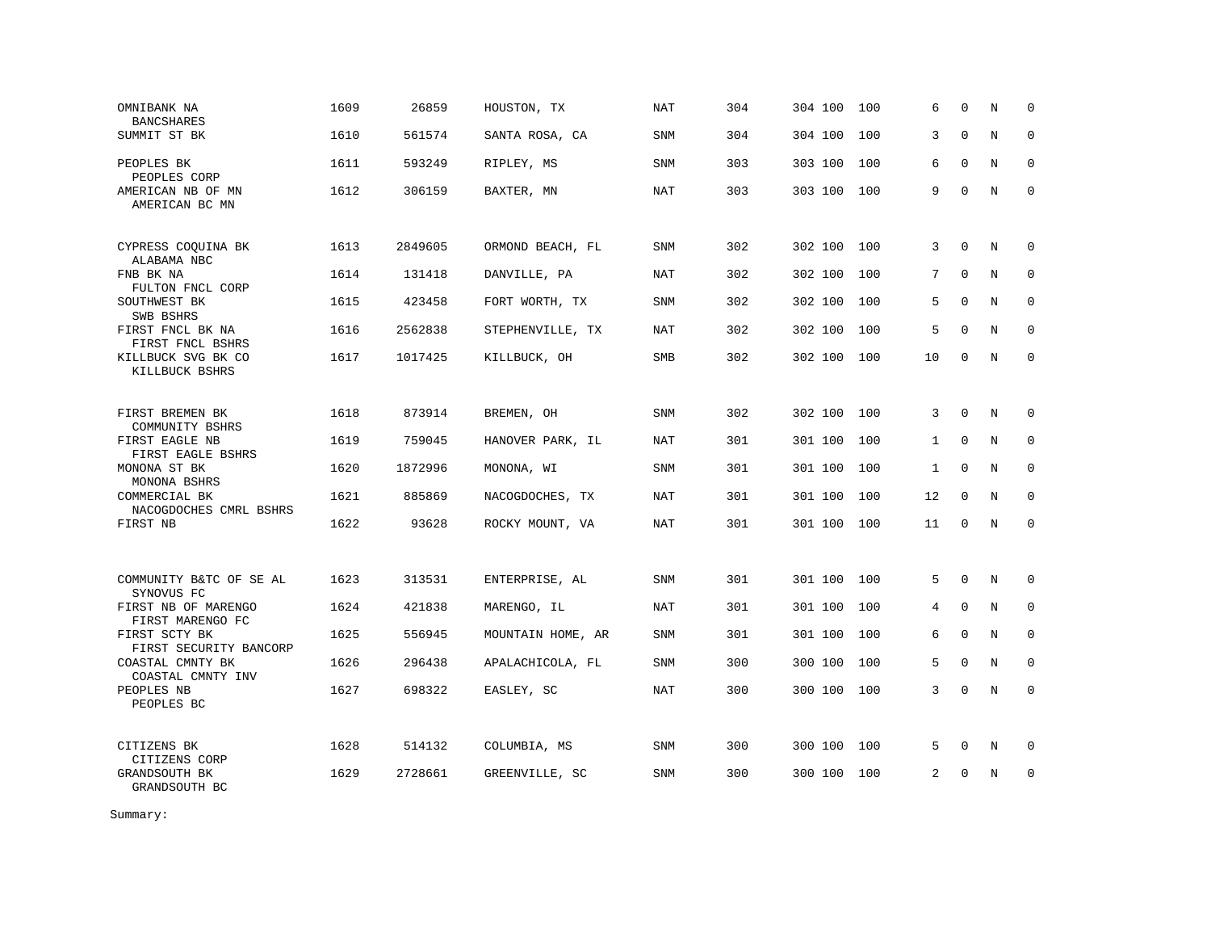| Name | Rank | ID | Location | Type | | | | | | | | |
|---|---|---|---|---|---|---|---|---|---|---|---|---|
| OMNIBANK NA<br>BANCSHARES | 1609 | 26859 | HOUSTON, TX | NAT | 304 | 304 | 100 | 100 | 6 | 0 | N | 0 |
| SUMMIT ST BK | 1610 | 561574 | SANTA ROSA, CA | SNM | 304 | 304 | 100 | 100 | 3 | 0 | N | 0 |
| PEOPLES BK<br>PEOPLES CORP | 1611 | 593249 | RIPLEY, MS | SNM | 303 | 303 | 100 | 100 | 6 | 0 | N | 0 |
| AMERICAN NB OF MN<br>AMERICAN BC MN | 1612 | 306159 | BAXTER, MN | NAT | 303 | 303 | 100 | 100 | 9 | 0 | N | 0 |
| CYPRESS COQUINA BK<br>ALABAMA NBC | 1613 | 2849605 | ORMOND BEACH, FL | SNM | 302 | 302 | 100 | 100 | 3 | 0 | N | 0 |
| FNB BK NA<br>FULTON FNCL CORP | 1614 | 131418 | DANVILLE, PA | NAT | 302 | 302 | 100 | 100 | 7 | 0 | N | 0 |
| SOUTHWEST BK<br>SWB BSHRS | 1615 | 423458 | FORT WORTH, TX | SNM | 302 | 302 | 100 | 100 | 5 | 0 | N | 0 |
| FIRST FNCL BK NA<br>FIRST FNCL BSHRS | 1616 | 2562838 | STEPHENVILLE, TX | NAT | 302 | 302 | 100 | 100 | 5 | 0 | N | 0 |
| KILLBUCK SVG BK CO<br>KILLBUCK BSHRS | 1617 | 1017425 | KILLBUCK, OH | SMB | 302 | 302 | 100 | 100 | 10 | 0 | N | 0 |
| FIRST BREMEN BK<br>COMMUNITY BSHRS | 1618 | 873914 | BREMEN, OH | SNM | 302 | 302 | 100 | 100 | 3 | 0 | N | 0 |
| FIRST EAGLE NB<br>FIRST EAGLE BSHRS | 1619 | 759045 | HANOVER PARK, IL | NAT | 301 | 301 | 100 | 100 | 1 | 0 | N | 0 |
| MONONA ST BK<br>MONONA BSHRS | 1620 | 1872996 | MONONA, WI | SNM | 301 | 301 | 100 | 100 | 1 | 0 | N | 0 |
| COMMERCIAL BK<br>NACOGDOCHES CMRL BSHRS | 1621 | 885869 | NACOGDOCHES, TX | NAT | 301 | 301 | 100 | 100 | 12 | 0 | N | 0 |
| FIRST NB | 1622 | 93628 | ROCKY MOUNT, VA | NAT | 301 | 301 | 100 | 100 | 11 | 0 | N | 0 |
| COMMUNITY B&TC OF SE AL<br>SYNOVUS FC | 1623 | 313531 | ENTERPRISE, AL | SNM | 301 | 301 | 100 | 100 | 5 | 0 | N | 0 |
| FIRST NB OF MARENGO<br>FIRST MARENGO FC | 1624 | 421838 | MARENGO, IL | NAT | 301 | 301 | 100 | 100 | 4 | 0 | N | 0 |
| FIRST SCTY BK<br>FIRST SECURITY BANCORP | 1625 | 556945 | MOUNTAIN HOME, AR | SNM | 301 | 301 | 100 | 100 | 6 | 0 | N | 0 |
| COASTAL CMNTY BK<br>COASTAL CMNTY INV | 1626 | 296438 | APALACHICOLA, FL | SNM | 300 | 300 | 100 | 100 | 5 | 0 | N | 0 |
| PEOPLES NB<br>PEOPLES BC | 1627 | 698322 | EASLEY, SC | NAT | 300 | 300 | 100 | 100 | 3 | 0 | N | 0 |
| CITIZENS BK<br>CITIZENS CORP | 1628 | 514132 | COLUMBIA, MS | SNM | 300 | 300 | 100 | 100 | 5 | 0 | N | 0 |
| GRANDSOUTH BK<br>GRANDSOUTH BC | 1629 | 2728661 | GREENVILLE, SC | SNM | 300 | 300 | 100 | 100 | 2 | 0 | N | 0 |

Summary: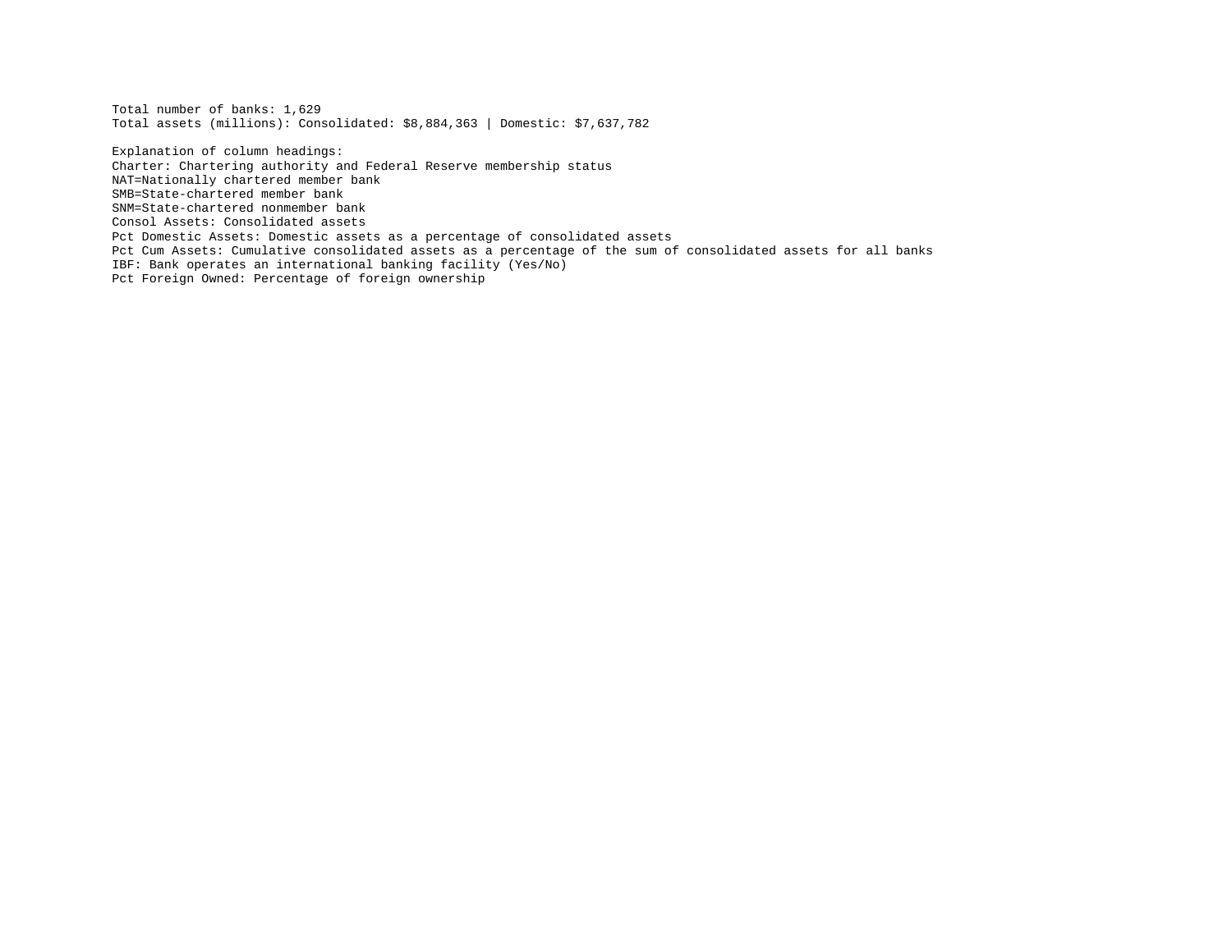Total number of banks: 1,629
Total assets (millions): Consolidated: $8,884,363 | Domestic: $7,637,782

Explanation of column headings:
Charter: Chartering authority and Federal Reserve membership status
NAT=Nationally chartered member bank
SMB=State-chartered member bank
SNM=State-chartered nonmember bank
Consol Assets: Consolidated assets
Pct Domestic Assets: Domestic assets as a percentage of consolidated assets
Pct Cum Assets: Cumulative consolidated assets as a percentage of the sum of consolidated assets for all banks
IBF: Bank operates an international banking facility (Yes/No)
Pct Foreign Owned: Percentage of foreign ownership